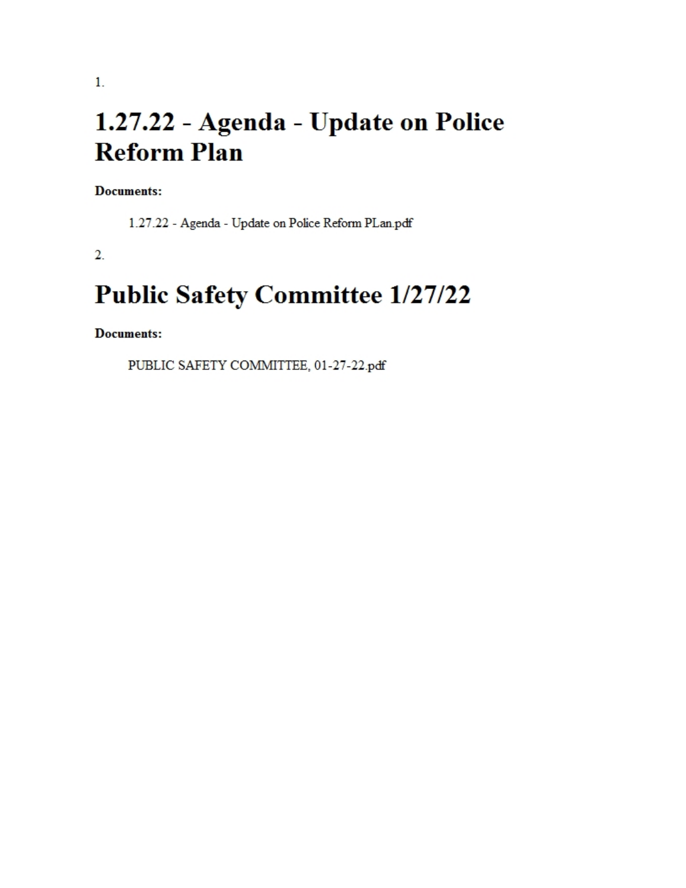1.

# 1.27.22 - Agenda - Update on Police Reform Plan

**Documents:**

1.27.22 - Agenda - Update on Police Reform PLan.pdf

2.

# Public Safety Committee 1/27/22

**Documents:**

PUBLIC SAFETY COMMITTEE, 01-27-22.pdf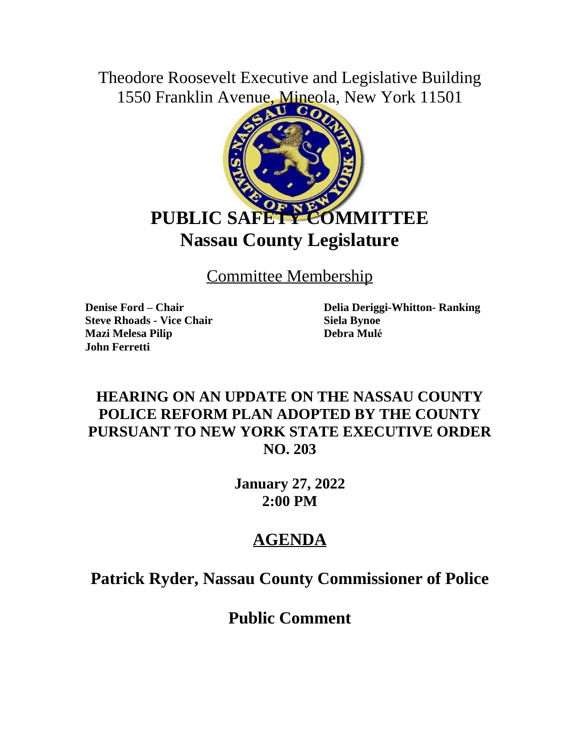Theodore Roosevelt Executive and Legislative Building
1550 Franklin Avenue, Mineola, New York 11501

# PUBLIC SAFETY COMMITTEE
# Nassau County Legislature

## Committee Membership

**Denise Ford – Chair**
**Steve Rhoads - Vice Chair**
**Mazi Melesa Pilip**
**John Ferretti**
**Delia Deriggi-Whitton- Ranking**
**Siela Bynoe**
**Debra Mulé**

## HEARING ON AN UPDATE ON THE NASSAU COUNTY POLICE REFORM PLAN ADOPTED BY THE COUNTY PURSUANT TO NEW YORK STATE EXECUTIVE ORDER NO. 203

**January 27, 2022**
**2:00 PM**

## AGENDA

## Patrick Ryder, Nassau County Commissioner of Police

## Public Comment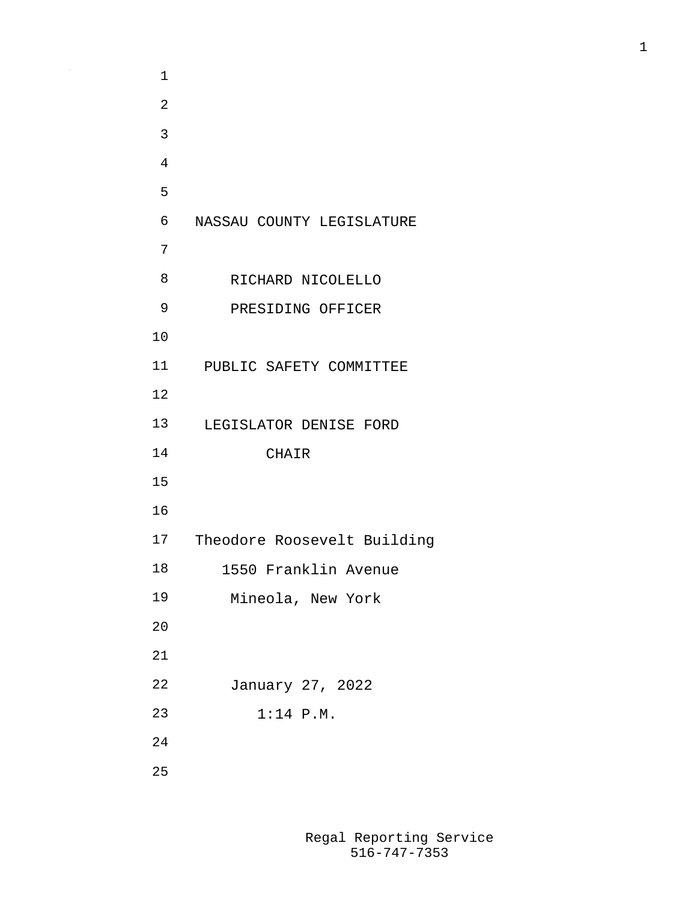NASSAU COUNTY LEGISLATURE

RICHARD NICOLELLO
PRESIDING OFFICER

PUBLIC SAFETY COMMITTEE

LEGISLATOR DENISE FORD
CHAIR

Theodore Roosevelt Building
1550 Franklin Avenue
Mineola, New York

January 27, 2022
1:14 P.M.

Regal Reporting Service
516-747-7353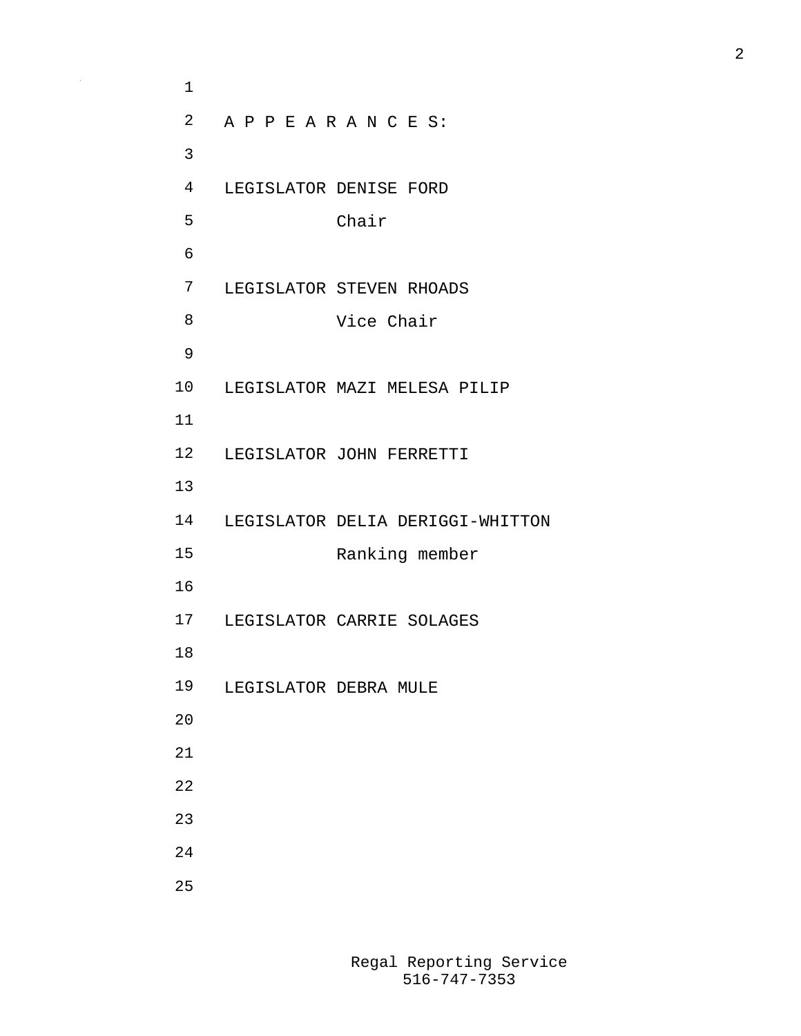A P P E A R A N C E S:

LEGISLATOR DENISE FORD
Chair

LEGISLATOR STEVEN RHOADS
Vice Chair

LEGISLATOR MAZI MELESA PILIP

LEGISLATOR JOHN FERRETTI

LEGISLATOR DELIA DERIGGI-WHITTON
Ranking member

LEGISLATOR CARRIE SOLAGES

LEGISLATOR DEBRA MULE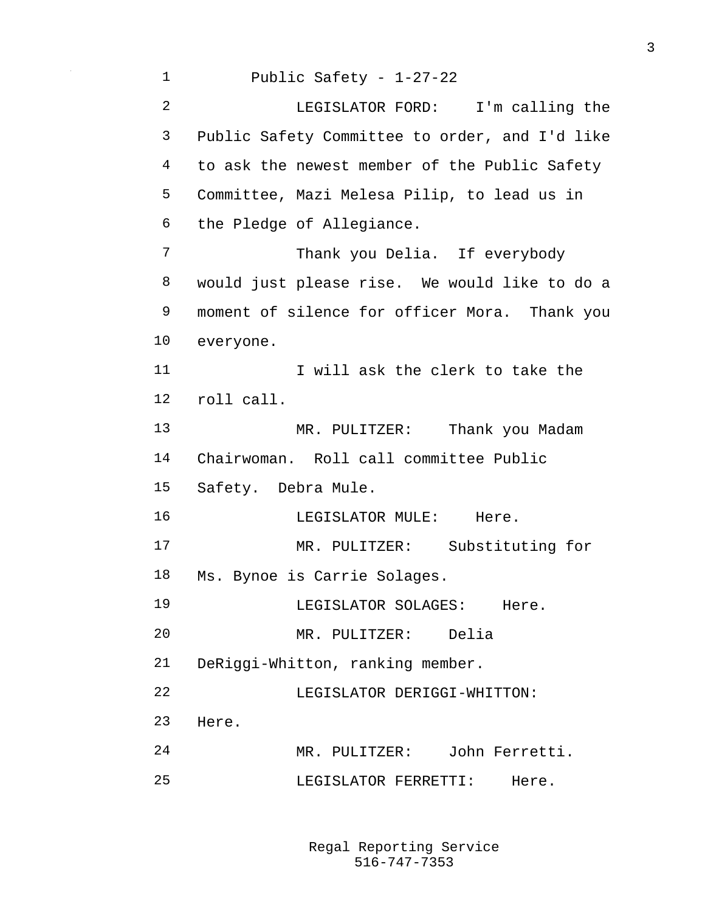Public Safety - 1-27-22

LEGISLATOR FORD: I'm calling the Public Safety Committee to order, and I'd like to ask the newest member of the Public Safety Committee, Mazi Melesa Pilip, to lead us in the Pledge of Allegiance.

Thank you Delia. If everybody would just please rise. We would like to do a moment of silence for officer Mora. Thank you everyone.

I will ask the clerk to take the roll call.

MR. PULITZER: Thank you Madam Chairwoman. Roll call committee Public Safety. Debra Mule.

LEGISLATOR MULE: Here.

MR. PULITZER: Substituting for Ms. Bynoe is Carrie Solages.

LEGISLATOR SOLAGES: Here.

MR. PULITZER: Delia DeRiggi-Whitton, ranking member.

LEGISLATOR DERIGGI-WHITTON: Here.

MR. PULITZER: John Ferretti.

LEGISLATOR FERRETTI: Here.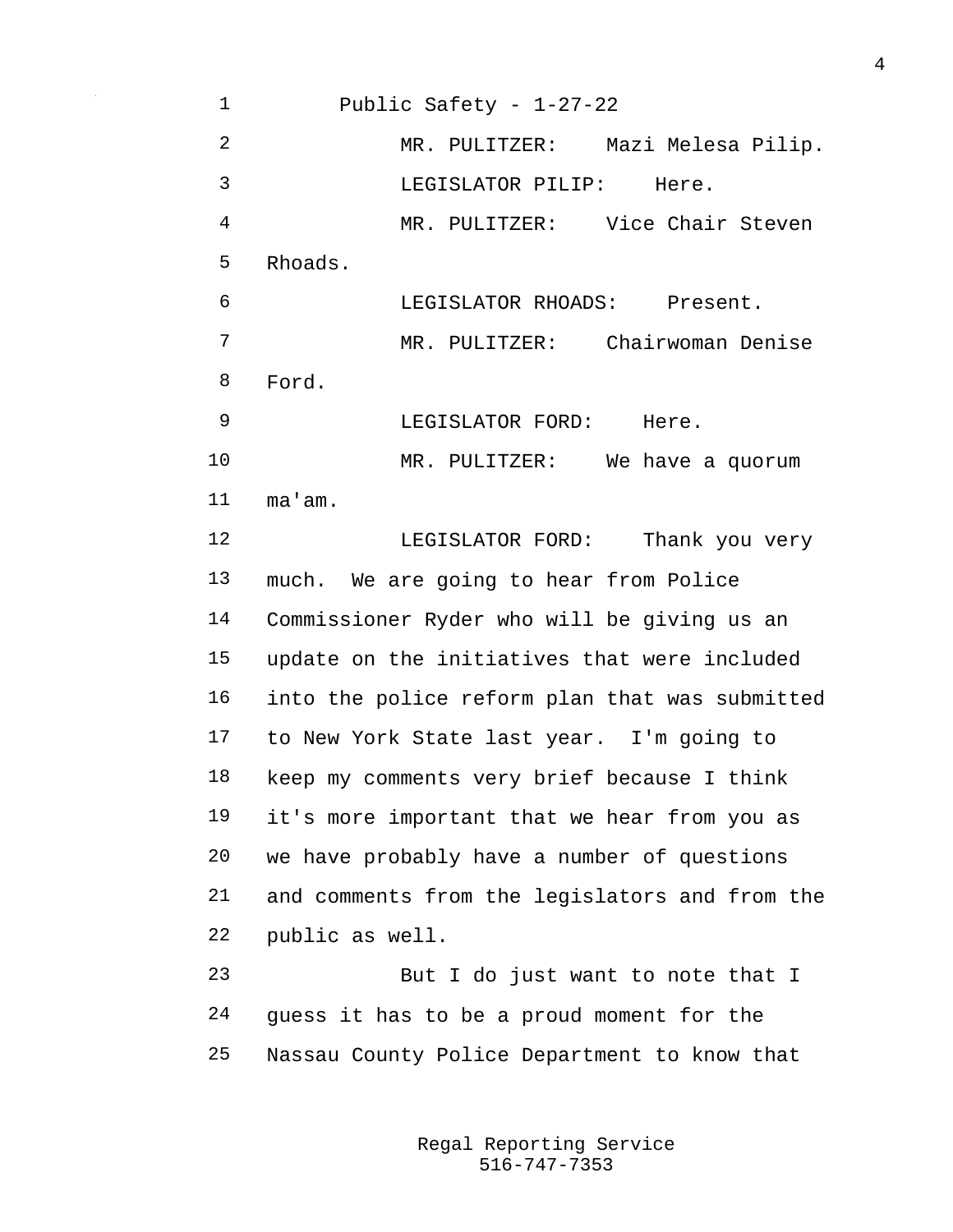Public Safety - 1-27-22

MR. PULITZER: Mazi Melesa Pilip.

LEGISLATOR PILIP: Here.

MR. PULITZER: Vice Chair Steven Rhoads.

LEGISLATOR RHOADS: Present.

MR. PULITZER: Chairwoman Denise Ford.

LEGISLATOR FORD: Here.

MR. PULITZER: We have a quorum ma'am.

LEGISLATOR FORD: Thank you very much. We are going to hear from Police Commissioner Ryder who will be giving us an update on the initiatives that were included into the police reform plan that was submitted to New York State last year. I'm going to keep my comments very brief because I think it's more important that we hear from you as we have probably have a number of questions and comments from the legislators and from the public as well.

But I do just want to note that I guess it has to be a proud moment for the Nassau County Police Department to know that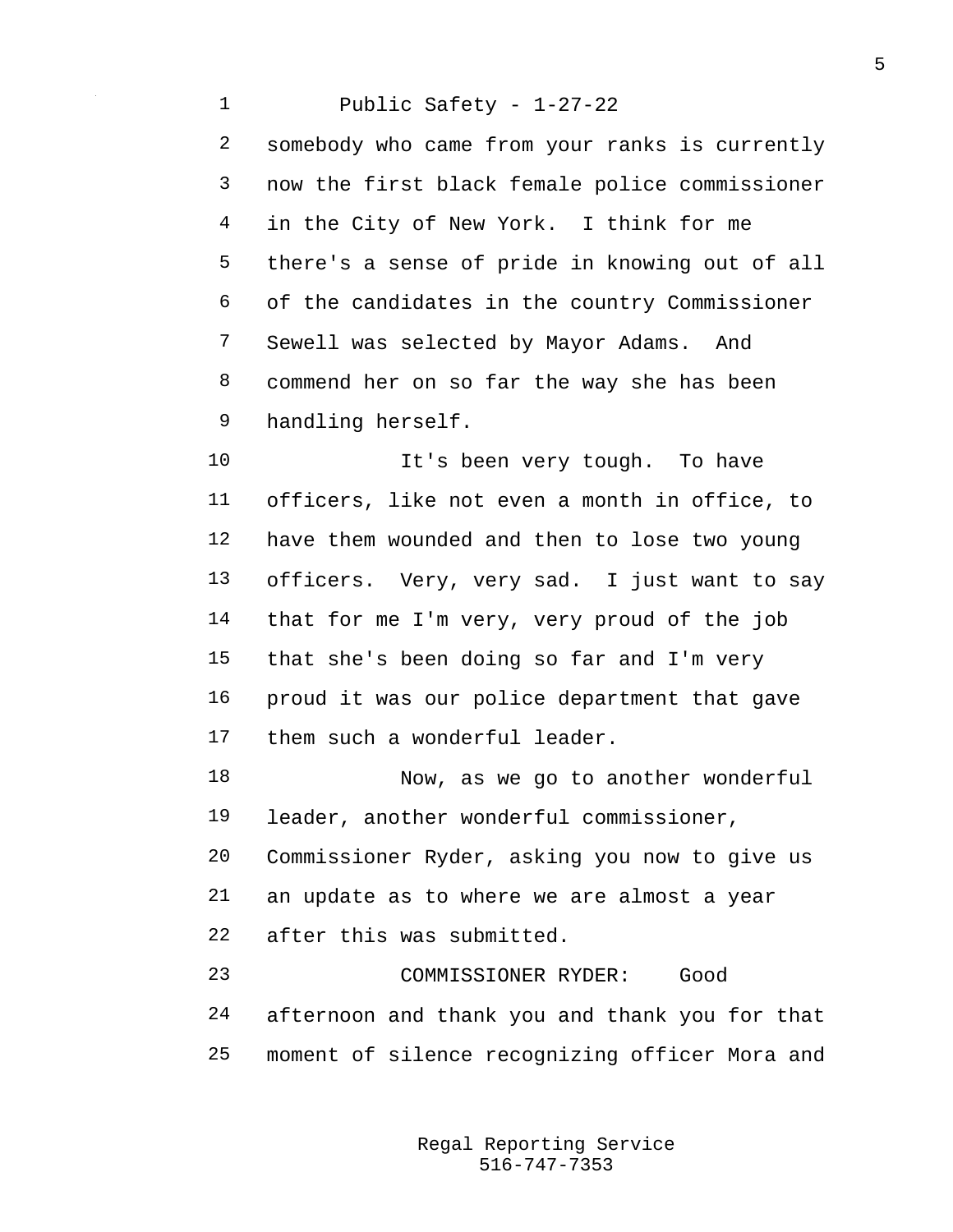somebody who came from your ranks is currently now the first black female police commissioner in the City of New York. I think for me there's a sense of pride in knowing out of all of the candidates in the country Commissioner Sewell was selected by Mayor Adams. And commend her on so far the way she has been handling herself.

It's been very tough. To have officers, like not even a month in office, to have them wounded and then to lose two young officers. Very, very sad. I just want to say that for me I'm very, very proud of the job that she's been doing so far and I'm very proud it was our police department that gave them such a wonderful leader.

Now, as we go to another wonderful leader, another wonderful commissioner, Commissioner Ryder, asking you now to give us an update as to where we are almost a year after this was submitted.

COMMISSIONER RYDER: Good afternoon and thank you and thank you for that moment of silence recognizing officer Mora and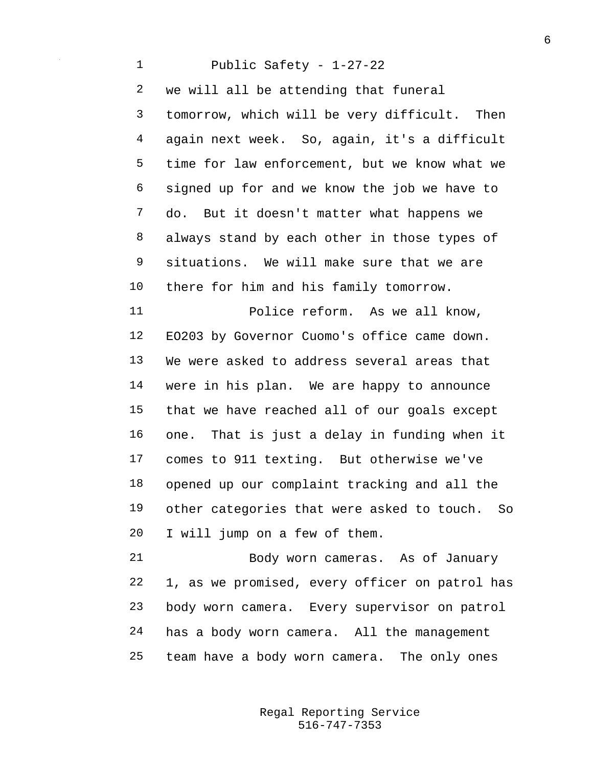we will all be attending that funeral tomorrow, which will be very difficult. Then again next week. So, again, it's a difficult time for law enforcement, but we know what we signed up for and we know the job we have to do. But it doesn't matter what happens we always stand by each other in those types of situations. We will make sure that we are there for him and his family tomorrow.

Police reform. As we all know, EO203 by Governor Cuomo's office came down. We were asked to address several areas that were in his plan. We are happy to announce that we have reached all of our goals except one. That is just a delay in funding when it comes to 911 texting. But otherwise we've opened up our complaint tracking and all the other categories that were asked to touch. So I will jump on a few of them.

Body worn cameras. As of January 1, as we promised, every officer on patrol has body worn camera. Every supervisor on patrol has a body worn camera. All the management team have a body worn camera. The only ones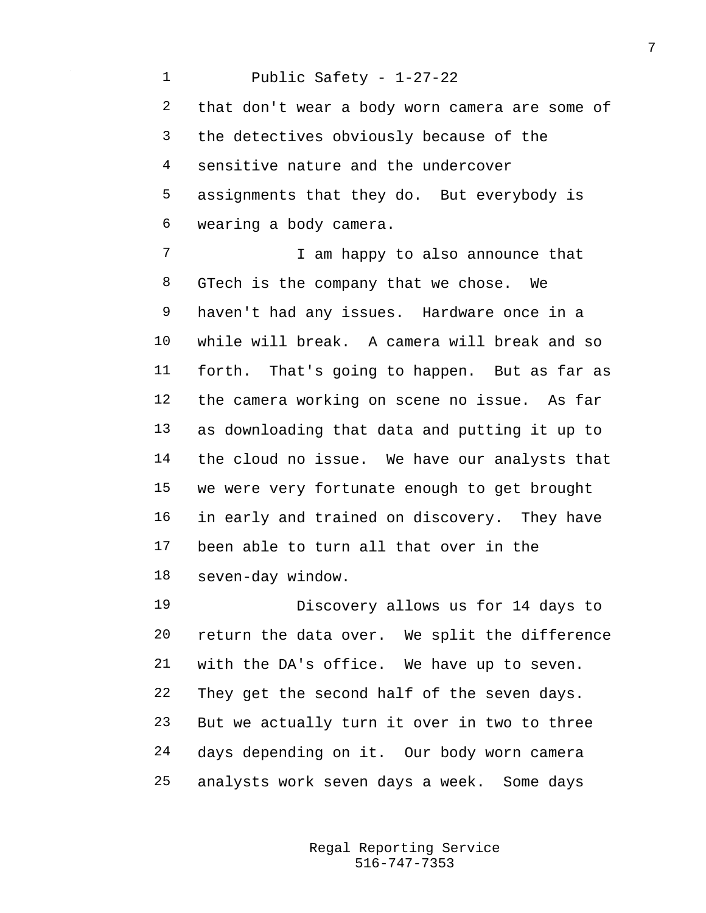that don't wear a body worn camera are some of the detectives obviously because of the sensitive nature and the undercover assignments that they do. But everybody is wearing a body camera.

I am happy to also announce that GTech is the company that we chose. We haven't had any issues. Hardware once in a while will break. A camera will break and so forth. That's going to happen. But as far as the camera working on scene no issue. As far as downloading that data and putting it up to the cloud no issue. We have our analysts that we were very fortunate enough to get brought in early and trained on discovery. They have been able to turn all that over in the seven-day window.

Discovery allows us for 14 days to return the data over. We split the difference with the DA's office. We have up to seven. They get the second half of the seven days. But we actually turn it over in two to three days depending on it. Our body worn camera analysts work seven days a week. Some days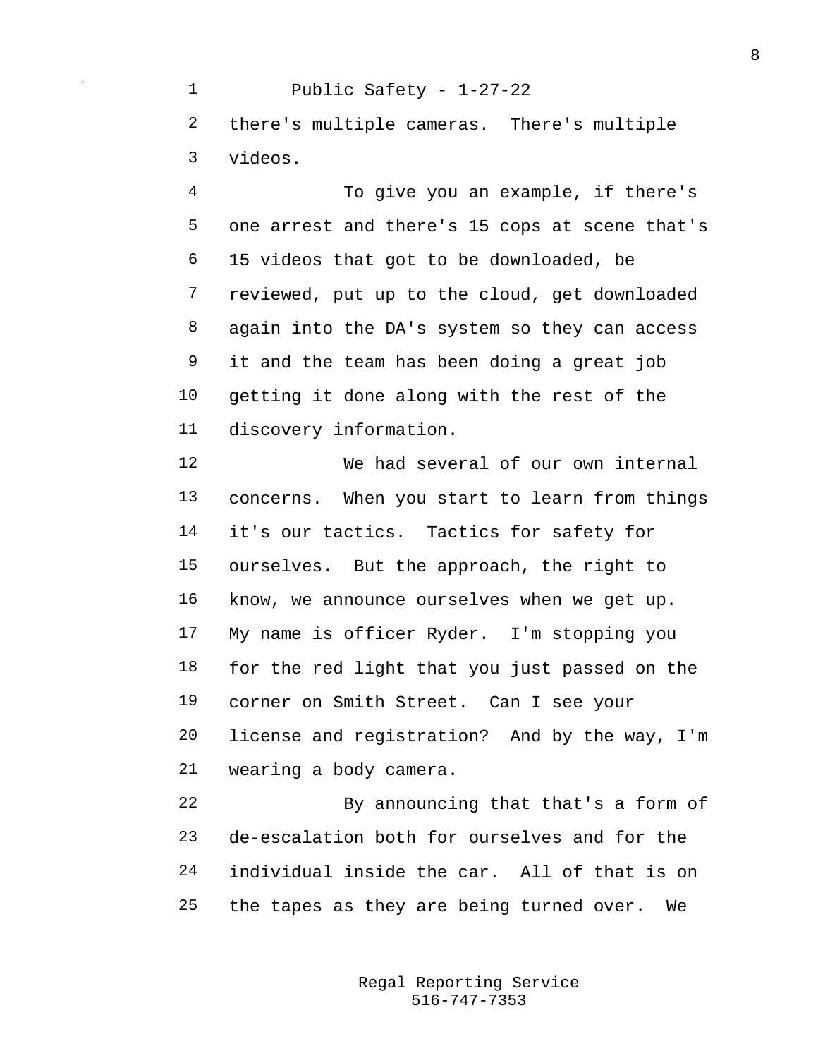there's multiple cameras. There's multiple videos.

To give you an example, if there's one arrest and there's 15 cops at scene that's 15 videos that got to be downloaded, be reviewed, put up to the cloud, get downloaded again into the DA's system so they can access it and the team has been doing a great job getting it done along with the rest of the discovery information.

We had several of our own internal concerns. When you start to learn from things it's our tactics. Tactics for safety for ourselves. But the approach, the right to know, we announce ourselves when we get up. My name is officer Ryder. I'm stopping you for the red light that you just passed on the corner on Smith Street. Can I see your license and registration? And by the way, I'm wearing a body camera.

By announcing that that's a form of de-escalation both for ourselves and for the individual inside the car. All of that is on the tapes as they are being turned over. We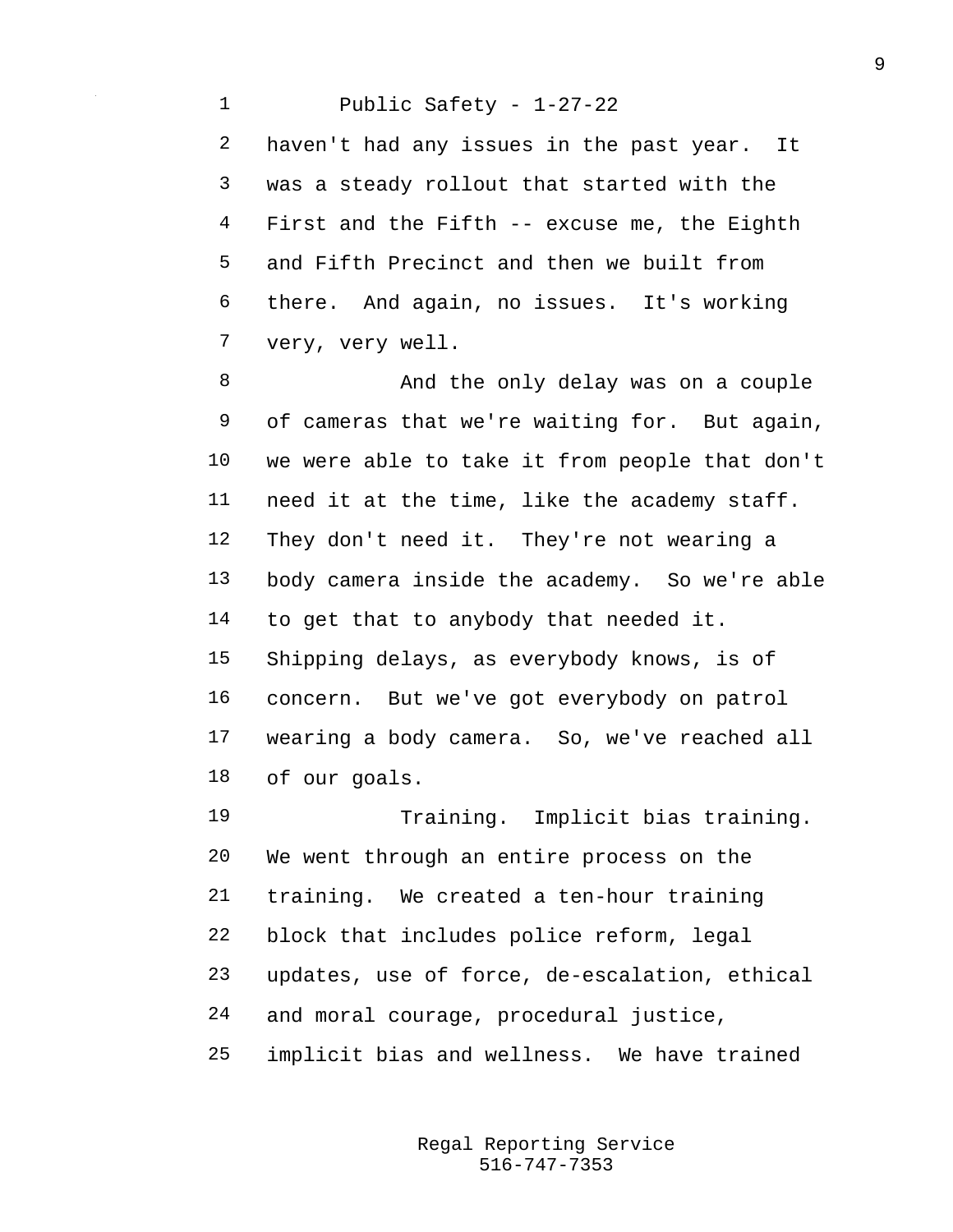haven't had any issues in the past year. It was a steady rollout that started with the First and the Fifth -- excuse me, the Eighth and Fifth Precinct and then we built from there. And again, no issues. It's working very, very well.

And the only delay was on a couple of cameras that we're waiting for. But again, we were able to take it from people that don't need it at the time, like the academy staff. They don't need it. They're not wearing a body camera inside the academy. So we're able to get that to anybody that needed it. Shipping delays, as everybody knows, is of concern. But we've got everybody on patrol wearing a body camera. So, we've reached all of our goals.

Training. Implicit bias training. We went through an entire process on the training. We created a ten-hour training block that includes police reform, legal updates, use of force, de-escalation, ethical and moral courage, procedural justice, implicit bias and wellness. We have trained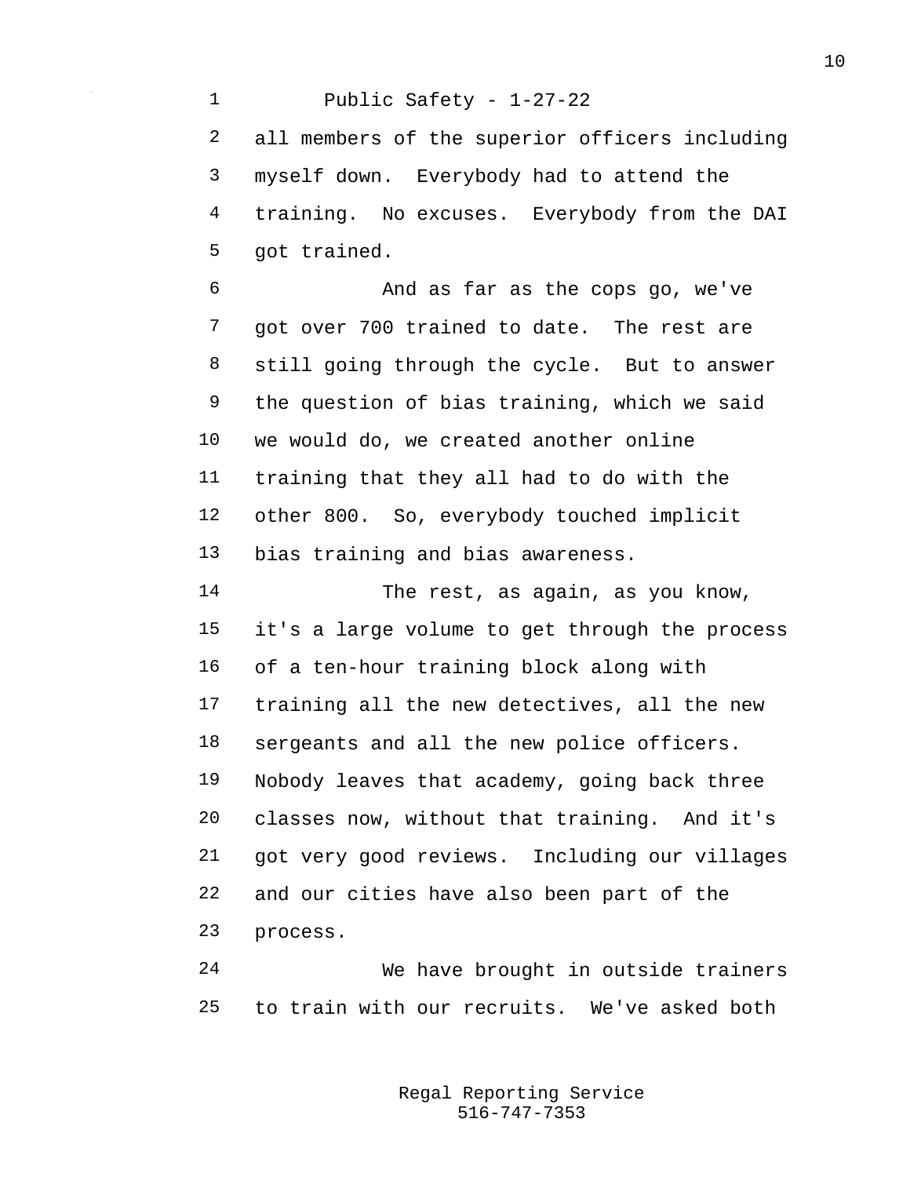all members of the superior officers including myself down. Everybody had to attend the training. No excuses. Everybody from the DAI got trained.

And as far as the cops go, we've got over 700 trained to date. The rest are still going through the cycle. But to answer the question of bias training, which we said we would do, we created another online training that they all had to do with the other 800. So, everybody touched implicit bias training and bias awareness.

The rest, as again, as you know, it's a large volume to get through the process of a ten-hour training block along with training all the new detectives, all the new sergeants and all the new police officers. Nobody leaves that academy, going back three classes now, without that training. And it's got very good reviews. Including our villages and our cities have also been part of the process.

We have brought in outside trainers to train with our recruits. We've asked both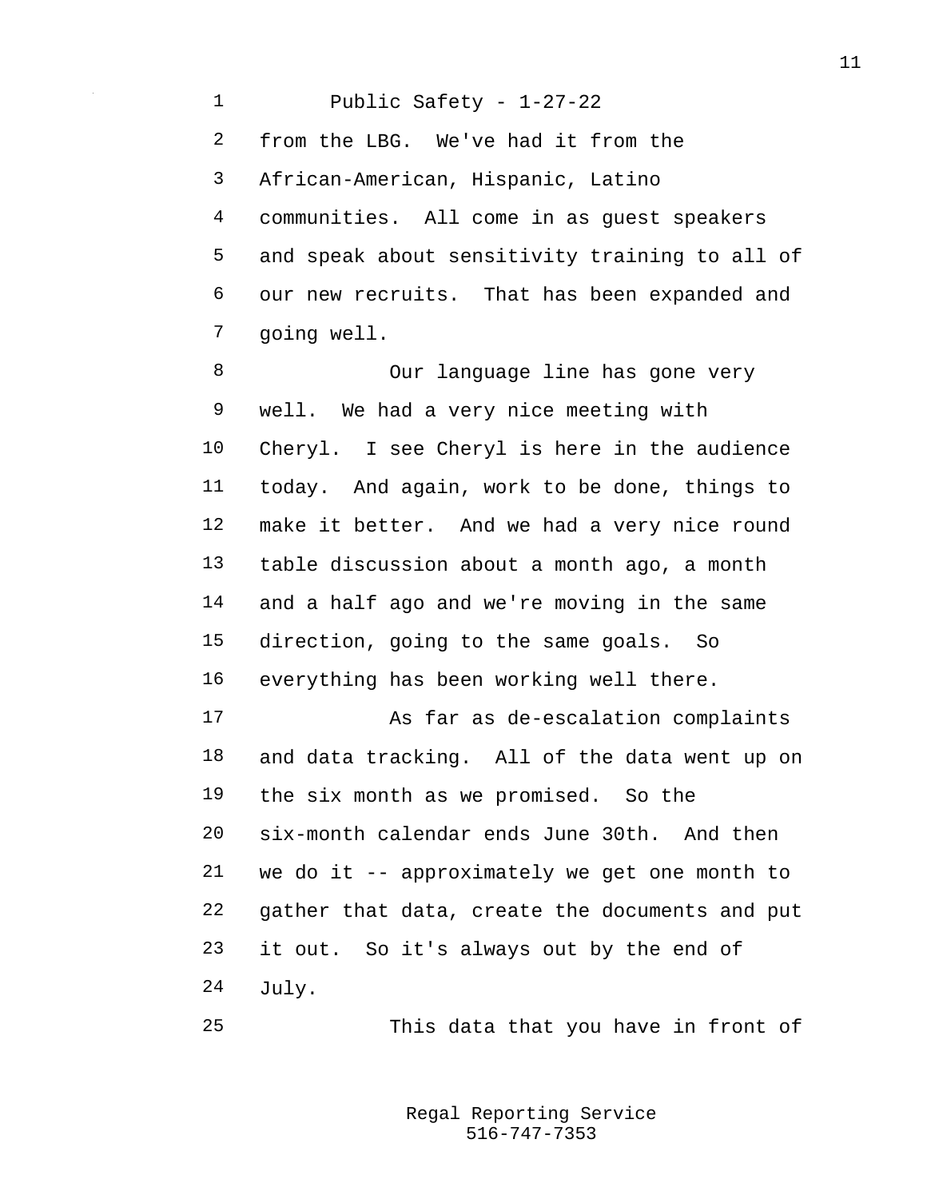from the LBG. We've had it from the African-American, Hispanic, Latino communities. All come in as guest speakers and speak about sensitivity training to all of our new recruits. That has been expanded and going well.

Our language line has gone very well. We had a very nice meeting with Cheryl. I see Cheryl is here in the audience today. And again, work to be done, things to make it better. And we had a very nice round table discussion about a month ago, a month and a half ago and we're moving in the same direction, going to the same goals. So everything has been working well there.

As far as de-escalation complaints and data tracking. All of the data went up on the six month as we promised. So the six-month calendar ends June 30th. And then we do it -- approximately we get one month to gather that data, create the documents and put it out. So it's always out by the end of July.

This data that you have in front of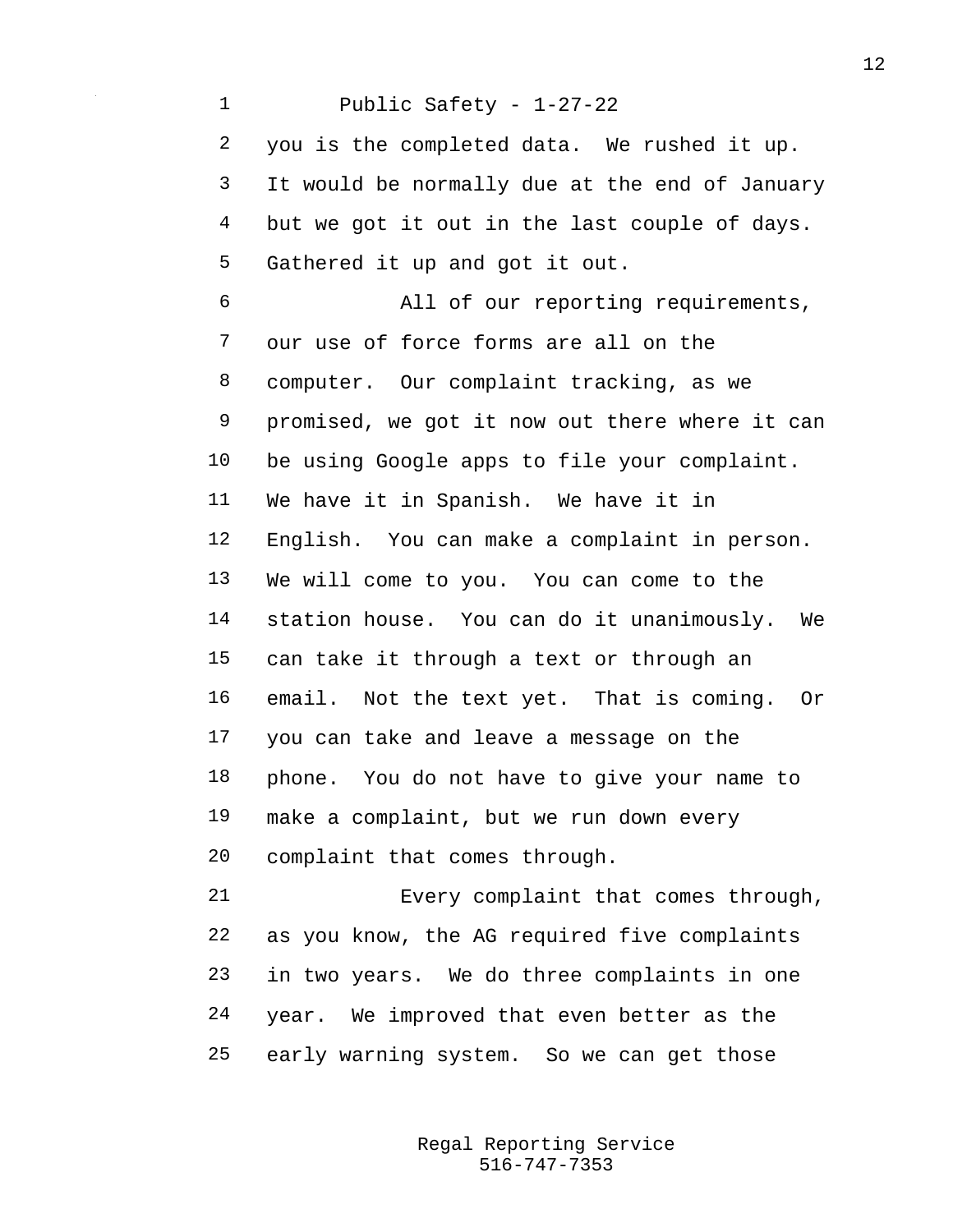Public Safety - 1-27-22

you is the completed data. We rushed it up. It would be normally due at the end of January but we got it out in the last couple of days. Gathered it up and got it out.

All of our reporting requirements, our use of force forms are all on the computer. Our complaint tracking, as we promised, we got it now out there where it can be using Google apps to file your complaint. We have it in Spanish. We have it in English. You can make a complaint in person. We will come to you. You can come to the station house. You can do it unanimously. We can take it through a text or through an email. Not the text yet. That is coming. Or you can take and leave a message on the phone. You do not have to give your name to make a complaint, but we run down every complaint that comes through.

Every complaint that comes through, as you know, the AG required five complaints in two years. We do three complaints in one year. We improved that even better as the early warning system. So we can get those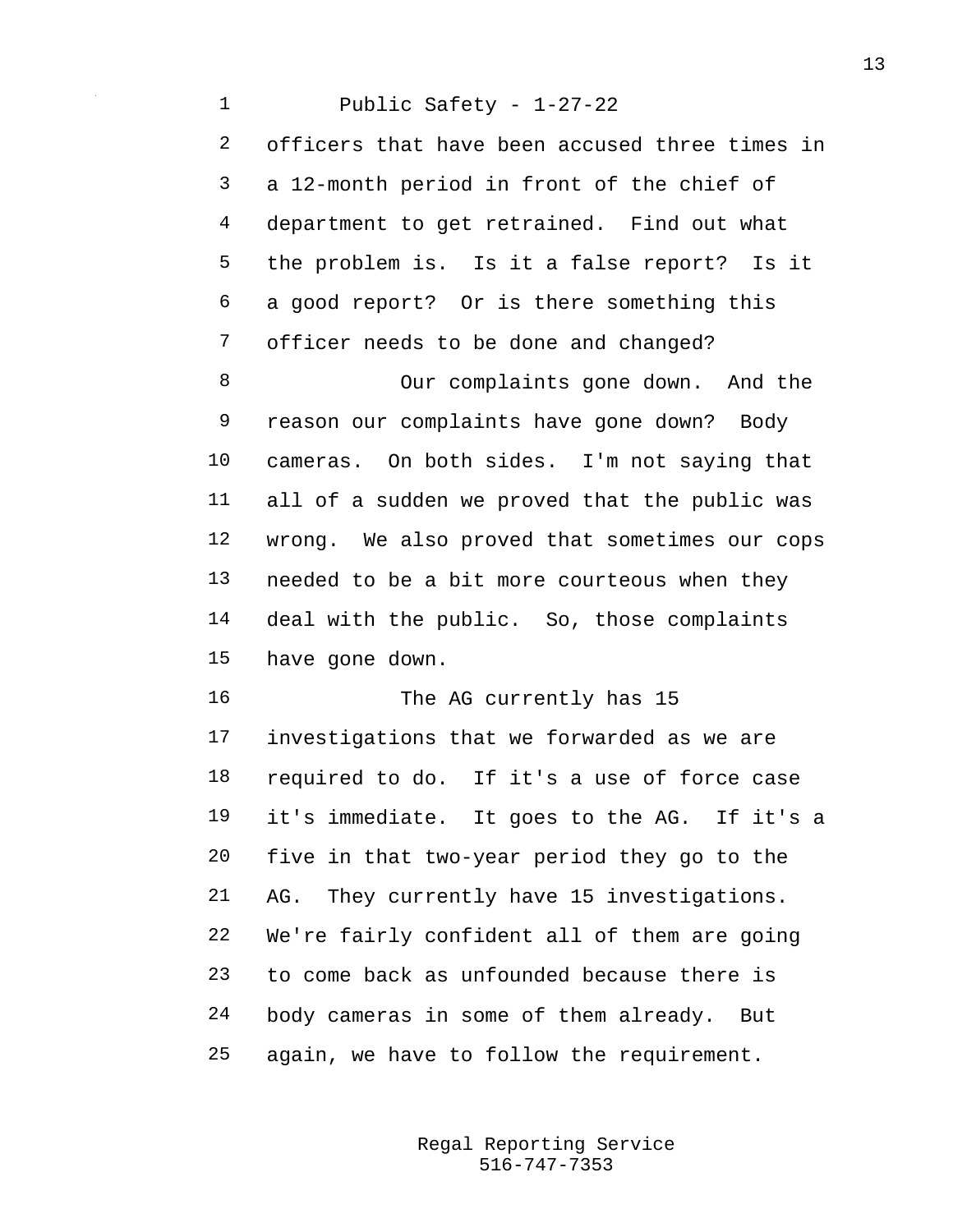officers that have been accused three times in a 12-month period in front of the chief of department to get retrained. Find out what the problem is. Is it a false report? Is it a good report? Or is there something this officer needs to be done and changed?

Our complaints gone down. And the reason our complaints have gone down? Body cameras. On both sides. I'm not saying that all of a sudden we proved that the public was wrong. We also proved that sometimes our cops needed to be a bit more courteous when they deal with the public. So, those complaints have gone down.

The AG currently has 15 investigations that we forwarded as we are required to do. If it's a use of force case it's immediate. It goes to the AG. If it's a five in that two-year period they go to the AG. They currently have 15 investigations. We're fairly confident all of them are going to come back as unfounded because there is body cameras in some of them already. But again, we have to follow the requirement.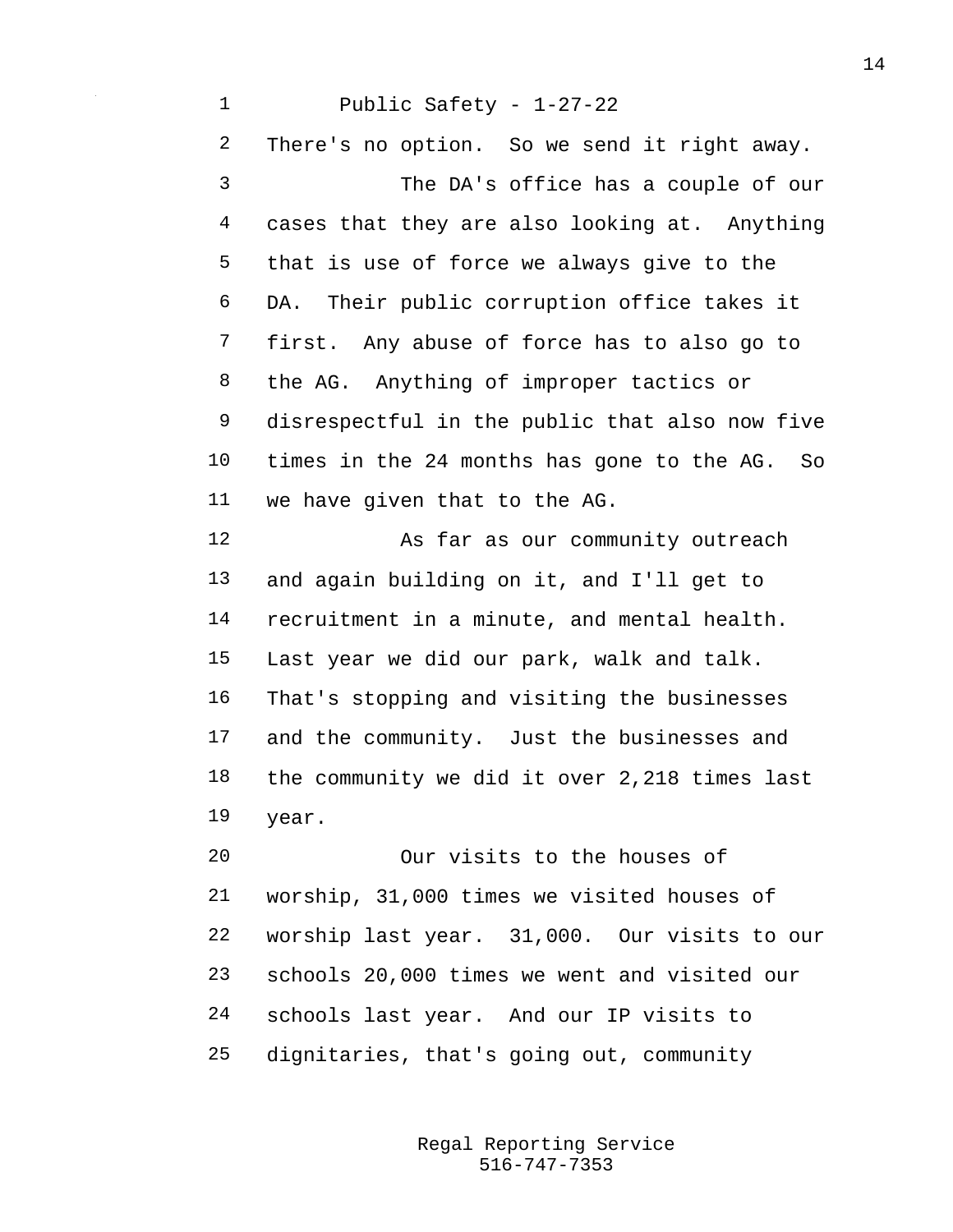Public Safety - 1-27-22

There's no option. So we send it right away.

The DA's office has a couple of our cases that they are also looking at. Anything that is use of force we always give to the DA. Their public corruption office takes it first. Any abuse of force has to also go to the AG. Anything of improper tactics or disrespectful in the public that also now five times in the 24 months has gone to the AG. So we have given that to the AG.

As far as our community outreach and again building on it, and I'll get to recruitment in a minute, and mental health. Last year we did our park, walk and talk. That's stopping and visiting the businesses and the community. Just the businesses and the community we did it over 2,218 times last year.

Our visits to the houses of worship, 31,000 times we visited houses of worship last year. 31,000. Our visits to our schools 20,000 times we went and visited our schools last year. And our IP visits to dignitaries, that's going out, community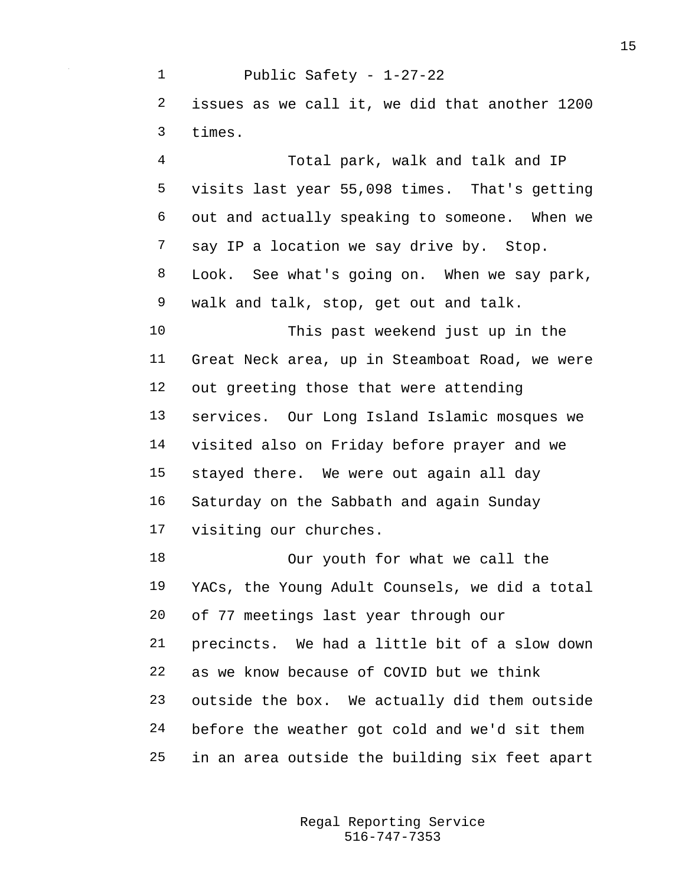issues as we call it, we did that another 1200 times.

Total park, walk and talk and IP visits last year 55,098 times. That's getting out and actually speaking to someone. When we say IP a location we say drive by. Stop. Look. See what's going on. When we say park, walk and talk, stop, get out and talk.

This past weekend just up in the Great Neck area, up in Steamboat Road, we were out greeting those that were attending services. Our Long Island Islamic mosques we visited also on Friday before prayer and we stayed there. We were out again all day Saturday on the Sabbath and again Sunday visiting our churches.

Our youth for what we call the YACs, the Young Adult Counsels, we did a total of 77 meetings last year through our precincts. We had a little bit of a slow down as we know because of COVID but we think outside the box. We actually did them outside before the weather got cold and we'd sit them in an area outside the building six feet apart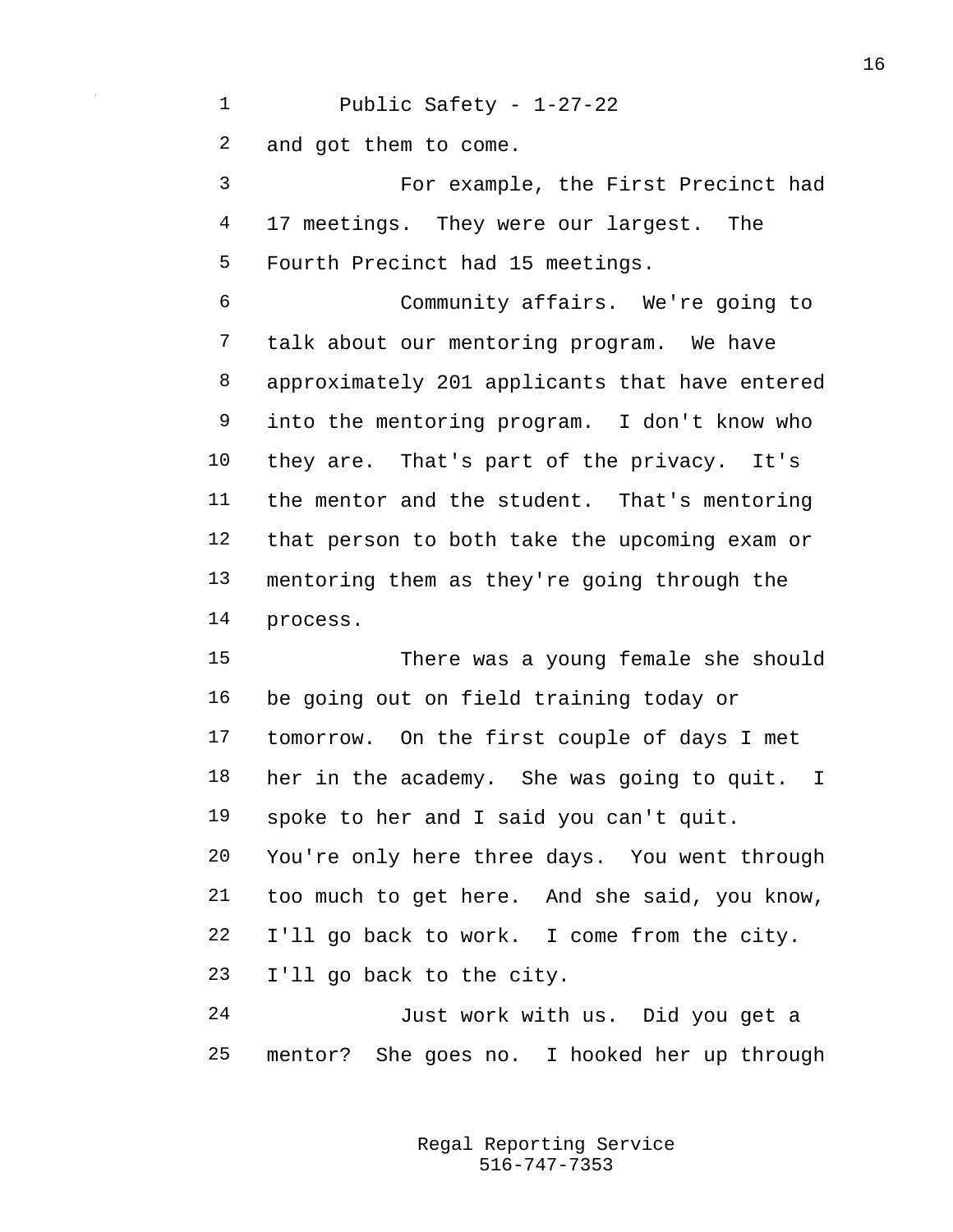and got them to come.

For example, the First Precinct had 17 meetings. They were our largest. The Fourth Precinct had 15 meetings.

Community affairs. We're going to talk about our mentoring program. We have approximately 201 applicants that have entered into the mentoring program. I don't know who they are. That's part of the privacy. It's the mentor and the student. That's mentoring that person to both take the upcoming exam or mentoring them as they're going through the process.

There was a young female she should be going out on field training today or tomorrow. On the first couple of days I met her in the academy. She was going to quit. I spoke to her and I said you can't quit. You're only here three days. You went through too much to get here. And she said, you know, I'll go back to work. I come from the city. I'll go back to the city.

Just work with us. Did you get a mentor? She goes no. I hooked her up through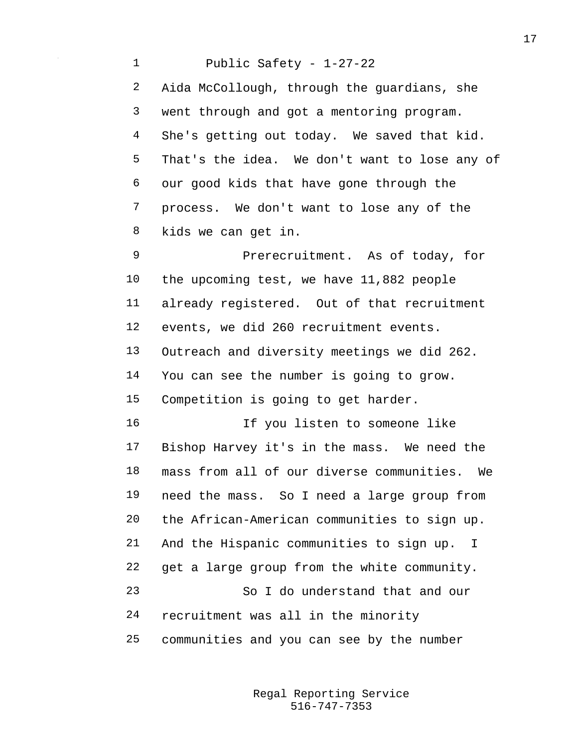Aida McCollough, through the guardians, she went through and got a mentoring program. She's getting out today. We saved that kid. That's the idea. We don't want to lose any of our good kids that have gone through the process. We don't want to lose any of the kids we can get in.

Prerecruitment. As of today, for the upcoming test, we have 11,882 people already registered. Out of that recruitment events, we did 260 recruitment events. Outreach and diversity meetings we did 262. You can see the number is going to grow. Competition is going to get harder.

If you listen to someone like Bishop Harvey it's in the mass. We need the mass from all of our diverse communities. We need the mass. So I need a large group from the African-American communities to sign up. And the Hispanic communities to sign up. I get a large group from the white community.

So I do understand that and our recruitment was all in the minority communities and you can see by the number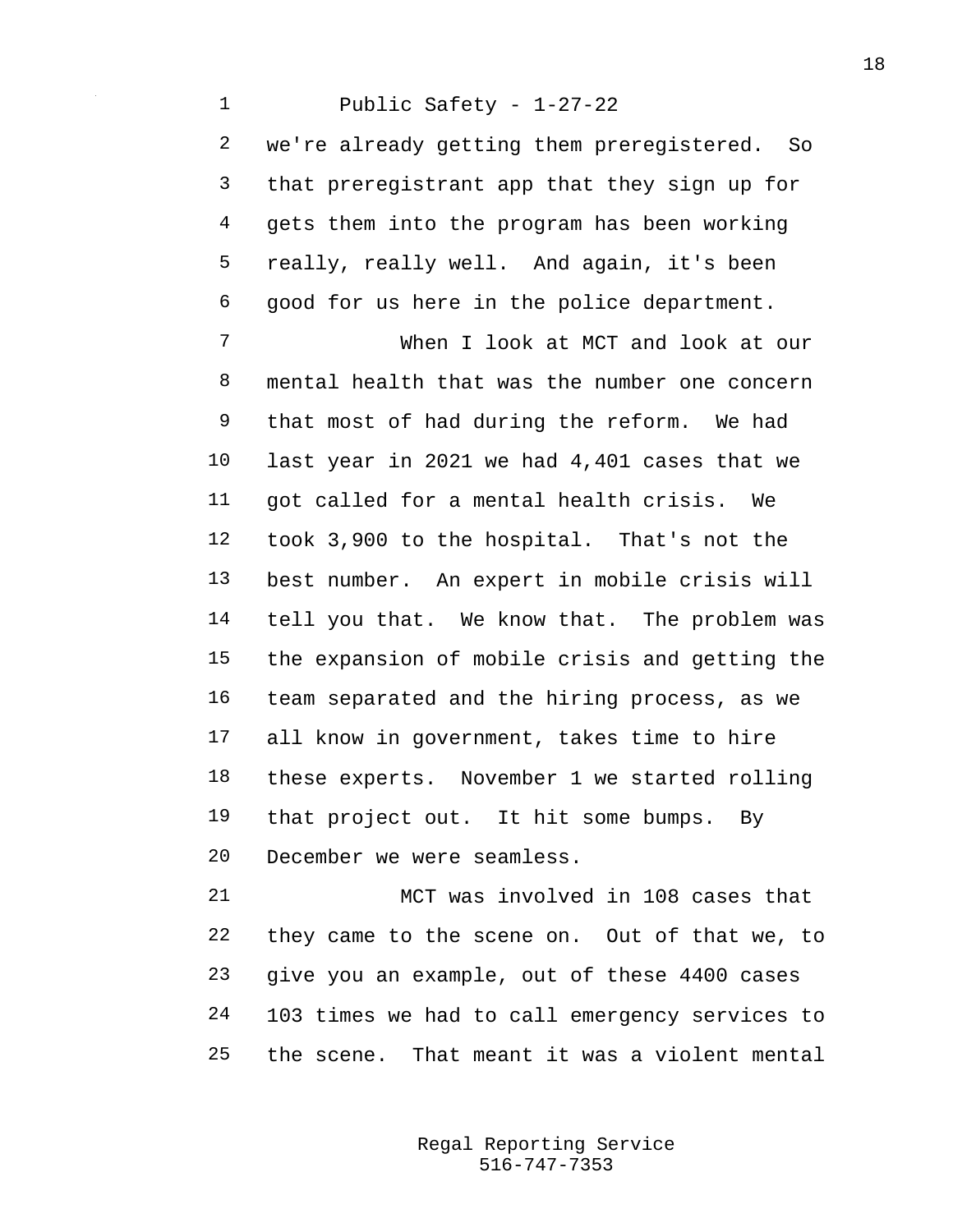we're already getting them preregistered. So that preregistrant app that they sign up for gets them into the program has been working really, really well. And again, it's been good for us here in the police department.

When I look at MCT and look at our mental health that was the number one concern that most of had during the reform. We had last year in 2021 we had 4,401 cases that we got called for a mental health crisis. We took 3,900 to the hospital. That's not the best number. An expert in mobile crisis will tell you that. We know that. The problem was the expansion of mobile crisis and getting the team separated and the hiring process, as we all know in government, takes time to hire these experts. November 1 we started rolling that project out. It hit some bumps. By December we were seamless.

MCT was involved in 108 cases that they came to the scene on. Out of that we, to give you an example, out of these 4400 cases 103 times we had to call emergency services to the scene. That meant it was a violent mental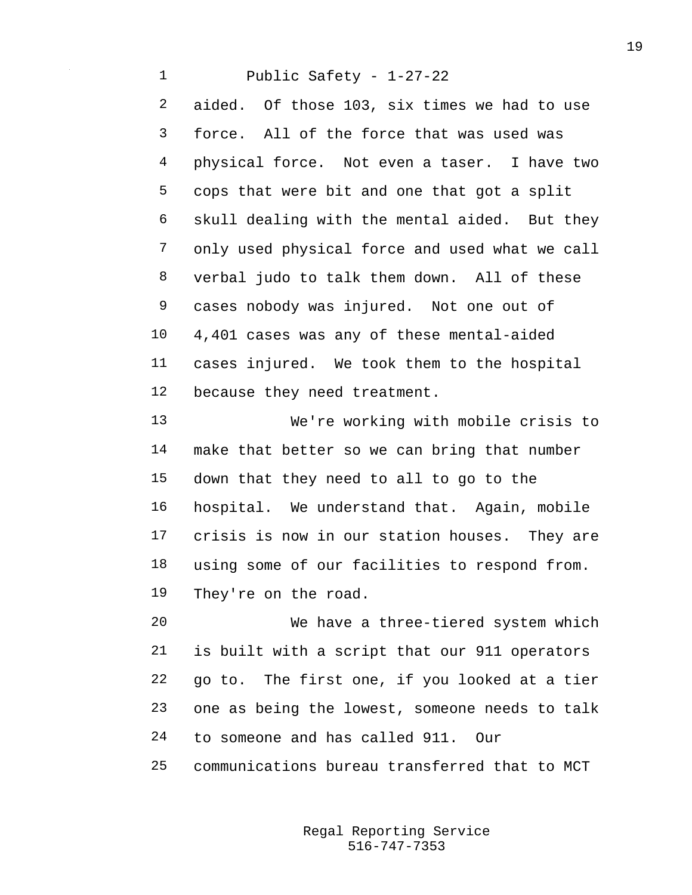aided. Of those 103, six times we had to use force. All of the force that was used was physical force. Not even a taser. I have two cops that were bit and one that got a split skull dealing with the mental aided. But they only used physical force and used what we call verbal judo to talk them down. All of these cases nobody was injured. Not one out of 4,401 cases was any of these mental-aided cases injured. We took them to the hospital because they need treatment.

We're working with mobile crisis to make that better so we can bring that number down that they need to all to go to the hospital. We understand that. Again, mobile crisis is now in our station houses. They are using some of our facilities to respond from. They're on the road.

We have a three-tiered system which is built with a script that our 911 operators go to. The first one, if you looked at a tier one as being the lowest, someone needs to talk to someone and has called 911. Our communications bureau transferred that to MCT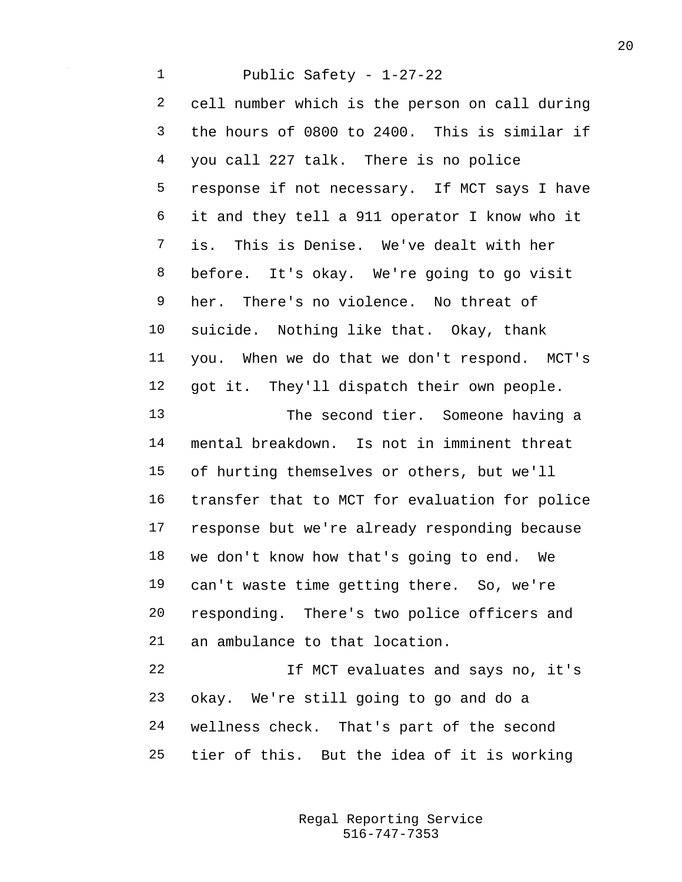cell number which is the person on call during the hours of 0800 to 2400. This is similar if you call 227 talk. There is no police response if not necessary. If MCT says I have it and they tell a 911 operator I know who it is. This is Denise. We've dealt with her before. It's okay. We're going to go visit her. There's no violence. No threat of suicide. Nothing like that. Okay, thank you. When we do that we don't respond. MCT's got it. They'll dispatch their own people.

The second tier. Someone having a mental breakdown. Is not in imminent threat of hurting themselves or others, but we'll transfer that to MCT for evaluation for police response but we're already responding because we don't know how that's going to end. We can't waste time getting there. So, we're responding. There's two police officers and an ambulance to that location.

If MCT evaluates and says no, it's okay. We're still going to go and do a wellness check. That's part of the second tier of this. But the idea of it is working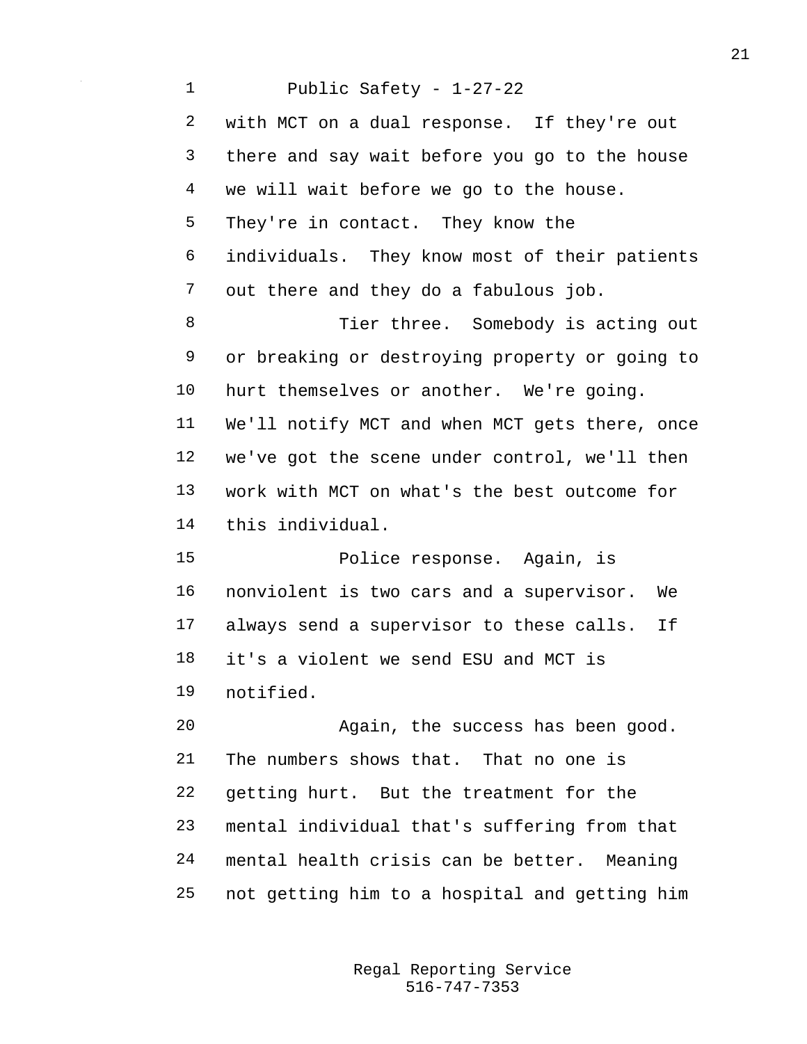with MCT on a dual response. If they're out there and say wait before you go to the house we will wait before we go to the house. They're in contact. They know the individuals. They know most of their patients out there and they do a fabulous job.

Tier three. Somebody is acting out or breaking or destroying property or going to hurt themselves or another. We're going. We'll notify MCT and when MCT gets there, once we've got the scene under control, we'll then work with MCT on what's the best outcome for this individual.

Police response. Again, is nonviolent is two cars and a supervisor. We always send a supervisor to these calls. If it's a violent we send ESU and MCT is notified.

Again, the success has been good. The numbers shows that. That no one is getting hurt. But the treatment for the mental individual that's suffering from that mental health crisis can be better. Meaning not getting him to a hospital and getting him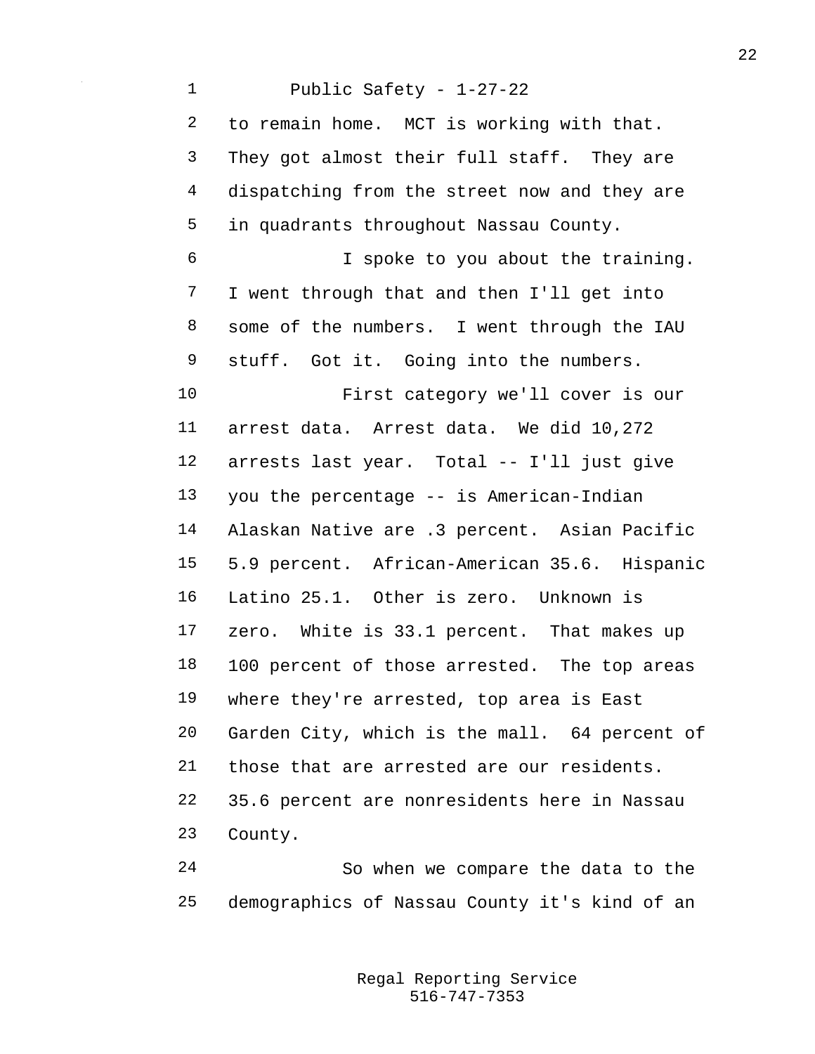to remain home. MCT is working with that. They got almost their full staff. They are dispatching from the street now and they are in quadrants throughout Nassau County.

I spoke to you about the training. I went through that and then I'll get into some of the numbers. I went through the IAU stuff. Got it. Going into the numbers.

First category we'll cover is our arrest data. Arrest data. We did 10,272 arrests last year. Total -- I'll just give you the percentage -- is American-Indian Alaskan Native are .3 percent. Asian Pacific 5.9 percent. African-American 35.6. Hispanic Latino 25.1. Other is zero. Unknown is zero. White is 33.1 percent. That makes up 100 percent of those arrested. The top areas where they're arrested, top area is East Garden City, which is the mall. 64 percent of those that are arrested are our residents. 35.6 percent are nonresidents here in Nassau County.

So when we compare the data to the demographics of Nassau County it's kind of an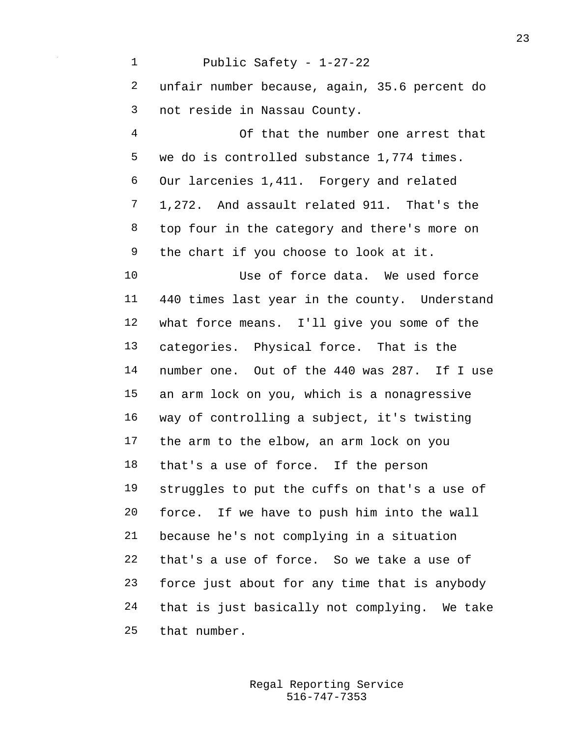unfair number because, again, 35.6 percent do not reside in Nassau County.

Of that the number one arrest that we do is controlled substance 1,774 times. Our larcenies 1,411. Forgery and related 1,272. And assault related 911. That's the top four in the category and there's more on the chart if you choose to look at it.

Use of force data. We used force 440 times last year in the county. Understand what force means. I'll give you some of the categories. Physical force. That is the number one. Out of the 440 was 287. If I use an arm lock on you, which is a nonagressive way of controlling a subject, it's twisting the arm to the elbow, an arm lock on you that's a use of force. If the person struggles to put the cuffs on that's a use of force. If we have to push him into the wall because he's not complying in a situation that's a use of force. So we take a use of force just about for any time that is anybody that is just basically not complying. We take that number.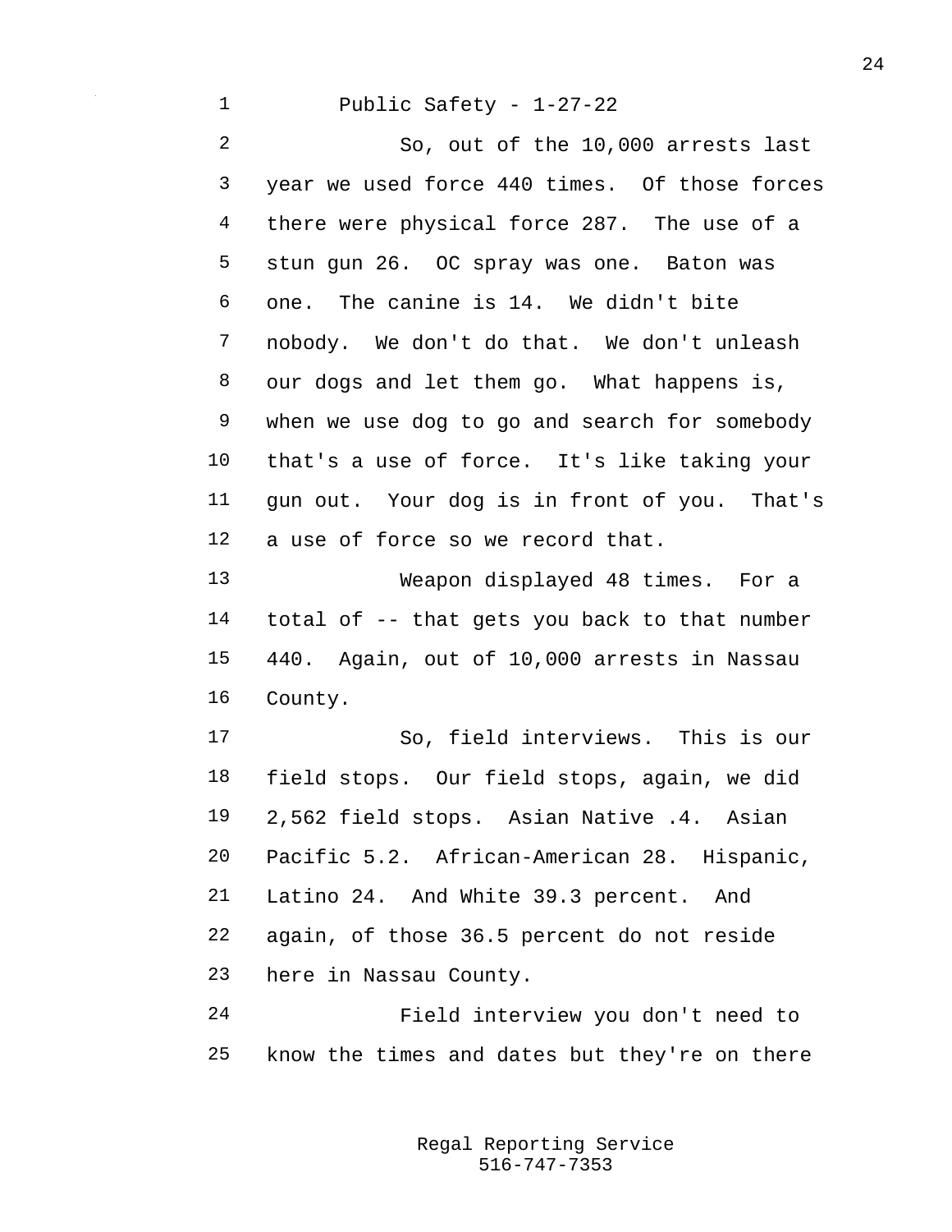So, out of the 10,000 arrests last year we used force 440 times. Of those forces there were physical force 287. The use of a stun gun 26. OC spray was one. Baton was one. The canine is 14. We didn't bite nobody. We don't do that. We don't unleash our dogs and let them go. What happens is, when we use dog to go and search for somebody that's a use of force. It's like taking your gun out. Your dog is in front of you. That's a use of force so we record that.

Weapon displayed 48 times. For a total of -- that gets you back to that number 440. Again, out of 10,000 arrests in Nassau County.

So, field interviews. This is our field stops. Our field stops, again, we did 2,562 field stops. Asian Native .4. Asian Pacific 5.2. African-American 28. Hispanic, Latino 24. And White 39.3 percent. And again, of those 36.5 percent do not reside here in Nassau County.

Field interview you don't need to know the times and dates but they're on there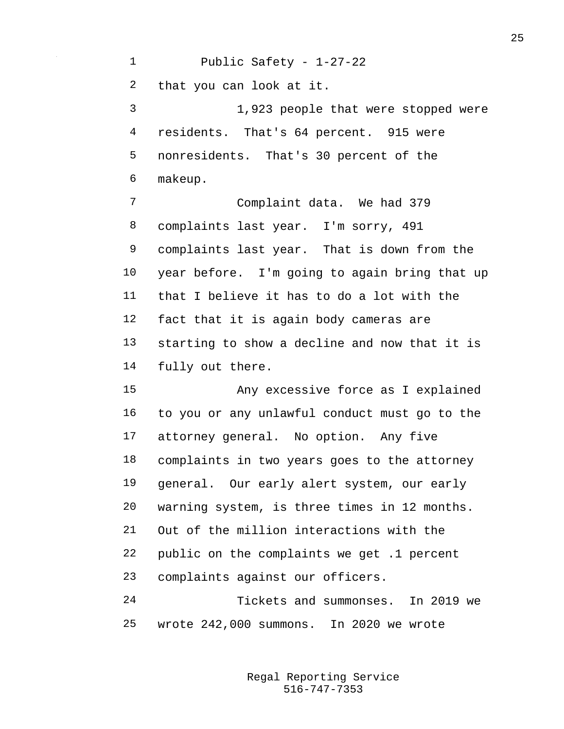that you can look at it.

1,923 people that were stopped were residents. That's 64 percent. 915 were nonresidents. That's 30 percent of the makeup.

Complaint data. We had 379 complaints last year. I'm sorry, 491 complaints last year. That is down from the year before. I'm going to again bring that up that I believe it has to do a lot with the fact that it is again body cameras are starting to show a decline and now that it is fully out there.

Any excessive force as I explained to you or any unlawful conduct must go to the attorney general. No option. Any five complaints in two years goes to the attorney general. Our early alert system, our early warning system, is three times in 12 months. Out of the million interactions with the public on the complaints we get .1 percent complaints against our officers.

Tickets and summonses. In 2019 we wrote 242,000 summons. In 2020 we wrote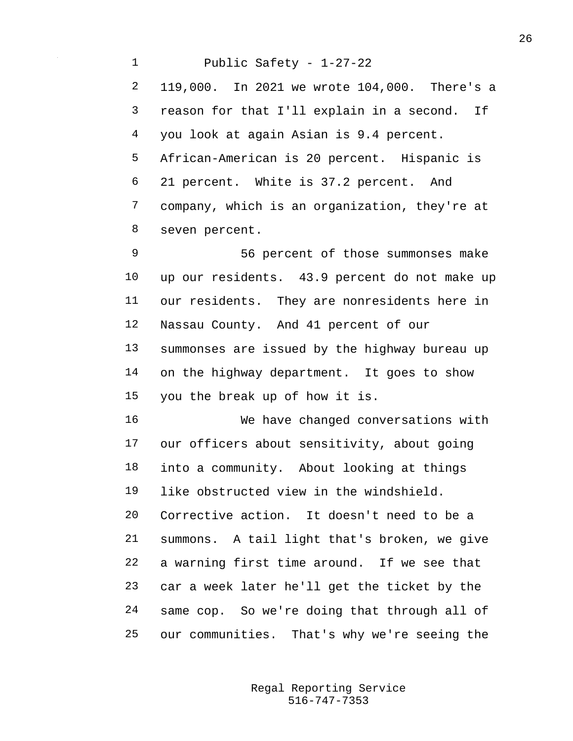119,000. In 2021 we wrote 104,000. There's a reason for that I'll explain in a second. If you look at again Asian is 9.4 percent. African-American is 20 percent. Hispanic is 21 percent. White is 37.2 percent. And company, which is an organization, they're at seven percent.

56 percent of those summonses make up our residents. 43.9 percent do not make up our residents. They are nonresidents here in Nassau County. And 41 percent of our summonses are issued by the highway bureau up on the highway department. It goes to show you the break up of how it is.

We have changed conversations with our officers about sensitivity, about going into a community. About looking at things like obstructed view in the windshield. Corrective action. It doesn't need to be a summons. A tail light that's broken, we give a warning first time around. If we see that car a week later he'll get the ticket by the same cop. So we're doing that through all of our communities. That's why we're seeing the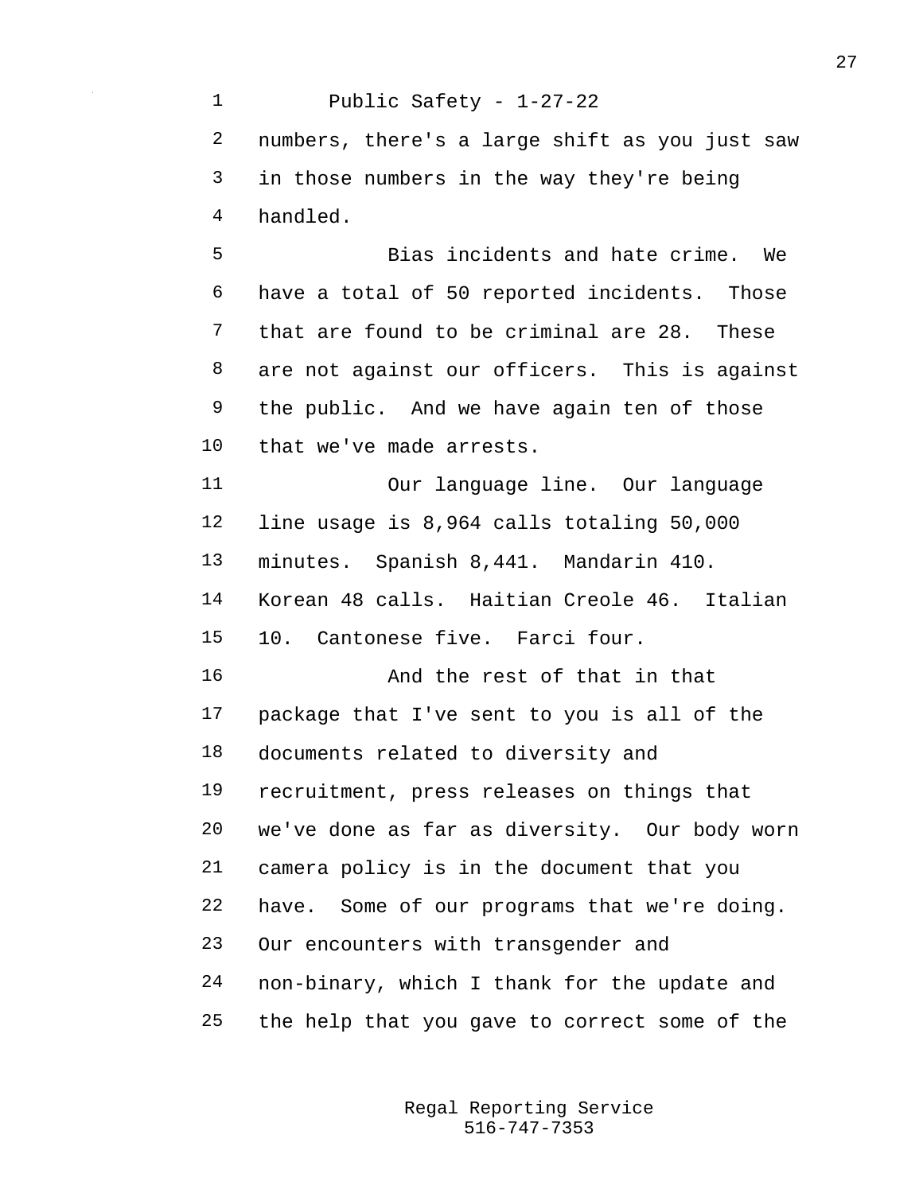numbers, there's a large shift as you just saw in those numbers in the way they're being handled.

Bias incidents and hate crime. We have a total of 50 reported incidents. Those that are found to be criminal are 28. These are not against our officers. This is against the public. And we have again ten of those that we've made arrests.

Our language line. Our language line usage is 8,964 calls totaling 50,000 minutes. Spanish 8,441. Mandarin 410. Korean 48 calls. Haitian Creole 46. Italian 10. Cantonese five. Farci four.

And the rest of that in that package that I've sent to you is all of the documents related to diversity and recruitment, press releases on things that we've done as far as diversity. Our body worn camera policy is in the document that you have. Some of our programs that we're doing. Our encounters with transgender and non-binary, which I thank for the update and the help that you gave to correct some of the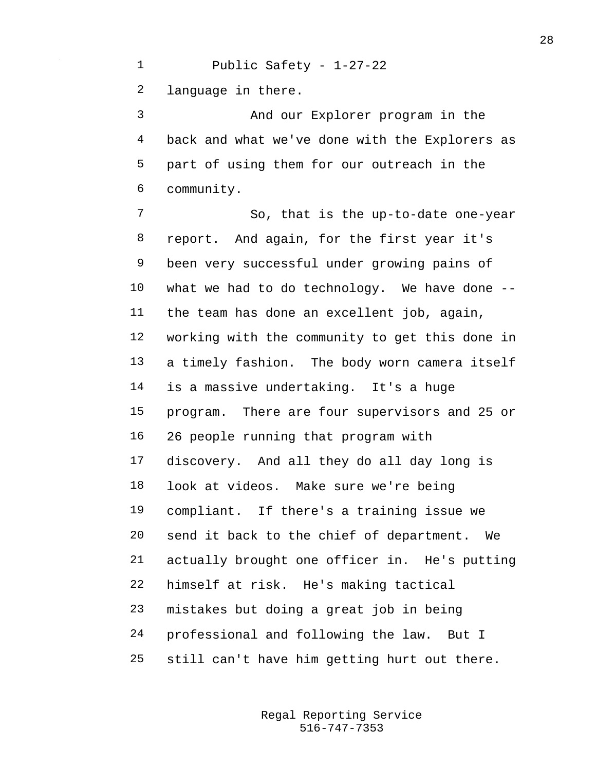language in there.

And our Explorer program in the back and what we've done with the Explorers as part of using them for our outreach in the community.

So, that is the up-to-date one-year report. And again, for the first year it's been very successful under growing pains of what we had to do technology. We have done -- the team has done an excellent job, again, working with the community to get this done in a timely fashion. The body worn camera itself is a massive undertaking. It's a huge program. There are four supervisors and 25 or 26 people running that program with discovery. And all they do all day long is look at videos. Make sure we're being compliant. If there's a training issue we send it back to the chief of department. We actually brought one officer in. He's putting himself at risk. He's making tactical mistakes but doing a great job in being professional and following the law. But I still can't have him getting hurt out there.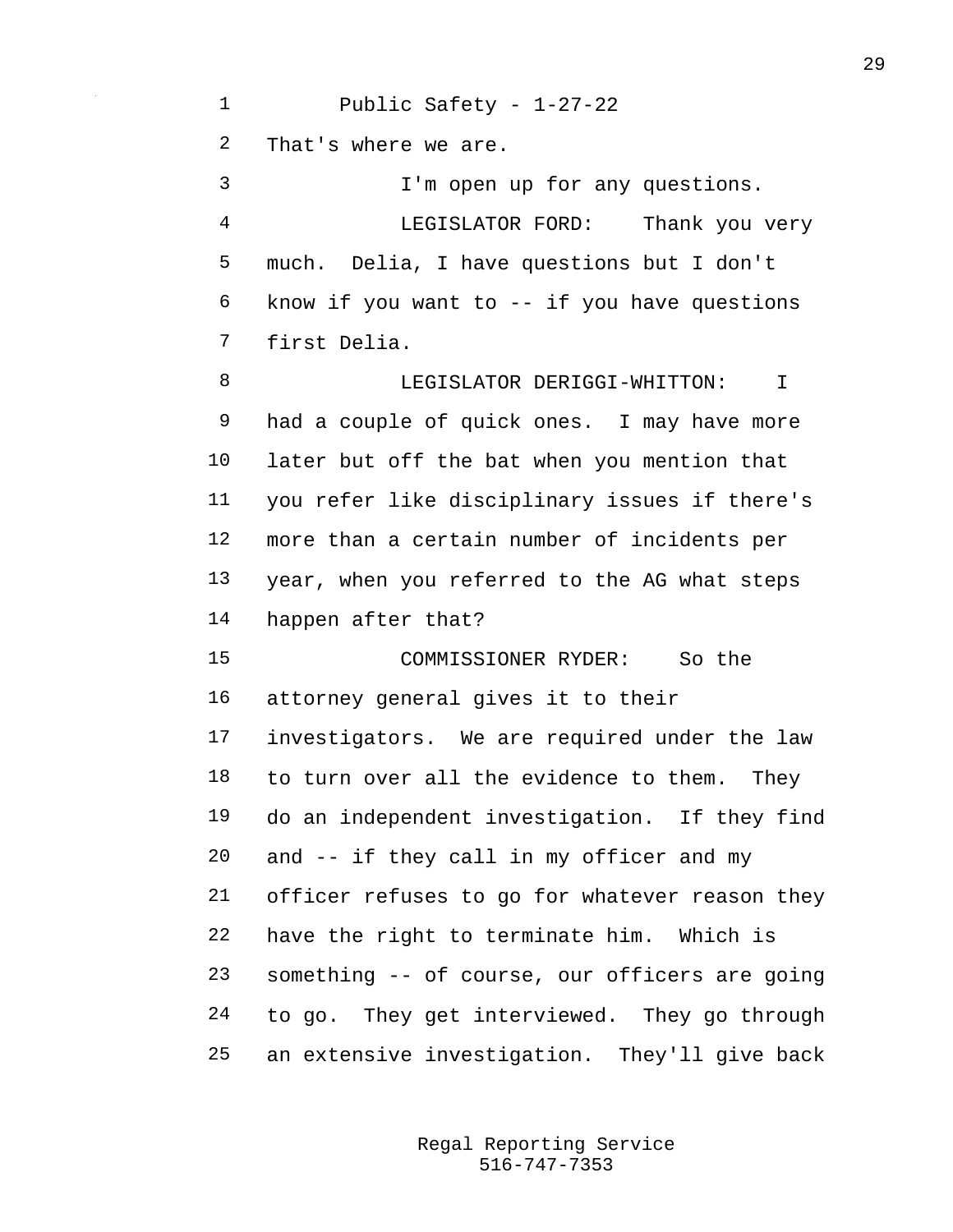That's where we are.

I'm open up for any questions.

LEGISLATOR FORD: Thank you very much. Delia, I have questions but I don't know if you want to -- if you have questions first Delia.

LEGISLATOR DERIGGI-WHITTON: I had a couple of quick ones. I may have more later but off the bat when you mention that you refer like disciplinary issues if there's more than a certain number of incidents per year, when you referred to the AG what steps happen after that?

COMMISSIONER RYDER: So the attorney general gives it to their investigators. We are required under the law to turn over all the evidence to them. They do an independent investigation. If they find and -- if they call in my officer and my officer refuses to go for whatever reason they have the right to terminate him. Which is something -- of course, our officers are going to go. They get interviewed. They go through an extensive investigation. They'll give back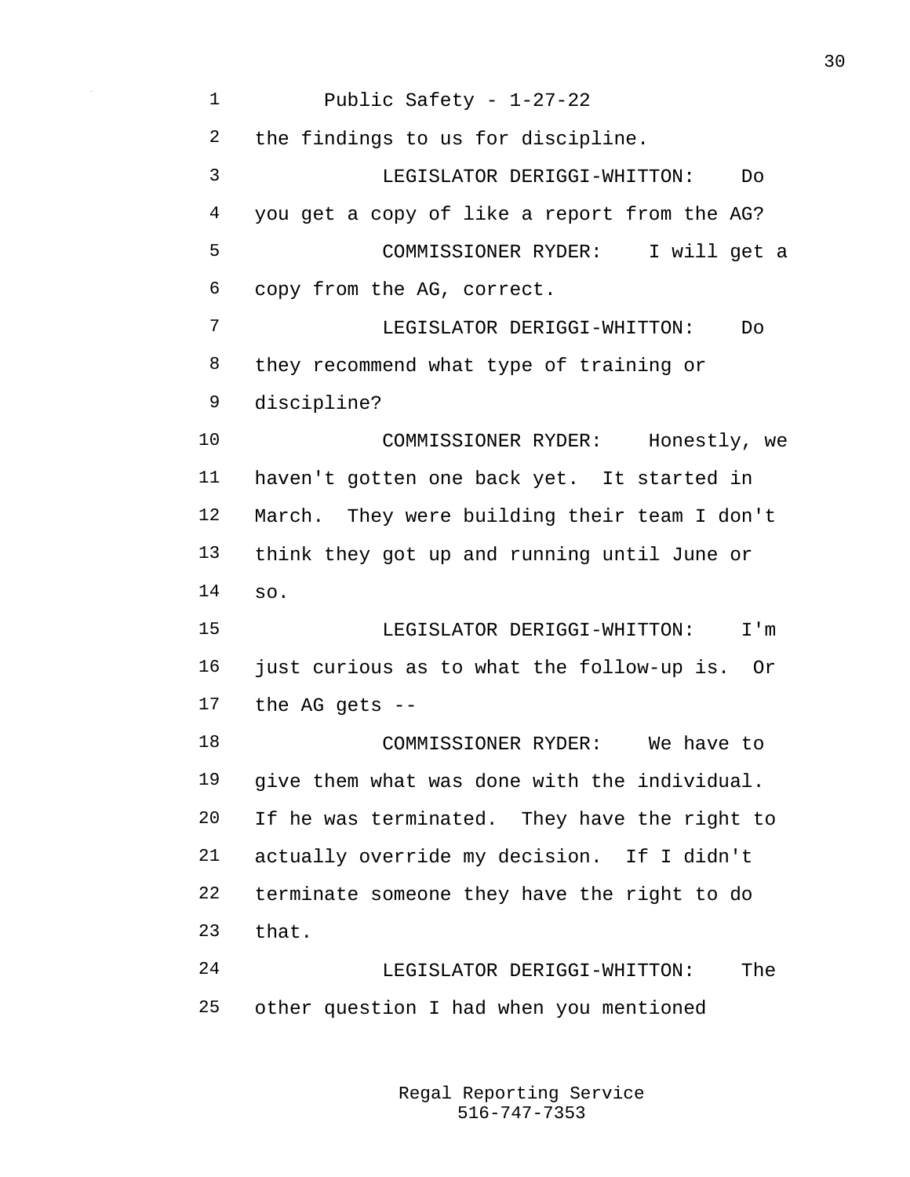the findings to us for discipline.

LEGISLATOR DERIGGI-WHITTON: Do you get a copy of like a report from the AG?

COMMISSIONER RYDER: I will get a copy from the AG, correct.

LEGISLATOR DERIGGI-WHITTON: Do they recommend what type of training or discipline?

COMMISSIONER RYDER: Honestly, we haven't gotten one back yet. It started in March. They were building their team I don't think they got up and running until June or so.

LEGISLATOR DERIGGI-WHITTON: I'm just curious as to what the follow-up is. Or the AG gets --

COMMISSIONER RYDER: We have to give them what was done with the individual. If he was terminated. They have the right to actually override my decision. If I didn't terminate someone they have the right to do that.

LEGISLATOR DERIGGI-WHITTON: The other question I had when you mentioned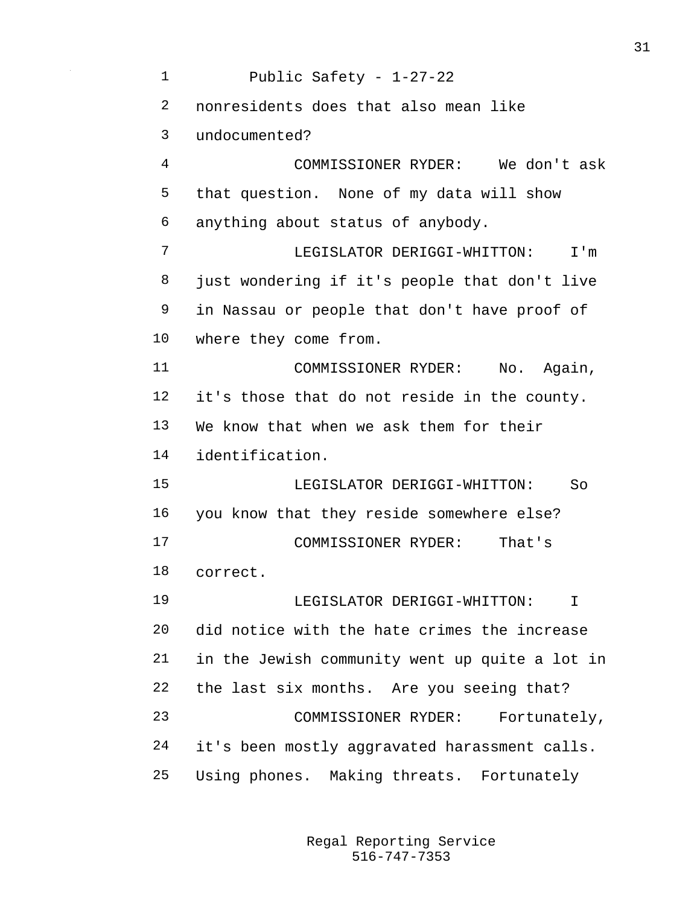nonresidents does that also mean like undocumented?

COMMISSIONER RYDER: We don't ask that question. None of my data will show anything about status of anybody.

LEGISLATOR DERIGGI-WHITTON: I'm just wondering if it's people that don't live in Nassau or people that don't have proof of where they come from.

COMMISSIONER RYDER: No. Again, it's those that do not reside in the county. We know that when we ask them for their identification.

LEGISLATOR DERIGGI-WHITTON: So you know that they reside somewhere else?

COMMISSIONER RYDER: That's correct.

LEGISLATOR DERIGGI-WHITTON: I did notice with the hate crimes the increase in the Jewish community went up quite a lot in the last six months. Are you seeing that?

COMMISSIONER RYDER: Fortunately, it's been mostly aggravated harassment calls. Using phones. Making threats. Fortunately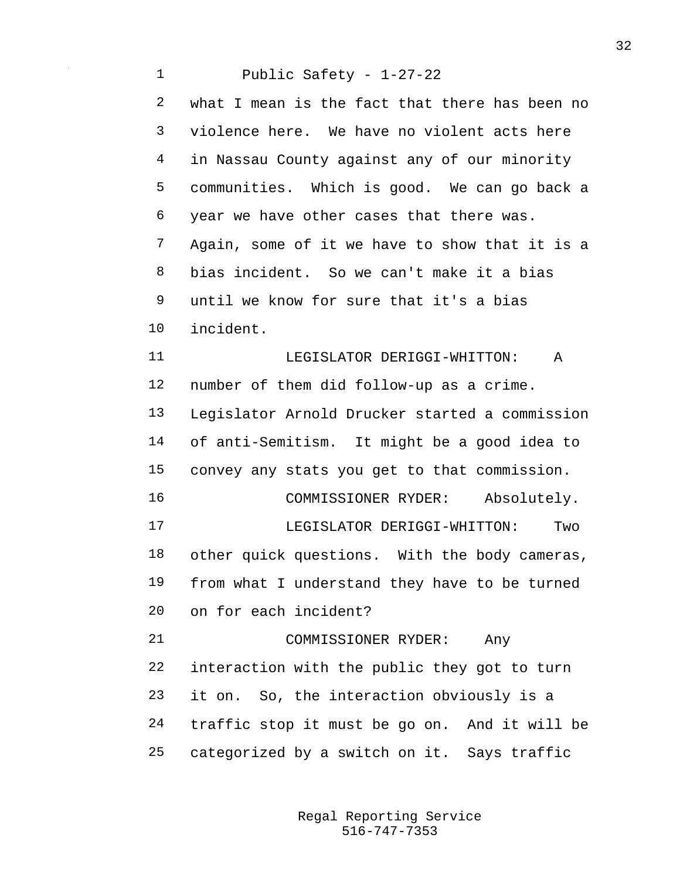what I mean is the fact that there has been no violence here. We have no violent acts here in Nassau County against any of our minority communities. Which is good. We can go back a year we have other cases that there was. Again, some of it we have to show that it is a bias incident. So we can't make it a bias until we know for sure that it's a bias incident.

LEGISLATOR DERIGGI-WHITTON: A number of them did follow-up as a crime. Legislator Arnold Drucker started a commission of anti-Semitism. It might be a good idea to convey any stats you get to that commission.

COMMISSIONER RYDER: Absolutely.

LEGISLATOR DERIGGI-WHITTON: Two other quick questions. With the body cameras, from what I understand they have to be turned on for each incident?

COMMISSIONER RYDER: Any interaction with the public they got to turn it on. So, the interaction obviously is a traffic stop it must be go on. And it will be categorized by a switch on it. Says traffic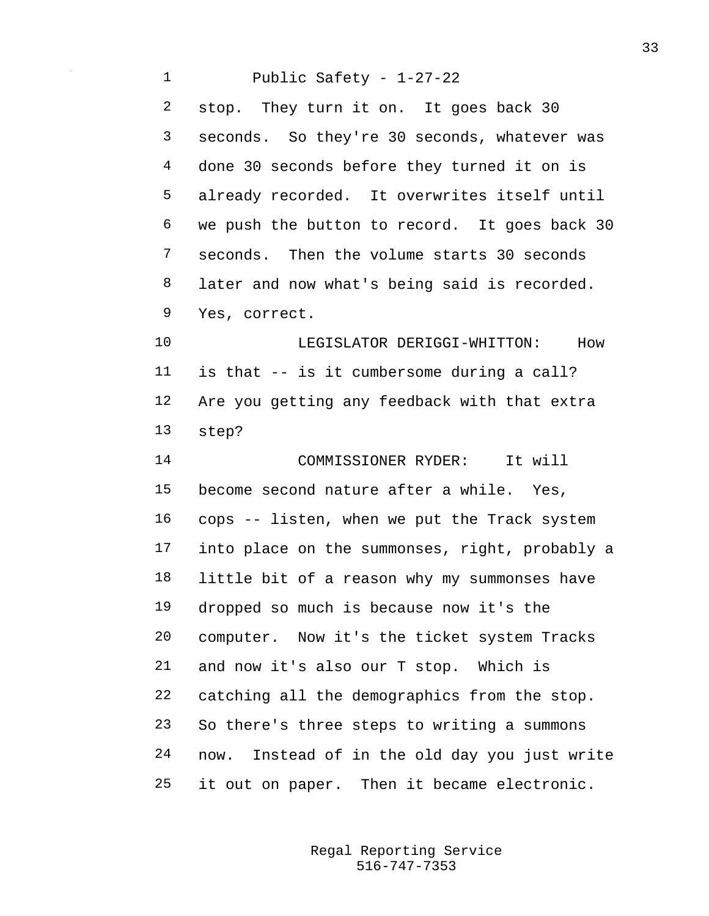stop. They turn it on. It goes back 30 seconds. So they're 30 seconds, whatever was done 30 seconds before they turned it on is already recorded. It overwrites itself until we push the button to record. It goes back 30 seconds. Then the volume starts 30 seconds later and now what's being said is recorded. Yes, correct.

LEGISLATOR DERIGGI-WHITTON: How is that -- is it cumbersome during a call? Are you getting any feedback with that extra step?

COMMISSIONER RYDER: It will become second nature after a while. Yes, cops -- listen, when we put the Track system into place on the summonses, right, probably a little bit of a reason why my summonses have dropped so much is because now it's the computer. Now it's the ticket system Tracks and now it's also our T stop. Which is catching all the demographics from the stop. So there's three steps to writing a summons now. Instead of in the old day you just write it out on paper. Then it became electronic.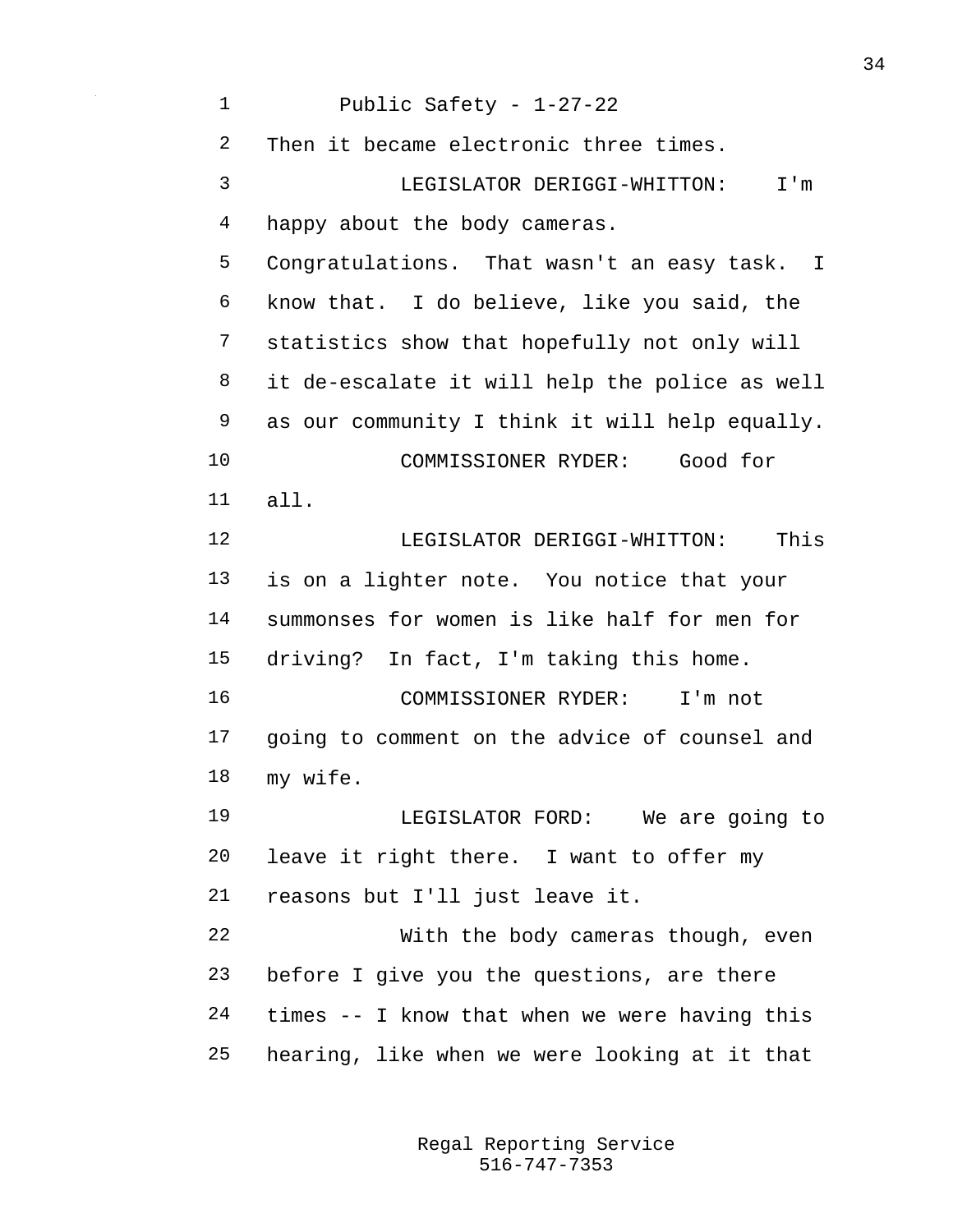Then it became electronic three times.

LEGISLATOR DERIGGI-WHITTON: I'm happy about the body cameras. Congratulations. That wasn't an easy task. I know that. I do believe, like you said, the statistics show that hopefully not only will it de-escalate it will help the police as well as our community I think it will help equally.

COMMISSIONER RYDER: Good for all.

LEGISLATOR DERIGGI-WHITTON: This is on a lighter note. You notice that your summonses for women is like half for men for driving? In fact, I'm taking this home.

COMMISSIONER RYDER: I'm not going to comment on the advice of counsel and my wife.

LEGISLATOR FORD: We are going to leave it right there. I want to offer my reasons but I'll just leave it.

With the body cameras though, even before I give you the questions, are there times -- I know that when we were having this hearing, like when we were looking at it that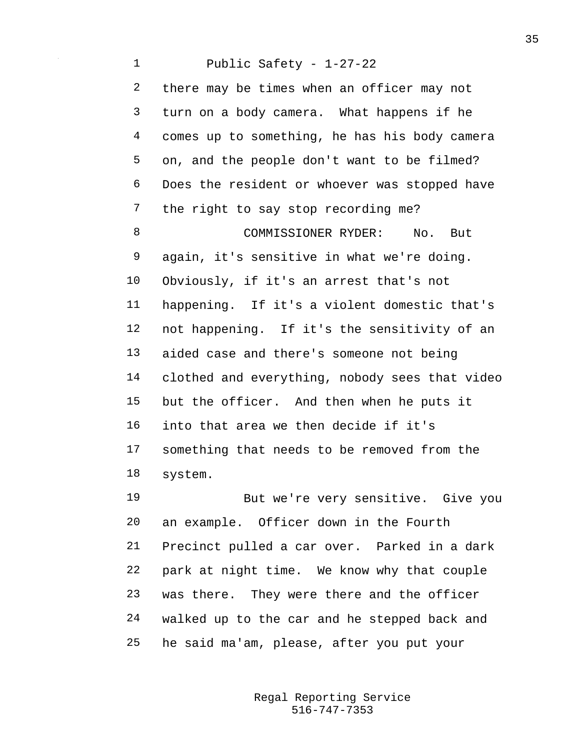there may be times when an officer may not turn on a body camera. What happens if he comes up to something, he has his body camera on, and the people don't want to be filmed? Does the resident or whoever was stopped have the right to say stop recording me?

COMMISSIONER RYDER: No. But again, it's sensitive in what we're doing. Obviously, if it's an arrest that's not happening. If it's a violent domestic that's not happening. If it's the sensitivity of an aided case and there's someone not being clothed and everything, nobody sees that video but the officer. And then when he puts it into that area we then decide if it's something that needs to be removed from the system.

But we're very sensitive. Give you an example. Officer down in the Fourth Precinct pulled a car over. Parked in a dark park at night time. We know why that couple was there. They were there and the officer walked up to the car and he stepped back and he said ma'am, please, after you put your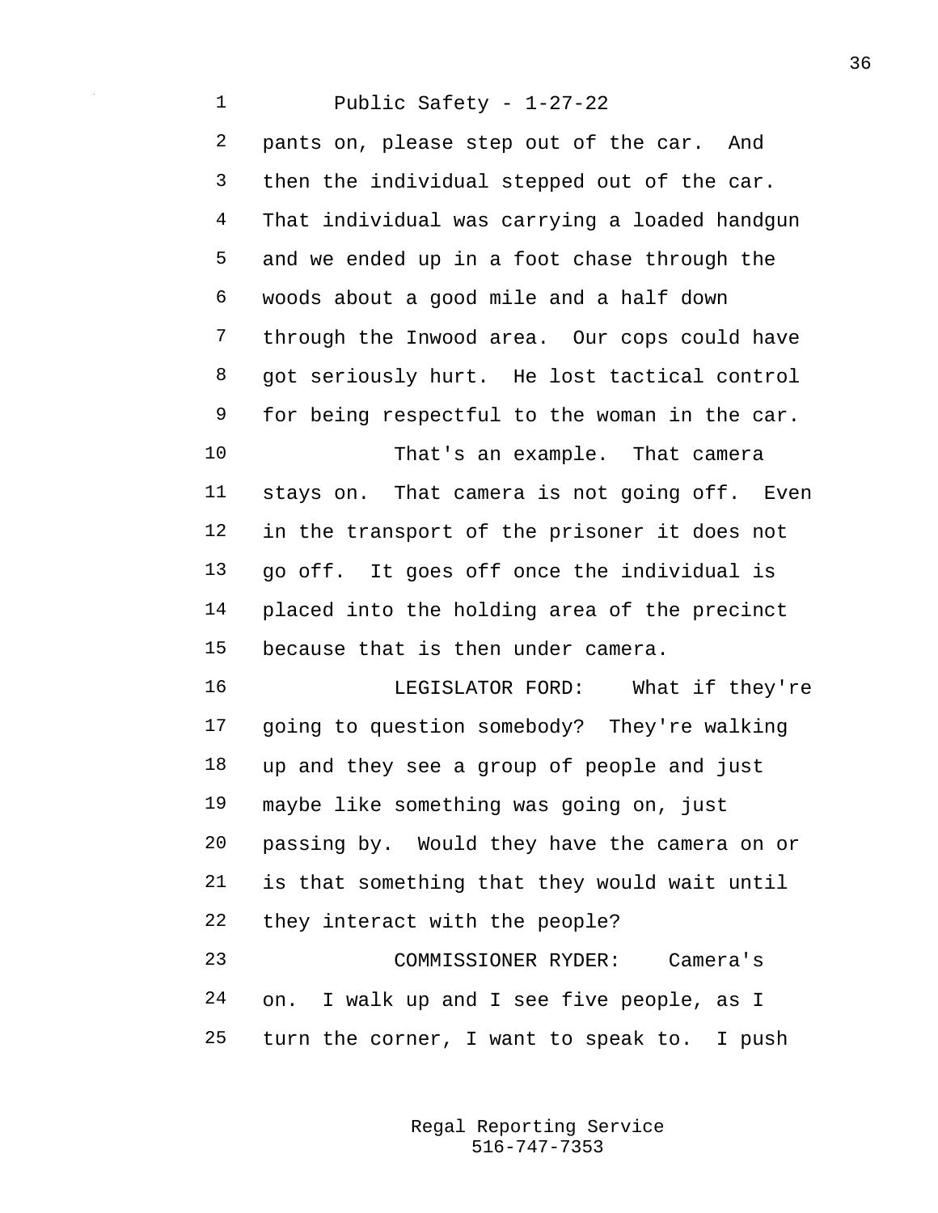pants on, please step out of the car. And then the individual stepped out of the car. That individual was carrying a loaded handgun and we ended up in a foot chase through the woods about a good mile and a half down through the Inwood area. Our cops could have got seriously hurt. He lost tactical control for being respectful to the woman in the car.

That's an example. That camera stays on. That camera is not going off. Even in the transport of the prisoner it does not go off. It goes off once the individual is placed into the holding area of the precinct because that is then under camera.

LEGISLATOR FORD: What if they're going to question somebody? They're walking up and they see a group of people and just maybe like something was going on, just passing by. Would they have the camera on or is that something that they would wait until they interact with the people?

COMMISSIONER RYDER: Camera's on. I walk up and I see five people, as I turn the corner, I want to speak to. I push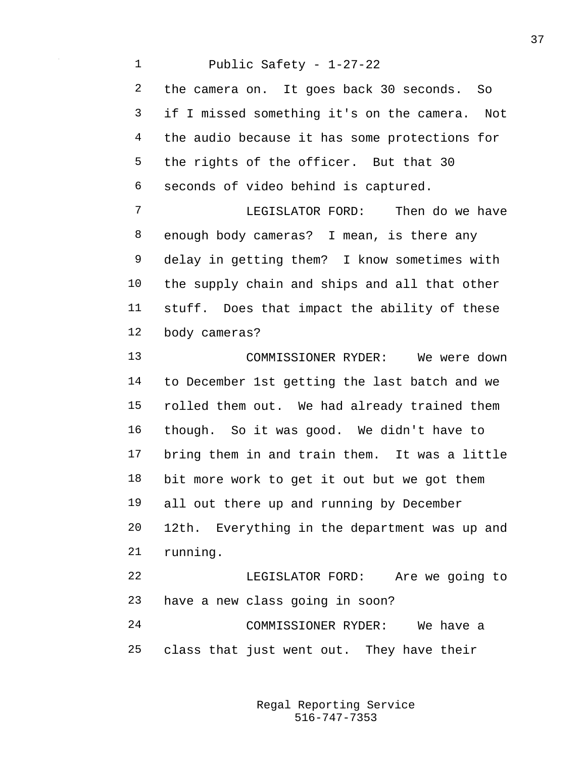the camera on. It goes back 30 seconds. So if I missed something it's on the camera. Not the audio because it has some protections for the rights of the officer. But that 30 seconds of video behind is captured.

LEGISLATOR FORD: Then do we have enough body cameras? I mean, is there any delay in getting them? I know sometimes with the supply chain and ships and all that other stuff. Does that impact the ability of these body cameras?

COMMISSIONER RYDER: We were down to December 1st getting the last batch and we rolled them out. We had already trained them though. So it was good. We didn't have to bring them in and train them. It was a little bit more work to get it out but we got them all out there up and running by December 12th. Everything in the department was up and running.

LEGISLATOR FORD: Are we going to have a new class going in soon?

COMMISSIONER RYDER: We have a class that just went out. They have their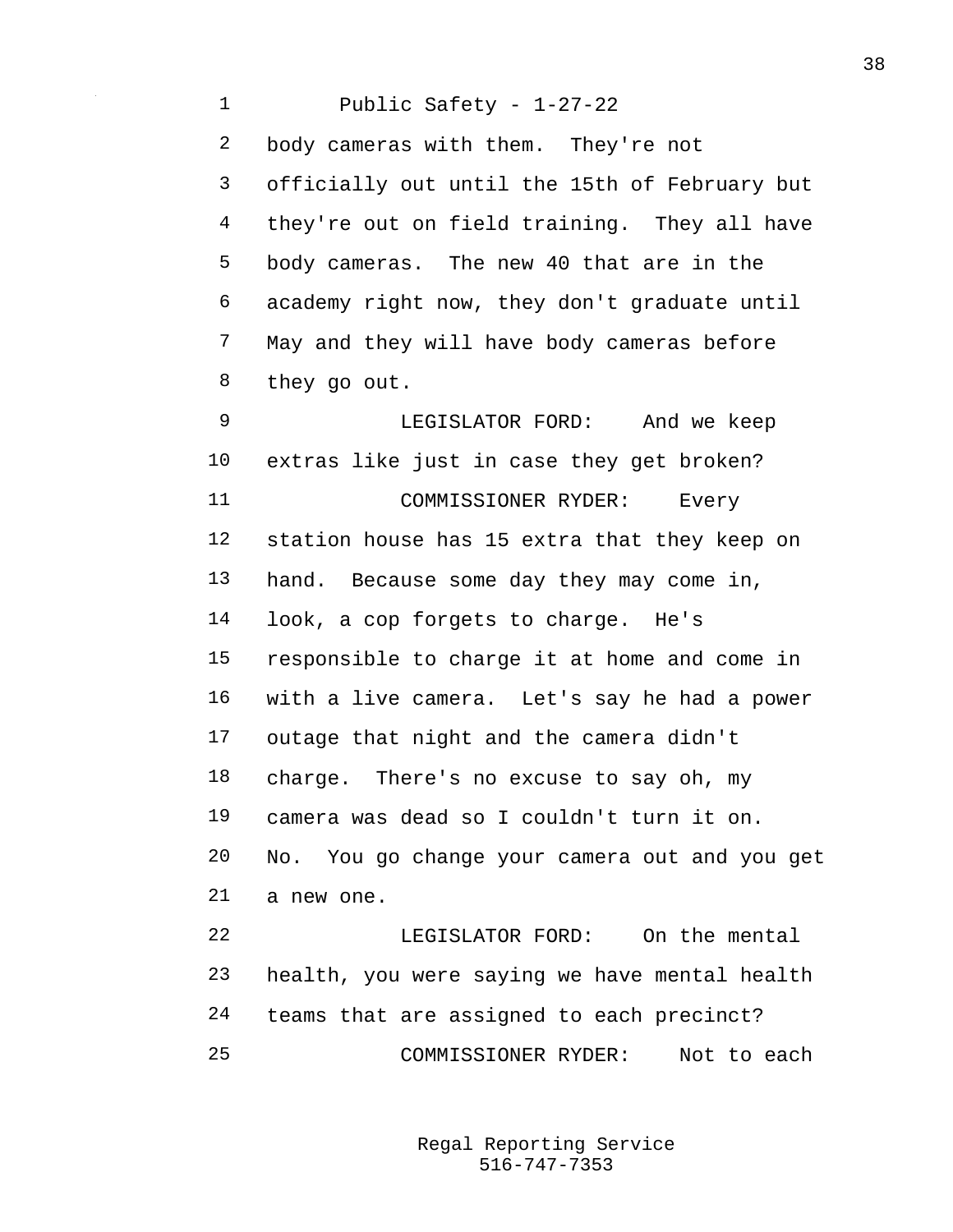body cameras with them. They're not officially out until the 15th of February but they're out on field training. They all have body cameras. The new 40 that are in the academy right now, they don't graduate until May and they will have body cameras before they go out.

LEGISLATOR FORD: And we keep extras like just in case they get broken?

COMMISSIONER RYDER: Every station house has 15 extra that they keep on hand. Because some day they may come in, look, a cop forgets to charge. He's responsible to charge it at home and come in with a live camera. Let's say he had a power outage that night and the camera didn't charge. There's no excuse to say oh, my camera was dead so I couldn't turn it on. No. You go change your camera out and you get a new one.

LEGISLATOR FORD: On the mental health, you were saying we have mental health teams that are assigned to each precinct?

COMMISSIONER RYDER: Not to each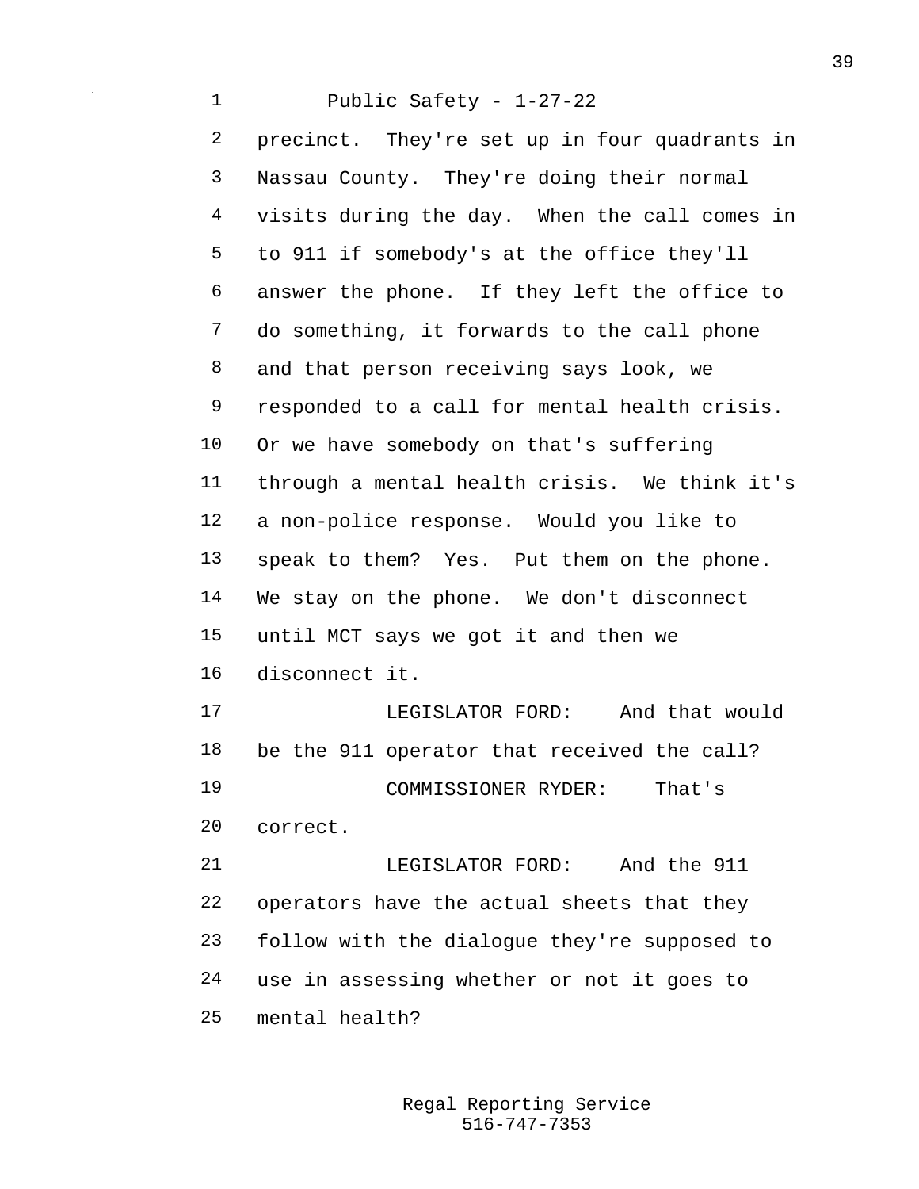precinct. They're set up in four quadrants in Nassau County. They're doing their normal visits during the day. When the call comes in to 911 if somebody's at the office they'll answer the phone. If they left the office to do something, it forwards to the call phone and that person receiving says look, we responded to a call for mental health crisis. Or we have somebody on that's suffering through a mental health crisis. We think it's a non-police response. Would you like to speak to them? Yes. Put them on the phone. We stay on the phone. We don't disconnect until MCT says we got it and then we disconnect it.

LEGISLATOR FORD: And that would be the 911 operator that received the call?

COMMISSIONER RYDER: That's correct.

LEGISLATOR FORD: And the 911 operators have the actual sheets that they follow with the dialogue they're supposed to use in assessing whether or not it goes to mental health?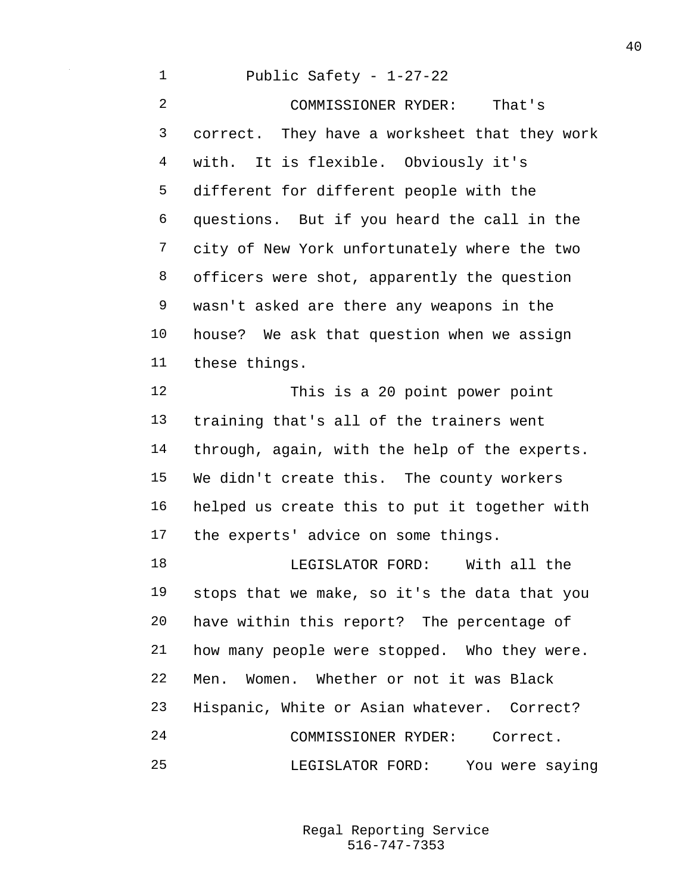COMMISSIONER RYDER: That's correct. They have a worksheet that they work with. It is flexible. Obviously it's different for different people with the questions. But if you heard the call in the city of New York unfortunately where the two officers were shot, apparently the question wasn't asked are there any weapons in the house? We ask that question when we assign these things.

This is a 20 point power point training that's all of the trainers went through, again, with the help of the experts. We didn't create this. The county workers helped us create this to put it together with the experts' advice on some things.

LEGISLATOR FORD: With all the stops that we make, so it's the data that you have within this report? The percentage of how many people were stopped. Who they were. Men. Women. Whether or not it was Black Hispanic, White or Asian whatever. Correct?

COMMISSIONER RYDER: Correct.

LEGISLATOR FORD: You were saying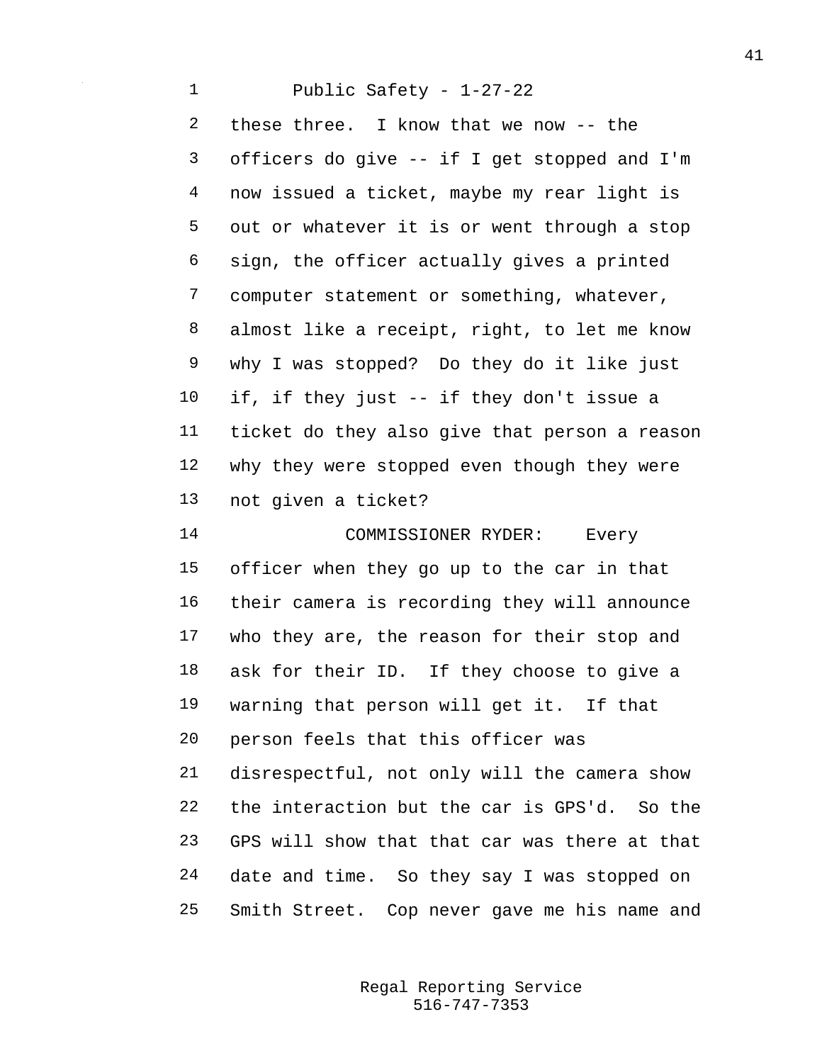these three. I know that we now -- the officers do give -- if I get stopped and I'm now issued a ticket, maybe my rear light is out or whatever it is or went through a stop sign, the officer actually gives a printed computer statement or something, whatever, almost like a receipt, right, to let me know why I was stopped? Do they do it like just if, if they just -- if they don't issue a ticket do they also give that person a reason why they were stopped even though they were not given a ticket?

COMMISSIONER RYDER: Every officer when they go up to the car in that their camera is recording they will announce who they are, the reason for their stop and ask for their ID. If they choose to give a warning that person will get it. If that person feels that this officer was disrespectful, not only will the camera show the interaction but the car is GPS'd. So the GPS will show that that car was there at that date and time. So they say I was stopped on Smith Street. Cop never gave me his name and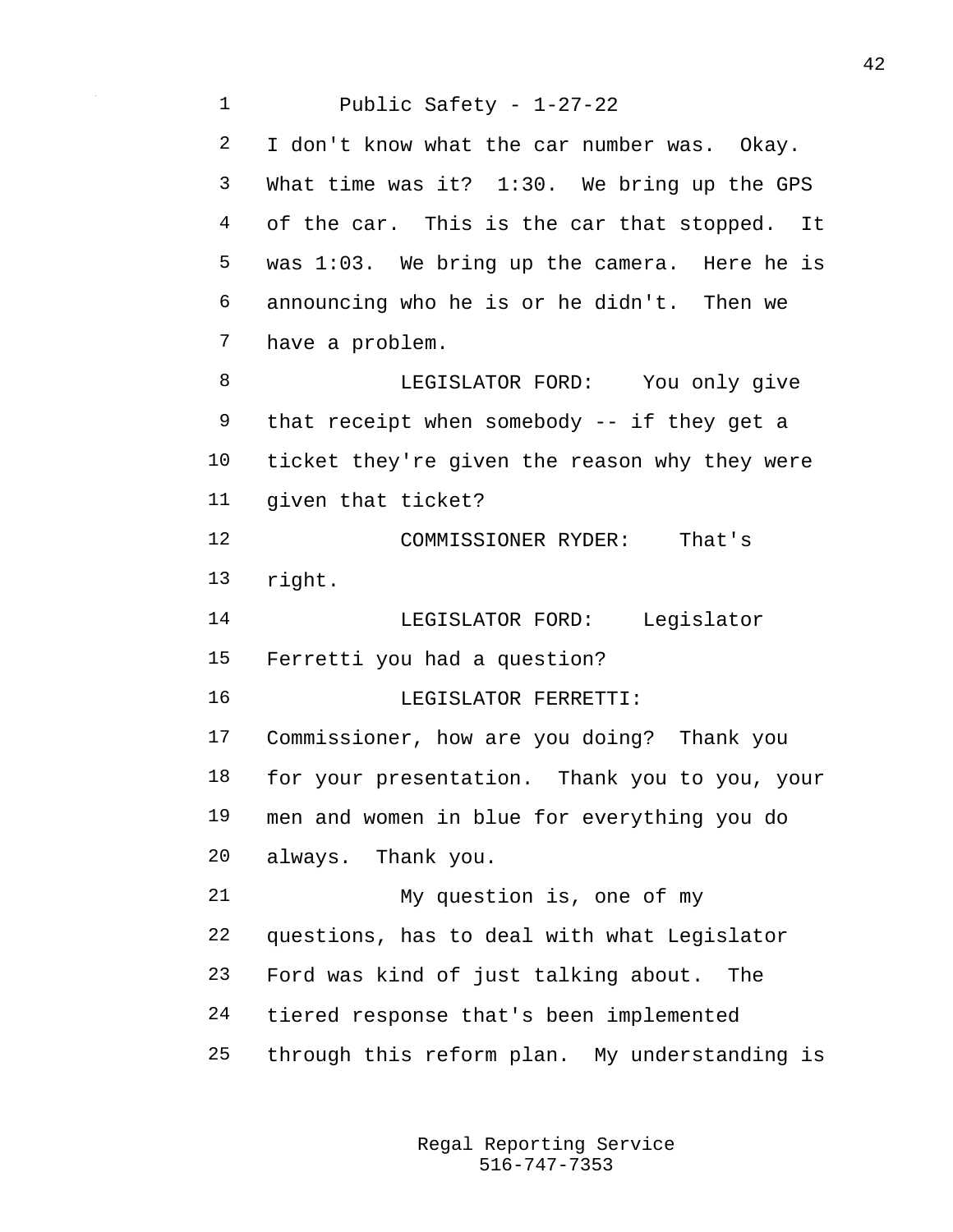Public Safety - 1-27-22

I don't know what the car number was. Okay. What time was it? 1:30. We bring up the GPS of the car. This is the car that stopped. It was 1:03. We bring up the camera. Here he is announcing who he is or he didn't. Then we have a problem.

LEGISLATOR FORD: You only give that receipt when somebody -- if they get a ticket they're given the reason why they were given that ticket?

COMMISSIONER RYDER: That's right.

LEGISLATOR FORD: Legislator Ferretti you had a question?

LEGISLATOR FERRETTI: Commissioner, how are you doing? Thank you for your presentation. Thank you to you, your men and women in blue for everything you do always. Thank you.

My question is, one of my questions, has to deal with what Legislator Ford was kind of just talking about. The tiered response that's been implemented through this reform plan. My understanding is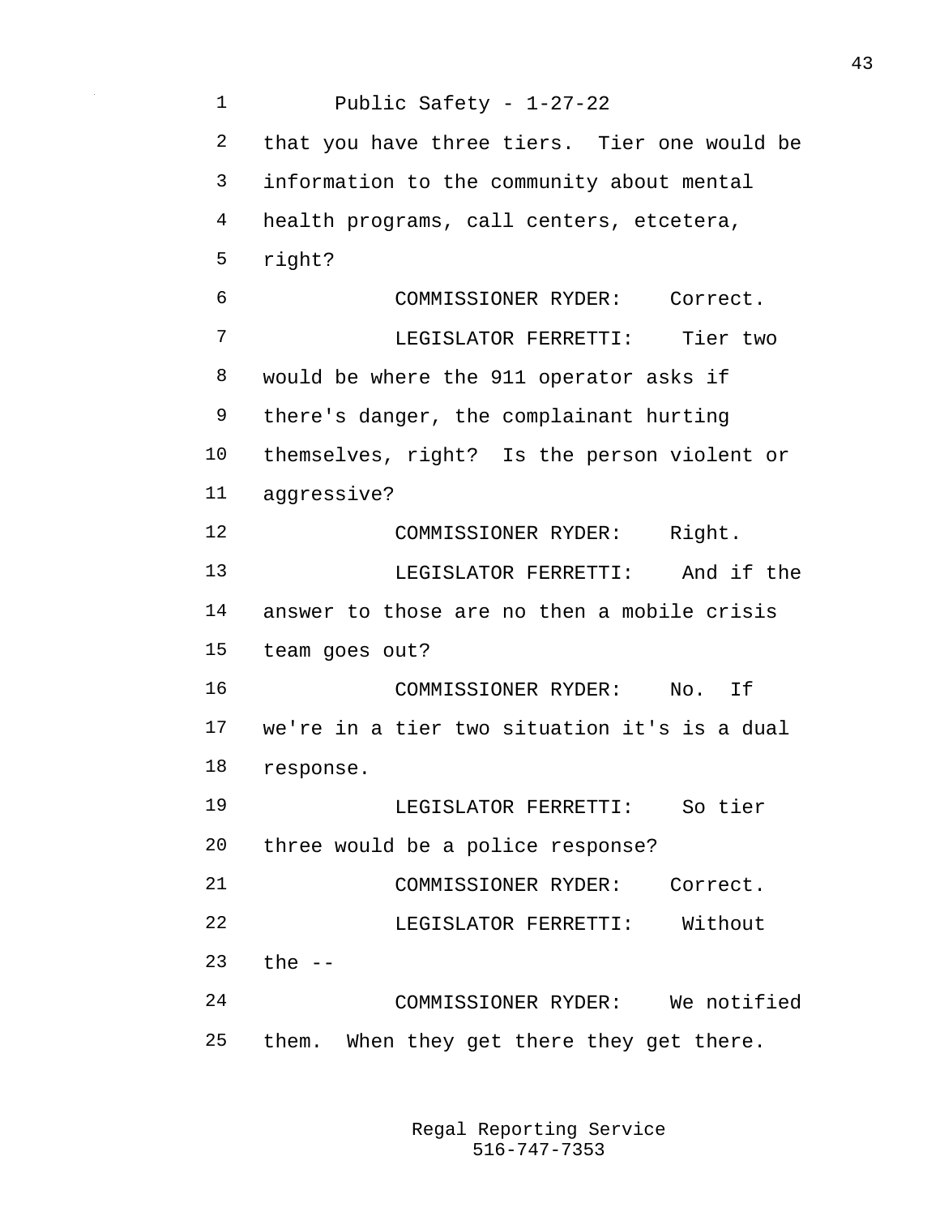that you have three tiers. Tier one would be information to the community about mental health programs, call centers, etcetera, right?

COMMISSIONER RYDER: Correct.

LEGISLATOR FERRETTI: Tier two would be where the 911 operator asks if there's danger, the complainant hurting themselves, right? Is the person violent or aggressive?

COMMISSIONER RYDER: Right.

LEGISLATOR FERRETTI: And if the answer to those are no then a mobile crisis team goes out?

COMMISSIONER RYDER: No. If we're in a tier two situation it's is a dual response.

LEGISLATOR FERRETTI: So tier three would be a police response?

COMMISSIONER RYDER: Correct.

LEGISLATOR FERRETTI: Without the --

COMMISSIONER RYDER: We notified them. When they get there they get there.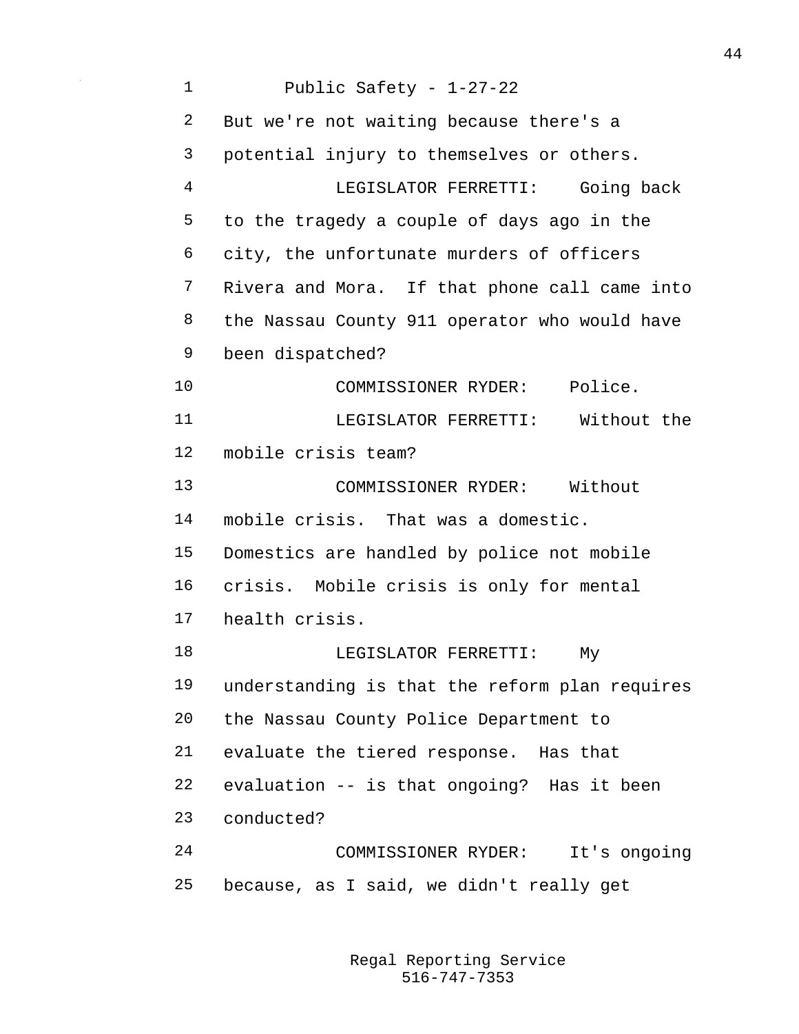But we're not waiting because there's a potential injury to themselves or others.

LEGISLATOR FERRETTI: Going back to the tragedy a couple of days ago in the city, the unfortunate murders of officers Rivera and Mora. If that phone call came into the Nassau County 911 operator who would have been dispatched?

COMMISSIONER RYDER: Police.

LEGISLATOR FERRETTI: Without the mobile crisis team?

COMMISSIONER RYDER: Without mobile crisis. That was a domestic. Domestics are handled by police not mobile crisis. Mobile crisis is only for mental health crisis.

LEGISLATOR FERRETTI: My understanding is that the reform plan requires the Nassau County Police Department to evaluate the tiered response. Has that evaluation -- is that ongoing? Has it been conducted?

COMMISSIONER RYDER: It's ongoing because, as I said, we didn't really get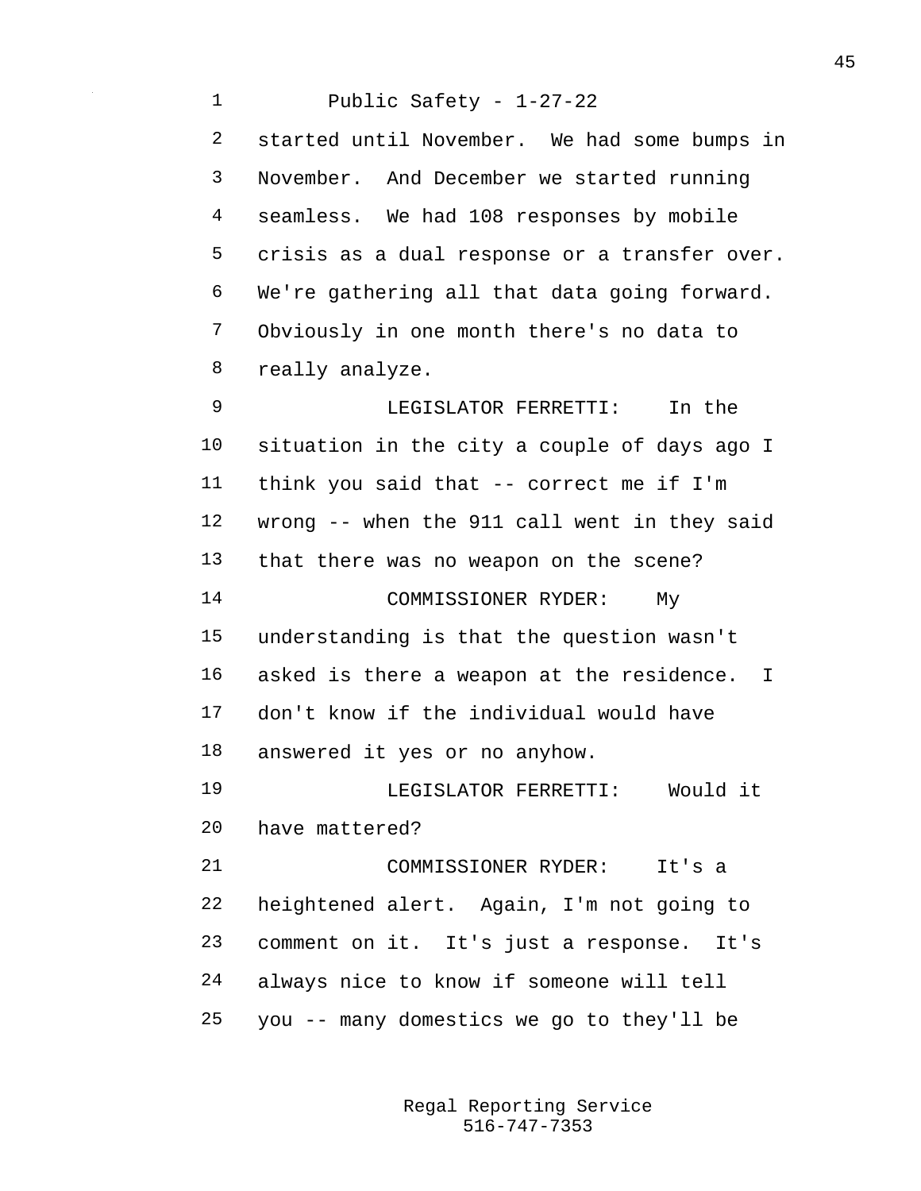started until November. We had some bumps in November. And December we started running seamless. We had 108 responses by mobile crisis as a dual response or a transfer over. We're gathering all that data going forward. Obviously in one month there's no data to really analyze.

LEGISLATOR FERRETTI: In the situation in the city a couple of days ago I think you said that -- correct me if I'm wrong -- when the 911 call went in they said that there was no weapon on the scene?

COMMISSIONER RYDER: My understanding is that the question wasn't asked is there a weapon at the residence. I don't know if the individual would have answered it yes or no anyhow.

LEGISLATOR FERRETTI: Would it have mattered?

COMMISSIONER RYDER: It's a heightened alert. Again, I'm not going to comment on it. It's just a response. It's always nice to know if someone will tell you -- many domestics we go to they'll be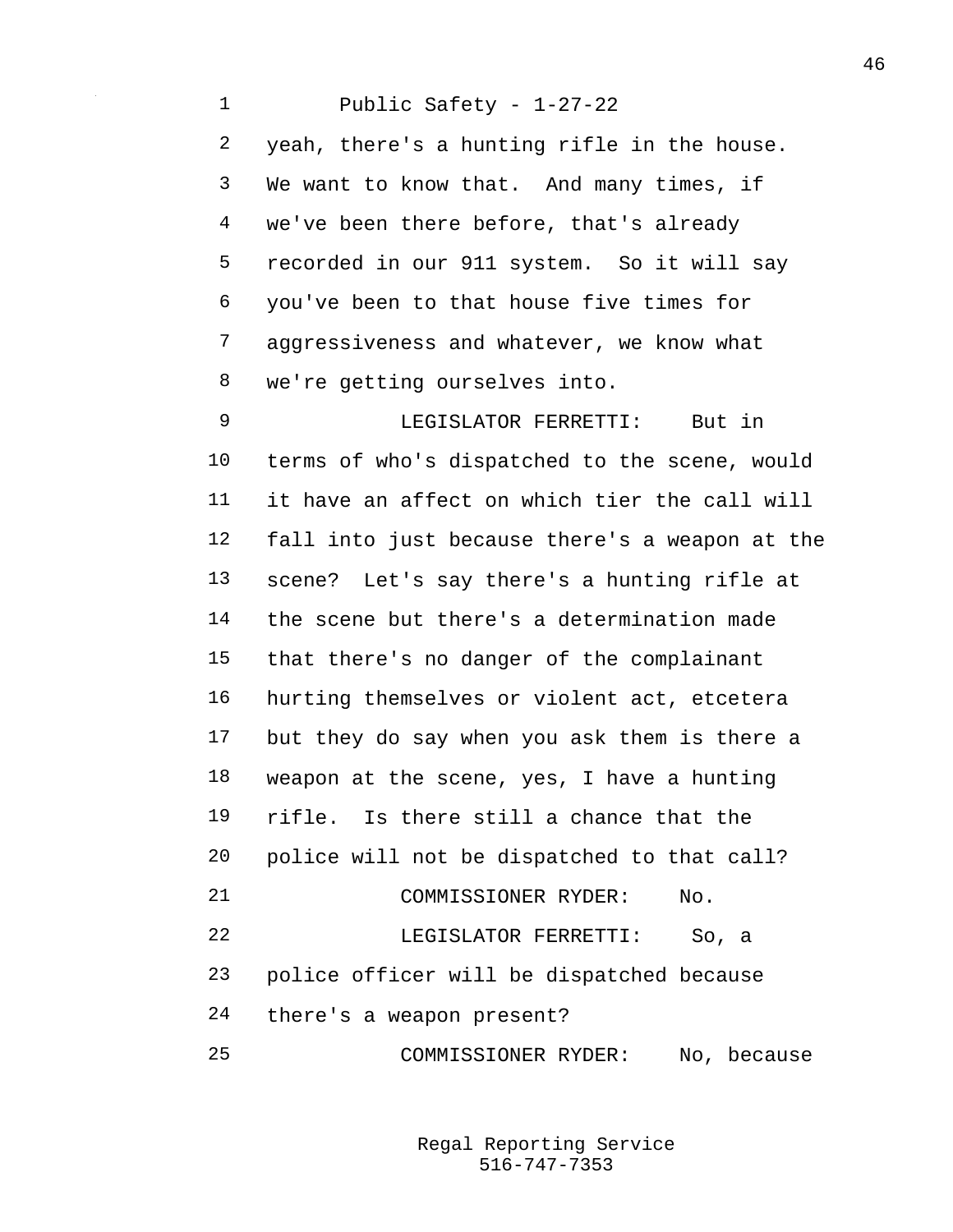yeah, there's a hunting rifle in the house. We want to know that. And many times, if we've been there before, that's already recorded in our 911 system. So it will say you've been to that house five times for aggressiveness and whatever, we know what we're getting ourselves into.

LEGISLATOR FERRETTI: But in terms of who's dispatched to the scene, would it have an affect on which tier the call will fall into just because there's a weapon at the scene? Let's say there's a hunting rifle at the scene but there's a determination made that there's no danger of the complainant hurting themselves or violent act, etcetera but they do say when you ask them is there a weapon at the scene, yes, I have a hunting rifle. Is there still a chance that the police will not be dispatched to that call?

COMMISSIONER RYDER: No.

LEGISLATOR FERRETTI: So, a police officer will be dispatched because there's a weapon present?

COMMISSIONER RYDER: No, because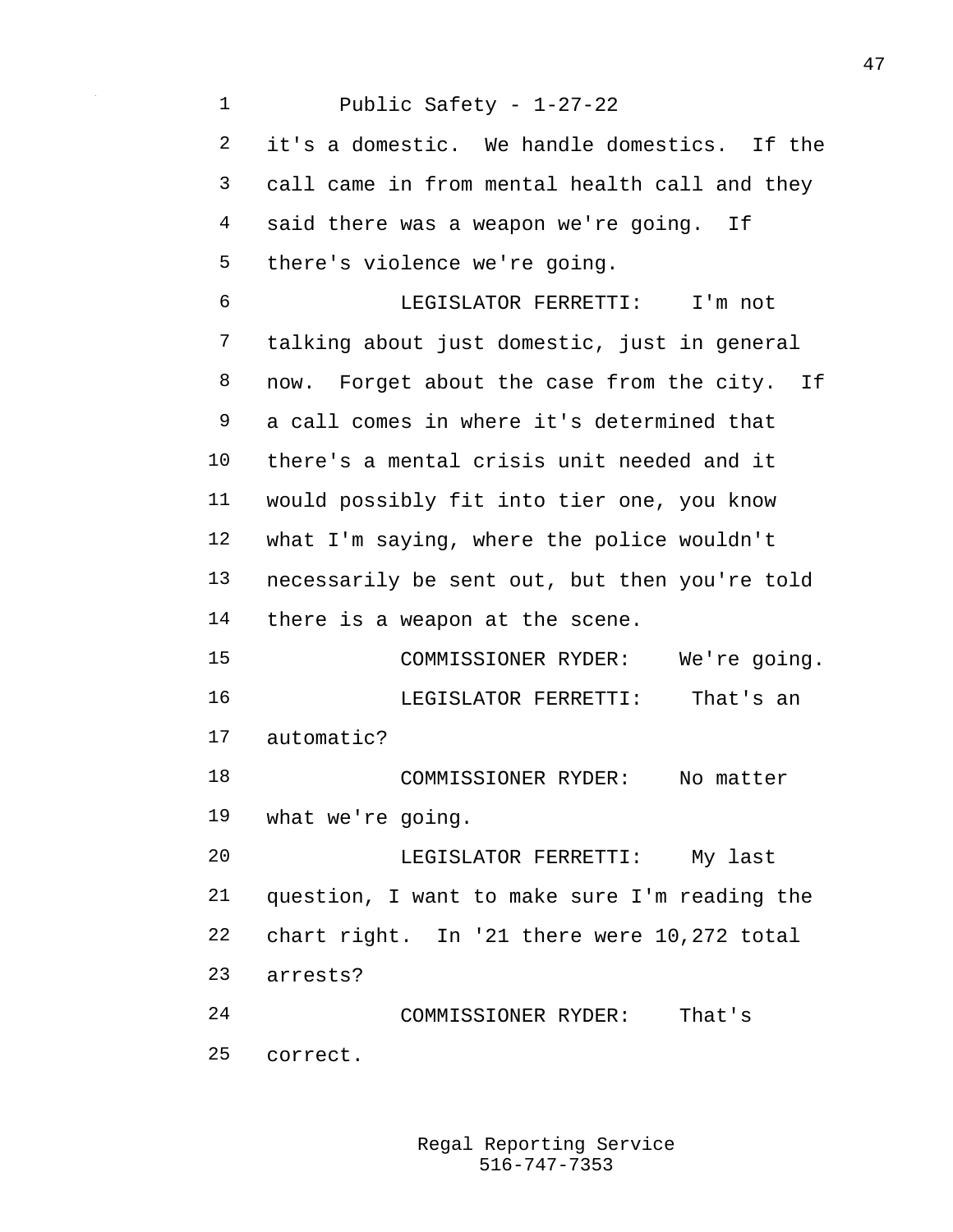it's a domestic. We handle domestics. If the call came in from mental health call and they said there was a weapon we're going. If there's violence we're going.

LEGISLATOR FERRETTI: I'm not talking about just domestic, just in general now. Forget about the case from the city. If a call comes in where it's determined that there's a mental crisis unit needed and it would possibly fit into tier one, you know what I'm saying, where the police wouldn't necessarily be sent out, but then you're told there is a weapon at the scene.

COMMISSIONER RYDER: We're going.

LEGISLATOR FERRETTI: That's an automatic?

COMMISSIONER RYDER: No matter what we're going.

LEGISLATOR FERRETTI: My last question, I want to make sure I'm reading the chart right. In '21 there were 10,272 total arrests?

COMMISSIONER RYDER: That's correct.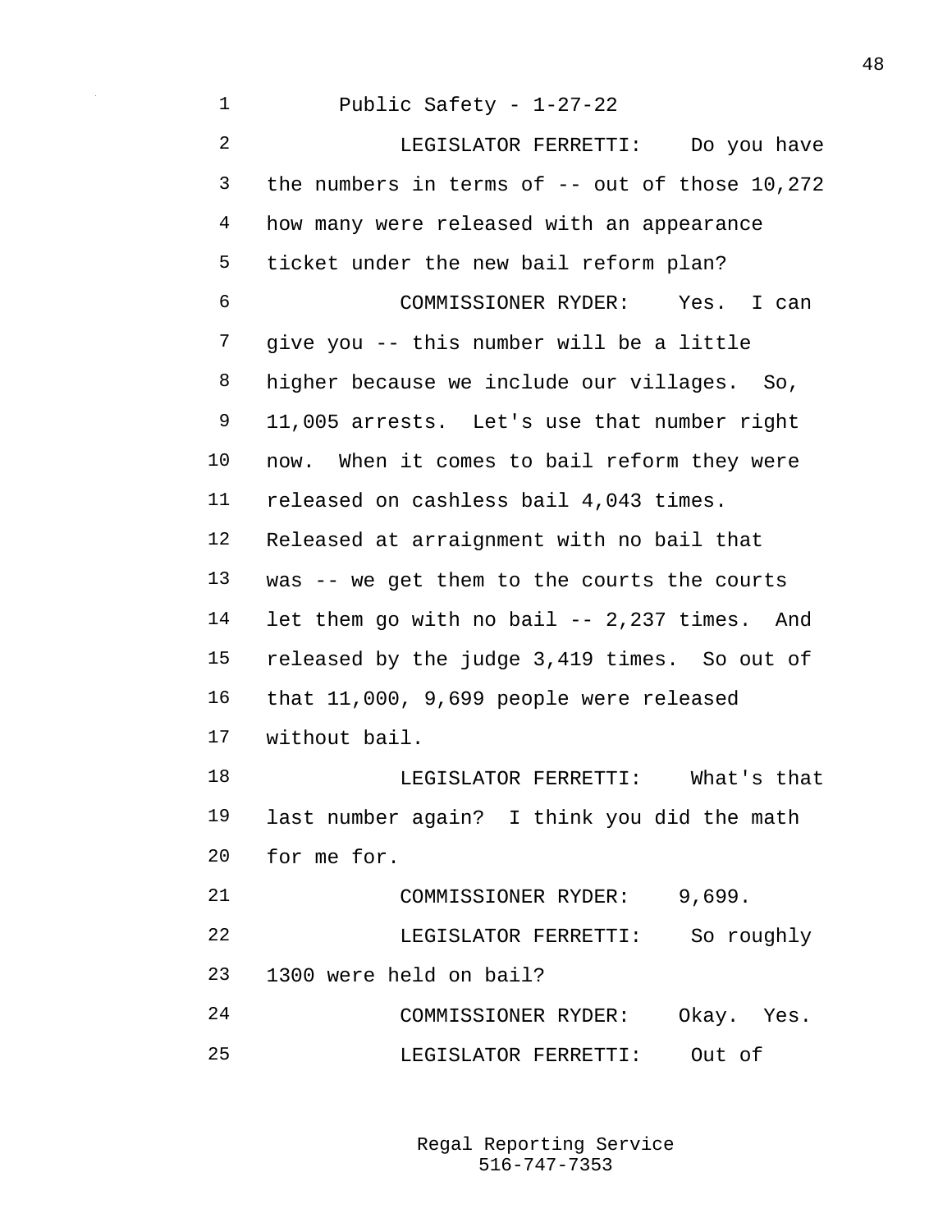Public Safety - 1-27-22

LEGISLATOR FERRETTI: Do you have the numbers in terms of -- out of those 10,272 how many were released with an appearance ticket under the new bail reform plan?

COMMISSIONER RYDER: Yes. I can give you -- this number will be a little higher because we include our villages. So, 11,005 arrests. Let's use that number right now. When it comes to bail reform they were released on cashless bail 4,043 times. Released at arraignment with no bail that was -- we get them to the courts the courts let them go with no bail -- 2,237 times. And released by the judge 3,419 times. So out of that 11,000, 9,699 people were released without bail.

LEGISLATOR FERRETTI: What's that last number again? I think you did the math for me for.

COMMISSIONER RYDER: 9,699.

LEGISLATOR FERRETTI: So roughly 1300 were held on bail?

COMMISSIONER RYDER: Okay. Yes.

LEGISLATOR FERRETTI: Out of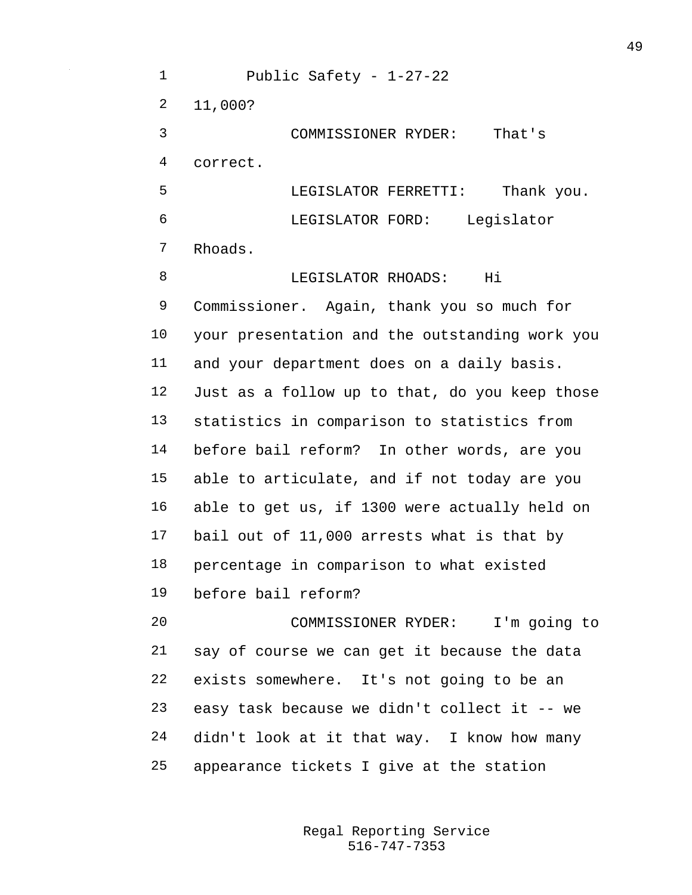11,000?

COMMISSIONER RYDER: That's correct.

LEGISLATOR FERRETTI: Thank you.

LEGISLATOR FORD: Legislator Rhoads.

LEGISLATOR RHOADS: Hi Commissioner. Again, thank you so much for your presentation and the outstanding work you and your department does on a daily basis. Just as a follow up to that, do you keep those statistics in comparison to statistics from before bail reform? In other words, are you able to articulate, and if not today are you able to get us, if 1300 were actually held on bail out of 11,000 arrests what is that by percentage in comparison to what existed before bail reform?

COMMISSIONER RYDER: I'm going to say of course we can get it because the data exists somewhere. It's not going to be an easy task because we didn't collect it -- we didn't look at it that way. I know how many appearance tickets I give at the station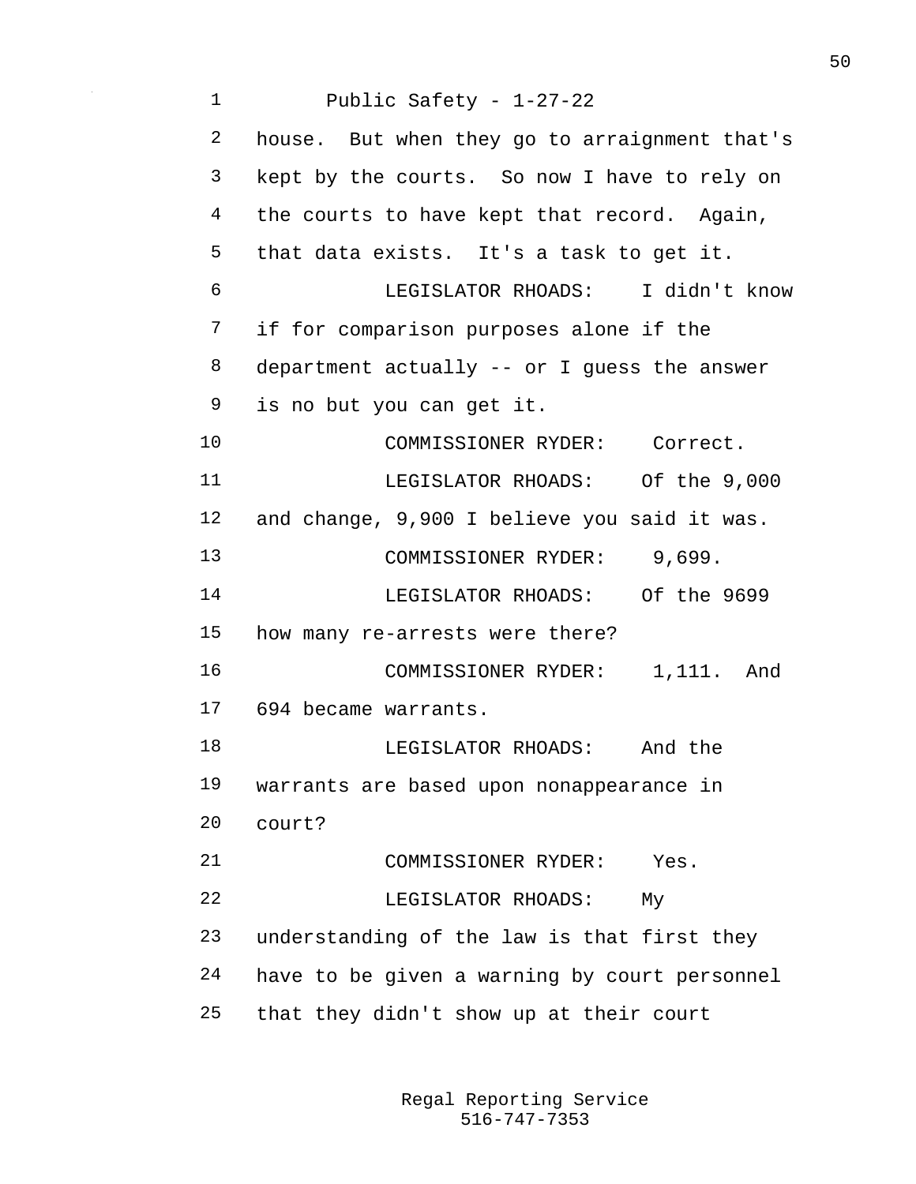house. But when they go to arraignment that's kept by the courts. So now I have to rely on the courts to have kept that record. Again, that data exists. It's a task to get it.

LEGISLATOR RHOADS: I didn't know if for comparison purposes alone if the department actually -- or I guess the answer is no but you can get it.

COMMISSIONER RYDER: Correct.

LEGISLATOR RHOADS: Of the 9,000 and change, 9,900 I believe you said it was.

COMMISSIONER RYDER: 9,699.

LEGISLATOR RHOADS: Of the 9699 how many re-arrests were there?

COMMISSIONER RYDER: 1,111. And 694 became warrants.

LEGISLATOR RHOADS: And the warrants are based upon nonappearance in court?

COMMISSIONER RYDER: Yes.

LEGISLATOR RHOADS: My understanding of the law is that first they have to be given a warning by court personnel that they didn't show up at their court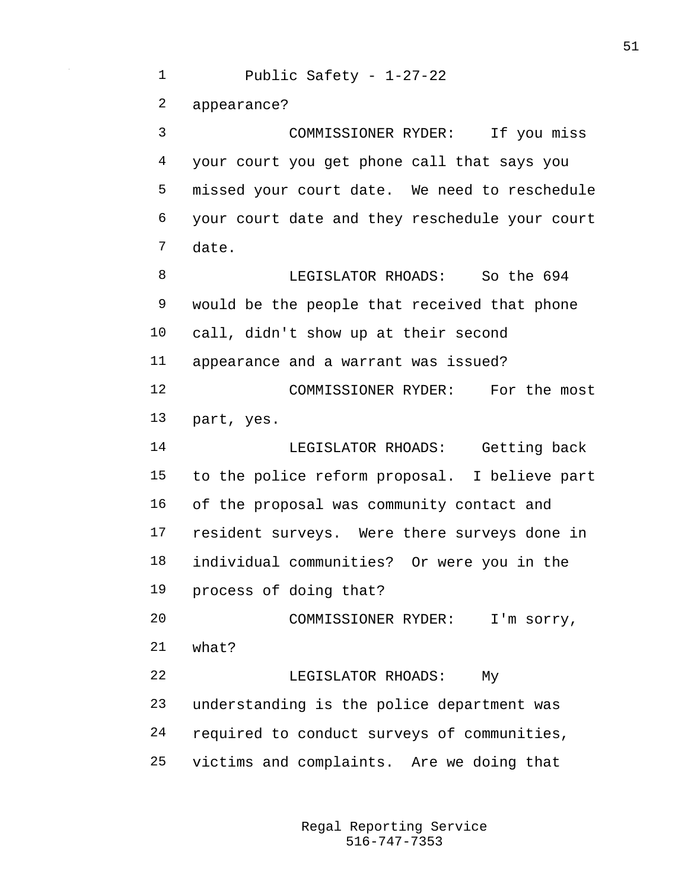appearance?

COMMISSIONER RYDER: If you miss your court you get phone call that says you missed your court date. We need to reschedule your court date and they reschedule your court date.

LEGISLATOR RHOADS: So the 694 would be the people that received that phone call, didn't show up at their second appearance and a warrant was issued?

COMMISSIONER RYDER: For the most part, yes.

LEGISLATOR RHOADS: Getting back to the police reform proposal. I believe part of the proposal was community contact and resident surveys. Were there surveys done in individual communities? Or were you in the process of doing that?

COMMISSIONER RYDER: I'm sorry, what?

LEGISLATOR RHOADS: My understanding is the police department was required to conduct surveys of communities, victims and complaints. Are we doing that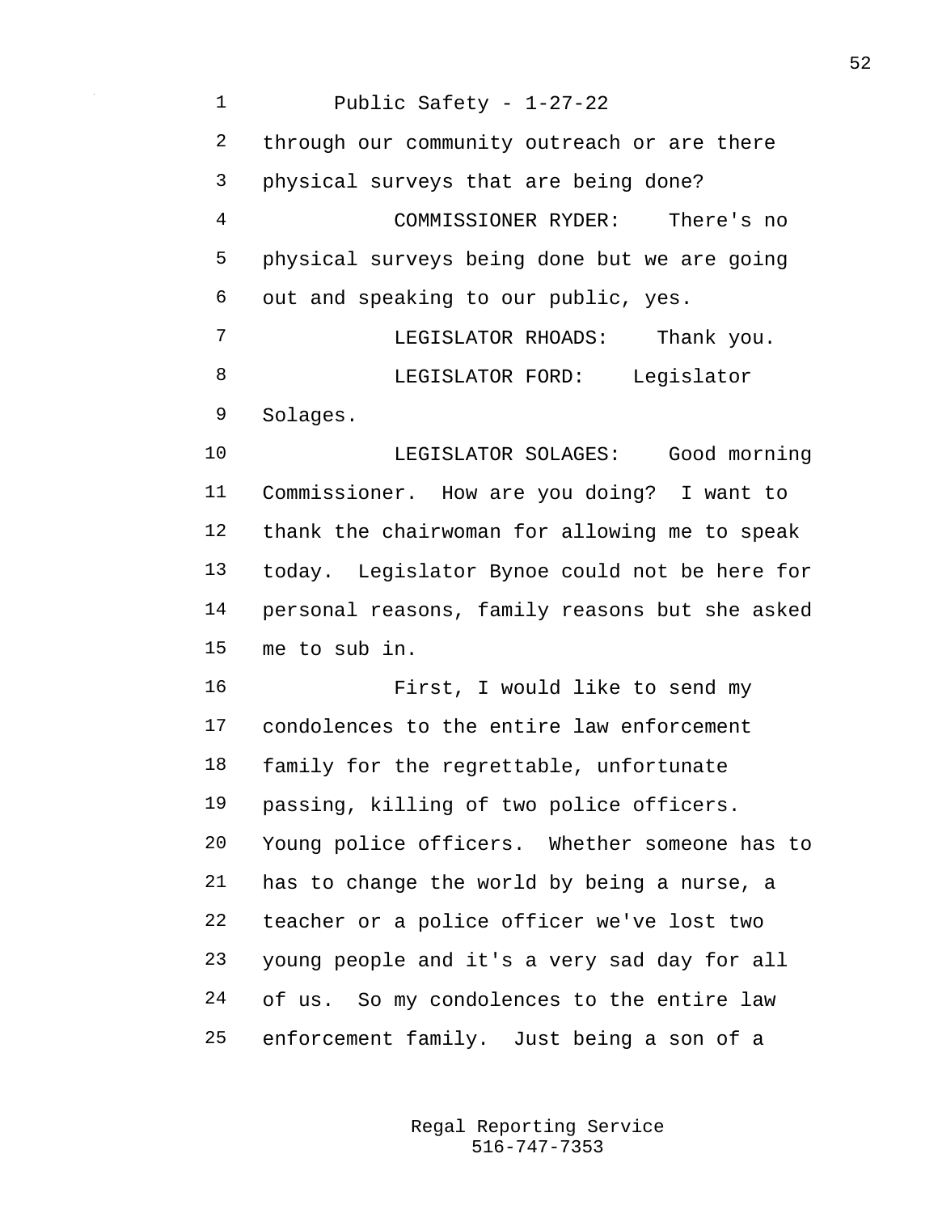through our community outreach or are there physical surveys that are being done?

COMMISSIONER RYDER: There's no physical surveys being done but we are going out and speaking to our public, yes.

LEGISLATOR RHOADS: Thank you.

LEGISLATOR FORD: Legislator Solages.

LEGISLATOR SOLAGES: Good morning Commissioner. How are you doing? I want to thank the chairwoman for allowing me to speak today. Legislator Bynoe could not be here for personal reasons, family reasons but she asked me to sub in.

First, I would like to send my condolences to the entire law enforcement family for the regrettable, unfortunate passing, killing of two police officers. Young police officers. Whether someone has to has to change the world by being a nurse, a teacher or a police officer we've lost two young people and it's a very sad day for all of us. So my condolences to the entire law enforcement family. Just being a son of a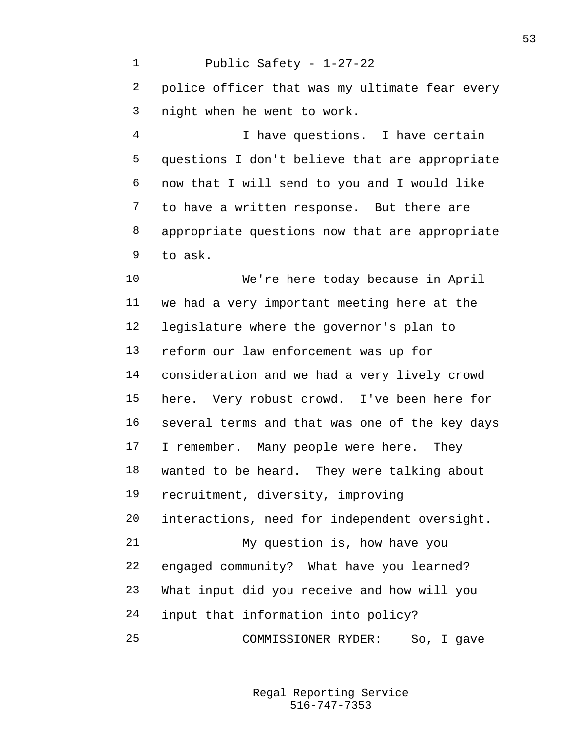police officer that was my ultimate fear every night when he went to work.

I have questions. I have certain questions I don't believe that are appropriate now that I will send to you and I would like to have a written response. But there are appropriate questions now that are appropriate to ask.

We're here today because in April we had a very important meeting here at the legislature where the governor's plan to reform our law enforcement was up for consideration and we had a very lively crowd here. Very robust crowd. I've been here for several terms and that was one of the key days I remember. Many people were here. They wanted to be heard. They were talking about recruitment, diversity, improving interactions, need for independent oversight.

My question is, how have you engaged community? What have you learned? What input did you receive and how will you input that information into policy?

COMMISSIONER RYDER: So, I gave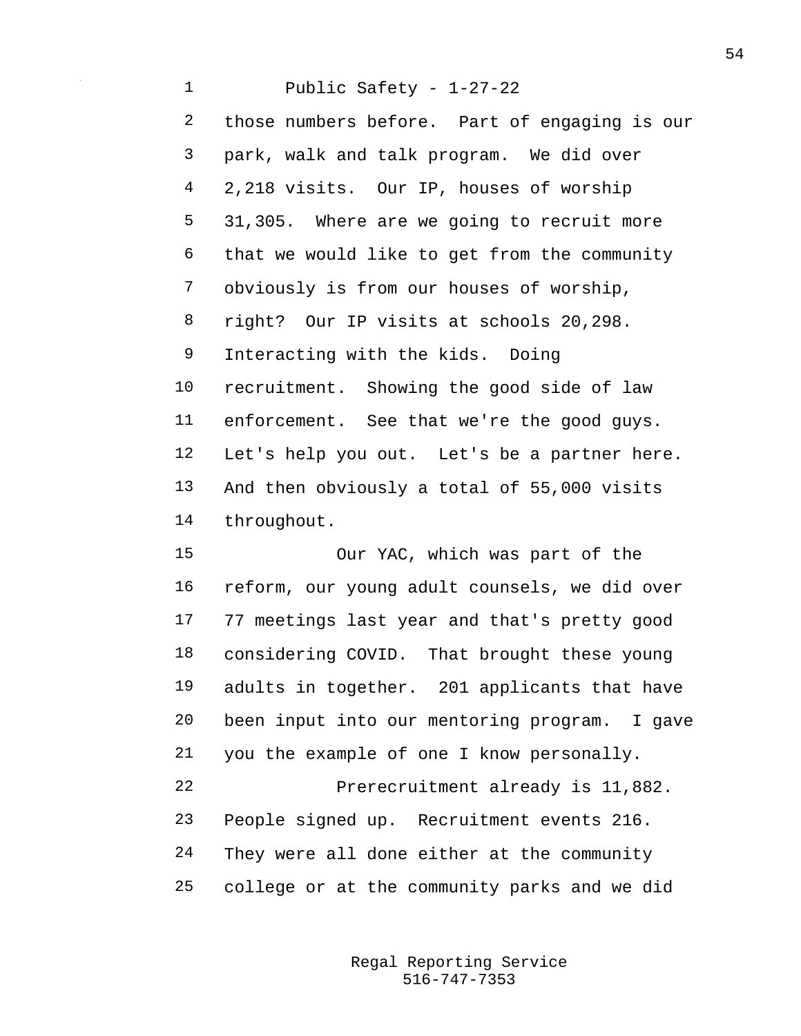those numbers before. Part of engaging is our park, walk and talk program. We did over 2,218 visits. Our IP, houses of worship 31,305. Where are we going to recruit more that we would like to get from the community obviously is from our houses of worship, right? Our IP visits at schools 20,298. Interacting with the kids. Doing recruitment. Showing the good side of law enforcement. See that we're the good guys. Let's help you out. Let's be a partner here. And then obviously a total of 55,000 visits throughout.

Our YAC, which was part of the reform, our young adult counsels, we did over 77 meetings last year and that's pretty good considering COVID. That brought these young adults in together. 201 applicants that have been input into our mentoring program. I gave you the example of one I know personally.

Prerecruitment already is 11,882. People signed up. Recruitment events 216. They were all done either at the community college or at the community parks and we did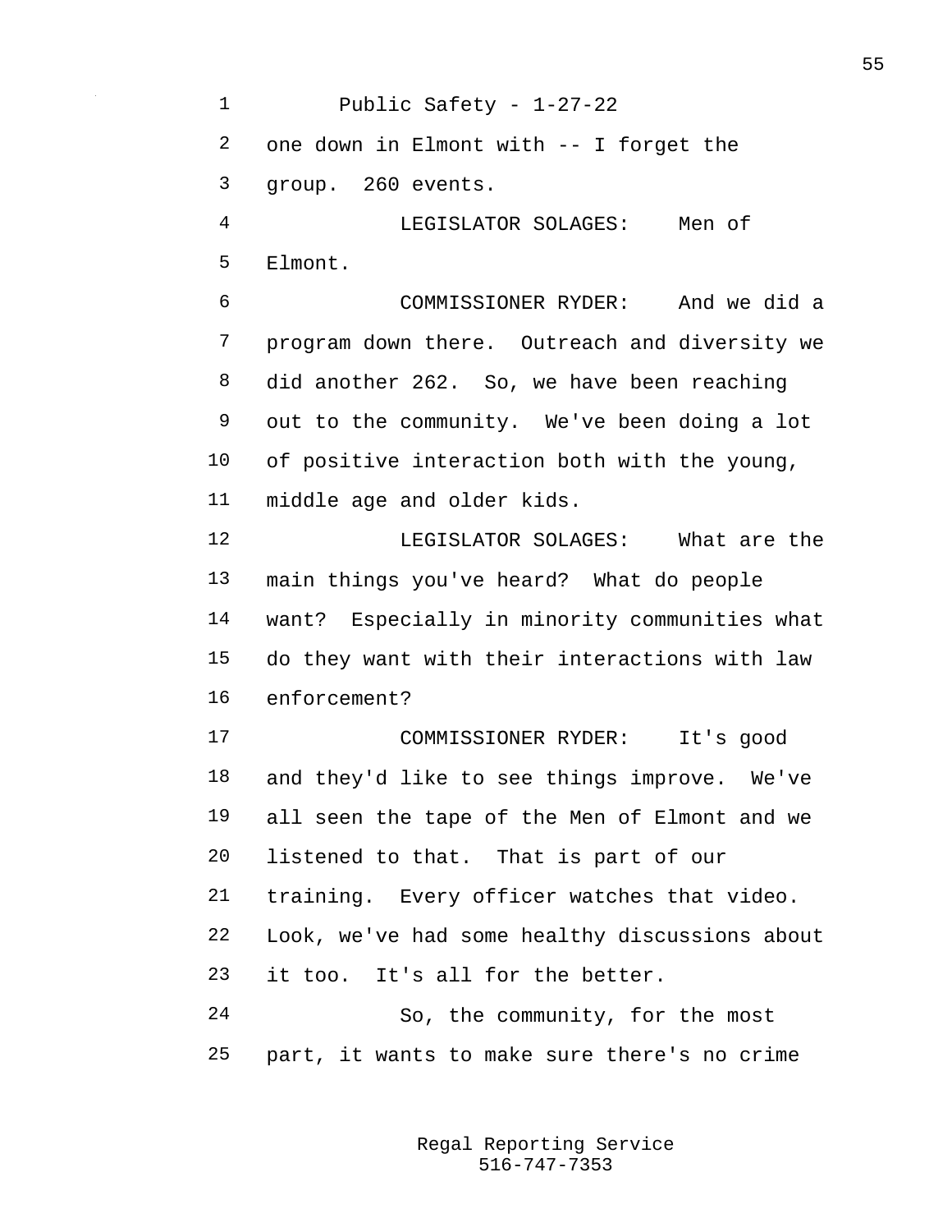one down in Elmont with -- I forget the group. 260 events.

LEGISLATOR SOLAGES: Men of Elmont.

COMMISSIONER RYDER: And we did a program down there. Outreach and diversity we did another 262. So, we have been reaching out to the community. We've been doing a lot of positive interaction both with the young, middle age and older kids.

LEGISLATOR SOLAGES: What are the main things you've heard? What do people want? Especially in minority communities what do they want with their interactions with law enforcement?

COMMISSIONER RYDER: It's good and they'd like to see things improve. We've all seen the tape of the Men of Elmont and we listened to that. That is part of our training. Every officer watches that video. Look, we've had some healthy discussions about it too. It's all for the better.

So, the community, for the most part, it wants to make sure there's no crime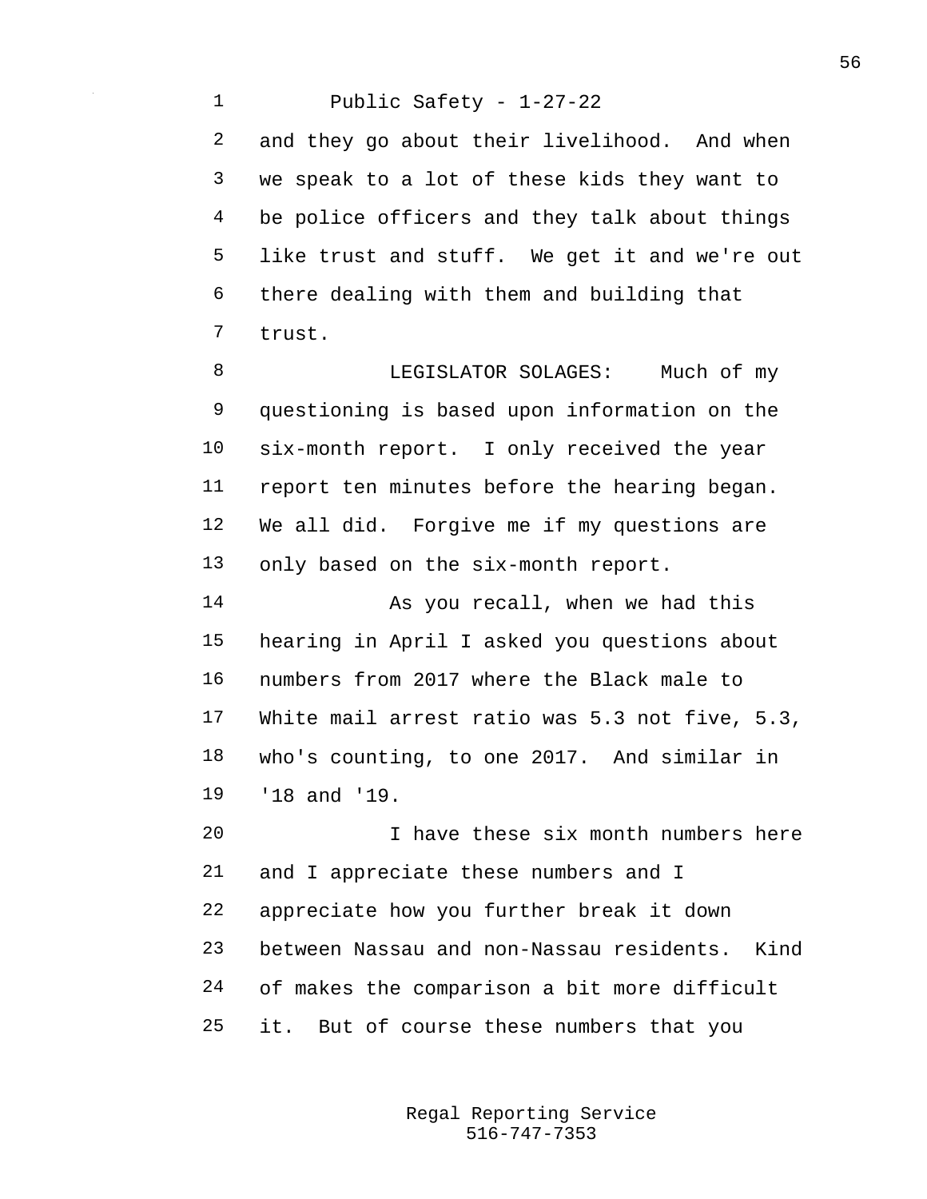and they go about their livelihood. And when we speak to a lot of these kids they want to be police officers and they talk about things like trust and stuff. We get it and we're out there dealing with them and building that trust.

LEGISLATOR SOLAGES: Much of my questioning is based upon information on the six-month report. I only received the year report ten minutes before the hearing began. We all did. Forgive me if my questions are only based on the six-month report.

As you recall, when we had this hearing in April I asked you questions about numbers from 2017 where the Black male to White mail arrest ratio was 5.3 not five, 5.3, who's counting, to one 2017. And similar in '18 and '19.

I have these six month numbers here and I appreciate these numbers and I appreciate how you further break it down between Nassau and non-Nassau residents. Kind of makes the comparison a bit more difficult it. But of course these numbers that you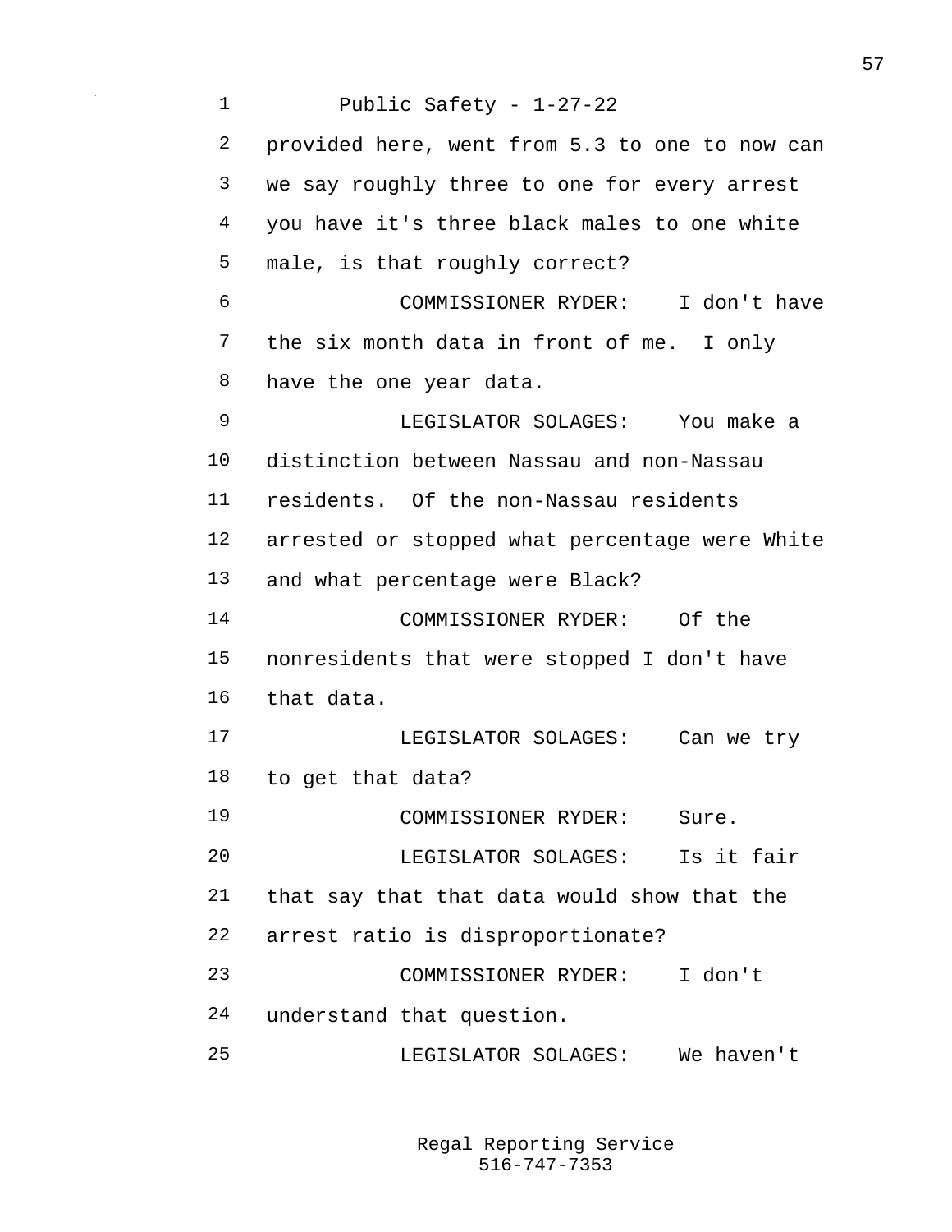provided here, went from 5.3 to one to now can we say roughly three to one for every arrest you have it's three black males to one white male, is that roughly correct?

COMMISSIONER RYDER: I don't have the six month data in front of me. I only have the one year data.

LEGISLATOR SOLAGES: You make a distinction between Nassau and non-Nassau residents. Of the non-Nassau residents arrested or stopped what percentage were White and what percentage were Black?

COMMISSIONER RYDER: Of the nonresidents that were stopped I don't have that data.

LEGISLATOR SOLAGES: Can we try to get that data?

COMMISSIONER RYDER: Sure.

LEGISLATOR SOLAGES: Is it fair that say that that data would show that the arrest ratio is disproportionate?

COMMISSIONER RYDER: I don't understand that question.

LEGISLATOR SOLAGES: We haven't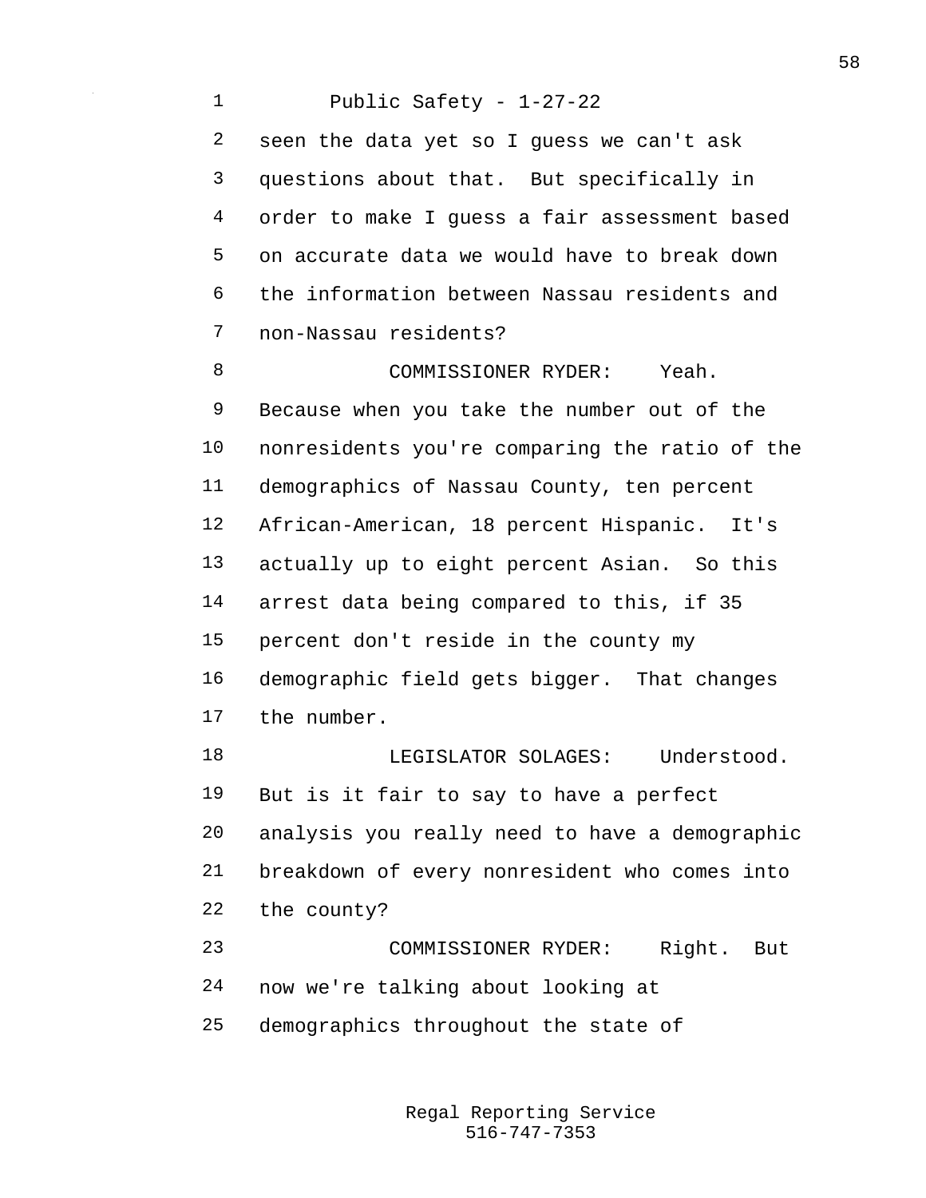seen the data yet so I guess we can't ask questions about that. But specifically in order to make I guess a fair assessment based on accurate data we would have to break down the information between Nassau residents and non-Nassau residents?

COMMISSIONER RYDER: Yeah. Because when you take the number out of the nonresidents you're comparing the ratio of the demographics of Nassau County, ten percent African-American, 18 percent Hispanic. It's actually up to eight percent Asian. So this arrest data being compared to this, if 35 percent don't reside in the county my demographic field gets bigger. That changes the number.

LEGISLATOR SOLAGES: Understood. But is it fair to say to have a perfect analysis you really need to have a demographic breakdown of every nonresident who comes into the county?

COMMISSIONER RYDER: Right. But now we're talking about looking at demographics throughout the state of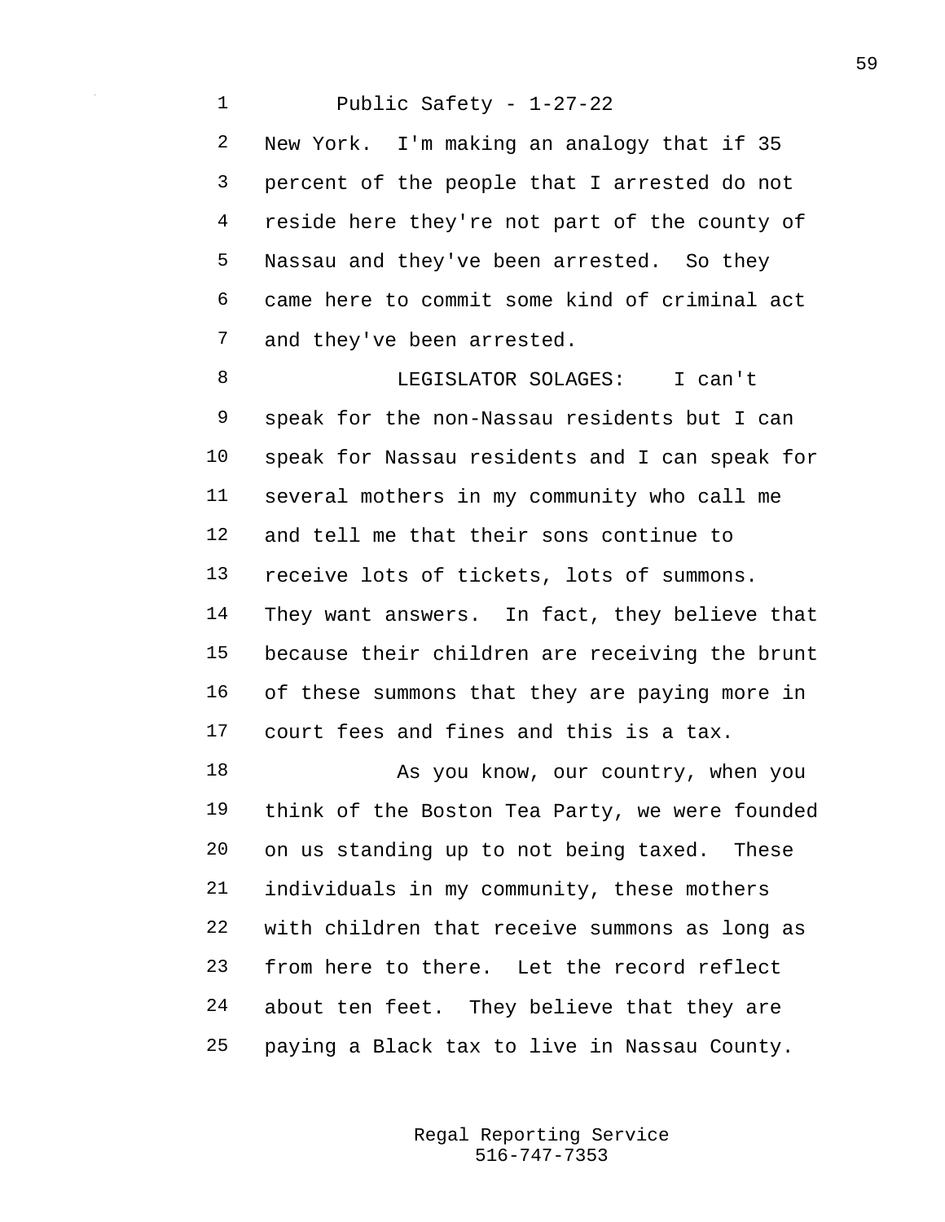New York. I'm making an analogy that if 35 percent of the people that I arrested do not reside here they're not part of the county of Nassau and they've been arrested. So they came here to commit some kind of criminal act and they've been arrested.

LEGISLATOR SOLAGES: I can't speak for the non-Nassau residents but I can speak for Nassau residents and I can speak for several mothers in my community who call me and tell me that their sons continue to receive lots of tickets, lots of summons. They want answers. In fact, they believe that because their children are receiving the brunt of these summons that they are paying more in court fees and fines and this is a tax.

As you know, our country, when you think of the Boston Tea Party, we were founded on us standing up to not being taxed. These individuals in my community, these mothers with children that receive summons as long as from here to there. Let the record reflect about ten feet. They believe that they are paying a Black tax to live in Nassau County.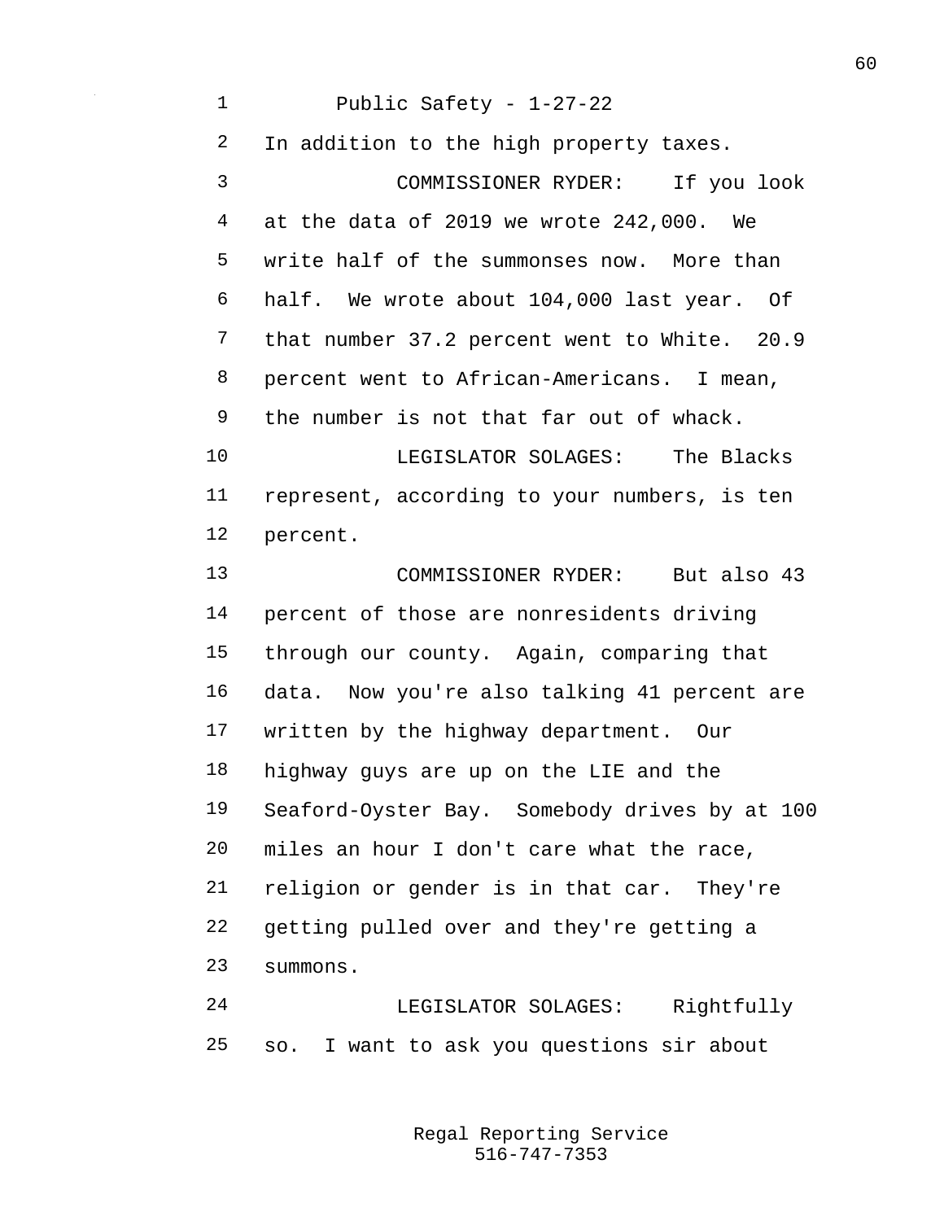In addition to the high property taxes.

COMMISSIONER RYDER: If you look at the data of 2019 we wrote 242,000. We write half of the summonses now. More than half. We wrote about 104,000 last year. Of that number 37.2 percent went to White. 20.9 percent went to African-Americans. I mean, the number is not that far out of whack.

LEGISLATOR SOLAGES: The Blacks represent, according to your numbers, is ten percent.

COMMISSIONER RYDER: But also 43 percent of those are nonresidents driving through our county. Again, comparing that data. Now you're also talking 41 percent are written by the highway department. Our highway guys are up on the LIE and the Seaford-Oyster Bay. Somebody drives by at 100 miles an hour I don't care what the race, religion or gender is in that car. They're getting pulled over and they're getting a summons.

LEGISLATOR SOLAGES: Rightfully so. I want to ask you questions sir about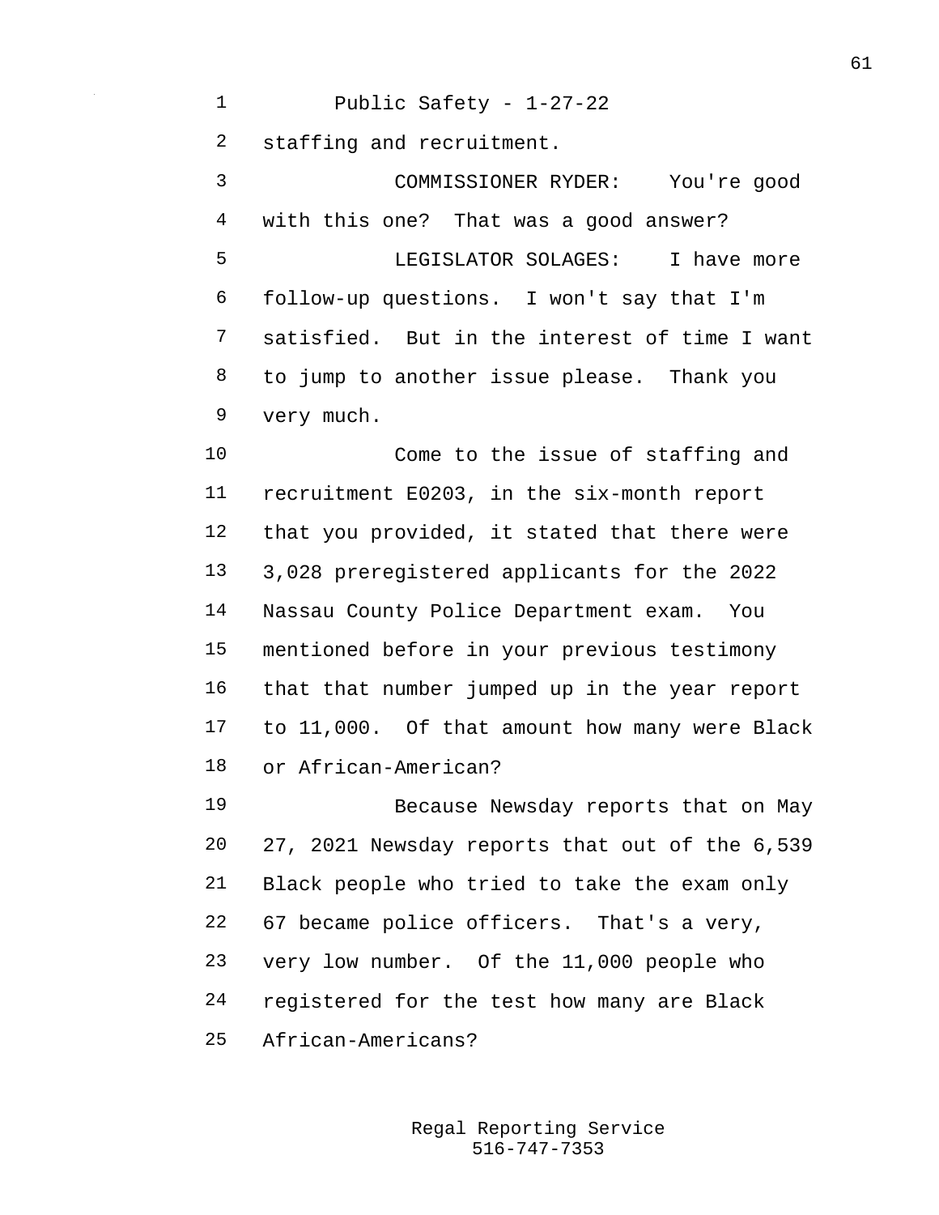staffing and recruitment.

COMMISSIONER RYDER: You're good with this one? That was a good answer?

LEGISLATOR SOLAGES: I have more follow-up questions. I won't say that I'm satisfied. But in the interest of time I want to jump to another issue please. Thank you very much.

Come to the issue of staffing and recruitment E0203, in the six-month report that you provided, it stated that there were 3,028 preregistered applicants for the 2022 Nassau County Police Department exam. You mentioned before in your previous testimony that that number jumped up in the year report to 11,000. Of that amount how many were Black or African-American?

Because Newsday reports that on May 27, 2021 Newsday reports that out of the 6,539 Black people who tried to take the exam only 67 became police officers. That's a very, very low number. Of the 11,000 people who registered for the test how many are Black African-Americans?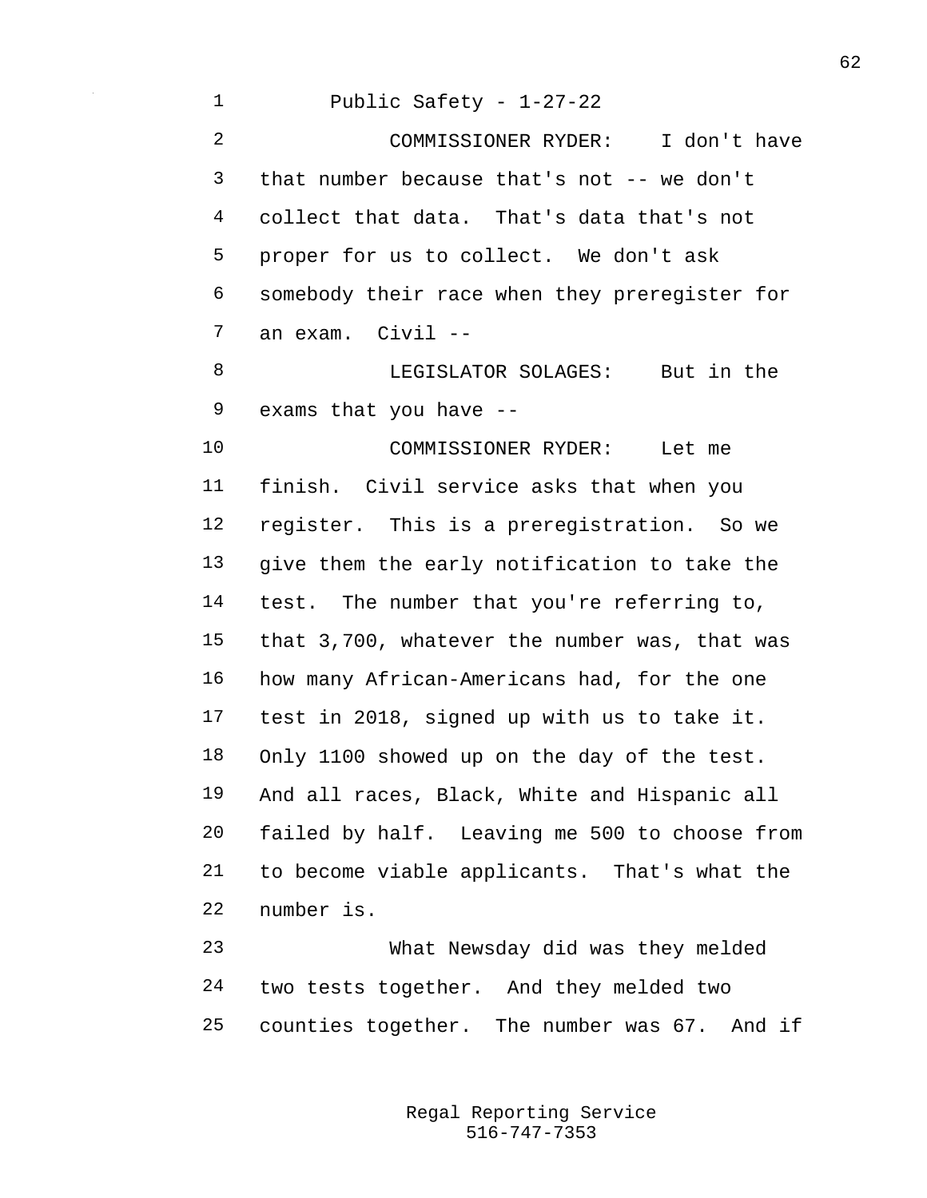Public Safety - 1-27-22

COMMISSIONER RYDER: I don't have that number because that's not -- we don't collect that data. That's data that's not proper for us to collect. We don't ask somebody their race when they preregister for an exam. Civil --

LEGISLATOR SOLAGES: But in the exams that you have --

COMMISSIONER RYDER: Let me finish. Civil service asks that when you register. This is a preregistration. So we give them the early notification to take the test. The number that you're referring to, that 3,700, whatever the number was, that was how many African-Americans had, for the one test in 2018, signed up with us to take it. Only 1100 showed up on the day of the test. And all races, Black, White and Hispanic all failed by half. Leaving me 500 to choose from to become viable applicants. That's what the number is.

What Newsday did was they melded two tests together. And they melded two counties together. The number was 67. And if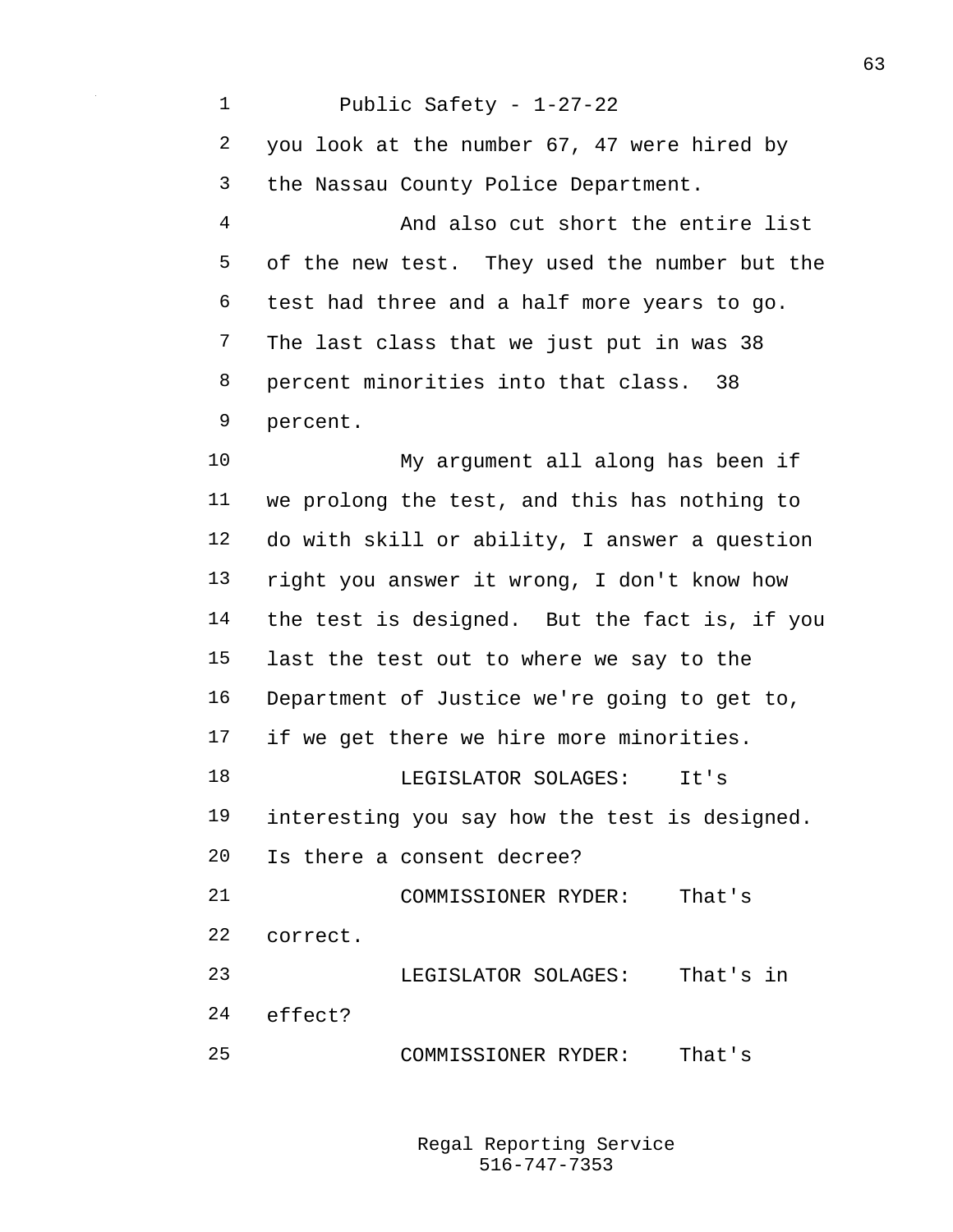you look at the number 67, 47 were hired by the Nassau County Police Department.

And also cut short the entire list of the new test. They used the number but the test had three and a half more years to go. The last class that we just put in was 38 percent minorities into that class. 38 percent.

My argument all along has been if we prolong the test, and this has nothing to do with skill or ability, I answer a question right you answer it wrong, I don't know how the test is designed. But the fact is, if you last the test out to where we say to the Department of Justice we're going to get to, if we get there we hire more minorities.

LEGISLATOR SOLAGES: It's interesting you say how the test is designed. Is there a consent decree?

COMMISSIONER RYDER: That's correct.

LEGISLATOR SOLAGES: That's in effect?

COMMISSIONER RYDER: That's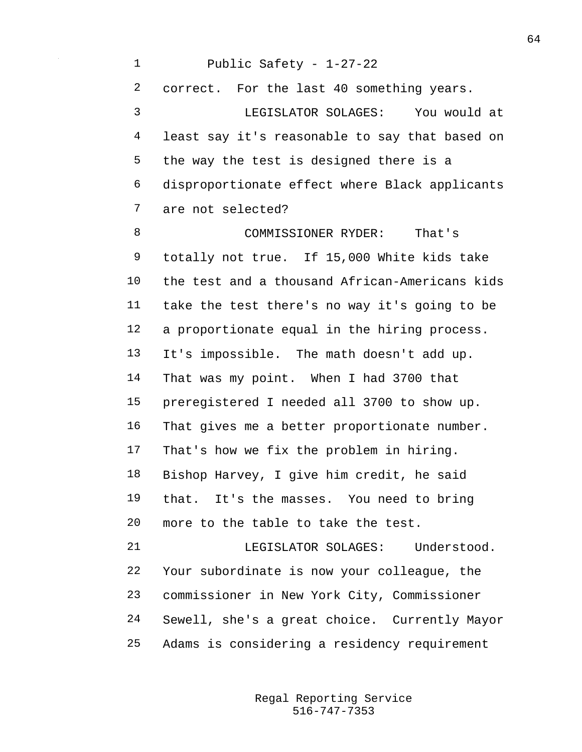correct. For the last 40 something years.

LEGISLATOR SOLAGES: You would at least say it's reasonable to say that based on the way the test is designed there is a disproportionate effect where Black applicants are not selected?

COMMISSIONER RYDER: That's totally not true. If 15,000 White kids take the test and a thousand African-Americans kids take the test there's no way it's going to be a proportionate equal in the hiring process. It's impossible. The math doesn't add up. That was my point. When I had 3700 that preregistered I needed all 3700 to show up. That gives me a better proportionate number. That's how we fix the problem in hiring. Bishop Harvey, I give him credit, he said that. It's the masses. You need to bring more to the table to take the test.

LEGISLATOR SOLAGES: Understood. Your subordinate is now your colleague, the commissioner in New York City, Commissioner Sewell, she's a great choice. Currently Mayor Adams is considering a residency requirement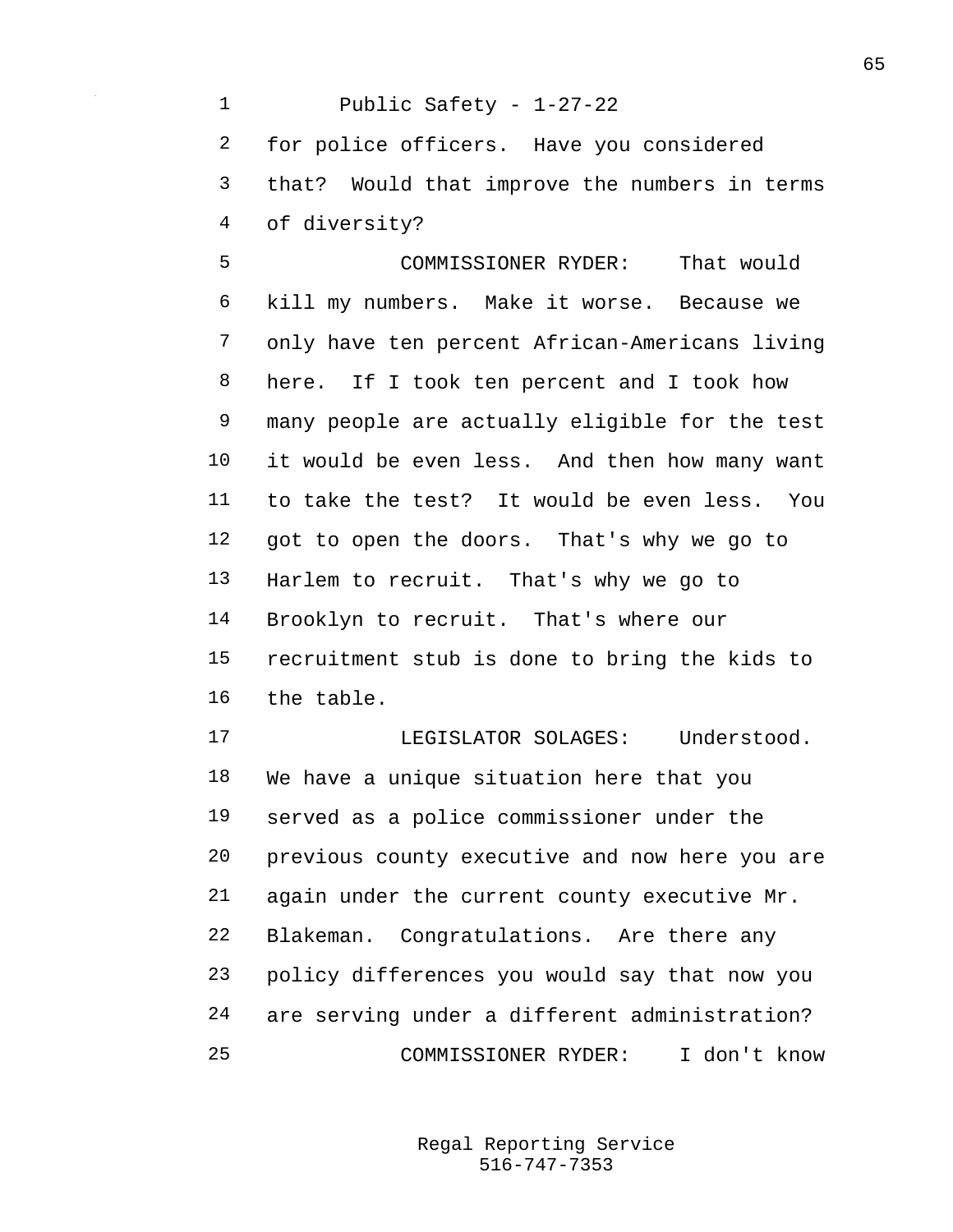for police officers. Have you considered that? Would that improve the numbers in terms of diversity?

COMMISSIONER RYDER: That would kill my numbers. Make it worse. Because we only have ten percent African-Americans living here. If I took ten percent and I took how many people are actually eligible for the test it would be even less. And then how many want to take the test? It would be even less. You got to open the doors. That's why we go to Harlem to recruit. That's why we go to Brooklyn to recruit. That's where our recruitment stub is done to bring the kids to the table.

LEGISLATOR SOLAGES: Understood. We have a unique situation here that you served as a police commissioner under the previous county executive and now here you are again under the current county executive Mr. Blakeman. Congratulations. Are there any policy differences you would say that now you are serving under a different administration?

COMMISSIONER RYDER: I don't know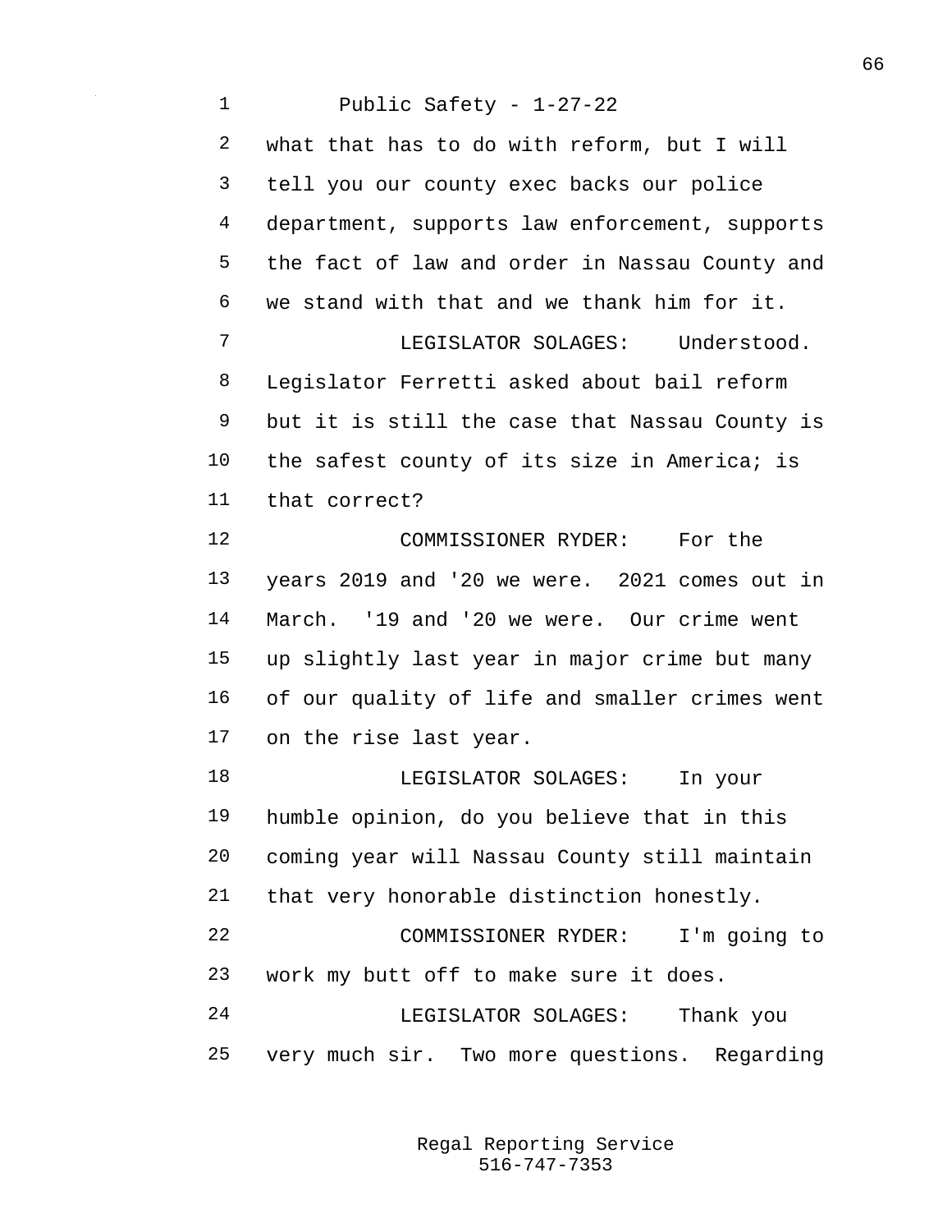what that has to do with reform, but I will tell you our county exec backs our police department, supports law enforcement, supports the fact of law and order in Nassau County and we stand with that and we thank him for it.

LEGISLATOR SOLAGES: Understood. Legislator Ferretti asked about bail reform but it is still the case that Nassau County is the safest county of its size in America; is that correct?

COMMISSIONER RYDER: For the years 2019 and '20 we were. 2021 comes out in March. '19 and '20 we were. Our crime went up slightly last year in major crime but many of our quality of life and smaller crimes went on the rise last year.

LEGISLATOR SOLAGES: In your humble opinion, do you believe that in this coming year will Nassau County still maintain that very honorable distinction honestly.

COMMISSIONER RYDER: I'm going to work my butt off to make sure it does.

LEGISLATOR SOLAGES: Thank you very much sir. Two more questions. Regarding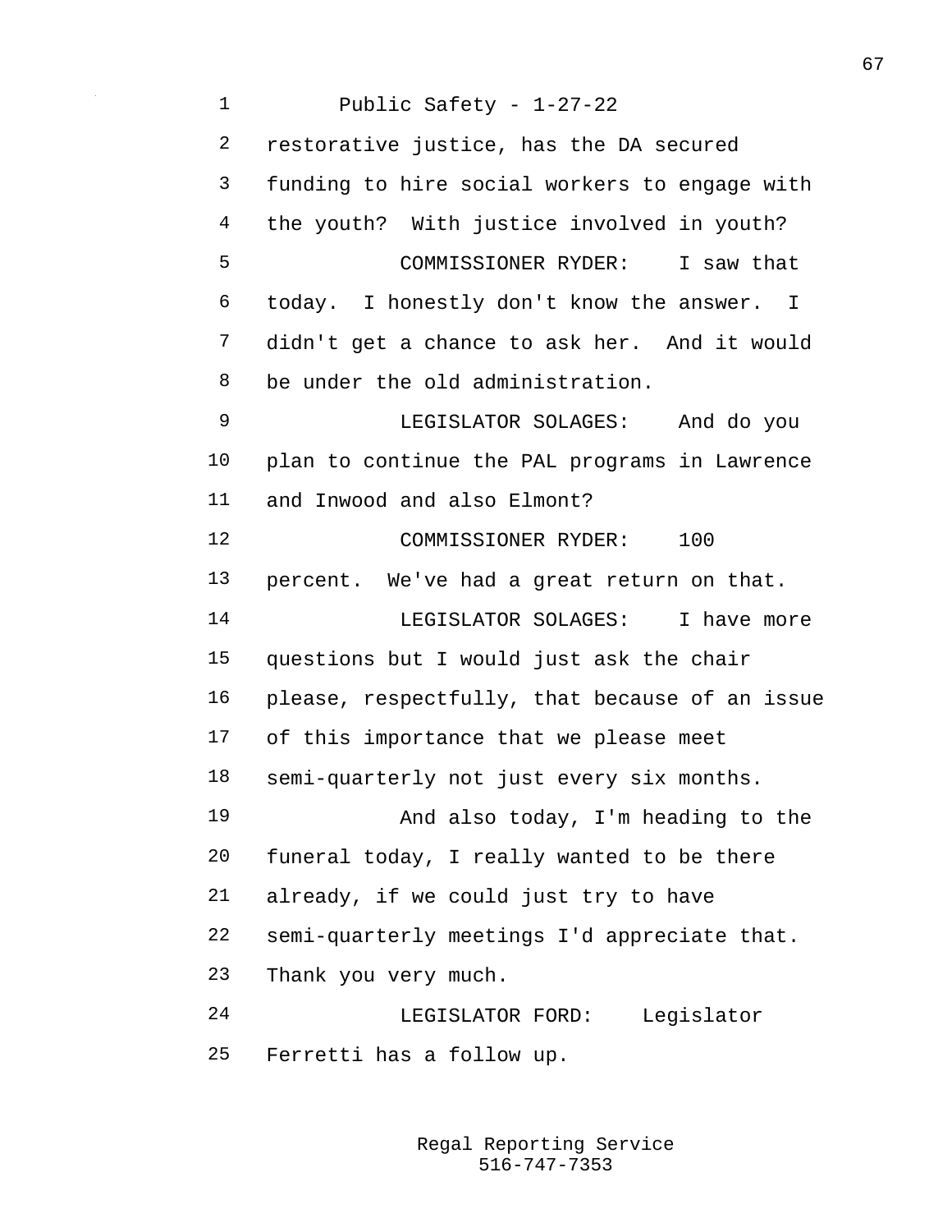restorative justice, has the DA secured funding to hire social workers to engage with the youth? With justice involved in youth?

COMMISSIONER RYDER: I saw that today. I honestly don't know the answer. I didn't get a chance to ask her. And it would be under the old administration.

LEGISLATOR SOLAGES: And do you plan to continue the PAL programs in Lawrence and Inwood and also Elmont?

COMMISSIONER RYDER: 100 percent. We've had a great return on that.

LEGISLATOR SOLAGES: I have more questions but I would just ask the chair please, respectfully, that because of an issue of this importance that we please meet semi-quarterly not just every six months.

And also today, I'm heading to the funeral today, I really wanted to be there already, if we could just try to have semi-quarterly meetings I'd appreciate that. Thank you very much.

LEGISLATOR FORD: Legislator Ferretti has a follow up.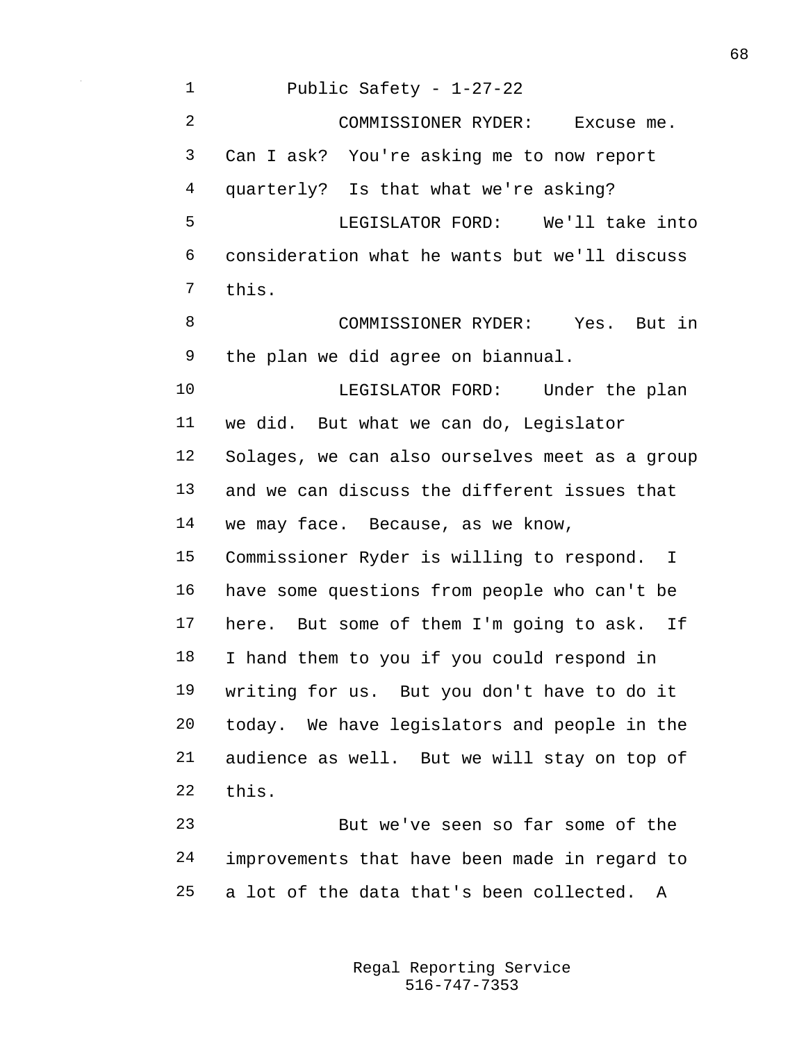Public Safety - 1-27-22

COMMISSIONER RYDER: Excuse me. Can I ask? You're asking me to now report quarterly? Is that what we're asking?

LEGISLATOR FORD: We'll take into consideration what he wants but we'll discuss this.

COMMISSIONER RYDER: Yes. But in the plan we did agree on biannual.

LEGISLATOR FORD: Under the plan we did. But what we can do, Legislator Solages, we can also ourselves meet as a group and we can discuss the different issues that we may face. Because, as we know, Commissioner Ryder is willing to respond. I have some questions from people who can't be here. But some of them I'm going to ask. If I hand them to you if you could respond in writing for us. But you don't have to do it today. We have legislators and people in the audience as well. But we will stay on top of this.

But we've seen so far some of the improvements that have been made in regard to a lot of the data that's been collected. A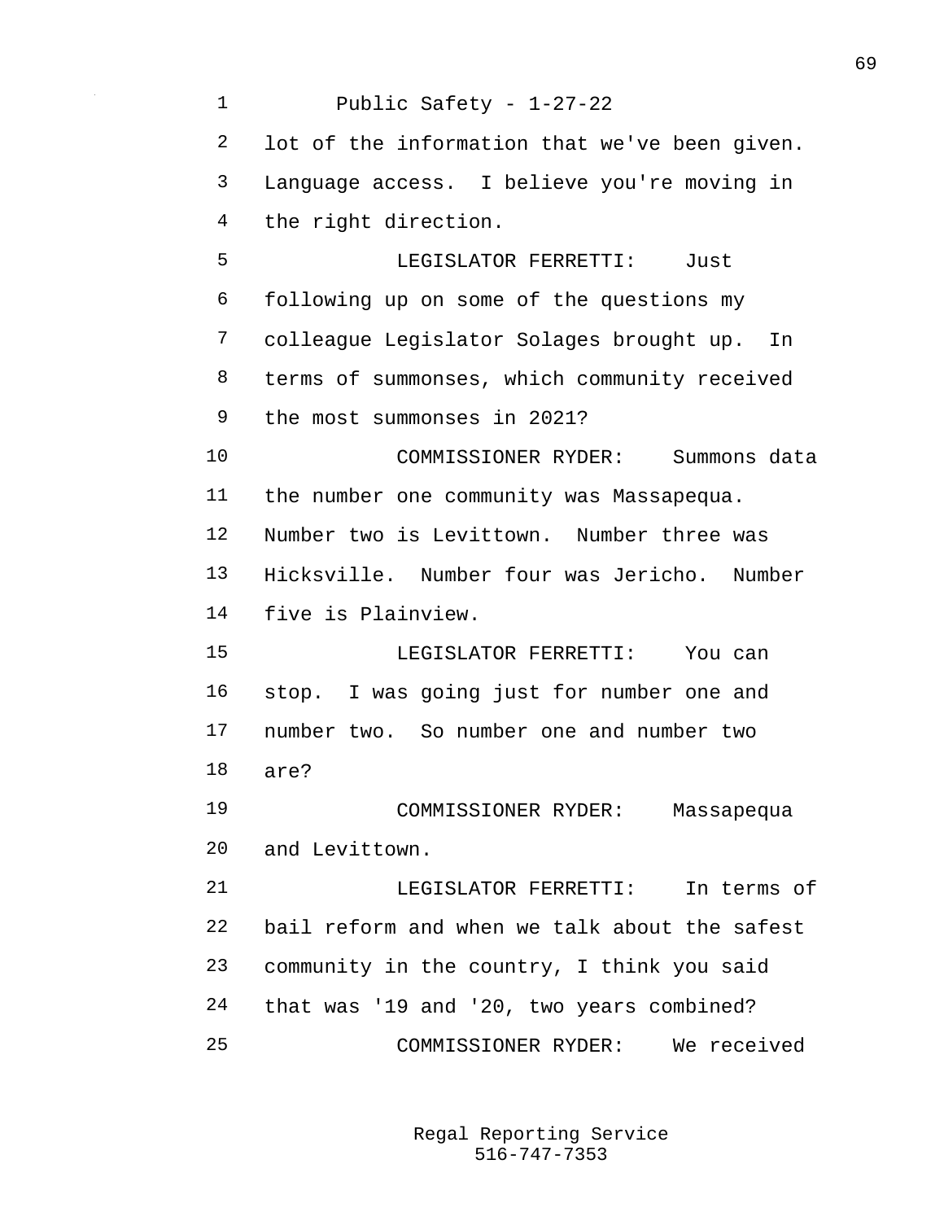lot of the information that we've been given. Language access. I believe you're moving in the right direction.

LEGISLATOR FERRETTI: Just following up on some of the questions my colleague Legislator Solages brought up. In terms of summonses, which community received the most summonses in 2021?

COMMISSIONER RYDER: Summons data the number one community was Massapequa. Number two is Levittown. Number three was Hicksville. Number four was Jericho. Number five is Plainview.

LEGISLATOR FERRETTI: You can stop. I was going just for number one and number two. So number one and number two are?

COMMISSIONER RYDER: Massapequa and Levittown.

LEGISLATOR FERRETTI: In terms of bail reform and when we talk about the safest community in the country, I think you said that was '19 and '20, two years combined?

COMMISSIONER RYDER: We received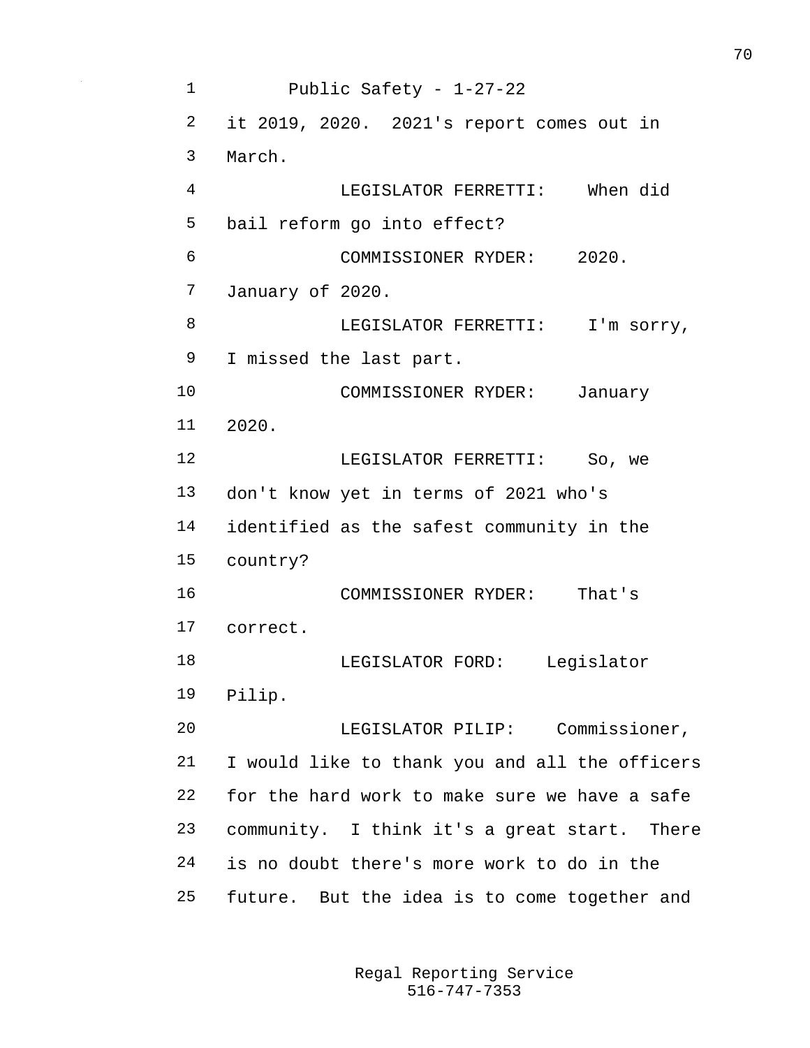it 2019, 2020. 2021's report comes out in March.

LEGISLATOR FERRETTI: When did bail reform go into effect?

COMMISSIONER RYDER: 2020. January of 2020.

LEGISLATOR FERRETTI: I'm sorry, I missed the last part.

COMMISSIONER RYDER: January 2020.

LEGISLATOR FERRETTI: So, we don't know yet in terms of 2021 who's identified as the safest community in the country?

COMMISSIONER RYDER: That's correct.

LEGISLATOR FORD: Legislator Pilip.

LEGISLATOR PILIP: Commissioner, I would like to thank you and all the officers for the hard work to make sure we have a safe community. I think it's a great start. There is no doubt there's more work to do in the future. But the idea is to come together and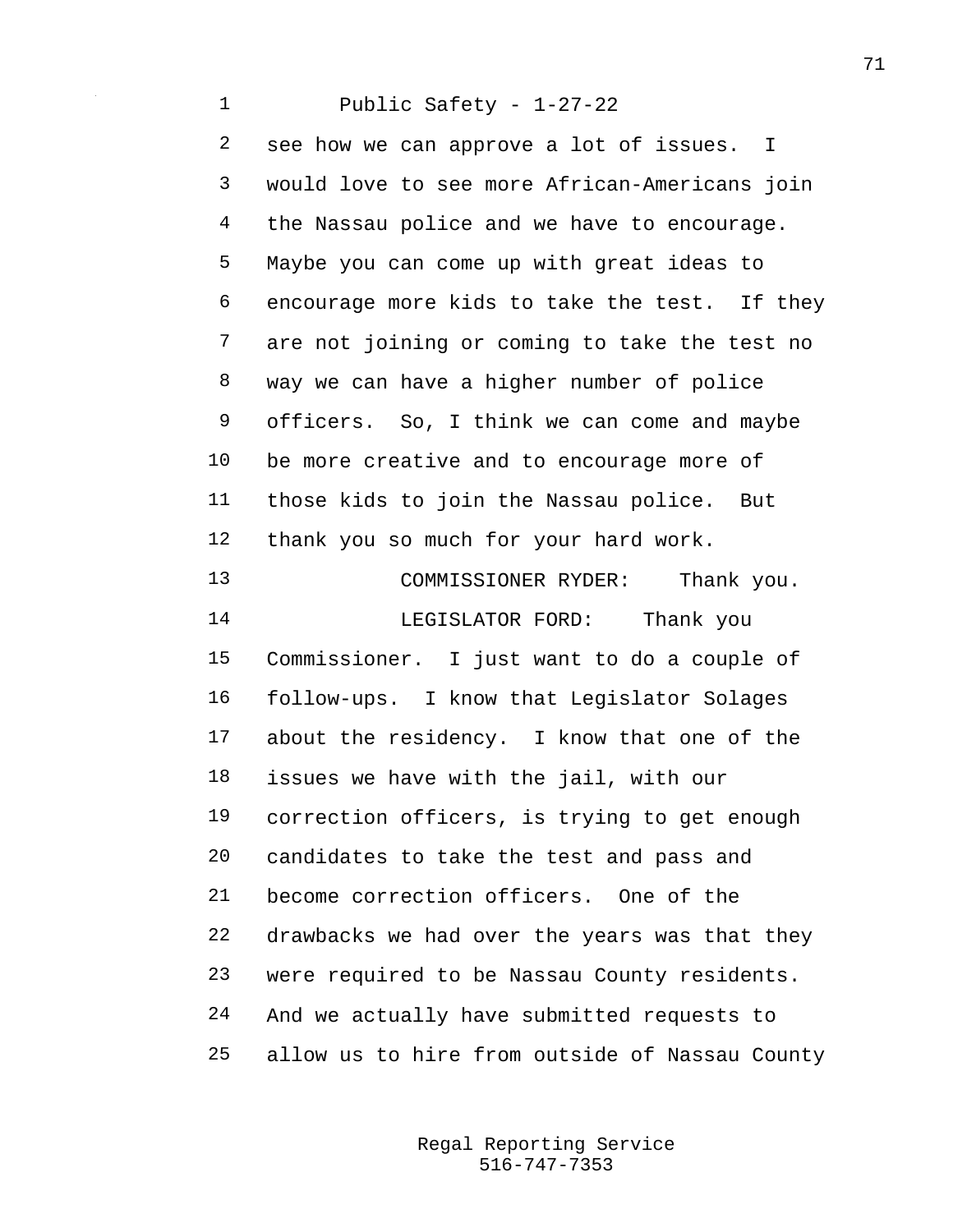see how we can approve a lot of issues. I would love to see more African-Americans join the Nassau police and we have to encourage. Maybe you can come up with great ideas to encourage more kids to take the test. If they are not joining or coming to take the test no way we can have a higher number of police officers. So, I think we can come and maybe be more creative and to encourage more of those kids to join the Nassau police. But thank you so much for your hard work.

COMMISSIONER RYDER: Thank you.

LEGISLATOR FORD: Thank you Commissioner. I just want to do a couple of follow-ups. I know that Legislator Solages about the residency. I know that one of the issues we have with the jail, with our correction officers, is trying to get enough candidates to take the test and pass and become correction officers. One of the drawbacks we had over the years was that they were required to be Nassau County residents. And we actually have submitted requests to allow us to hire from outside of Nassau County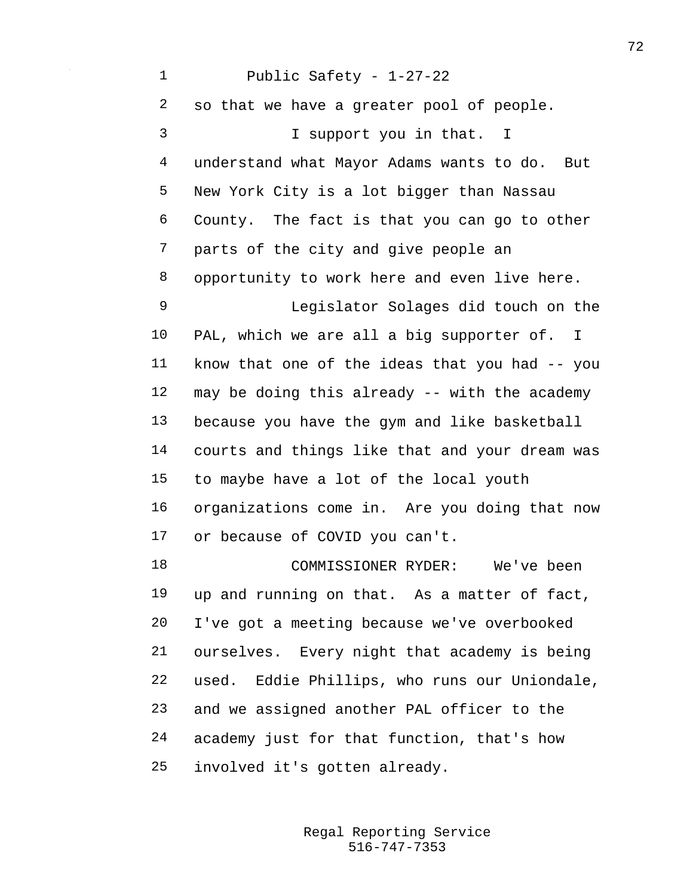so that we have a greater pool of people.

I support you in that. I understand what Mayor Adams wants to do. But New York City is a lot bigger than Nassau County. The fact is that you can go to other parts of the city and give people an opportunity to work here and even live here.

Legislator Solages did touch on the PAL, which we are all a big supporter of. I know that one of the ideas that you had -- you may be doing this already -- with the academy because you have the gym and like basketball courts and things like that and your dream was to maybe have a lot of the local youth organizations come in. Are you doing that now or because of COVID you can't.

COMMISSIONER RYDER: We've been up and running on that. As a matter of fact, I've got a meeting because we've overbooked ourselves. Every night that academy is being used. Eddie Phillips, who runs our Uniondale, and we assigned another PAL officer to the academy just for that function, that's how involved it's gotten already.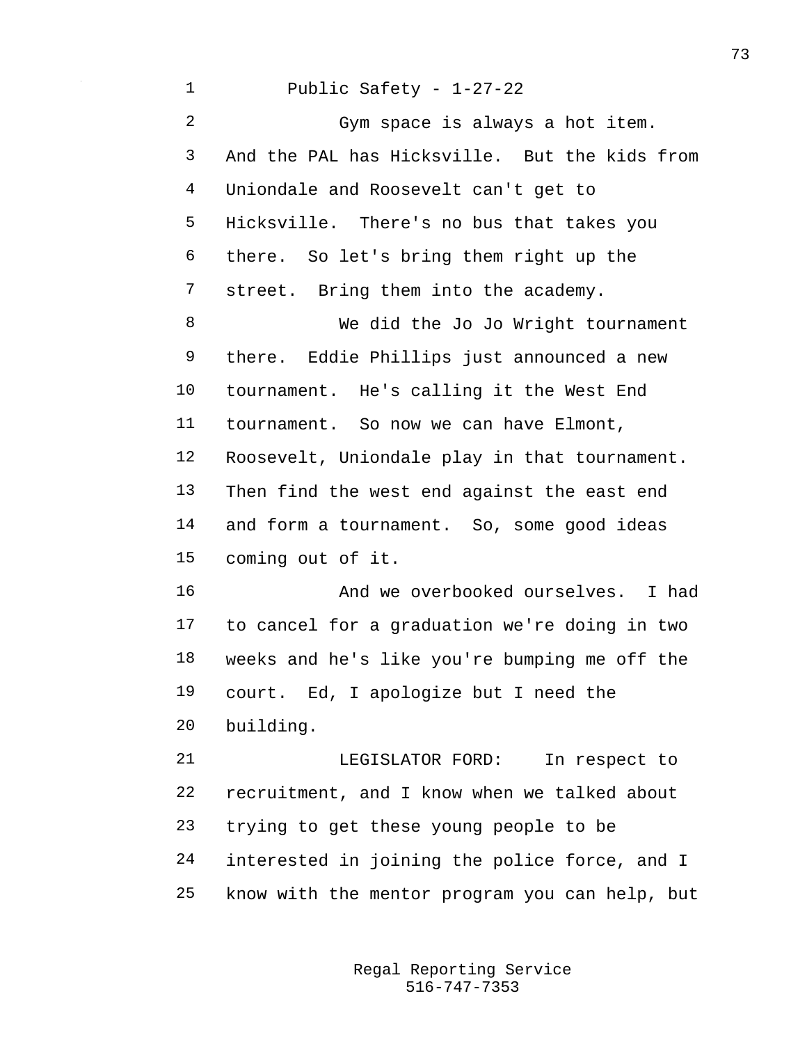Gym space is always a hot item. And the PAL has Hicksville. But the kids from Uniondale and Roosevelt can't get to Hicksville. There's no bus that takes you there. So let's bring them right up the street. Bring them into the academy.

We did the Jo Jo Wright tournament there. Eddie Phillips just announced a new tournament. He's calling it the West End tournament. So now we can have Elmont, Roosevelt, Uniondale play in that tournament. Then find the west end against the east end and form a tournament. So, some good ideas coming out of it.

And we overbooked ourselves. I had to cancel for a graduation we're doing in two weeks and he's like you're bumping me off the court. Ed, I apologize but I need the building.

LEGISLATOR FORD: In respect to recruitment, and I know when we talked about trying to get these young people to be interested in joining the police force, and I know with the mentor program you can help, but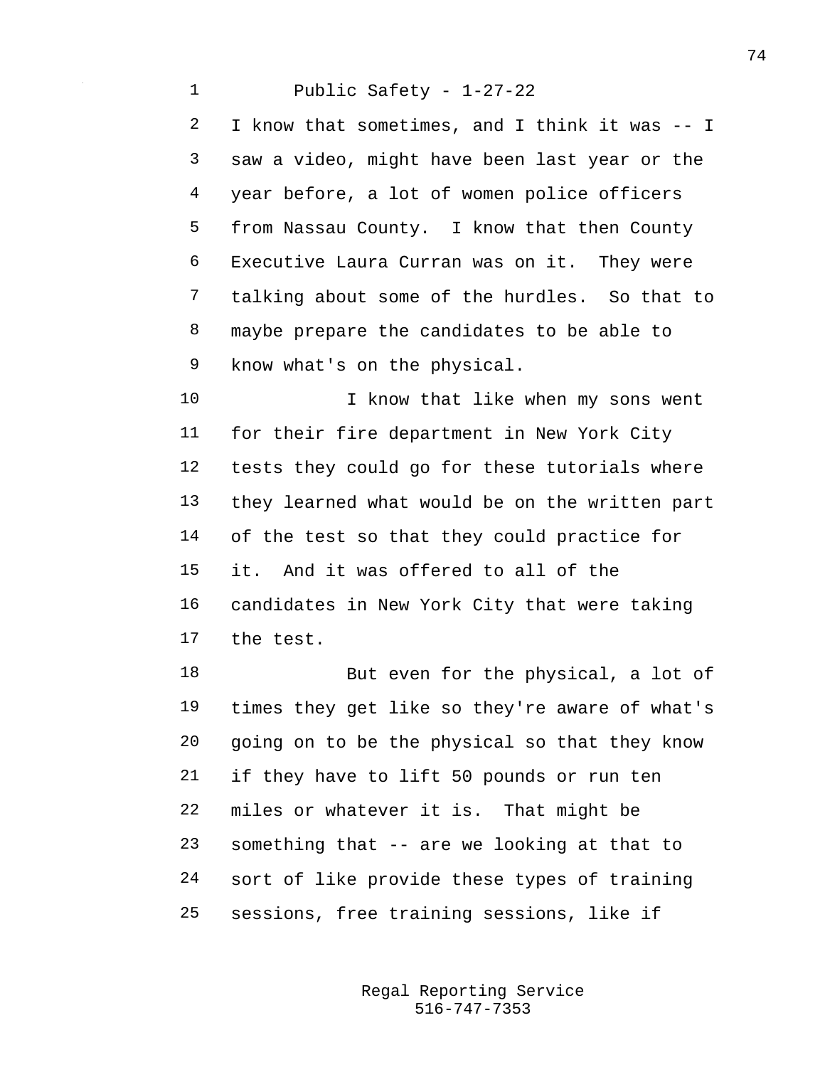I know that sometimes, and I think it was -- I saw a video, might have been last year or the year before, a lot of women police officers from Nassau County. I know that then County Executive Laura Curran was on it. They were talking about some of the hurdles. So that to maybe prepare the candidates to be able to know what's on the physical.

I know that like when my sons went for their fire department in New York City tests they could go for these tutorials where they learned what would be on the written part of the test so that they could practice for it. And it was offered to all of the candidates in New York City that were taking the test.

But even for the physical, a lot of times they get like so they're aware of what's going on to be the physical so that they know if they have to lift 50 pounds or run ten miles or whatever it is. That might be something that -- are we looking at that to sort of like provide these types of training sessions, free training sessions, like if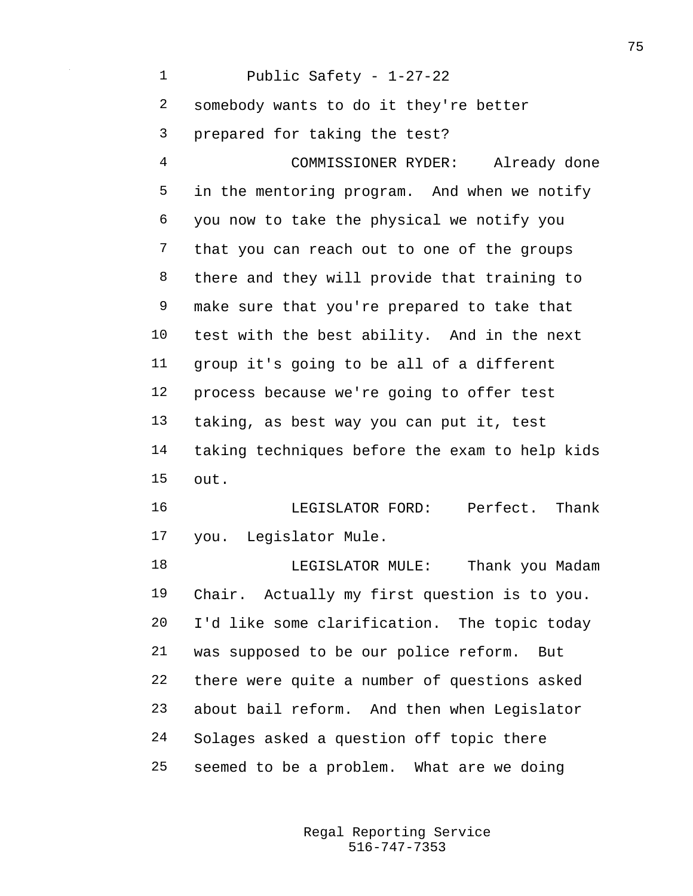somebody wants to do it they're better prepared for taking the test?

COMMISSIONER RYDER: Already done in the mentoring program. And when we notify you now to take the physical we notify you that you can reach out to one of the groups there and they will provide that training to make sure that you're prepared to take that test with the best ability. And in the next group it's going to be all of a different process because we're going to offer test taking, as best way you can put it, test taking techniques before the exam to help kids out.

LEGISLATOR FORD: Perfect. Thank you. Legislator Mule.

LEGISLATOR MULE: Thank you Madam Chair. Actually my first question is to you. I'd like some clarification. The topic today was supposed to be our police reform. But there were quite a number of questions asked about bail reform. And then when Legislator Solages asked a question off topic there seemed to be a problem. What are we doing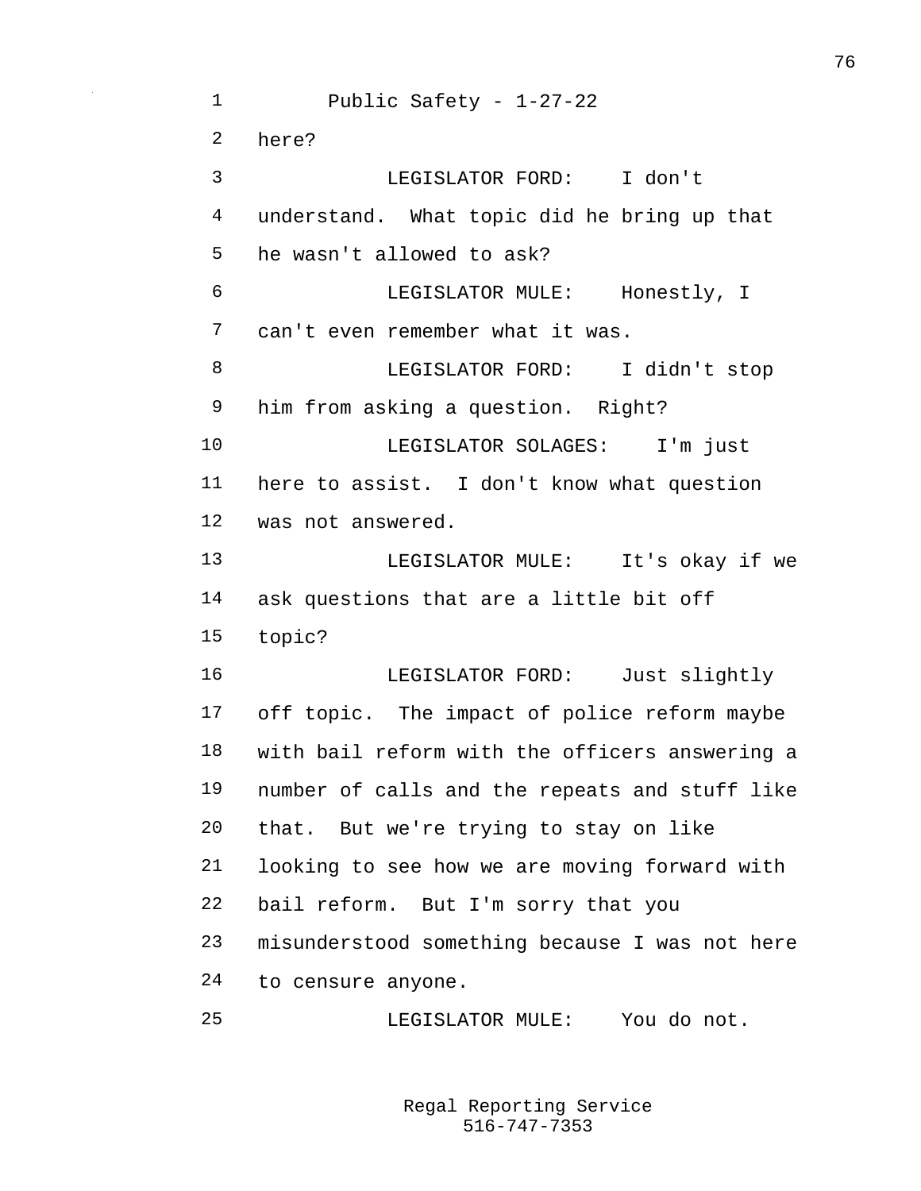here?

LEGISLATOR FORD: I don't understand. What topic did he bring up that he wasn't allowed to ask?

LEGISLATOR MULE: Honestly, I can't even remember what it was.

LEGISLATOR FORD: I didn't stop him from asking a question. Right?

LEGISLATOR SOLAGES: I'm just here to assist. I don't know what question was not answered.

LEGISLATOR MULE: It's okay if we ask questions that are a little bit off topic?

LEGISLATOR FORD: Just slightly off topic. The impact of police reform maybe with bail reform with the officers answering a number of calls and the repeats and stuff like that. But we're trying to stay on like looking to see how we are moving forward with bail reform. But I'm sorry that you misunderstood something because I was not here to censure anyone.

LEGISLATOR MULE: You do not.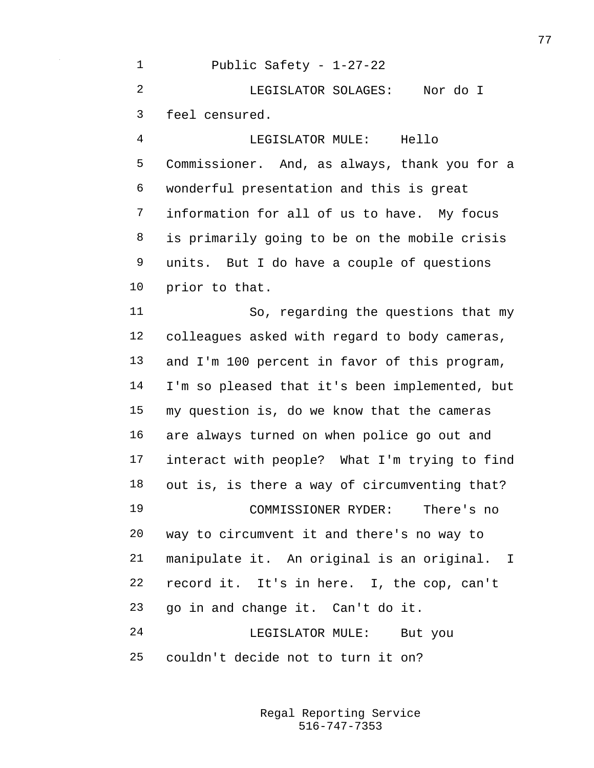Public Safety - 1-27-22

LEGISLATOR SOLAGES: Nor do I feel censured.

LEGISLATOR MULE: Hello Commissioner. And, as always, thank you for a wonderful presentation and this is great information for all of us to have. My focus is primarily going to be on the mobile crisis units. But I do have a couple of questions prior to that.

So, regarding the questions that my colleagues asked with regard to body cameras, and I'm 100 percent in favor of this program, I'm so pleased that it's been implemented, but my question is, do we know that the cameras are always turned on when police go out and interact with people? What I'm trying to find out is, is there a way of circumventing that?

COMMISSIONER RYDER: There's no way to circumvent it and there's no way to manipulate it. An original is an original. I record it. It's in here. I, the cop, can't go in and change it. Can't do it.

LEGISLATOR MULE: But you couldn't decide not to turn it on?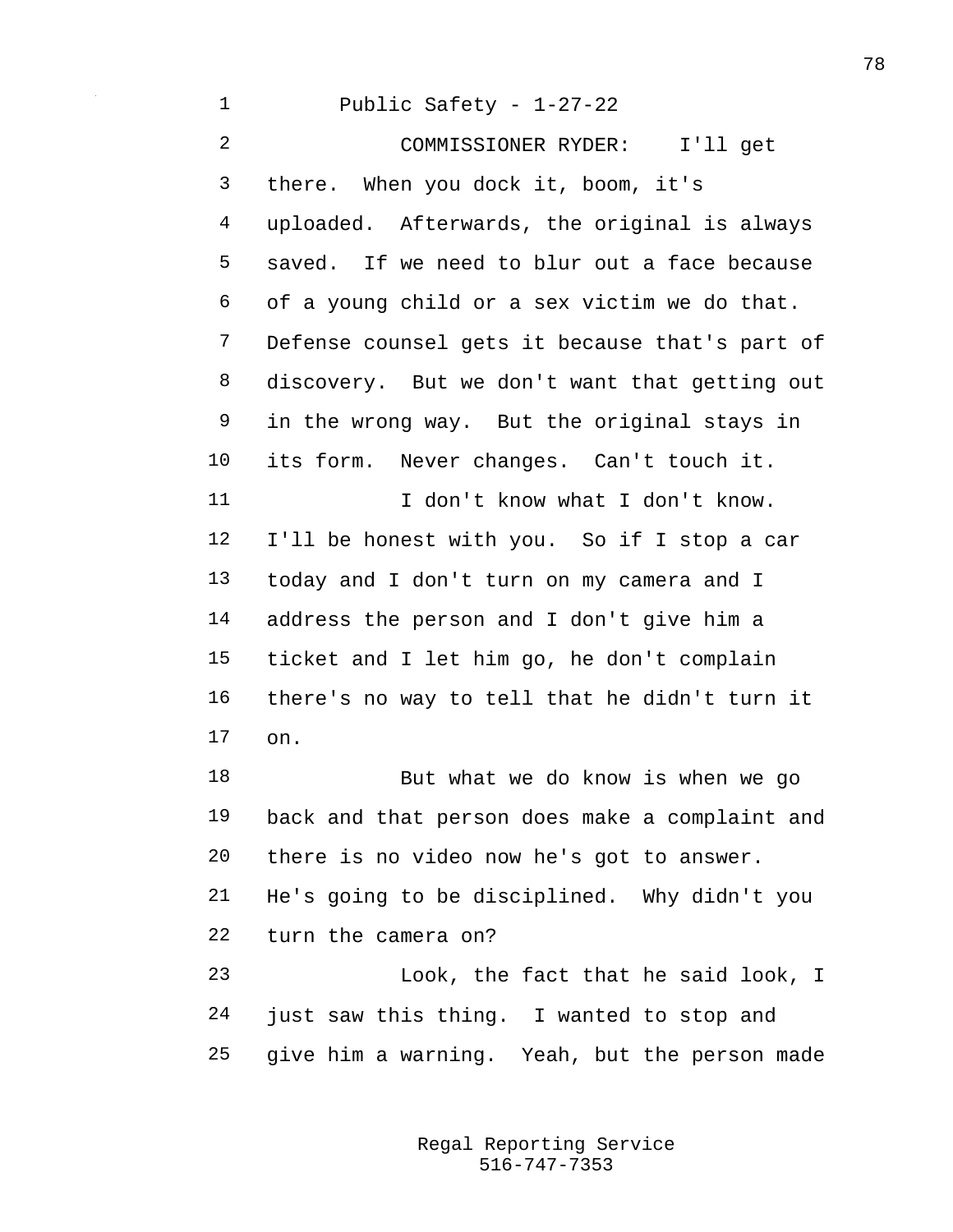Public Safety - 1-27-22

COMMISSIONER RYDER: I'll get there. When you dock it, boom, it's uploaded. Afterwards, the original is always saved. If we need to blur out a face because of a young child or a sex victim we do that. Defense counsel gets it because that's part of discovery. But we don't want that getting out in the wrong way. But the original stays in its form. Never changes. Can't touch it.

I don't know what I don't know. I'll be honest with you. So if I stop a car today and I don't turn on my camera and I address the person and I don't give him a ticket and I let him go, he don't complain there's no way to tell that he didn't turn it on.

But what we do know is when we go back and that person does make a complaint and there is no video now he's got to answer. He's going to be disciplined. Why didn't you turn the camera on?

Look, the fact that he said look, I just saw this thing. I wanted to stop and give him a warning. Yeah, but the person made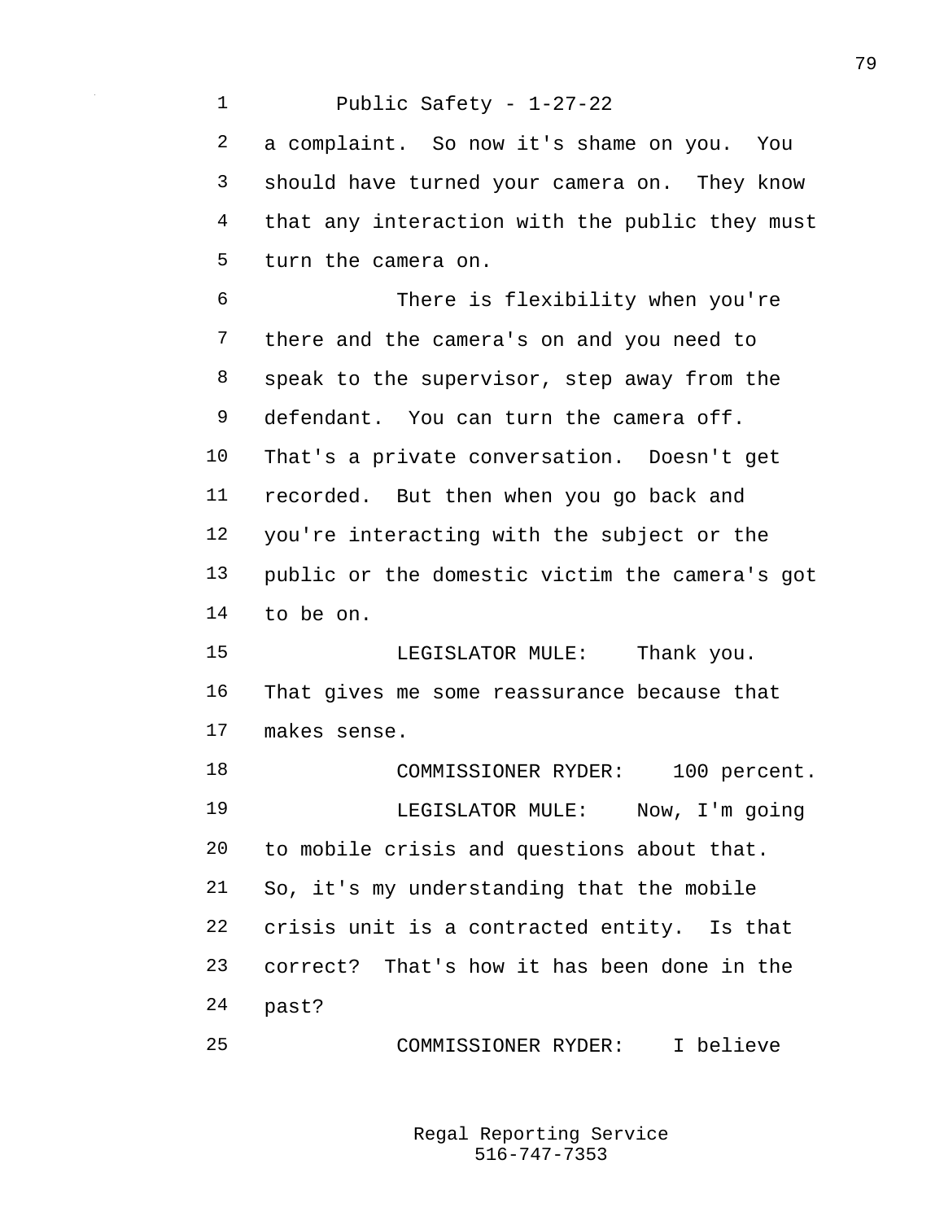a complaint. So now it's shame on you. You should have turned your camera on. They know that any interaction with the public they must turn the camera on.

There is flexibility when you're there and the camera's on and you need to speak to the supervisor, step away from the defendant. You can turn the camera off. That's a private conversation. Doesn't get recorded. But then when you go back and you're interacting with the subject or the public or the domestic victim the camera's got to be on.

LEGISLATOR MULE: Thank you. That gives me some reassurance because that makes sense.

COMMISSIONER RYDER: 100 percent.

LEGISLATOR MULE: Now, I'm going to mobile crisis and questions about that. So, it's my understanding that the mobile crisis unit is a contracted entity. Is that correct? That's how it has been done in the past?

COMMISSIONER RYDER: I believe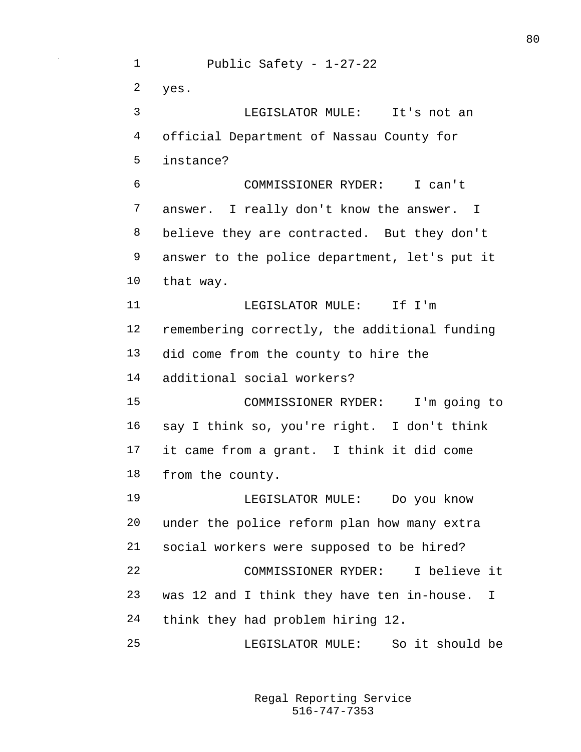yes.

LEGISLATOR MULE: It's not an official Department of Nassau County for instance?

COMMISSIONER RYDER: I can't answer. I really don't know the answer. I believe they are contracted. But they don't answer to the police department, let's put it that way.

LEGISLATOR MULE: If I'm remembering correctly, the additional funding did come from the county to hire the additional social workers?

COMMISSIONER RYDER: I'm going to say I think so, you're right. I don't think it came from a grant. I think it did come from the county.

LEGISLATOR MULE: Do you know under the police reform plan how many extra social workers were supposed to be hired?

COMMISSIONER RYDER: I believe it was 12 and I think they have ten in-house. I think they had problem hiring 12.

LEGISLATOR MULE: So it should be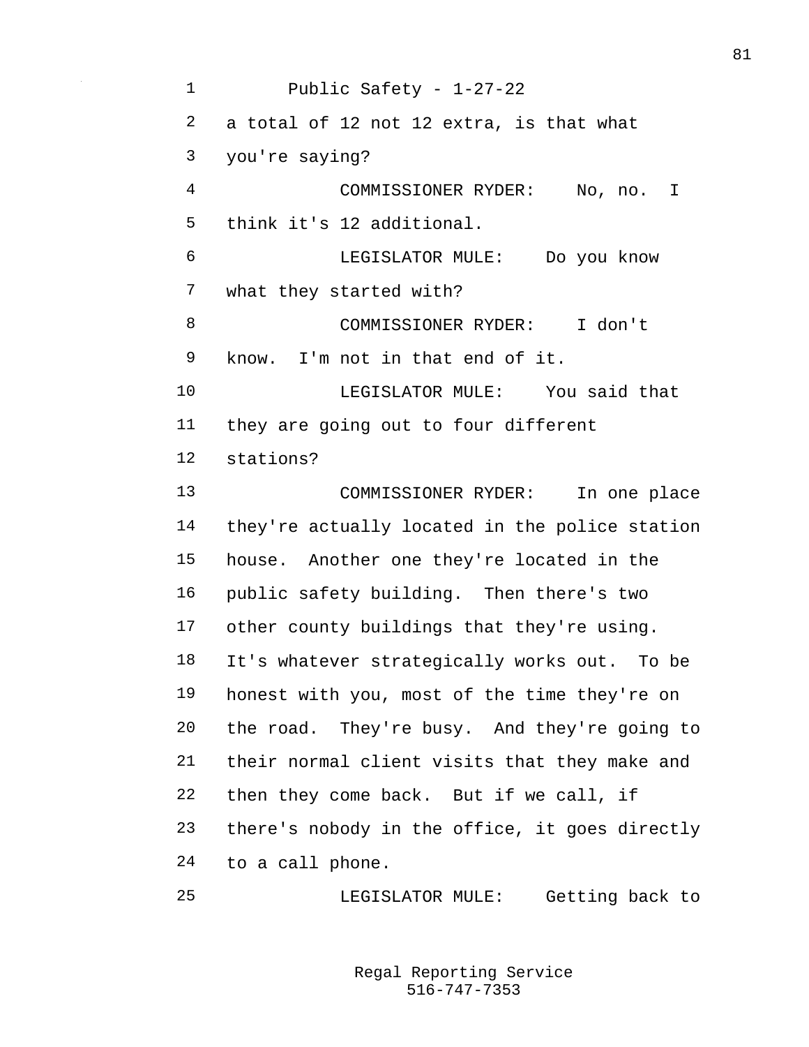a total of 12 not 12 extra, is that what you're saying?

COMMISSIONER RYDER: No, no. I think it's 12 additional.

LEGISLATOR MULE: Do you know what they started with?

COMMISSIONER RYDER: I don't know. I'm not in that end of it.

LEGISLATOR MULE: You said that they are going out to four different stations?

COMMISSIONER RYDER: In one place they're actually located in the police station house. Another one they're located in the public safety building. Then there's two other county buildings that they're using. It's whatever strategically works out. To be honest with you, most of the time they're on the road. They're busy. And they're going to their normal client visits that they make and then they come back. But if we call, if there's nobody in the office, it goes directly to a call phone.

LEGISLATOR MULE: Getting back to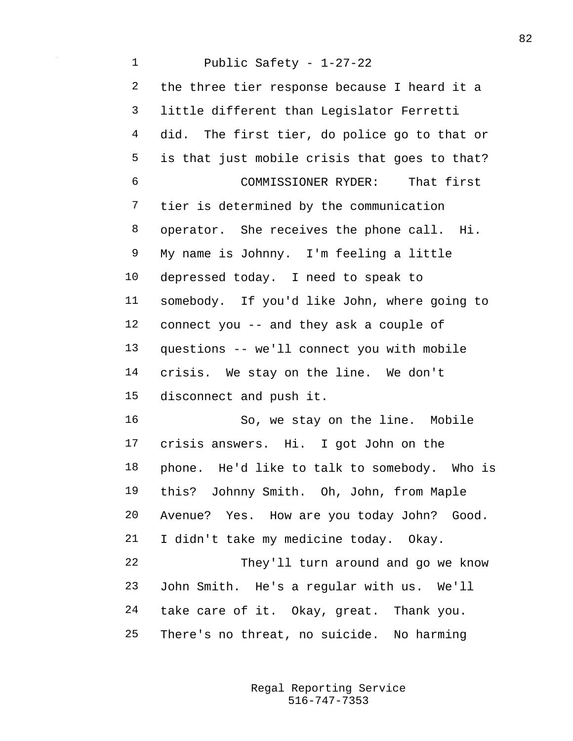the three tier response because I heard it a little different than Legislator Ferretti did. The first tier, do police go to that or is that just mobile crisis that goes to that?

COMMISSIONER RYDER: That first tier is determined by the communication operator. She receives the phone call. Hi. My name is Johnny. I'm feeling a little depressed today. I need to speak to somebody. If you'd like John, where going to connect you -- and they ask a couple of questions -- we'll connect you with mobile crisis. We stay on the line. We don't disconnect and push it.

So, we stay on the line. Mobile crisis answers. Hi. I got John on the phone. He'd like to talk to somebody. Who is this? Johnny Smith. Oh, John, from Maple Avenue? Yes. How are you today John? Good. I didn't take my medicine today. Okay.

They'll turn around and go we know John Smith. He's a regular with us. We'll take care of it. Okay, great. Thank you. There's no threat, no suicide. No harming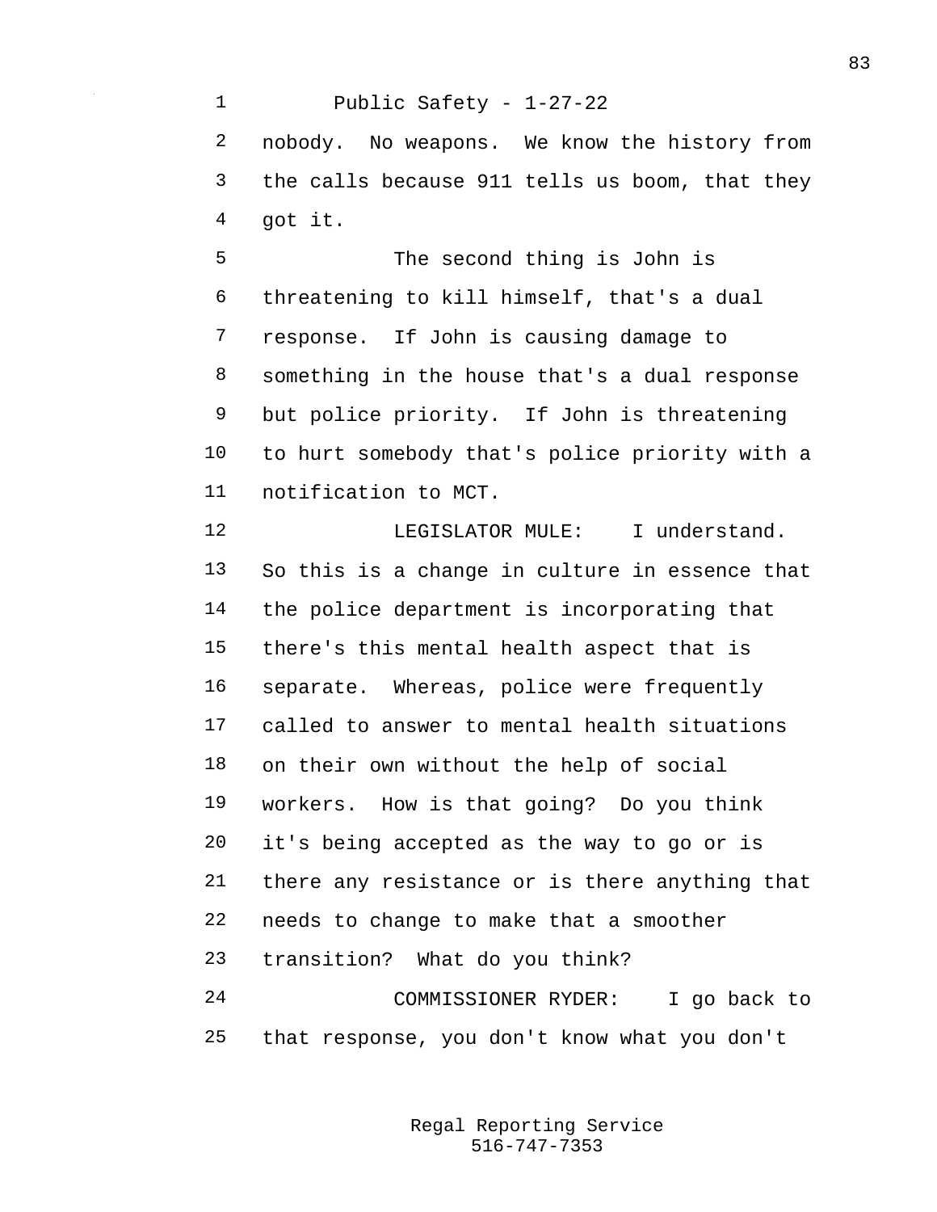nobody. No weapons. We know the history from the calls because 911 tells us boom, that they got it.

The second thing is John is threatening to kill himself, that's a dual response. If John is causing damage to something in the house that's a dual response but police priority. If John is threatening to hurt somebody that's police priority with a notification to MCT.

LEGISLATOR MULE: I understand. So this is a change in culture in essence that the police department is incorporating that there's this mental health aspect that is separate. Whereas, police were frequently called to answer to mental health situations on their own without the help of social workers. How is that going? Do you think it's being accepted as the way to go or is there any resistance or is there anything that needs to change to make that a smoother transition? What do you think?

COMMISSIONER RYDER: I go back to that response, you don't know what you don't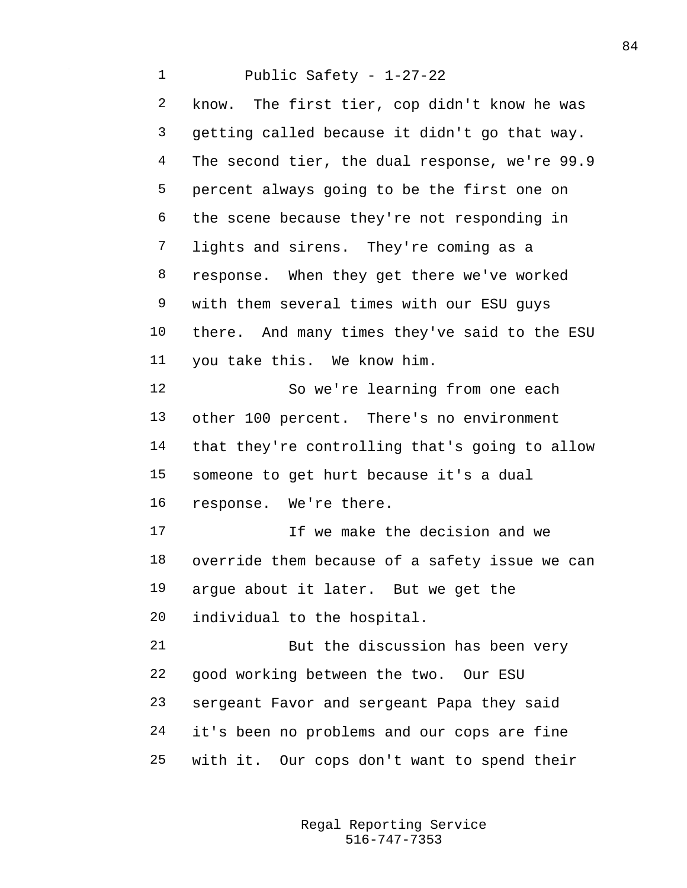know. The first tier, cop didn't know he was getting called because it didn't go that way. The second tier, the dual response, we're 99.9 percent always going to be the first one on the scene because they're not responding in lights and sirens. They're coming as a response. When they get there we've worked with them several times with our ESU guys there. And many times they've said to the ESU you take this. We know him.

So we're learning from one each other 100 percent. There's no environment that they're controlling that's going to allow someone to get hurt because it's a dual response. We're there.

If we make the decision and we override them because of a safety issue we can argue about it later. But we get the individual to the hospital.

But the discussion has been very good working between the two. Our ESU sergeant Favor and sergeant Papa they said it's been no problems and our cops are fine with it. Our cops don't want to spend their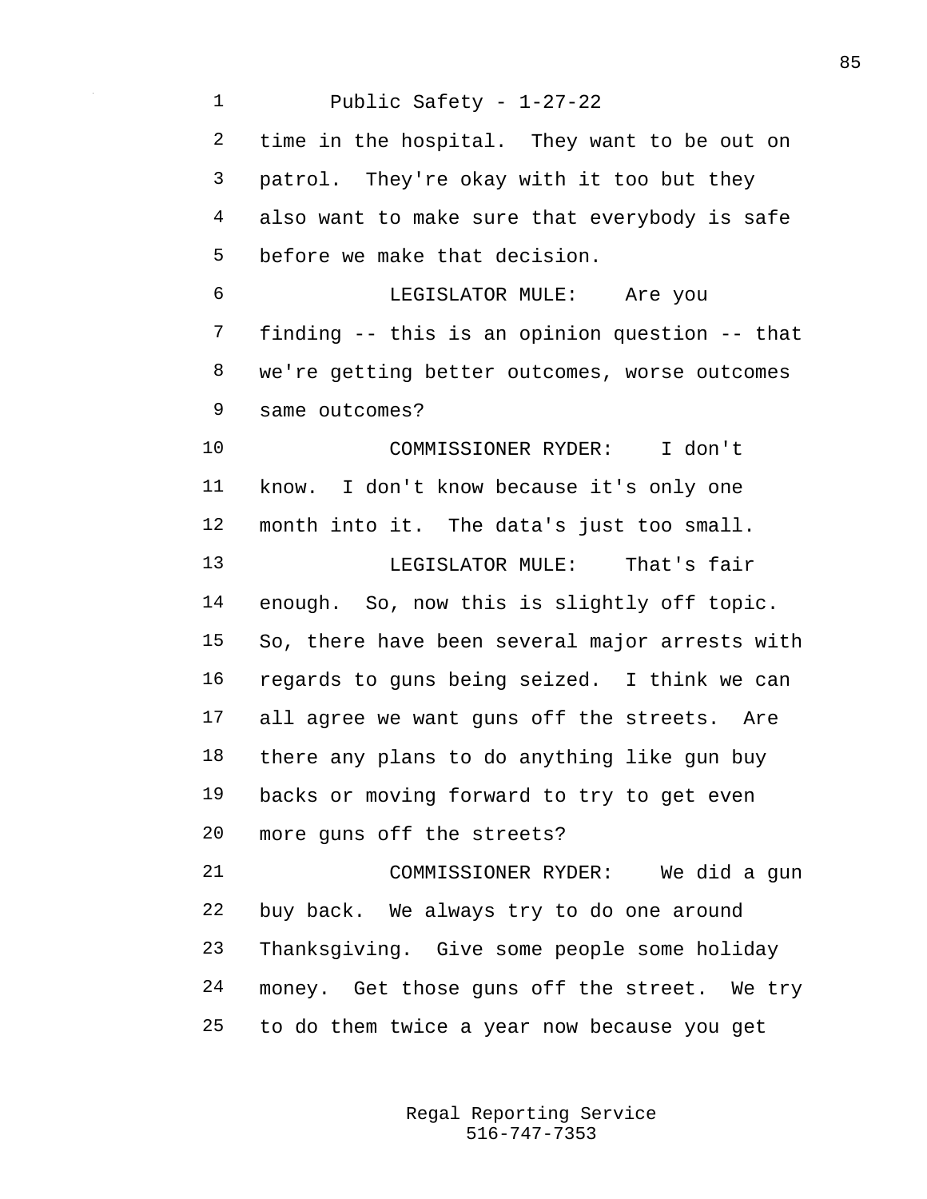time in the hospital. They want to be out on patrol. They're okay with it too but they also want to make sure that everybody is safe before we make that decision.

LEGISLATOR MULE: Are you finding -- this is an opinion question -- that we're getting better outcomes, worse outcomes same outcomes?

COMMISSIONER RYDER: I don't know. I don't know because it's only one month into it. The data's just too small.

LEGISLATOR MULE: That's fair enough. So, now this is slightly off topic. So, there have been several major arrests with regards to guns being seized. I think we can all agree we want guns off the streets. Are there any plans to do anything like gun buy backs or moving forward to try to get even more guns off the streets?

COMMISSIONER RYDER: We did a gun buy back. We always try to do one around Thanksgiving. Give some people some holiday money. Get those guns off the street. We try to do them twice a year now because you get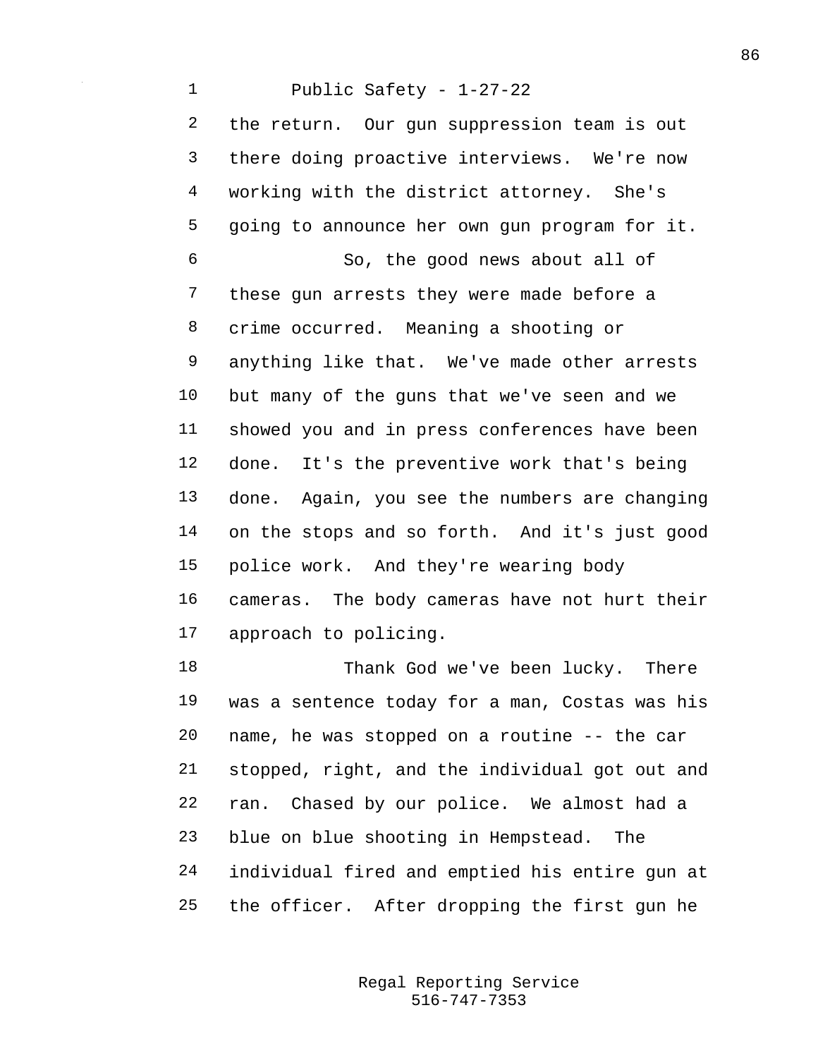the return. Our gun suppression team is out there doing proactive interviews. We're now working with the district attorney. She's going to announce her own gun program for it.

So, the good news about all of these gun arrests they were made before a crime occurred. Meaning a shooting or anything like that. We've made other arrests but many of the guns that we've seen and we showed you and in press conferences have been done. It's the preventive work that's being done. Again, you see the numbers are changing on the stops and so forth. And it's just good police work. And they're wearing body cameras. The body cameras have not hurt their approach to policing.

Thank God we've been lucky. There was a sentence today for a man, Costas was his name, he was stopped on a routine -- the car stopped, right, and the individual got out and ran. Chased by our police. We almost had a blue on blue shooting in Hempstead. The individual fired and emptied his entire gun at the officer. After dropping the first gun he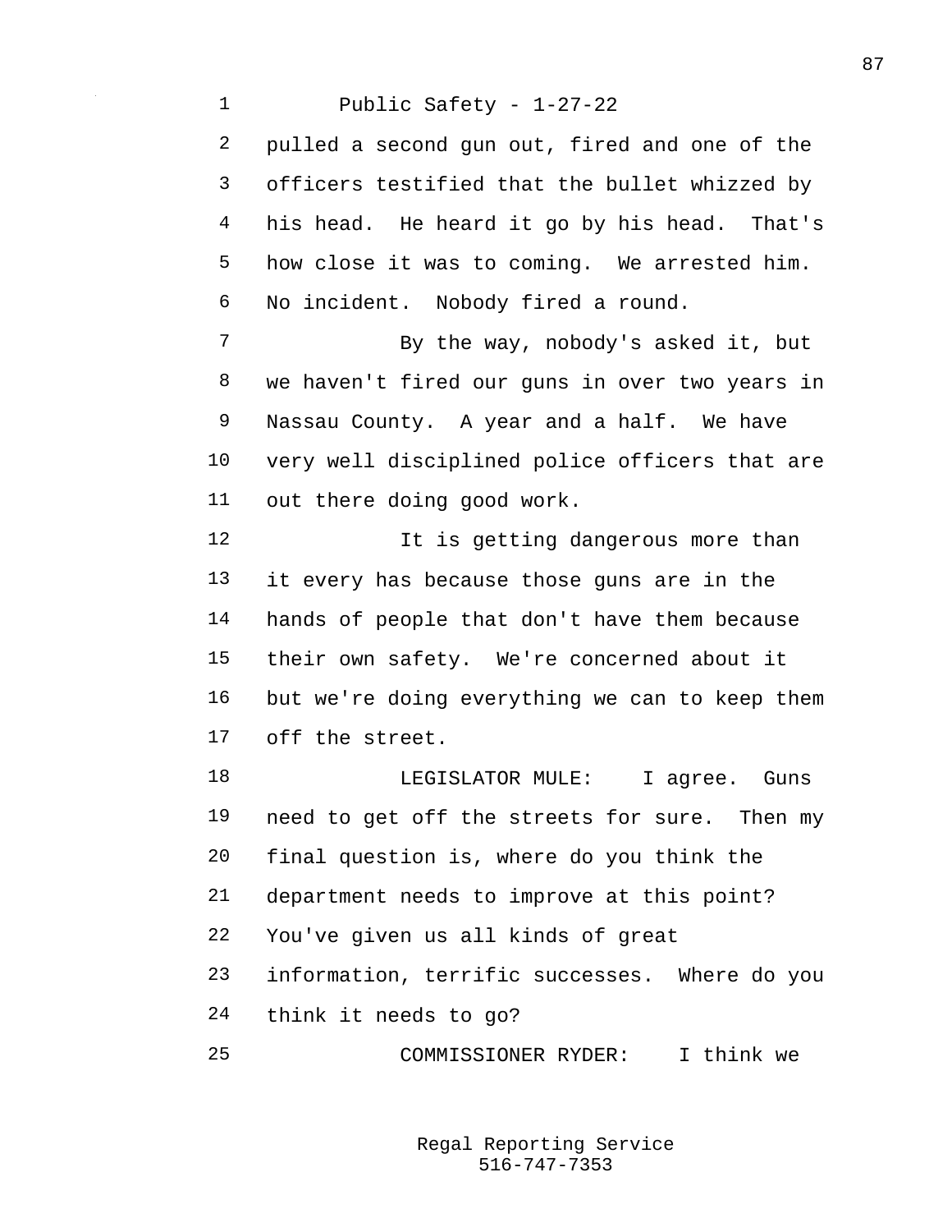pulled a second gun out, fired and one of the officers testified that the bullet whizzed by his head. He heard it go by his head. That's how close it was to coming. We arrested him. No incident. Nobody fired a round.

By the way, nobody's asked it, but we haven't fired our guns in over two years in Nassau County. A year and a half. We have very well disciplined police officers that are out there doing good work.

It is getting dangerous more than it every has because those guns are in the hands of people that don't have them because their own safety. We're concerned about it but we're doing everything we can to keep them off the street.

LEGISLATOR MULE: I agree. Guns need to get off the streets for sure. Then my final question is, where do you think the department needs to improve at this point? You've given us all kinds of great information, terrific successes. Where do you think it needs to go?

COMMISSIONER RYDER: I think we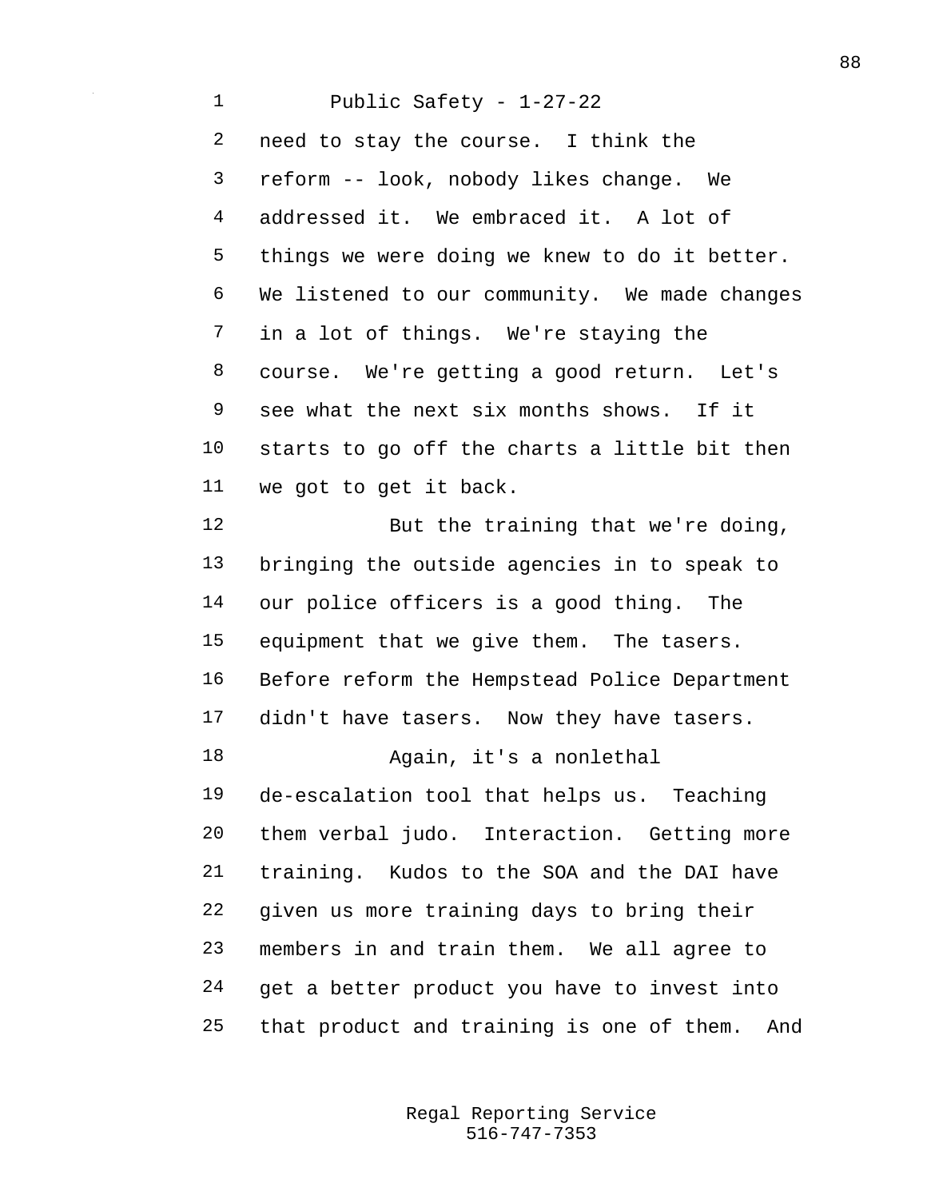need to stay the course. I think the reform -- look, nobody likes change. We addressed it. We embraced it. A lot of things we were doing we knew to do it better. We listened to our community. We made changes in a lot of things. We're staying the course. We're getting a good return. Let's see what the next six months shows. If it starts to go off the charts a little bit then we got to get it back.

But the training that we're doing, bringing the outside agencies in to speak to our police officers is a good thing. The equipment that we give them. The tasers. Before reform the Hempstead Police Department didn't have tasers. Now they have tasers.

Again, it's a nonlethal de-escalation tool that helps us. Teaching them verbal judo. Interaction. Getting more training. Kudos to the SOA and the DAI have given us more training days to bring their members in and train them. We all agree to get a better product you have to invest into that product and training is one of them. And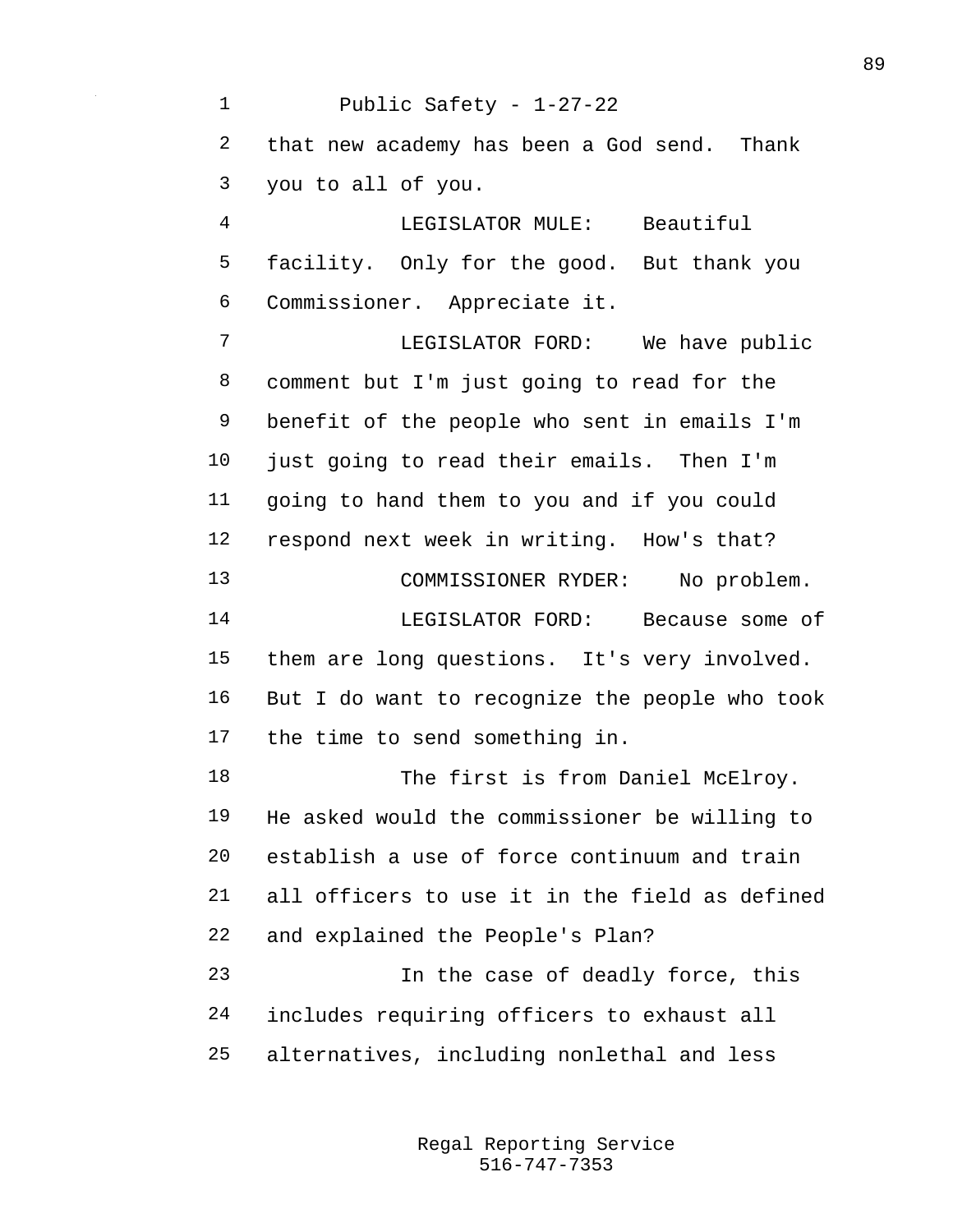that new academy has been a God send. Thank you to all of you.

LEGISLATOR MULE: Beautiful facility. Only for the good. But thank you Commissioner. Appreciate it.

LEGISLATOR FORD: We have public comment but I'm just going to read for the benefit of the people who sent in emails I'm just going to read their emails. Then I'm going to hand them to you and if you could respond next week in writing. How's that?

COMMISSIONER RYDER: No problem.

LEGISLATOR FORD: Because some of them are long questions. It's very involved. But I do want to recognize the people who took the time to send something in.

The first is from Daniel McElroy. He asked would the commissioner be willing to establish a use of force continuum and train all officers to use it in the field as defined and explained the People's Plan?

In the case of deadly force, this includes requiring officers to exhaust all alternatives, including nonlethal and less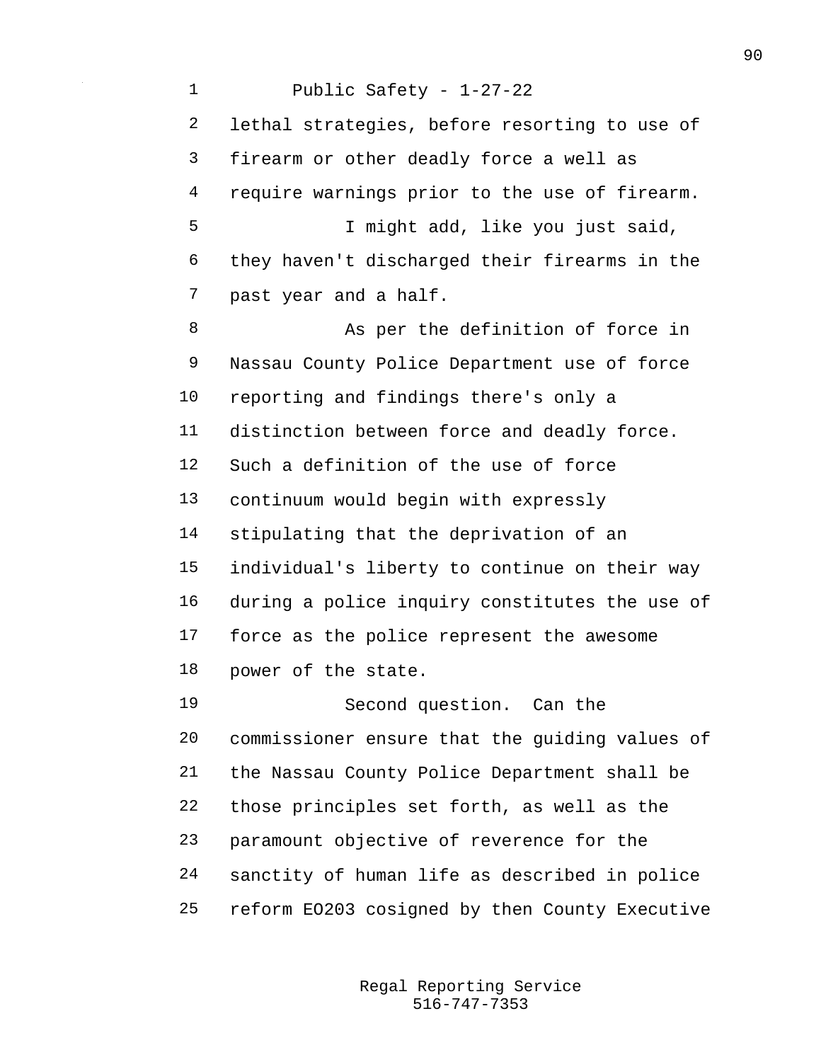lethal strategies, before resorting to use of firearm or other deadly force a well as require warnings prior to the use of firearm.

I might add, like you just said, they haven't discharged their firearms in the past year and a half.

As per the definition of force in Nassau County Police Department use of force reporting and findings there's only a distinction between force and deadly force. Such a definition of the use of force continuum would begin with expressly stipulating that the deprivation of an individual's liberty to continue on their way during a police inquiry constitutes the use of force as the police represent the awesome power of the state.

Second question. Can the commissioner ensure that the guiding values of the Nassau County Police Department shall be those principles set forth, as well as the paramount objective of reverence for the sanctity of human life as described in police reform EO203 cosigned by then County Executive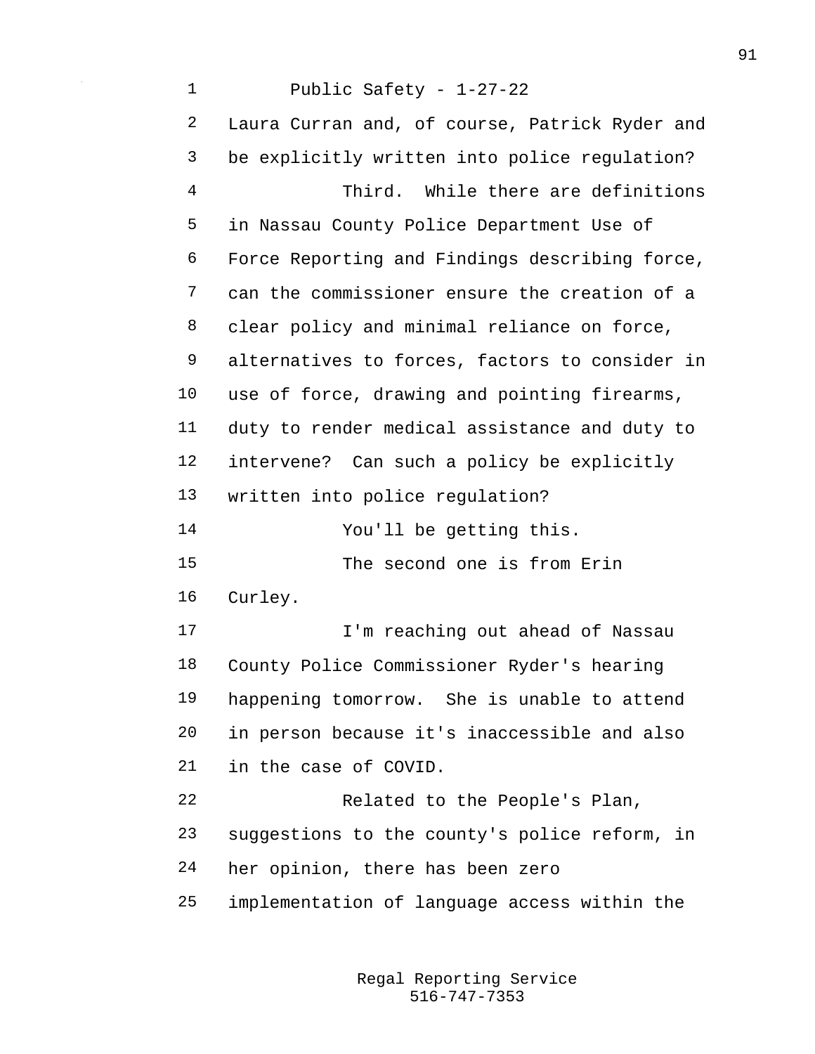Laura Curran and, of course, Patrick Ryder and be explicitly written into police regulation?

Third. While there are definitions in Nassau County Police Department Use of Force Reporting and Findings describing force, can the commissioner ensure the creation of a clear policy and minimal reliance on force, alternatives to forces, factors to consider in use of force, drawing and pointing firearms, duty to render medical assistance and duty to intervene? Can such a policy be explicitly written into police regulation?

You'll be getting this.

The second one is from Erin Curley.

I'm reaching out ahead of Nassau County Police Commissioner Ryder's hearing happening tomorrow. She is unable to attend in person because it's inaccessible and also in the case of COVID.

Related to the People's Plan, suggestions to the county's police reform, in her opinion, there has been zero implementation of language access within the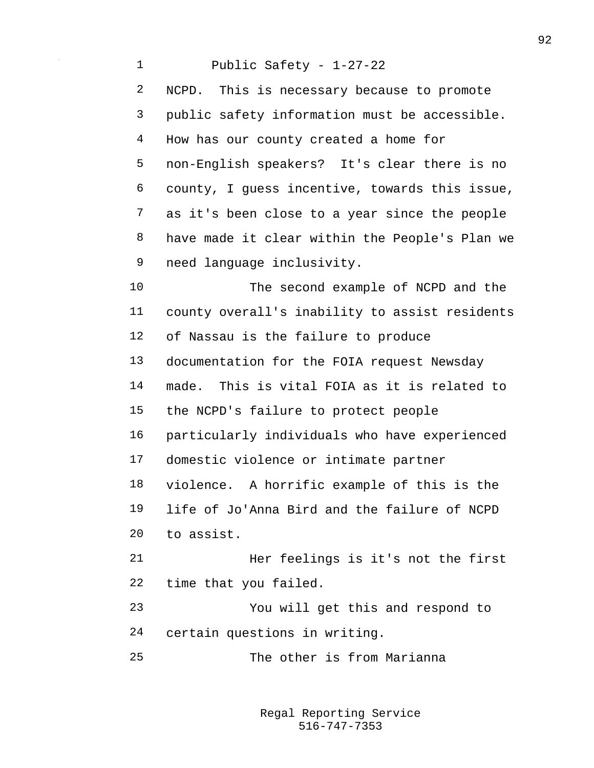NCPD. This is necessary because to promote public safety information must be accessible. How has our county created a home for non-English speakers? It's clear there is no county, I guess incentive, towards this issue, as it's been close to a year since the people have made it clear within the People's Plan we need language inclusivity.

The second example of NCPD and the county overall's inability to assist residents of Nassau is the failure to produce documentation for the FOIA request Newsday made. This is vital FOIA as it is related to the NCPD's failure to protect people particularly individuals who have experienced domestic violence or intimate partner violence. A horrific example of this is the life of Jo'Anna Bird and the failure of NCPD to assist.

Her feelings is it's not the first time that you failed.

You will get this and respond to certain questions in writing.

The other is from Marianna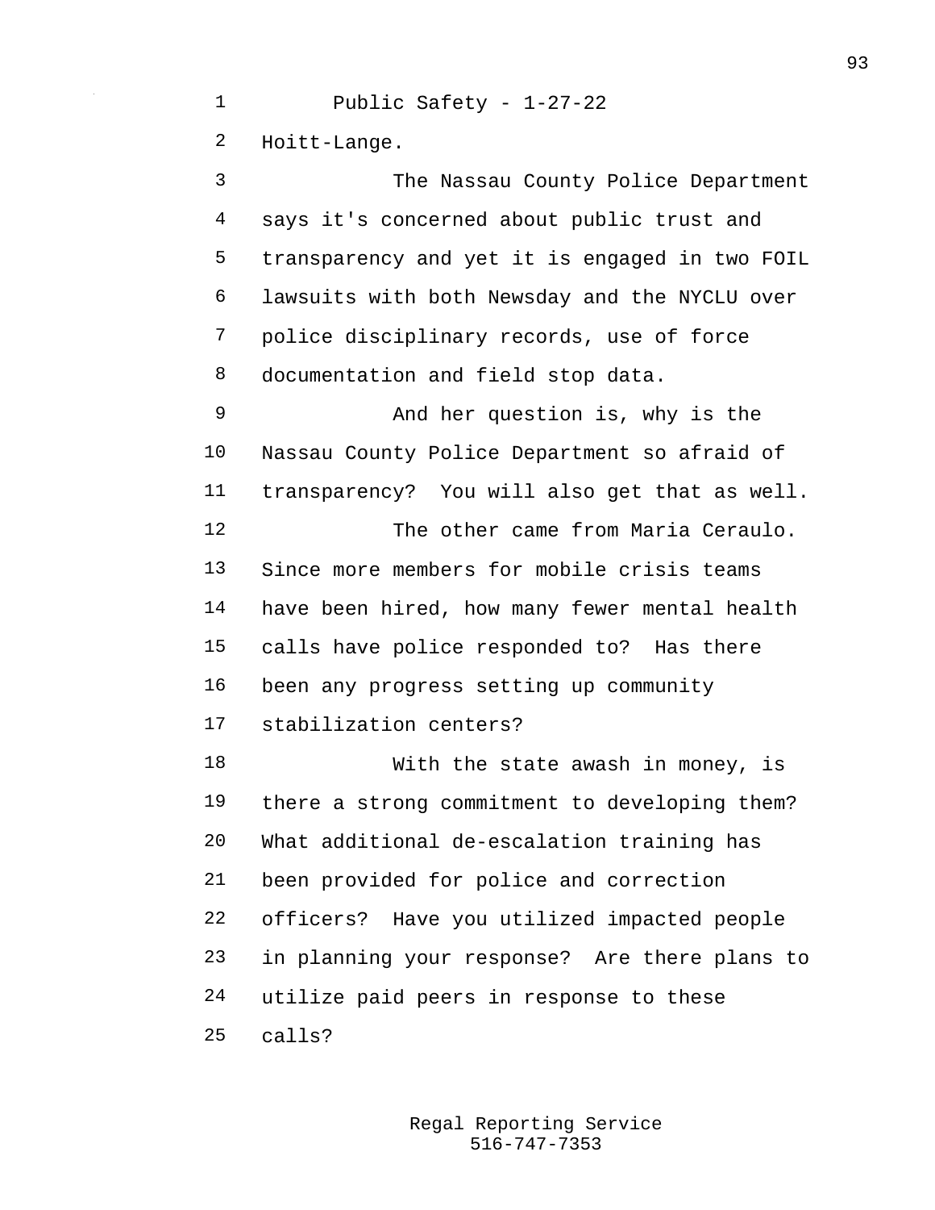Hoitt-Lange.

The Nassau County Police Department says it's concerned about public trust and transparency and yet it is engaged in two FOIL lawsuits with both Newsday and the NYCLU over police disciplinary records, use of force documentation and field stop data.

And her question is, why is the Nassau County Police Department so afraid of transparency? You will also get that as well.

The other came from Maria Ceraulo. Since more members for mobile crisis teams have been hired, how many fewer mental health calls have police responded to? Has there been any progress setting up community stabilization centers?

With the state awash in money, is there a strong commitment to developing them? What additional de-escalation training has been provided for police and correction officers? Have you utilized impacted people in planning your response? Are there plans to utilize paid peers in response to these calls?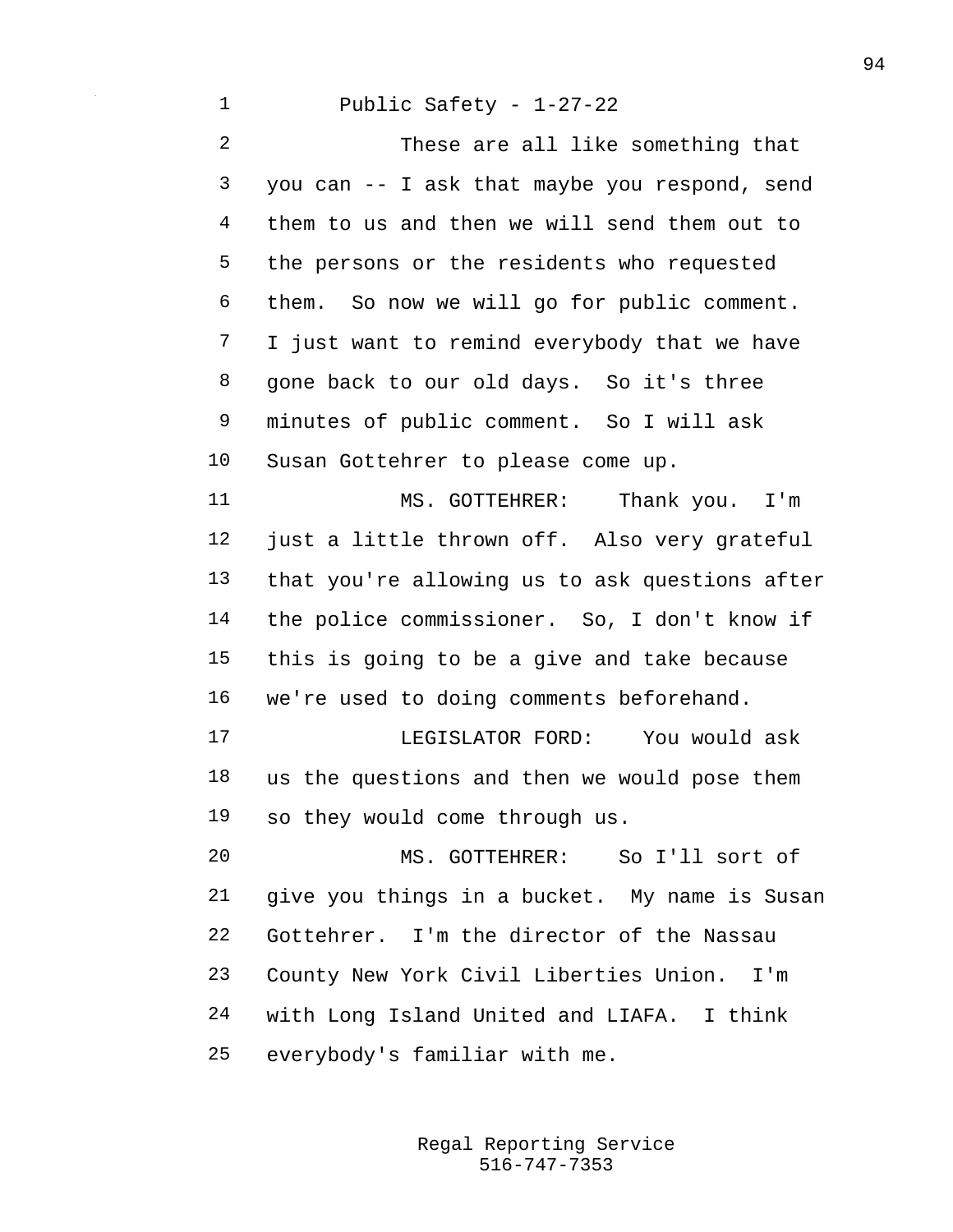Public Safety - 1-27-22

These are all like something that you can -- I ask that maybe you respond, send them to us and then we will send them out to the persons or the residents who requested them. So now we will go for public comment. I just want to remind everybody that we have gone back to our old days. So it's three minutes of public comment. So I will ask Susan Gottehrer to please come up.

MS. GOTTEHRER: Thank you. I'm just a little thrown off. Also very grateful that you're allowing us to ask questions after the police commissioner. So, I don't know if this is going to be a give and take because we're used to doing comments beforehand.

LEGISLATOR FORD: You would ask us the questions and then we would pose them so they would come through us.

MS. GOTTEHRER: So I'll sort of give you things in a bucket. My name is Susan Gottehrer. I'm the director of the Nassau County New York Civil Liberties Union. I'm with Long Island United and LIAFA. I think everybody's familiar with me.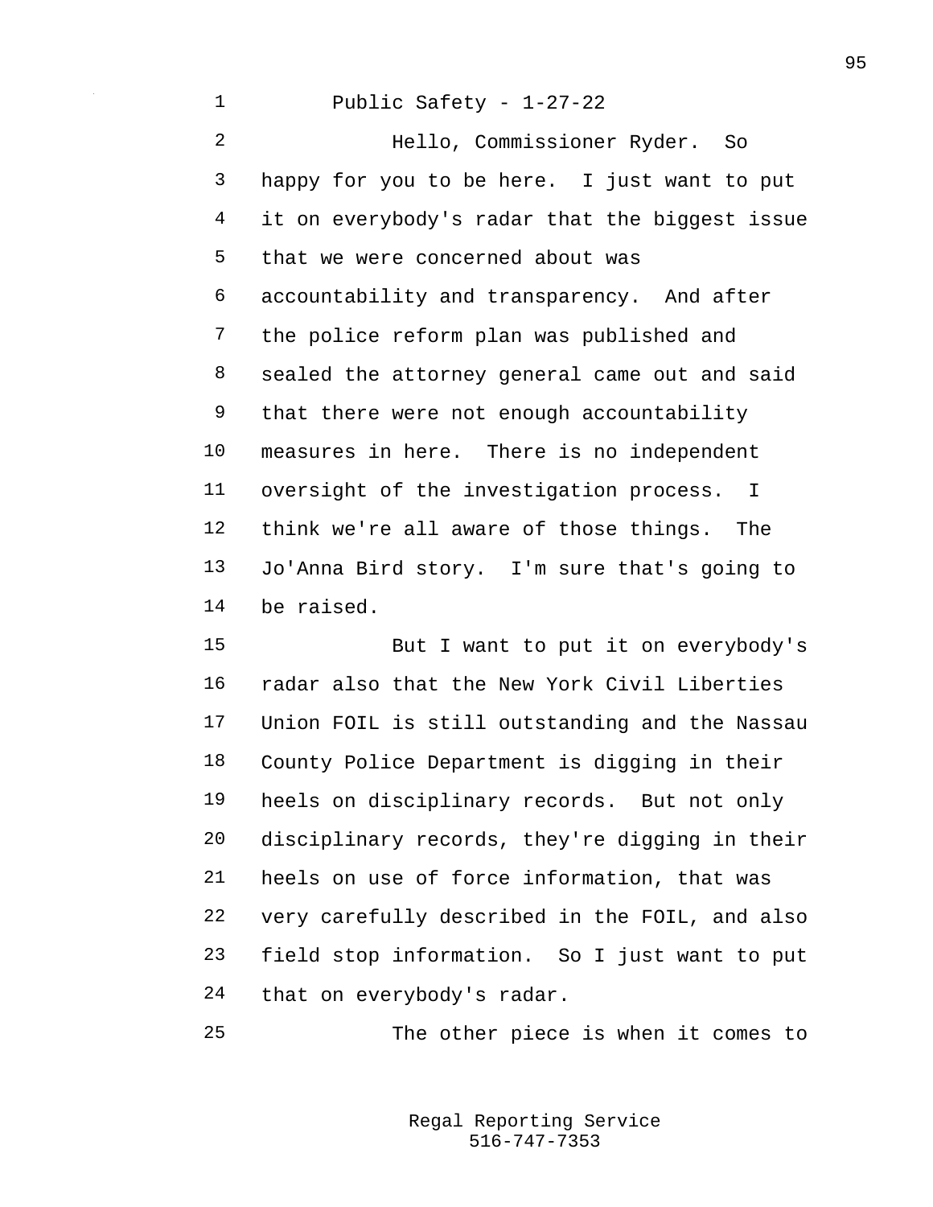Hello, Commissioner Ryder. So happy for you to be here. I just want to put it on everybody's radar that the biggest issue that we were concerned about was accountability and transparency. And after the police reform plan was published and sealed the attorney general came out and said that there were not enough accountability measures in here. There is no independent oversight of the investigation process. I think we're all aware of those things. The Jo'Anna Bird story. I'm sure that's going to be raised.

But I want to put it on everybody's radar also that the New York Civil Liberties Union FOIL is still outstanding and the Nassau County Police Department is digging in their heels on disciplinary records. But not only disciplinary records, they're digging in their heels on use of force information, that was very carefully described in the FOIL, and also field stop information. So I just want to put that on everybody's radar.

The other piece is when it comes to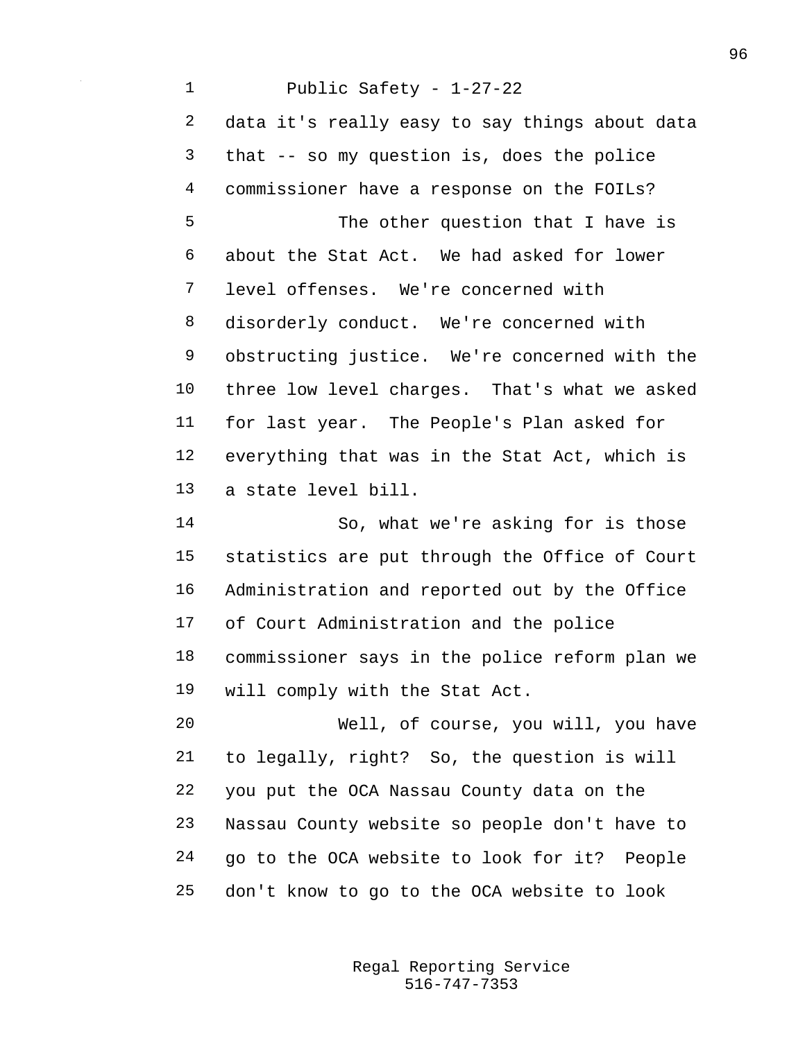data it's really easy to say things about data that -- so my question is, does the police commissioner have a response on the FOILs?

The other question that I have is about the Stat Act. We had asked for lower level offenses. We're concerned with disorderly conduct. We're concerned with obstructing justice. We're concerned with the three low level charges. That's what we asked for last year. The People's Plan asked for everything that was in the Stat Act, which is a state level bill.

So, what we're asking for is those statistics are put through the Office of Court Administration and reported out by the Office of Court Administration and the police commissioner says in the police reform plan we will comply with the Stat Act.

Well, of course, you will, you have to legally, right? So, the question is will you put the OCA Nassau County data on the Nassau County website so people don't have to go to the OCA website to look for it? People don't know to go to the OCA website to look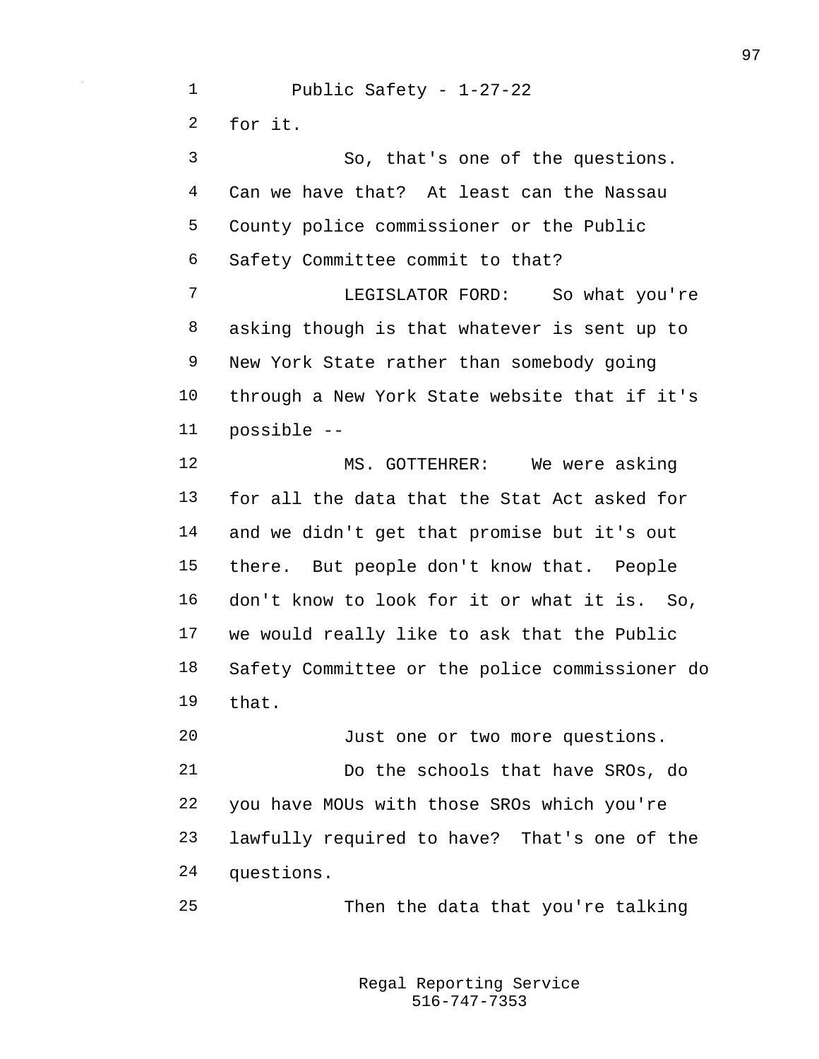for it.

So, that's one of the questions. Can we have that? At least can the Nassau County police commissioner or the Public Safety Committee commit to that?

LEGISLATOR FORD: So what you're asking though is that whatever is sent up to New York State rather than somebody going through a New York State website that if it's possible --

MS. GOTTEHRER: We were asking for all the data that the Stat Act asked for and we didn't get that promise but it's out there. But people don't know that. People don't know to look for it or what it is. So, we would really like to ask that the Public Safety Committee or the police commissioner do that.

Just one or two more questions.

Do the schools that have SROs, do you have MOUs with those SROs which you're lawfully required to have? That's one of the questions.

Then the data that you're talking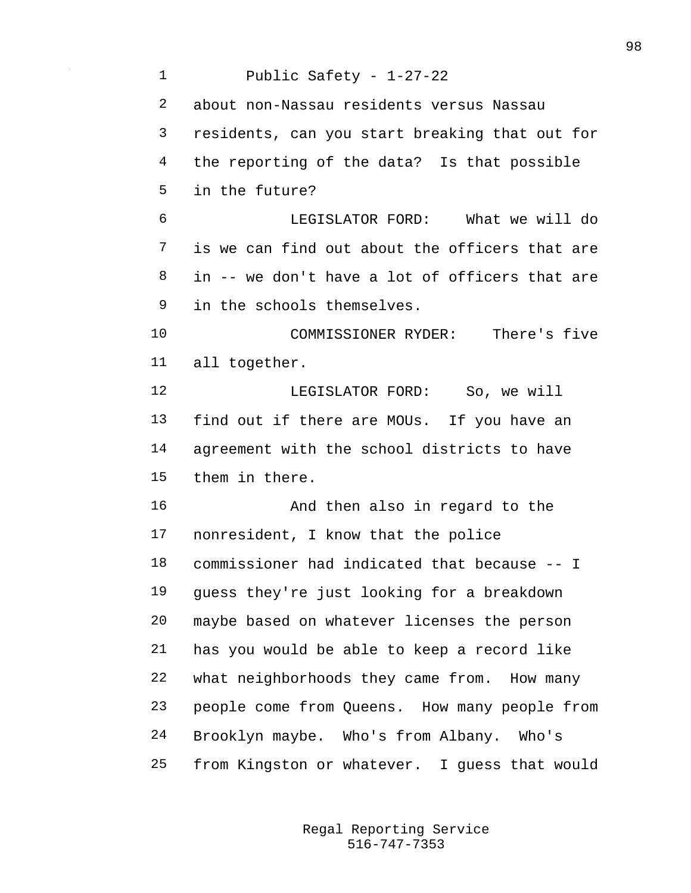about non-Nassau residents versus Nassau residents, can you start breaking that out for the reporting of the data? Is that possible in the future?

LEGISLATOR FORD: What we will do is we can find out about the officers that are in -- we don't have a lot of officers that are in the schools themselves.

COMMISSIONER RYDER: There's five all together.

LEGISLATOR FORD: So, we will find out if there are MOUs. If you have an agreement with the school districts to have them in there.

And then also in regard to the nonresident, I know that the police commissioner had indicated that because -- I guess they're just looking for a breakdown maybe based on whatever licenses the person has you would be able to keep a record like what neighborhoods they came from. How many people come from Queens. How many people from Brooklyn maybe. Who's from Albany. Who's from Kingston or whatever. I guess that would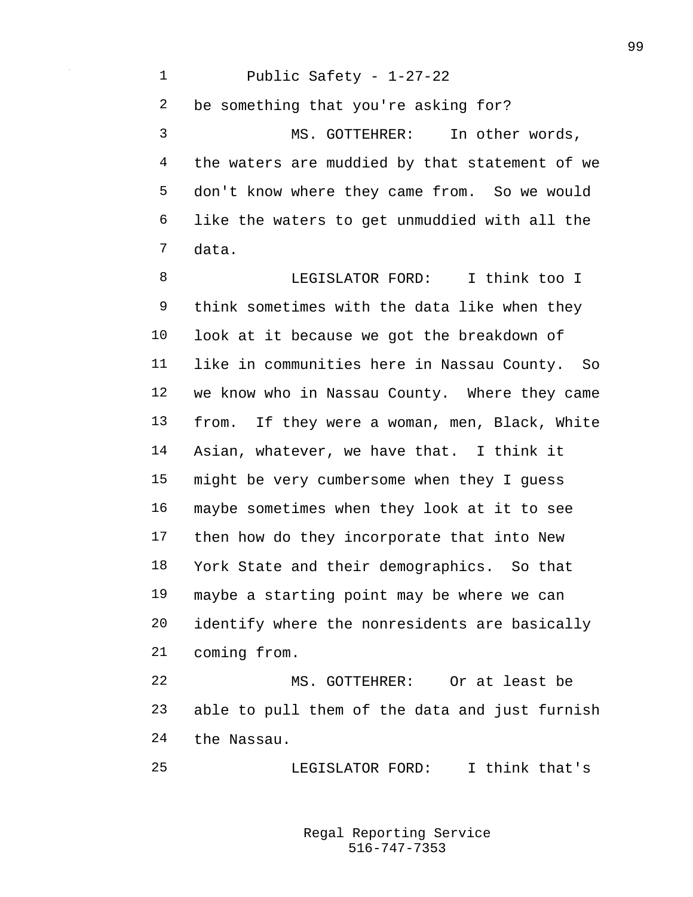be something that you're asking for?

MS. GOTTEHRER: In other words, the waters are muddied by that statement of we don't know where they came from. So we would like the waters to get unmuddied with all the data.

LEGISLATOR FORD: I think too I think sometimes with the data like when they look at it because we got the breakdown of like in communities here in Nassau County. So we know who in Nassau County. Where they came from. If they were a woman, men, Black, White Asian, whatever, we have that. I think it might be very cumbersome when they I guess maybe sometimes when they look at it to see then how do they incorporate that into New York State and their demographics. So that maybe a starting point may be where we can identify where the nonresidents are basically coming from.

MS. GOTTEHRER: Or at least be able to pull them of the data and just furnish the Nassau.

LEGISLATOR FORD: I think that's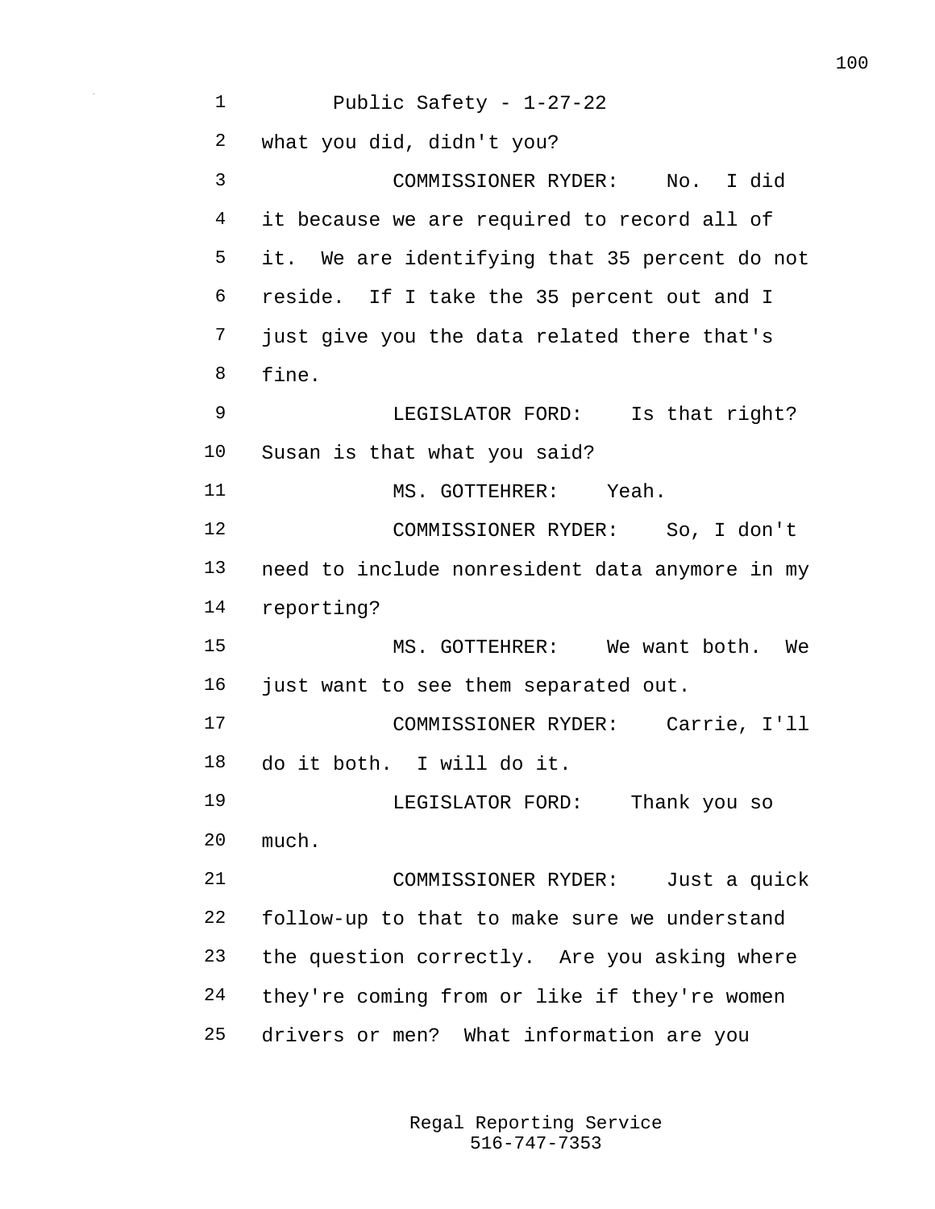what you did, didn't you?

COMMISSIONER RYDER: No. I did it because we are required to record all of it. We are identifying that 35 percent do not reside. If I take the 35 percent out and I just give you the data related there that's fine.

LEGISLATOR FORD: Is that right? Susan is that what you said?

MS. GOTTEHRER: Yeah.

COMMISSIONER RYDER: So, I don't need to include nonresident data anymore in my reporting?

MS. GOTTEHRER: We want both. We just want to see them separated out.

COMMISSIONER RYDER: Carrie, I'll do it both. I will do it.

LEGISLATOR FORD: Thank you so much.

COMMISSIONER RYDER: Just a quick follow-up to that to make sure we understand the question correctly. Are you asking where they're coming from or like if they're women drivers or men? What information are you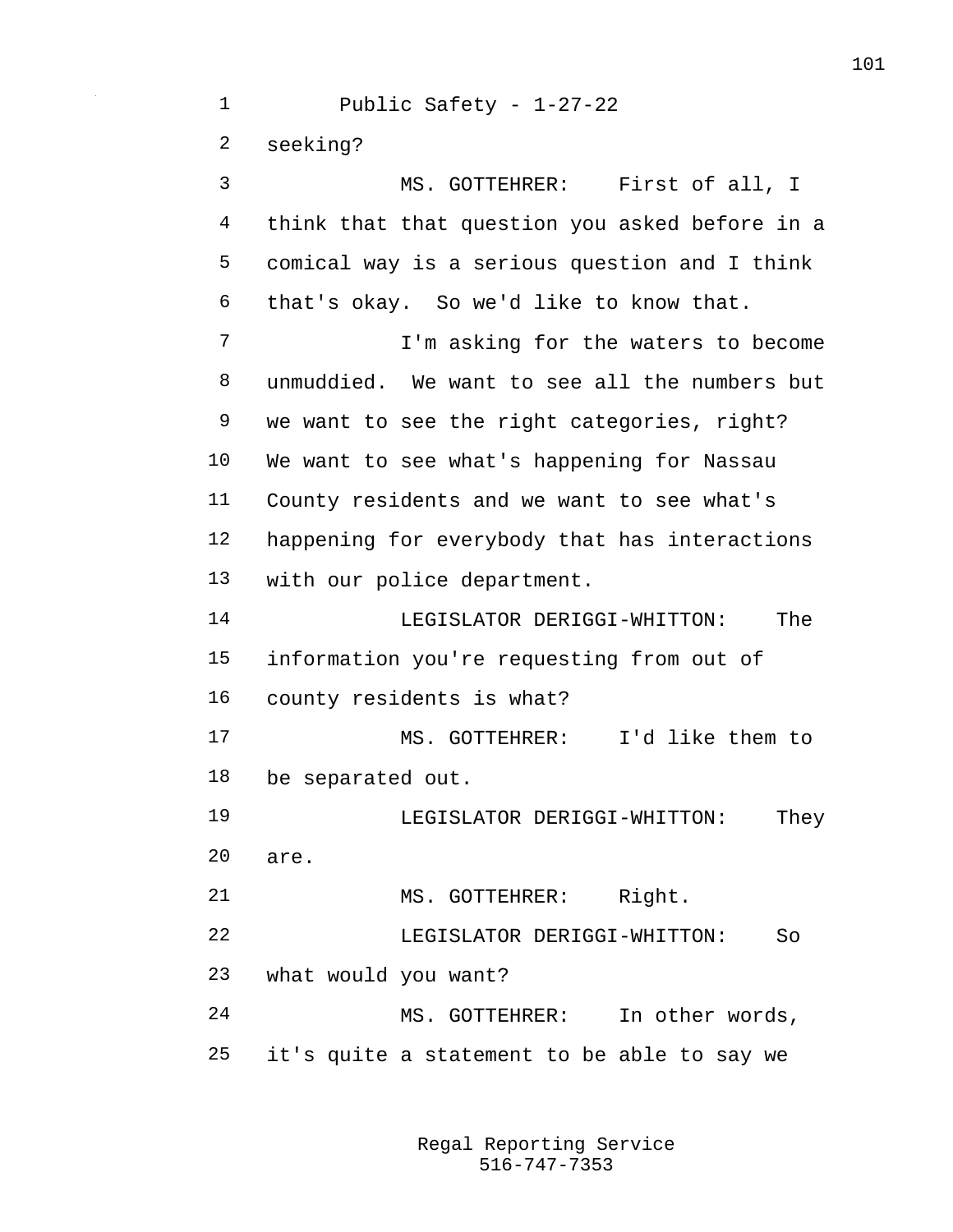seeking?

MS. GOTTEHRER: First of all, I think that that question you asked before in a comical way is a serious question and I think that's okay. So we'd like to know that.

I'm asking for the waters to become unmuddied. We want to see all the numbers but we want to see the right categories, right? We want to see what's happening for Nassau County residents and we want to see what's happening for everybody that has interactions with our police department.

LEGISLATOR DERIGGI-WHITTON: The information you're requesting from out of county residents is what?

MS. GOTTEHRER: I'd like them to be separated out.

LEGISLATOR DERIGGI-WHITTON: They are.

MS. GOTTEHRER: Right.

LEGISLATOR DERIGGI-WHITTON: So what would you want?

MS. GOTTEHRER: In other words, it's quite a statement to be able to say we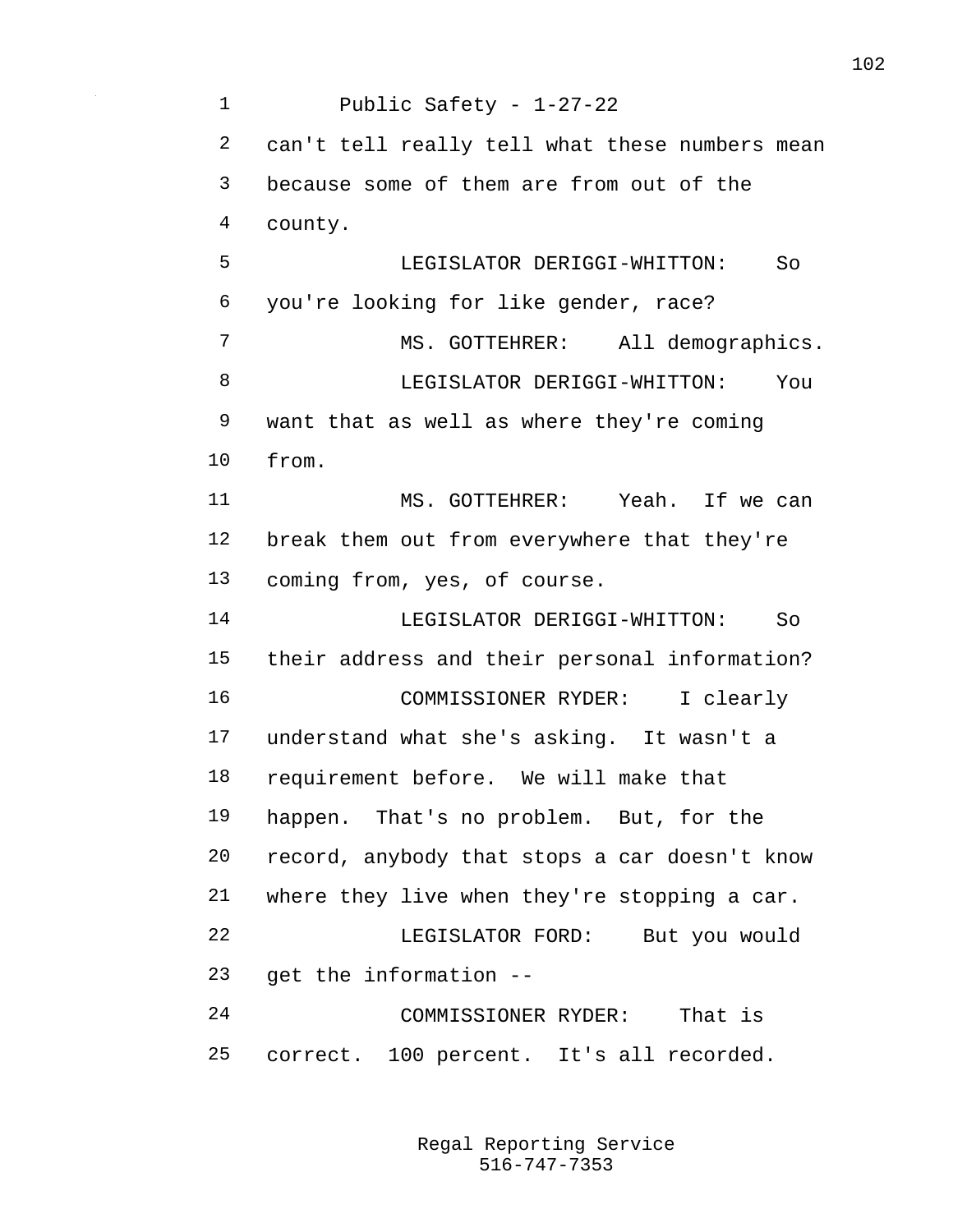can't tell really tell what these numbers mean because some of them are from out of the county.

LEGISLATOR DERIGGI-WHITTON: So you're looking for like gender, race?

MS. GOTTEHRER: All demographics.

LEGISLATOR DERIGGI-WHITTON: You want that as well as where they're coming from.

MS. GOTTEHRER: Yeah. If we can break them out from everywhere that they're coming from, yes, of course.

LEGISLATOR DERIGGI-WHITTON: So their address and their personal information?

COMMISSIONER RYDER: I clearly understand what she's asking. It wasn't a requirement before. We will make that happen. That's no problem. But, for the record, anybody that stops a car doesn't know where they live when they're stopping a car.

LEGISLATOR FORD: But you would get the information --

COMMISSIONER RYDER: That is correct. 100 percent. It's all recorded.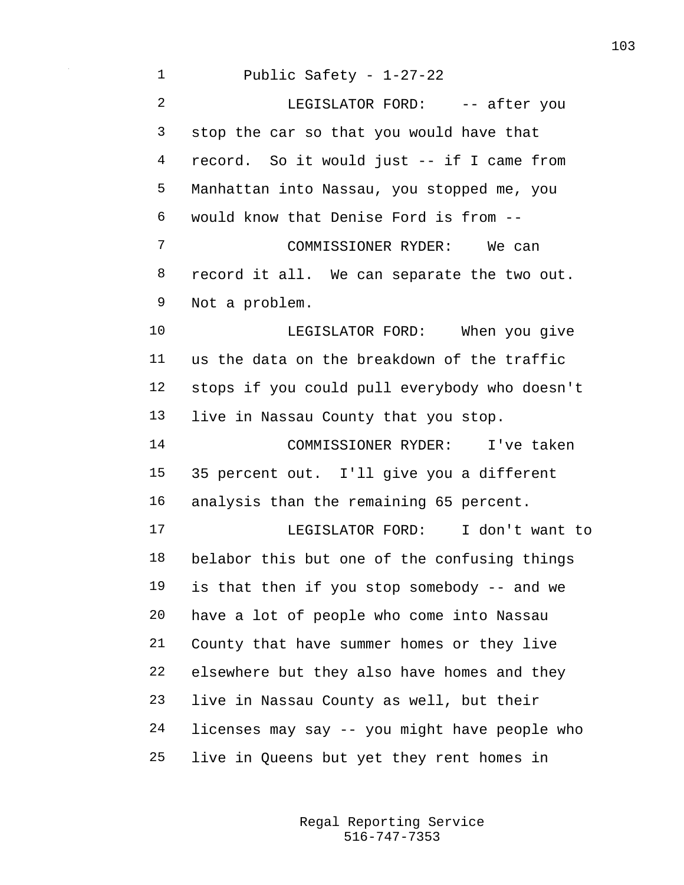Public Safety - 1-27-22

LEGISLATOR FORD: -- after you stop the car so that you would have that record. So it would just -- if I came from Manhattan into Nassau, you stopped me, you would know that Denise Ford is from --

COMMISSIONER RYDER: We can record it all. We can separate the two out. Not a problem.

LEGISLATOR FORD: When you give us the data on the breakdown of the traffic stops if you could pull everybody who doesn't live in Nassau County that you stop.

COMMISSIONER RYDER: I've taken 35 percent out. I'll give you a different analysis than the remaining 65 percent.

LEGISLATOR FORD: I don't want to belabor this but one of the confusing things is that then if you stop somebody -- and we have a lot of people who come into Nassau County that have summer homes or they live elsewhere but they also have homes and they live in Nassau County as well, but their licenses may say -- you might have people who live in Queens but yet they rent homes in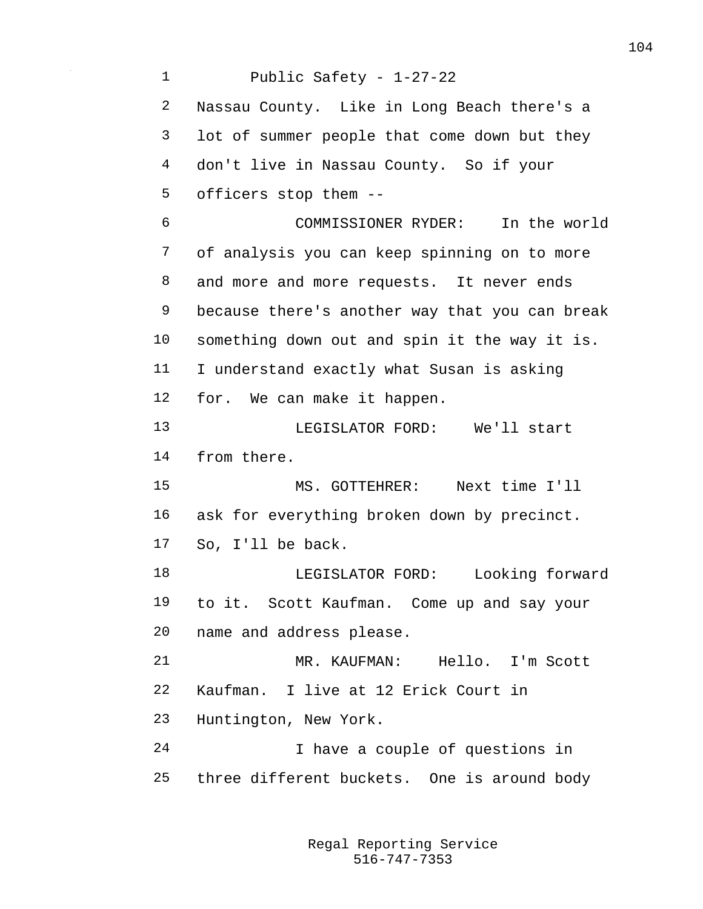Nassau County. Like in Long Beach there's a lot of summer people that come down but they don't live in Nassau County. So if your officers stop them --

COMMISSIONER RYDER: In the world of analysis you can keep spinning on to more and more and more requests. It never ends because there's another way that you can break something down out and spin it the way it is. I understand exactly what Susan is asking for. We can make it happen.

LEGISLATOR FORD: We'll start from there.

MS. GOTTEHRER: Next time I'll ask for everything broken down by precinct. So, I'll be back.

LEGISLATOR FORD: Looking forward to it. Scott Kaufman. Come up and say your name and address please.

MR. KAUFMAN: Hello. I'm Scott Kaufman. I live at 12 Erick Court in Huntington, New York.

I have a couple of questions in three different buckets. One is around body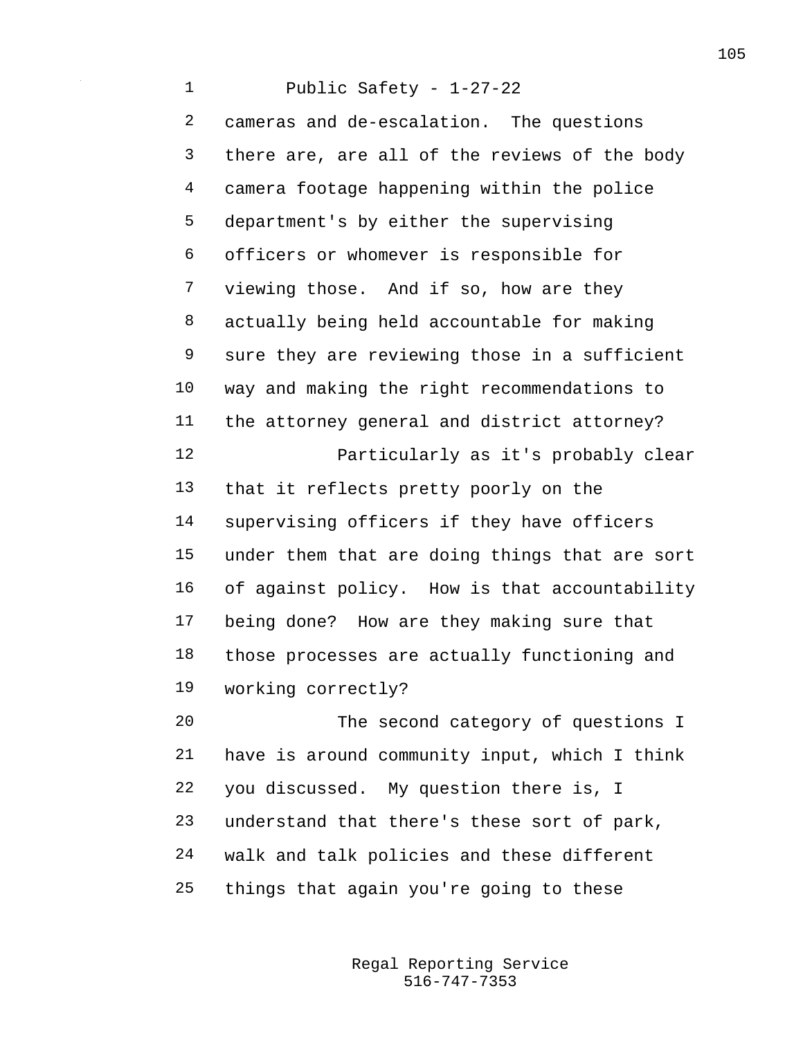cameras and de-escalation. The questions there are, are all of the reviews of the body camera footage happening within the police department's by either the supervising officers or whomever is responsible for viewing those. And if so, how are they actually being held accountable for making sure they are reviewing those in a sufficient way and making the right recommendations to the attorney general and district attorney?

Particularly as it's probably clear that it reflects pretty poorly on the supervising officers if they have officers under them that are doing things that are sort of against policy. How is that accountability being done? How are they making sure that those processes are actually functioning and working correctly?

The second category of questions I have is around community input, which I think you discussed. My question there is, I understand that there's these sort of park, walk and talk policies and these different things that again you're going to these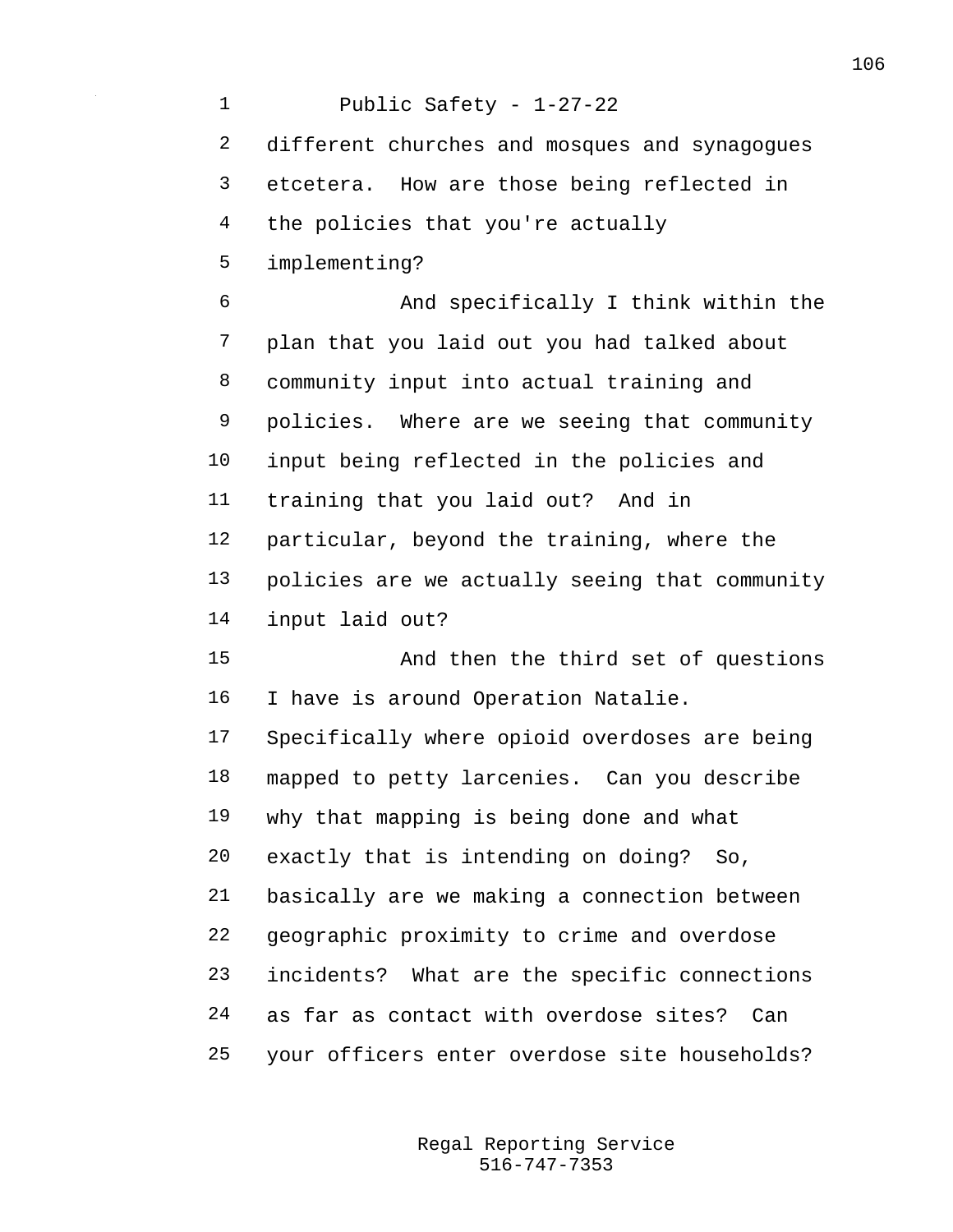different churches and mosques and synagogues etcetera. How are those being reflected in the policies that you're actually implementing?

And specifically I think within the plan that you laid out you had talked about community input into actual training and policies. Where are we seeing that community input being reflected in the policies and training that you laid out? And in particular, beyond the training, where the policies are we actually seeing that community input laid out?

And then the third set of questions I have is around Operation Natalie. Specifically where opioid overdoses are being mapped to petty larcenies. Can you describe why that mapping is being done and what exactly that is intending on doing? So, basically are we making a connection between geographic proximity to crime and overdose incidents? What are the specific connections as far as contact with overdose sites? Can your officers enter overdose site households?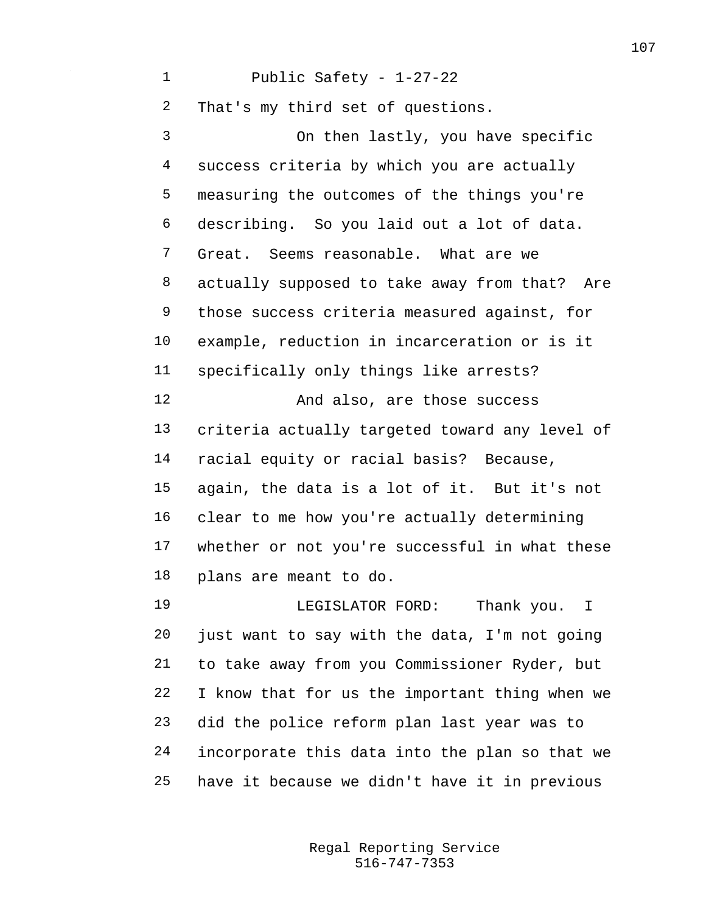That's my third set of questions.

On then lastly, you have specific success criteria by which you are actually measuring the outcomes of the things you're describing. So you laid out a lot of data. Great. Seems reasonable. What are we actually supposed to take away from that? Are those success criteria measured against, for example, reduction in incarceration or is it specifically only things like arrests?

And also, are those success criteria actually targeted toward any level of racial equity or racial basis? Because, again, the data is a lot of it. But it's not clear to me how you're actually determining whether or not you're successful in what these plans are meant to do.

LEGISLATOR FORD: Thank you. I just want to say with the data, I'm not going to take away from you Commissioner Ryder, but I know that for us the important thing when we did the police reform plan last year was to incorporate this data into the plan so that we have it because we didn't have it in previous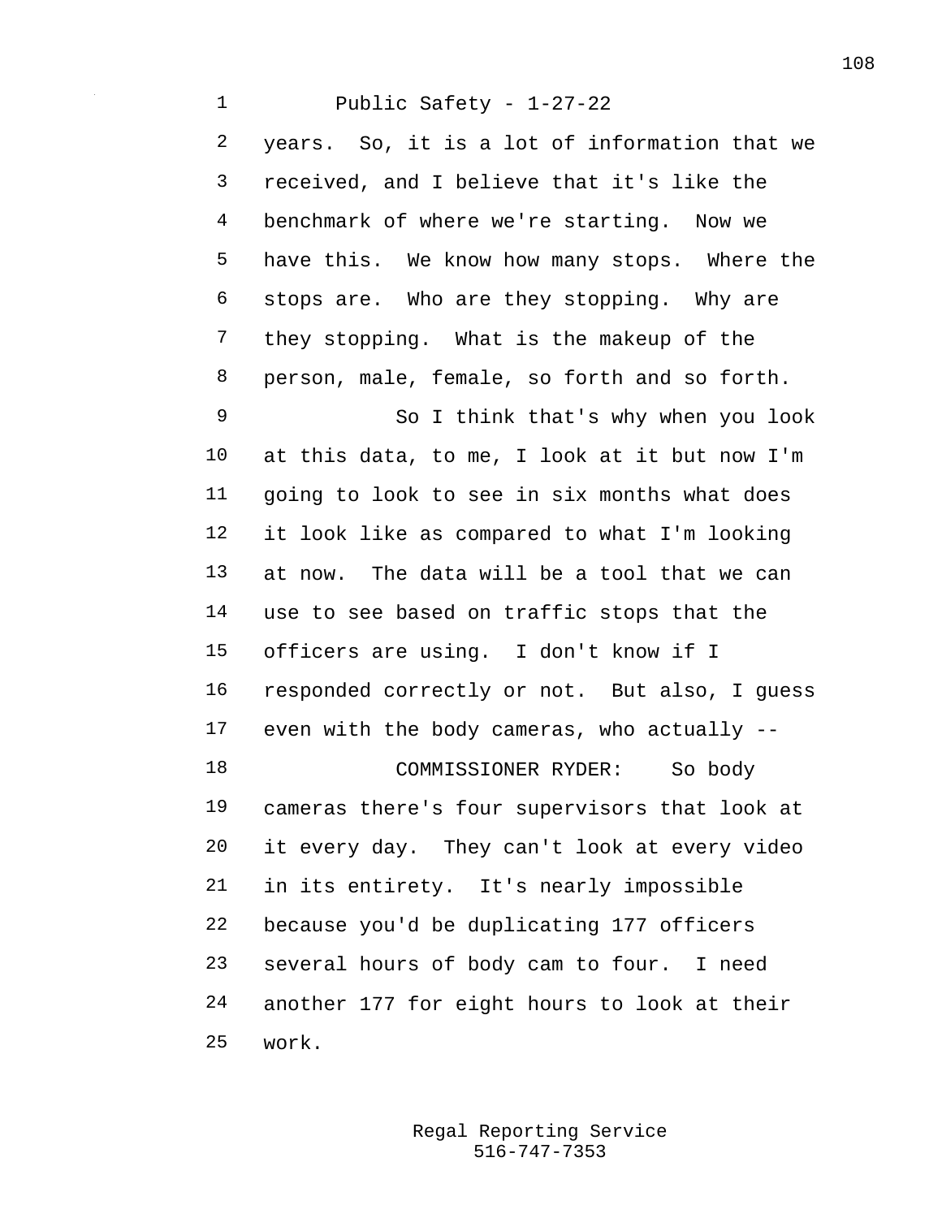years. So, it is a lot of information that we received, and I believe that it's like the benchmark of where we're starting. Now we have this. We know how many stops. Where the stops are. Who are they stopping. Why are they stopping. What is the makeup of the person, male, female, so forth and so forth.

So I think that's why when you look at this data, to me, I look at it but now I'm going to look to see in six months what does it look like as compared to what I'm looking at now. The data will be a tool that we can use to see based on traffic stops that the officers are using. I don't know if I responded correctly or not. But also, I guess even with the body cameras, who actually --

COMMISSIONER RYDER: So body cameras there's four supervisors that look at it every day. They can't look at every video in its entirety. It's nearly impossible because you'd be duplicating 177 officers several hours of body cam to four. I need another 177 for eight hours to look at their work.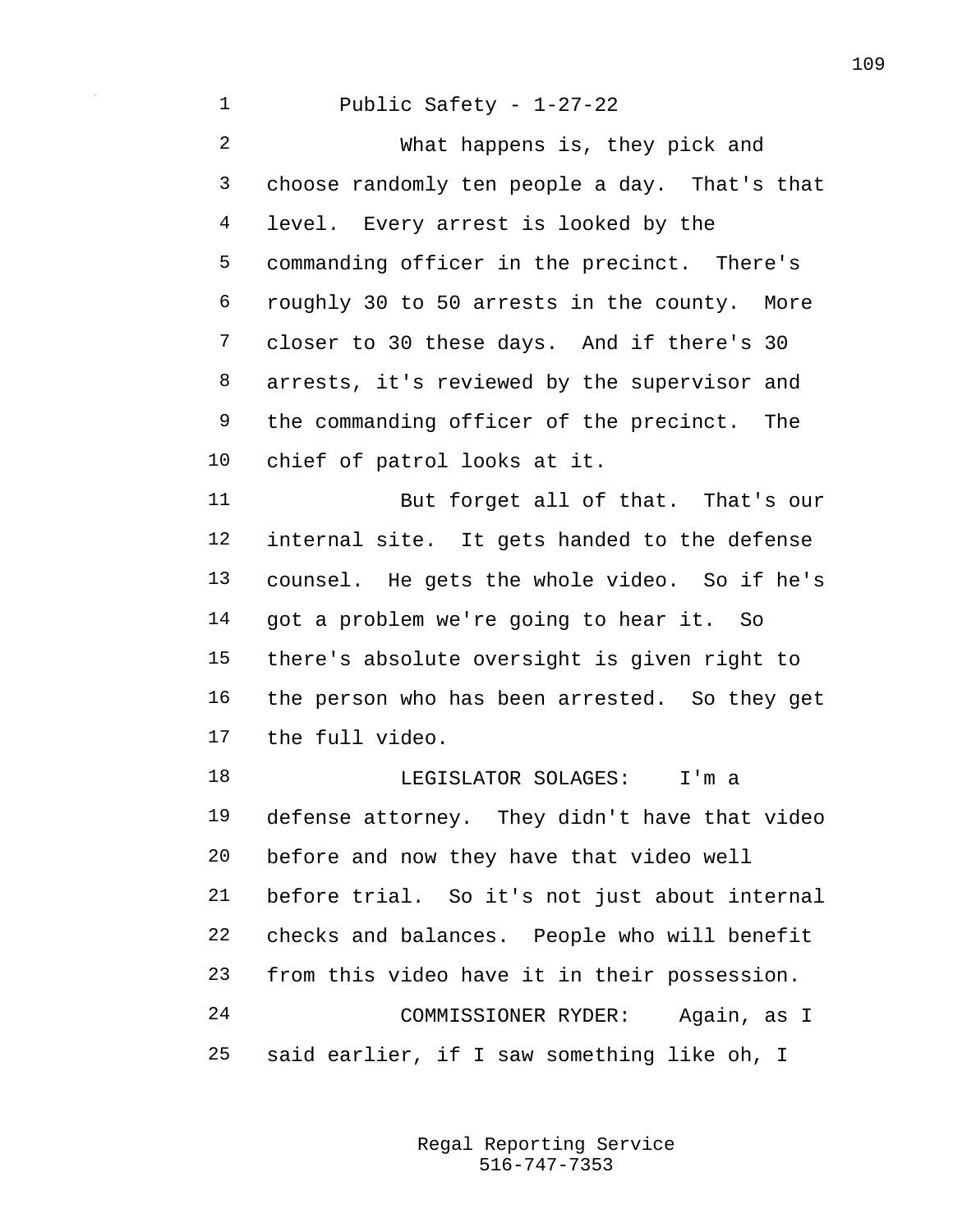What happens is, they pick and choose randomly ten people a day. That's that level. Every arrest is looked by the commanding officer in the precinct. There's roughly 30 to 50 arrests in the county. More closer to 30 these days. And if there's 30 arrests, it's reviewed by the supervisor and the commanding officer of the precinct. The chief of patrol looks at it.

But forget all of that. That's our internal site. It gets handed to the defense counsel. He gets the whole video. So if he's got a problem we're going to hear it. So there's absolute oversight is given right to the person who has been arrested. So they get the full video.

LEGISLATOR SOLAGES: I'm a defense attorney. They didn't have that video before and now they have that video well before trial. So it's not just about internal checks and balances. People who will benefit from this video have it in their possession.

COMMISSIONER RYDER: Again, as I said earlier, if I saw something like oh, I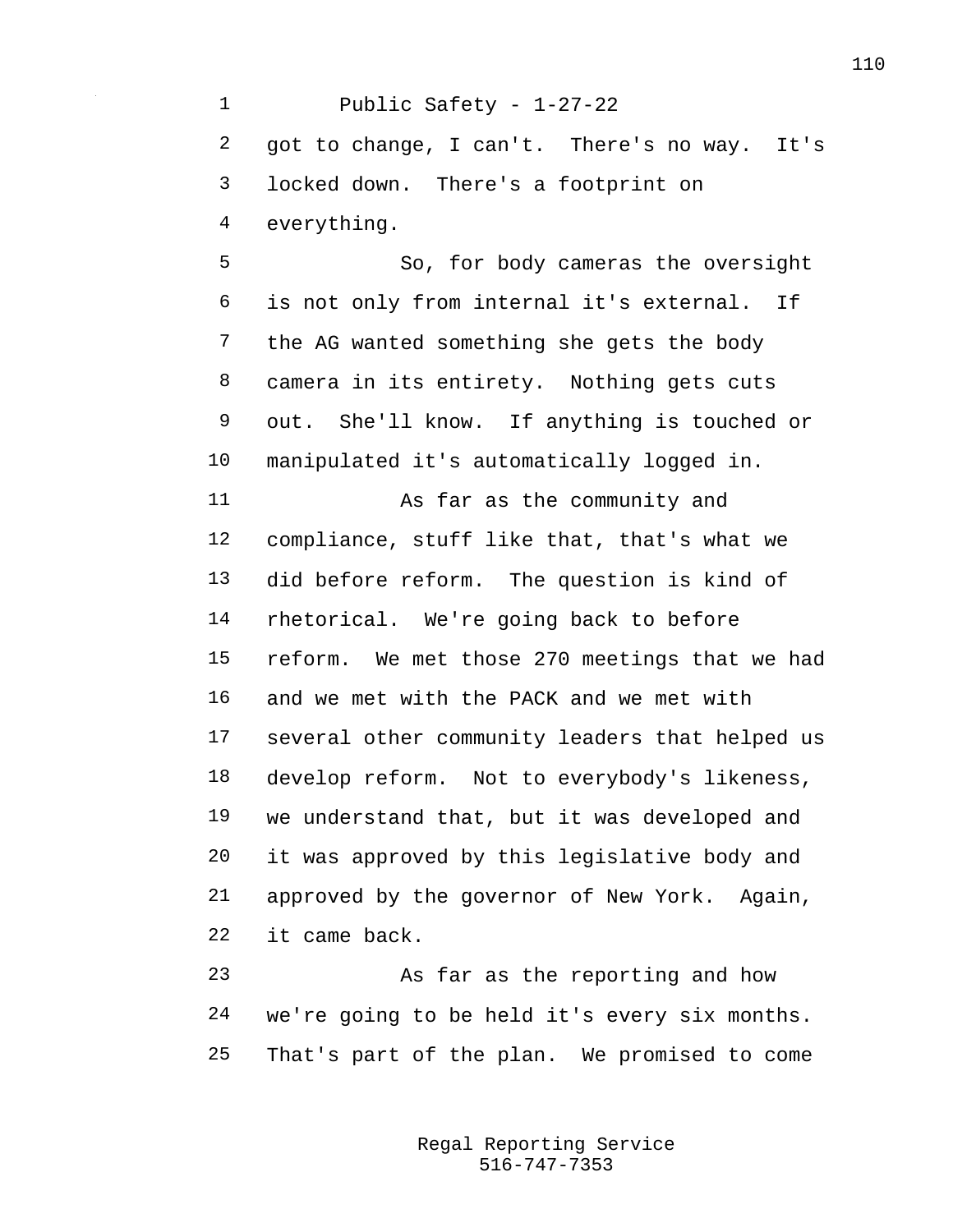got to change, I can't. There's no way. It's locked down. There's a footprint on everything.

So, for body cameras the oversight is not only from internal it's external. If the AG wanted something she gets the body camera in its entirety. Nothing gets cuts out. She'll know. If anything is touched or manipulated it's automatically logged in.

As far as the community and compliance, stuff like that, that's what we did before reform. The question is kind of rhetorical. We're going back to before reform. We met those 270 meetings that we had and we met with the PACK and we met with several other community leaders that helped us develop reform. Not to everybody's likeness, we understand that, but it was developed and it was approved by this legislative body and approved by the governor of New York. Again, it came back.

As far as the reporting and how we're going to be held it's every six months. That's part of the plan. We promised to come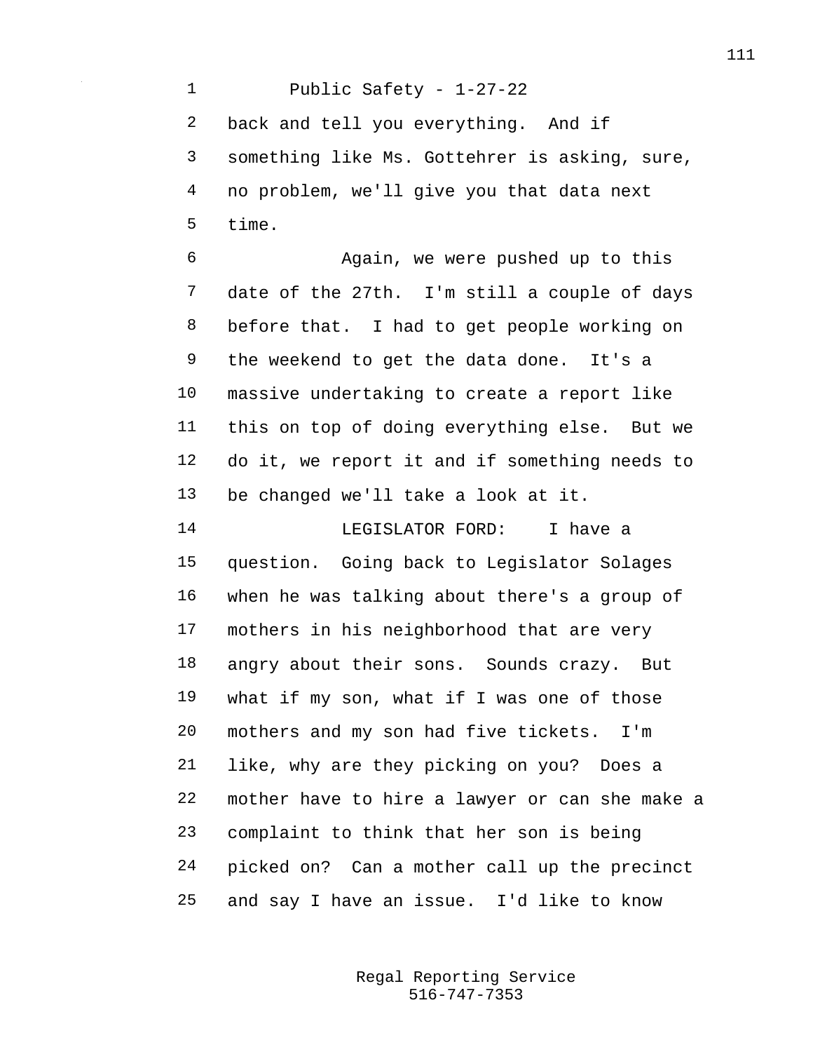back and tell you everything. And if something like Ms. Gottehrer is asking, sure, no problem, we'll give you that data next time.

Again, we were pushed up to this date of the 27th. I'm still a couple of days before that. I had to get people working on the weekend to get the data done. It's a massive undertaking to create a report like this on top of doing everything else. But we do it, we report it and if something needs to be changed we'll take a look at it.

LEGISLATOR FORD: I have a question. Going back to Legislator Solages when he was talking about there's a group of mothers in his neighborhood that are very angry about their sons. Sounds crazy. But what if my son, what if I was one of those mothers and my son had five tickets. I'm like, why are they picking on you? Does a mother have to hire a lawyer or can she make a complaint to think that her son is being picked on? Can a mother call up the precinct and say I have an issue. I'd like to know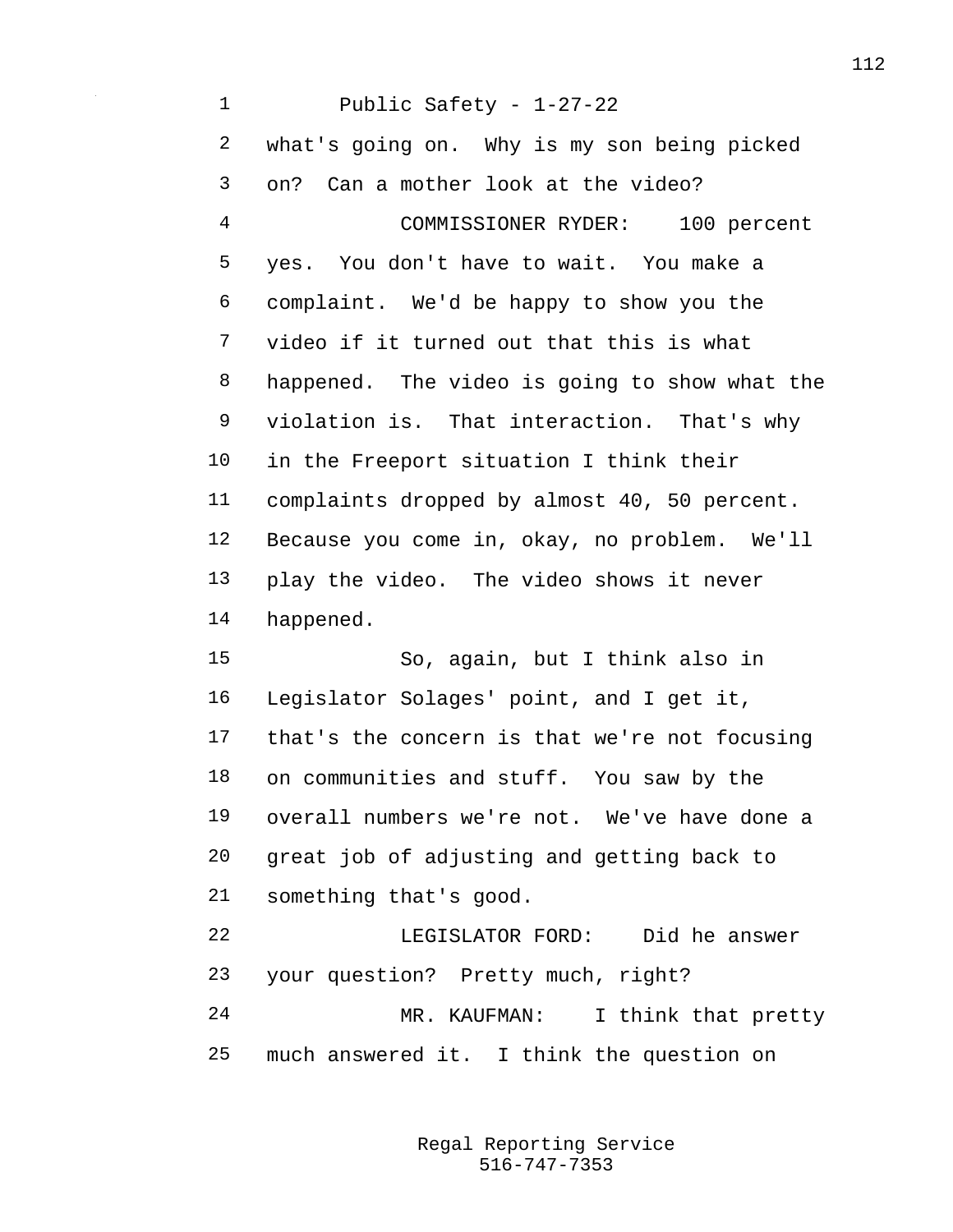what's going on. Why is my son being picked on? Can a mother look at the video?

COMMISSIONER RYDER: 100 percent yes. You don't have to wait. You make a complaint. We'd be happy to show you the video if it turned out that this is what happened. The video is going to show what the violation is. That interaction. That's why in the Freeport situation I think their complaints dropped by almost 40, 50 percent. Because you come in, okay, no problem. We'll play the video. The video shows it never happened.

So, again, but I think also in Legislator Solages' point, and I get it, that's the concern is that we're not focusing on communities and stuff. You saw by the overall numbers we're not. We've have done a great job of adjusting and getting back to something that's good.

LEGISLATOR FORD: Did he answer your question? Pretty much, right?

MR. KAUFMAN: I think that pretty much answered it. I think the question on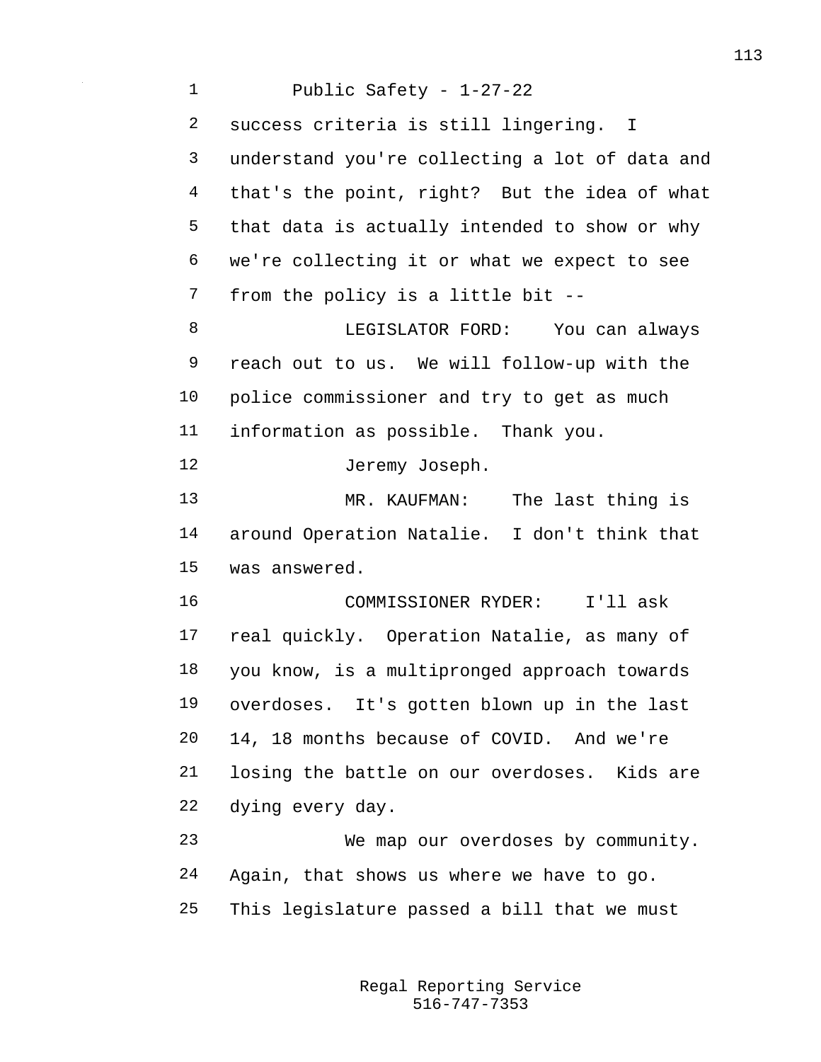success criteria is still lingering. I understand you're collecting a lot of data and that's the point, right? But the idea of what that data is actually intended to show or why we're collecting it or what we expect to see from the policy is a little bit --

LEGISLATOR FORD: You can always reach out to us. We will follow-up with the police commissioner and try to get as much information as possible. Thank you.

Jeremy Joseph.

MR. KAUFMAN: The last thing is around Operation Natalie. I don't think that was answered.

COMMISSIONER RYDER: I'll ask real quickly. Operation Natalie, as many of you know, is a multipronged approach towards overdoses. It's gotten blown up in the last 14, 18 months because of COVID. And we're losing the battle on our overdoses. Kids are dying every day.

We map our overdoses by community. Again, that shows us where we have to go. This legislature passed a bill that we must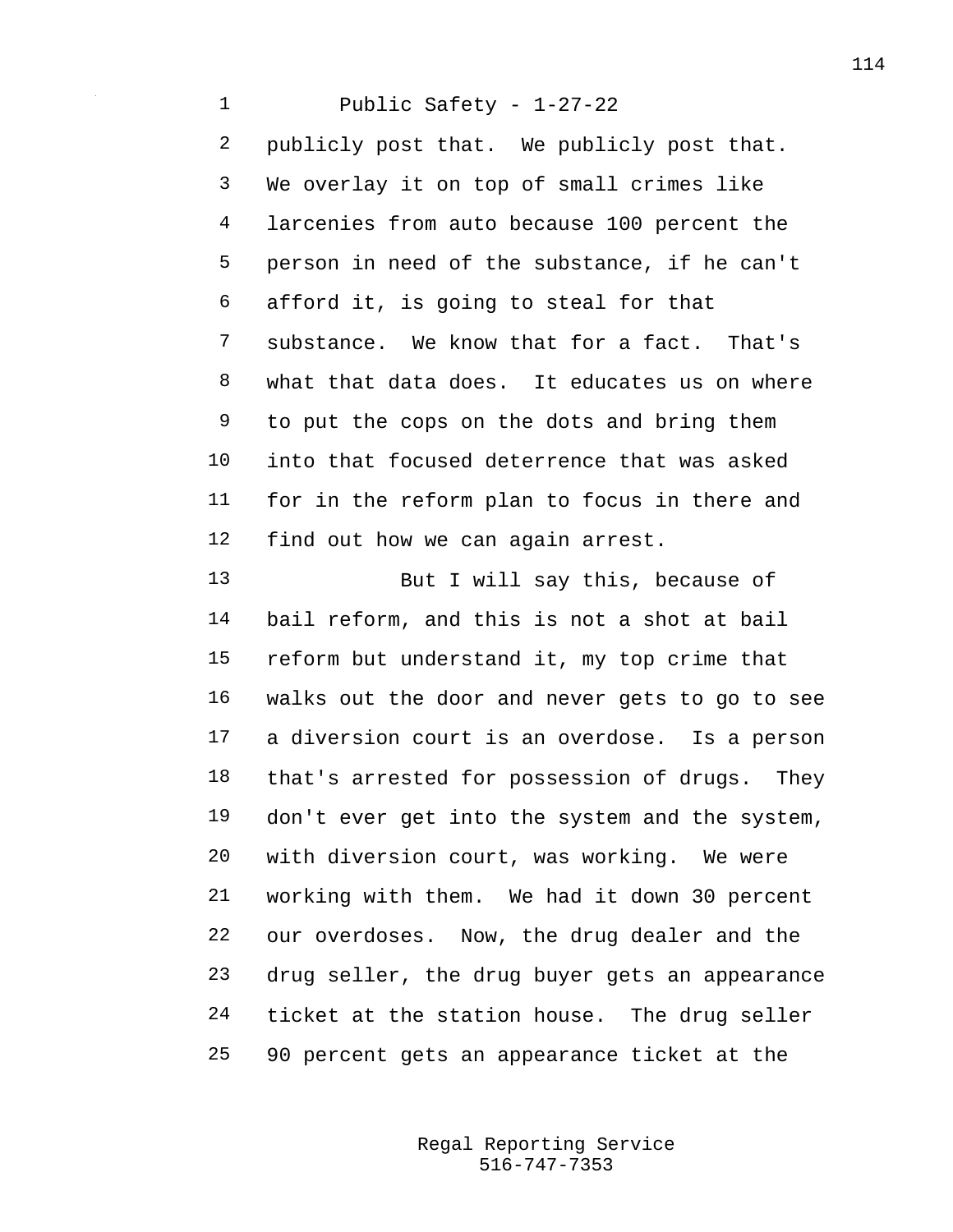publicly post that. We publicly post that. We overlay it on top of small crimes like larcenies from auto because 100 percent the person in need of the substance, if he can't afford it, is going to steal for that substance. We know that for a fact. That's what that data does. It educates us on where to put the cops on the dots and bring them into that focused deterrence that was asked for in the reform plan to focus in there and find out how we can again arrest.

But I will say this, because of bail reform, and this is not a shot at bail reform but understand it, my top crime that walks out the door and never gets to go to see a diversion court is an overdose. Is a person that's arrested for possession of drugs. They don't ever get into the system and the system, with diversion court, was working. We were working with them. We had it down 30 percent our overdoses. Now, the drug dealer and the drug seller, the drug buyer gets an appearance ticket at the station house. The drug seller 90 percent gets an appearance ticket at the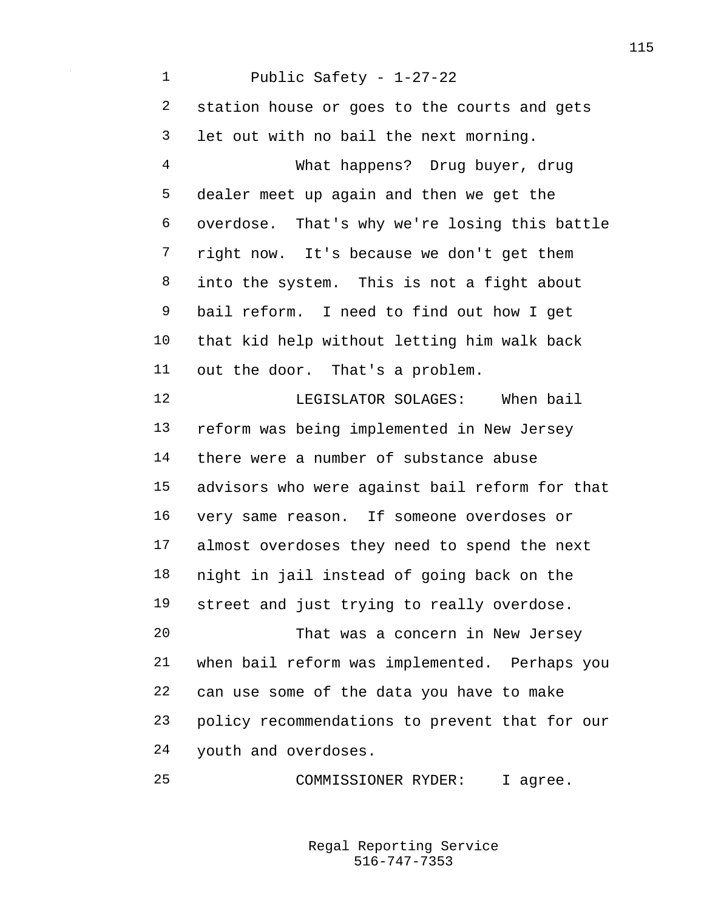station house or goes to the courts and gets let out with no bail the next morning.

What happens? Drug buyer, drug dealer meet up again and then we get the overdose. That's why we're losing this battle right now. It's because we don't get them into the system. This is not a fight about bail reform. I need to find out how I get that kid help without letting him walk back out the door. That's a problem.

LEGISLATOR SOLAGES: When bail reform was being implemented in New Jersey there were a number of substance abuse advisors who were against bail reform for that very same reason. If someone overdoses or almost overdoses they need to spend the next night in jail instead of going back on the street and just trying to really overdose.

That was a concern in New Jersey when bail reform was implemented. Perhaps you can use some of the data you have to make policy recommendations to prevent that for our youth and overdoses.

COMMISSIONER RYDER: I agree.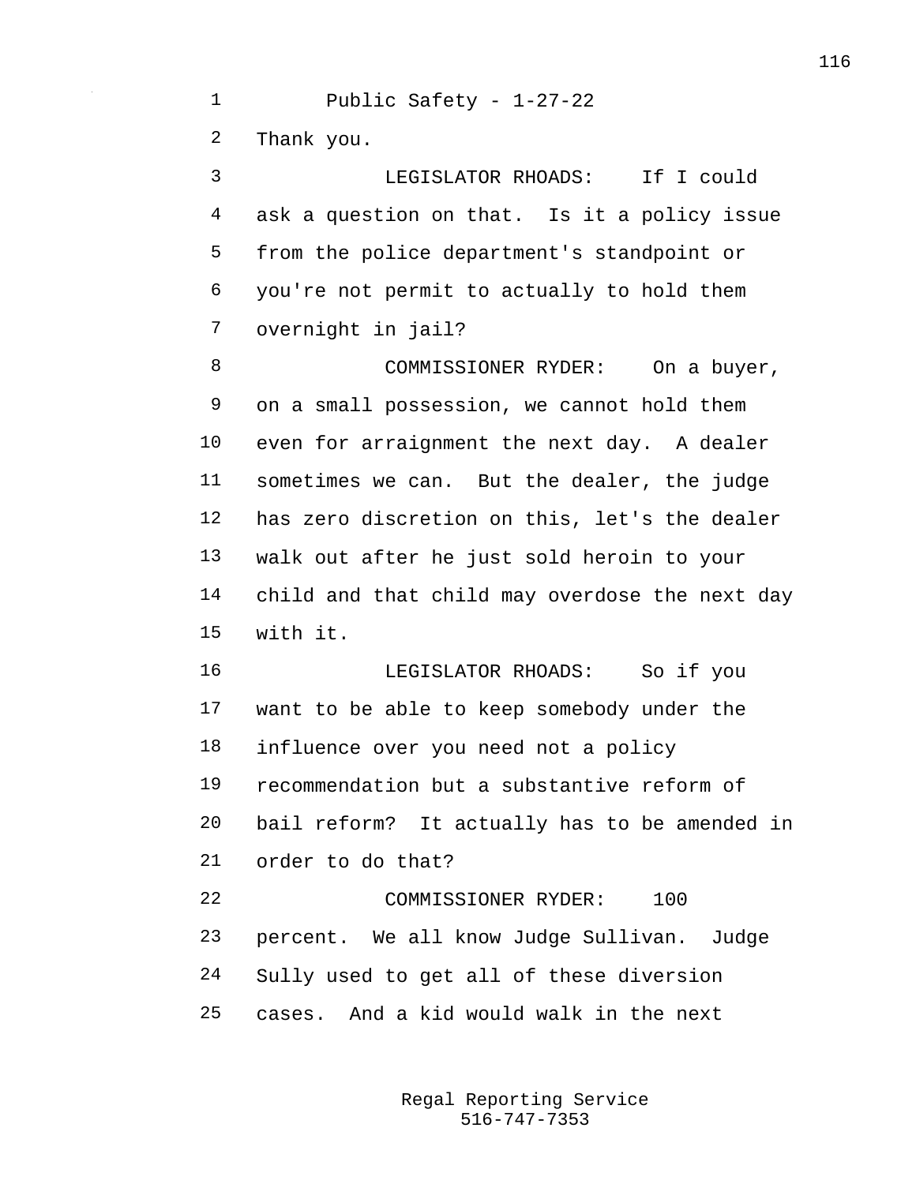Public Safety - 1-27-22

Thank you.

LEGISLATOR RHOADS: If I could ask a question on that. Is it a policy issue from the police department's standpoint or you're not permit to actually to hold them overnight in jail?

COMMISSIONER RYDER: On a buyer, on a small possession, we cannot hold them even for arraignment the next day. A dealer sometimes we can. But the dealer, the judge has zero discretion on this, let's the dealer walk out after he just sold heroin to your child and that child may overdose the next day with it.

LEGISLATOR RHOADS: So if you want to be able to keep somebody under the influence over you need not a policy recommendation but a substantive reform of bail reform? It actually has to be amended in order to do that?

COMMISSIONER RYDER: 100 percent. We all know Judge Sullivan. Judge Sully used to get all of these diversion cases. And a kid would walk in the next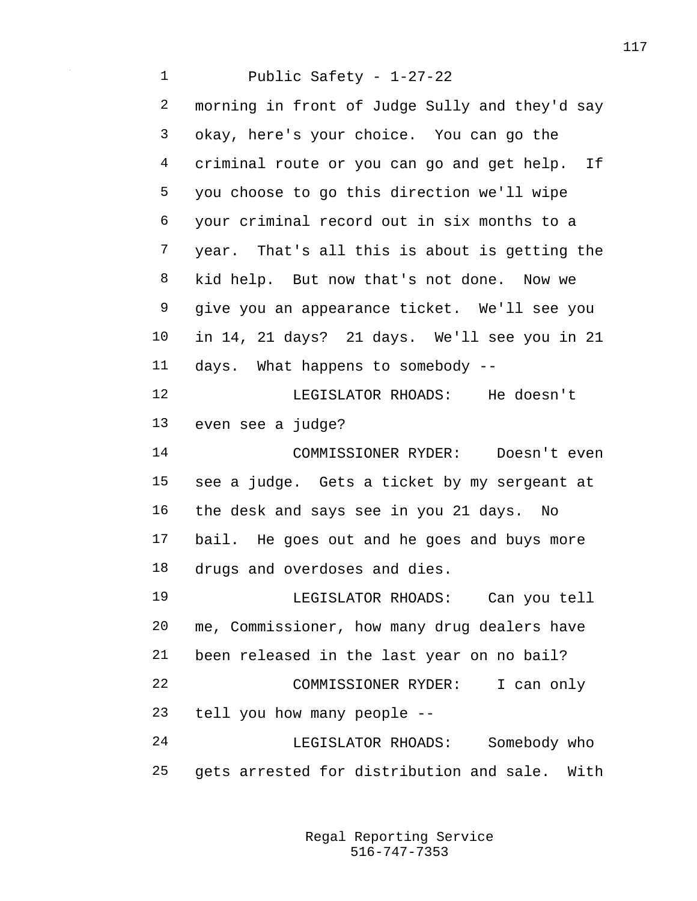morning in front of Judge Sully and they'd say okay, here's your choice. You can go the criminal route or you can go and get help. If you choose to go this direction we'll wipe your criminal record out in six months to a year. That's all this is about is getting the kid help. But now that's not done. Now we give you an appearance ticket. We'll see you in 14, 21 days? 21 days. We'll see you in 21 days. What happens to somebody --

LEGISLATOR RHOADS: He doesn't even see a judge?

COMMISSIONER RYDER: Doesn't even see a judge. Gets a ticket by my sergeant at the desk and says see in you 21 days. No bail. He goes out and he goes and buys more drugs and overdoses and dies.

LEGISLATOR RHOADS: Can you tell me, Commissioner, how many drug dealers have been released in the last year on no bail?

COMMISSIONER RYDER: I can only tell you how many people --

LEGISLATOR RHOADS: Somebody who gets arrested for distribution and sale. With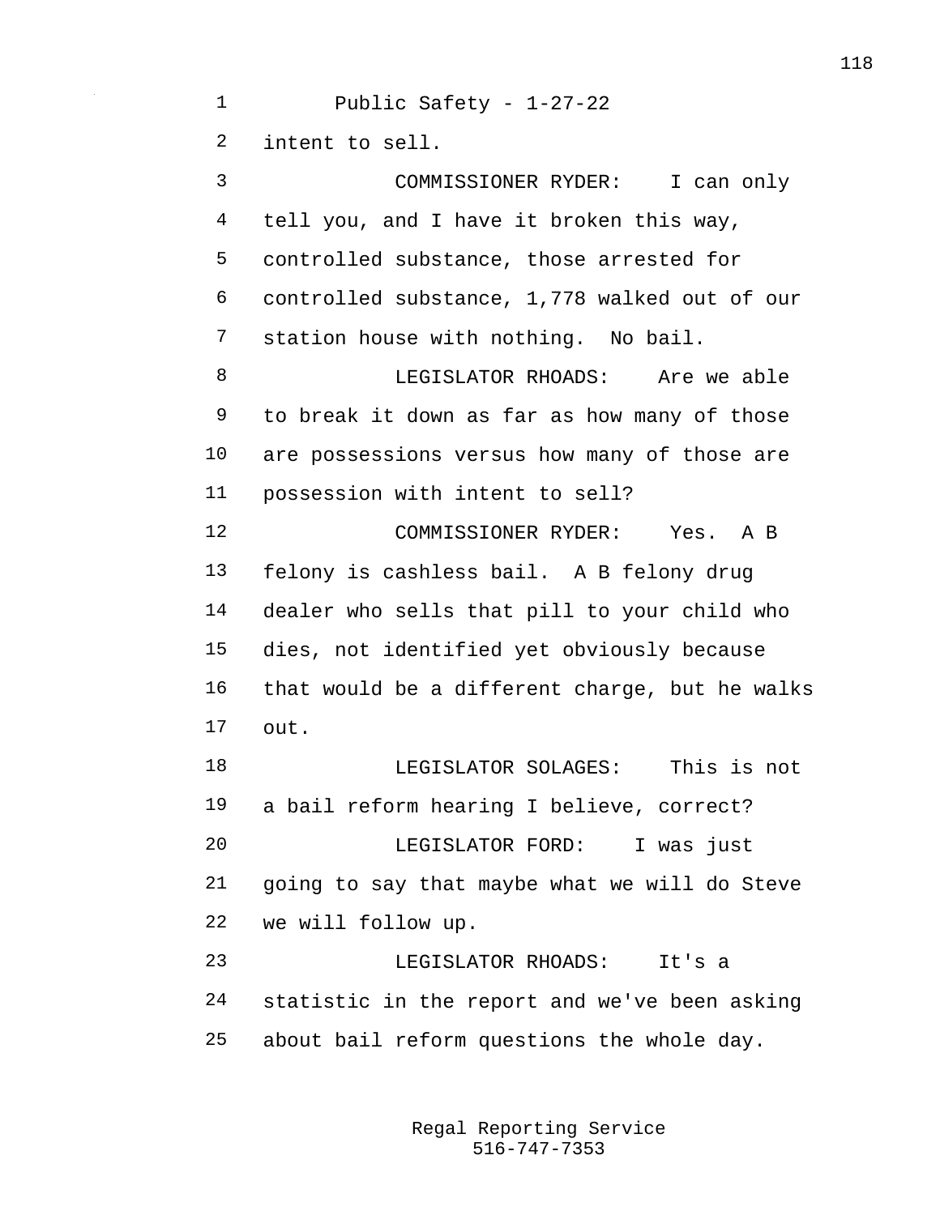intent to sell.

COMMISSIONER RYDER: I can only tell you, and I have it broken this way, controlled substance, those arrested for controlled substance, 1,778 walked out of our station house with nothing. No bail.

LEGISLATOR RHOADS: Are we able to break it down as far as how many of those are possessions versus how many of those are possession with intent to sell?

COMMISSIONER RYDER: Yes. A B felony is cashless bail. A B felony drug dealer who sells that pill to your child who dies, not identified yet obviously because that would be a different charge, but he walks out.

LEGISLATOR SOLAGES: This is not a bail reform hearing I believe, correct?

LEGISLATOR FORD: I was just going to say that maybe what we will do Steve we will follow up.

LEGISLATOR RHOADS: It's a statistic in the report and we've been asking about bail reform questions the whole day.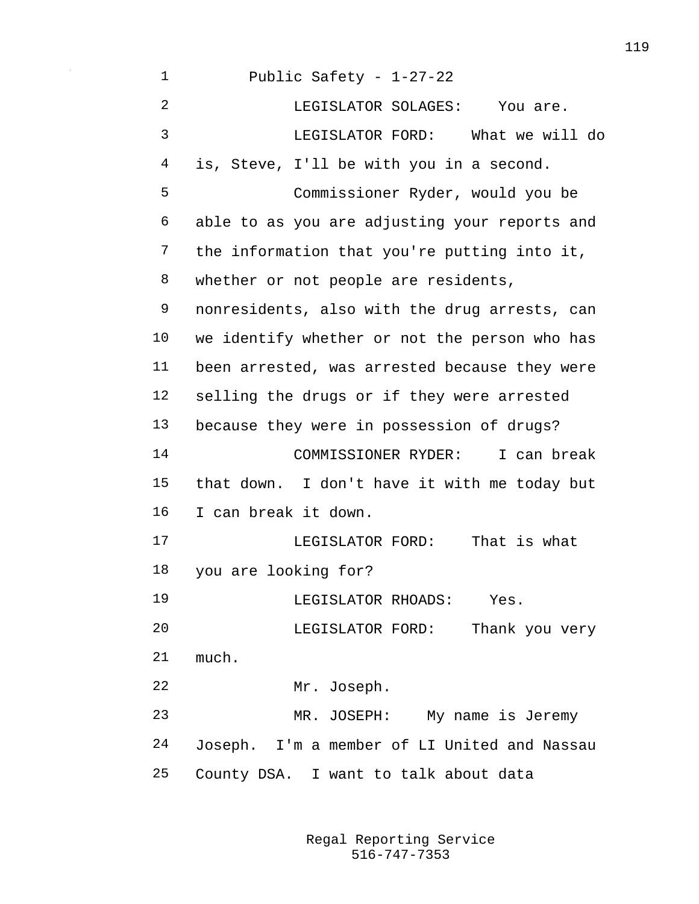Public Safety - 1-27-22

LEGISLATOR SOLAGES: You are.

LEGISLATOR FORD: What we will do is, Steve, I'll be with you in a second.

Commissioner Ryder, would you be able to as you are adjusting your reports and the information that you're putting into it, whether or not people are residents, nonresidents, also with the drug arrests, can we identify whether or not the person who has been arrested, was arrested because they were selling the drugs or if they were arrested because they were in possession of drugs?

COMMISSIONER RYDER: I can break that down. I don't have it with me today but I can break it down.

LEGISLATOR FORD: That is what you are looking for?

LEGISLATOR RHOADS: Yes.

LEGISLATOR FORD: Thank you very much.

Mr. Joseph.

MR. JOSEPH: My name is Jeremy Joseph. I'm a member of LI United and Nassau County DSA. I want to talk about data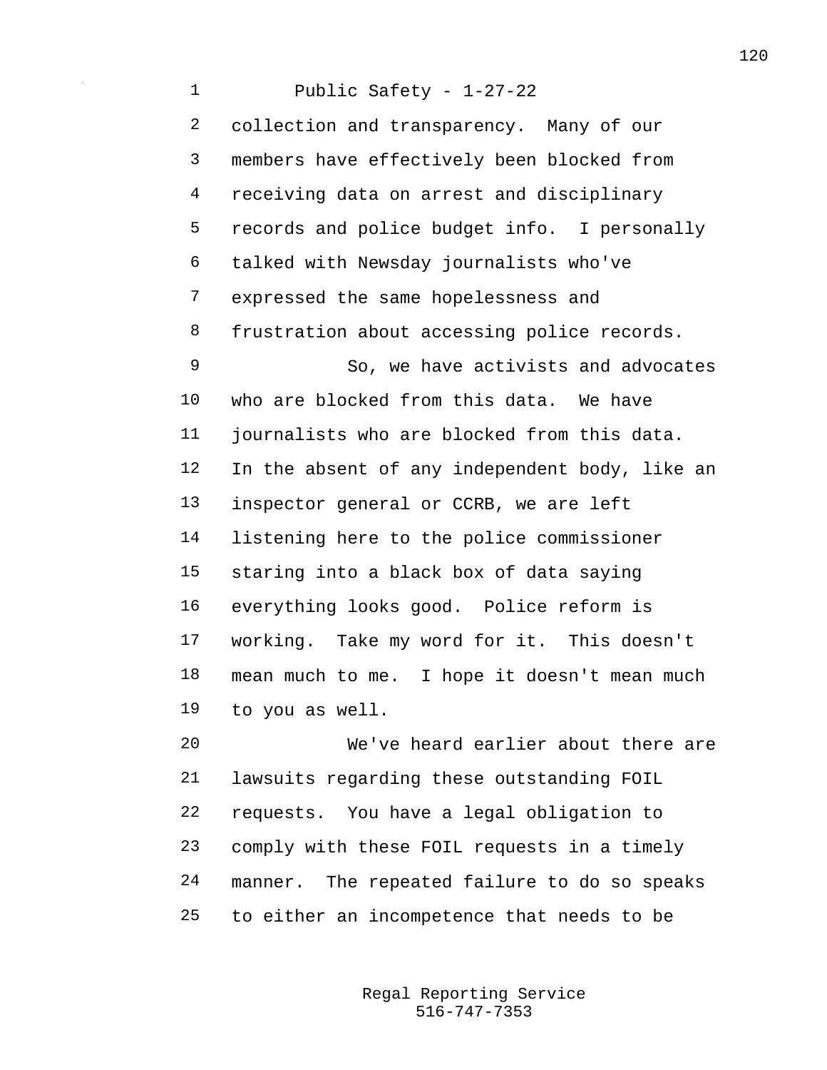collection and transparency. Many of our members have effectively been blocked from receiving data on arrest and disciplinary records and police budget info. I personally talked with Newsday journalists who've expressed the same hopelessness and frustration about accessing police records.

So, we have activists and advocates who are blocked from this data. We have journalists who are blocked from this data. In the absent of any independent body, like an inspector general or CCRB, we are left listening here to the police commissioner staring into a black box of data saying everything looks good. Police reform is working. Take my word for it. This doesn't mean much to me. I hope it doesn't mean much to you as well.

We've heard earlier about there are lawsuits regarding these outstanding FOIL requests. You have a legal obligation to comply with these FOIL requests in a timely manner. The repeated failure to do so speaks to either an incompetence that needs to be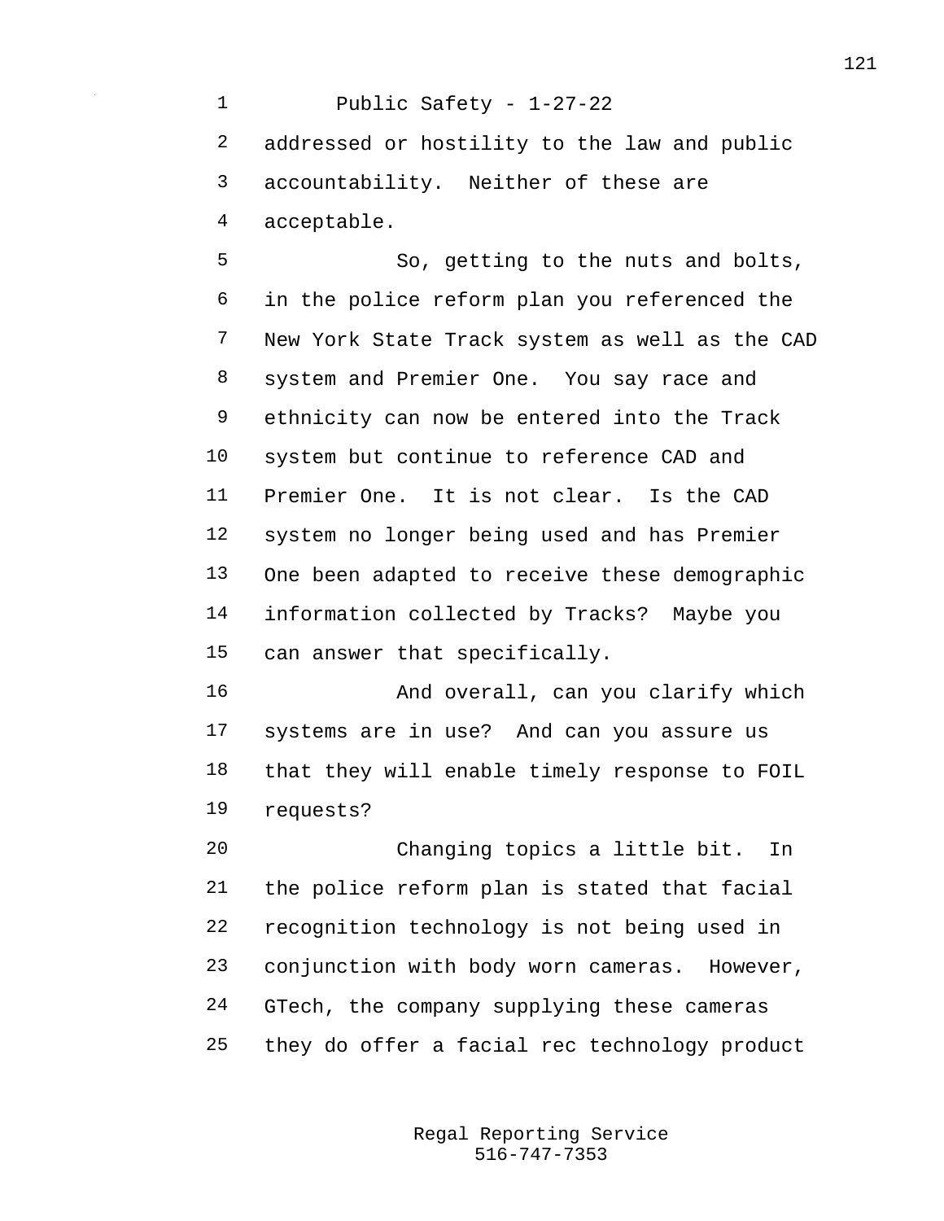addressed or hostility to the law and public accountability. Neither of these are acceptable.

So, getting to the nuts and bolts, in the police reform plan you referenced the New York State Track system as well as the CAD system and Premier One. You say race and ethnicity can now be entered into the Track system but continue to reference CAD and Premier One. It is not clear. Is the CAD system no longer being used and has Premier One been adapted to receive these demographic information collected by Tracks? Maybe you can answer that specifically.

And overall, can you clarify which systems are in use? And can you assure us that they will enable timely response to FOIL requests?

Changing topics a little bit. In the police reform plan is stated that facial recognition technology is not being used in conjunction with body worn cameras. However, GTech, the company supplying these cameras they do offer a facial rec technology product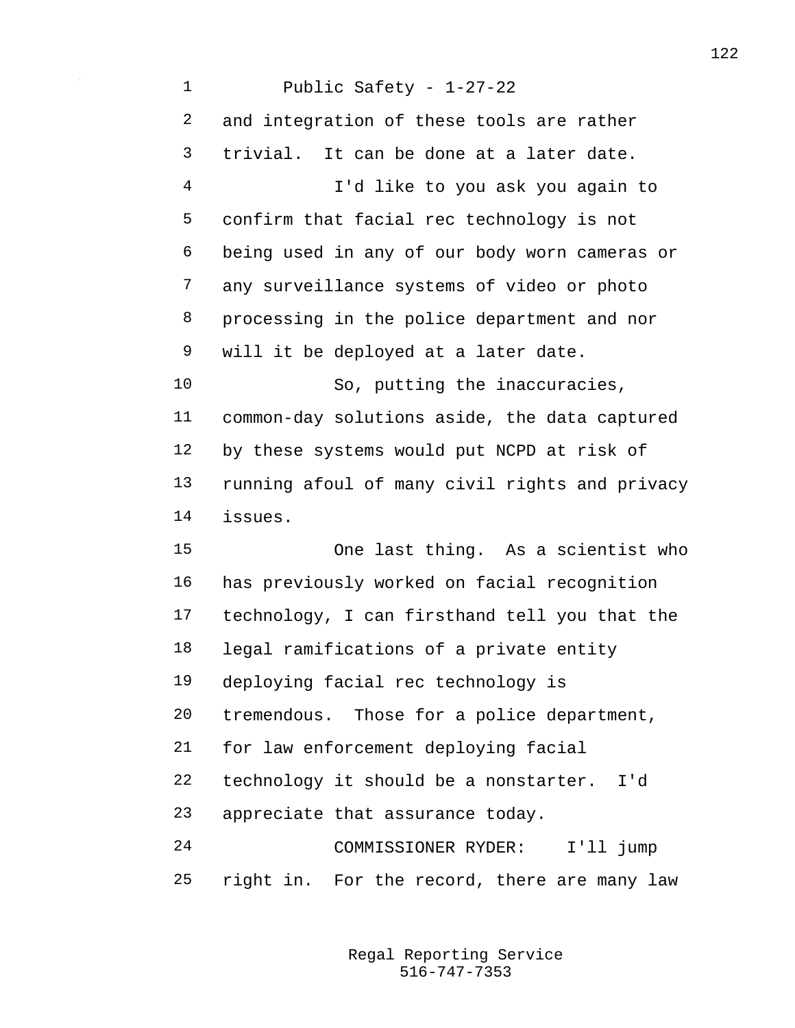and integration of these tools are rather trivial. It can be done at a later date.

I'd like to you ask you again to confirm that facial rec technology is not being used in any of our body worn cameras or any surveillance systems of video or photo processing in the police department and nor will it be deployed at a later date.

So, putting the inaccuracies, common-day solutions aside, the data captured by these systems would put NCPD at risk of running afoul of many civil rights and privacy issues.

One last thing. As a scientist who has previously worked on facial recognition technology, I can firsthand tell you that the legal ramifications of a private entity deploying facial rec technology is tremendous. Those for a police department, for law enforcement deploying facial technology it should be a nonstarter. I'd appreciate that assurance today.

COMMISSIONER RYDER: I'll jump right in. For the record, there are many law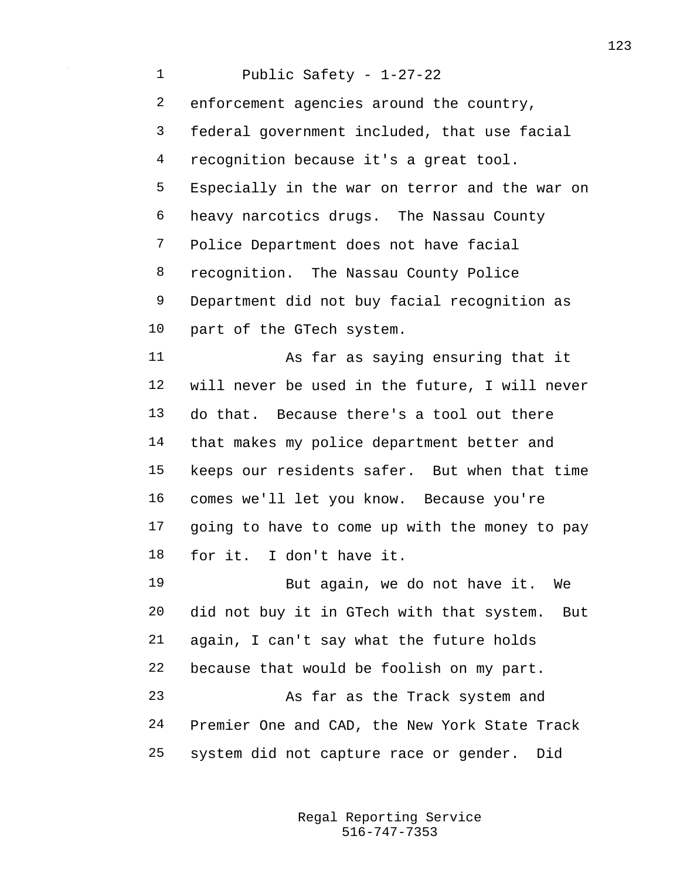enforcement agencies around the country, federal government included, that use facial recognition because it's a great tool. Especially in the war on terror and the war on heavy narcotics drugs. The Nassau County Police Department does not have facial recognition. The Nassau County Police Department did not buy facial recognition as part of the GTech system.

As far as saying ensuring that it will never be used in the future, I will never do that. Because there's a tool out there that makes my police department better and keeps our residents safer. But when that time comes we'll let you know. Because you're going to have to come up with the money to pay for it. I don't have it.

But again, we do not have it. We did not buy it in GTech with that system. But again, I can't say what the future holds because that would be foolish on my part.

As far as the Track system and Premier One and CAD, the New York State Track system did not capture race or gender. Did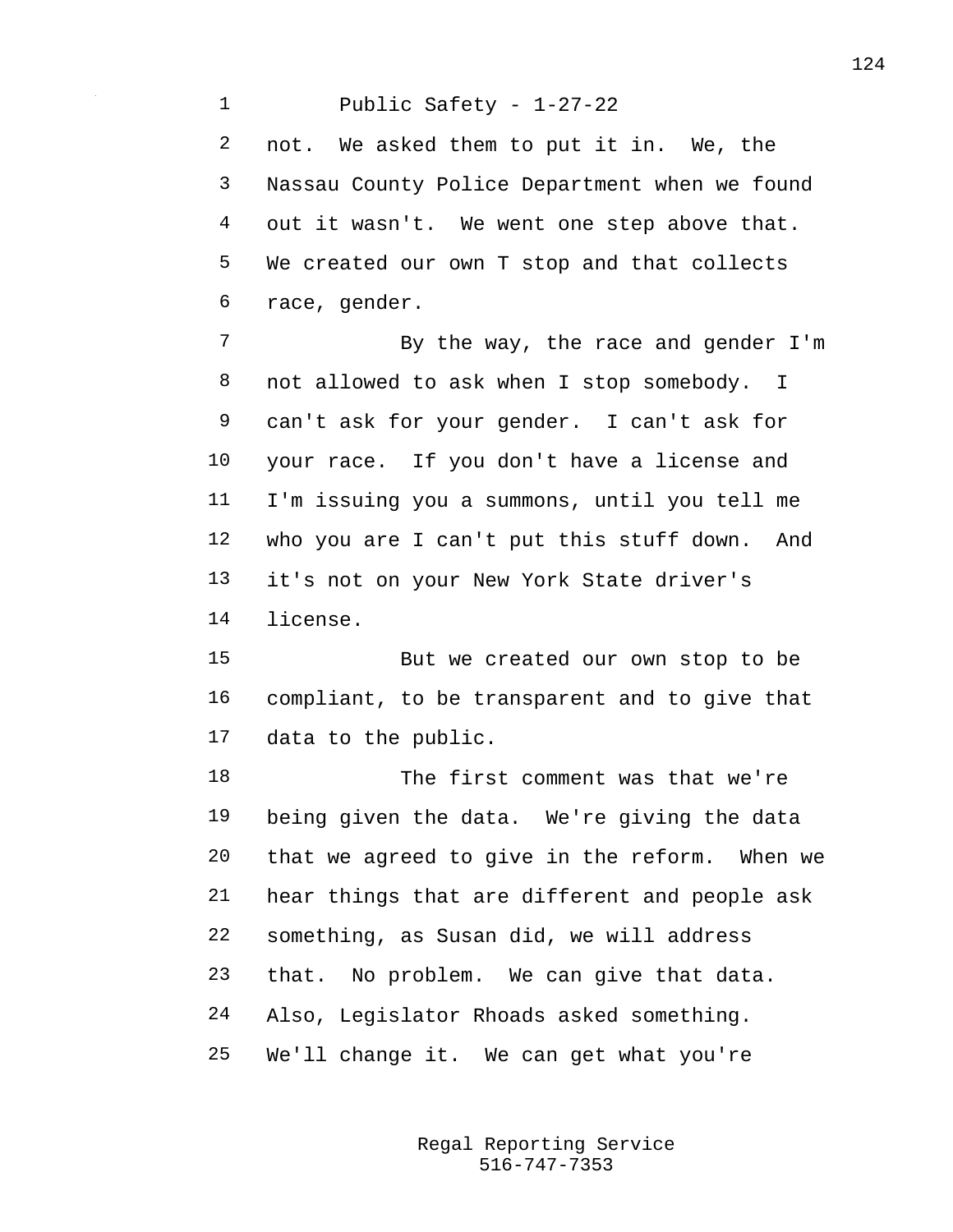not. We asked them to put it in. We, the Nassau County Police Department when we found out it wasn't. We went one step above that. We created our own T stop and that collects race, gender.

By the way, the race and gender I'm not allowed to ask when I stop somebody. I can't ask for your gender. I can't ask for your race. If you don't have a license and I'm issuing you a summons, until you tell me who you are I can't put this stuff down. And it's not on your New York State driver's license.

But we created our own stop to be compliant, to be transparent and to give that data to the public.

The first comment was that we're being given the data. We're giving the data that we agreed to give in the reform. When we hear things that are different and people ask something, as Susan did, we will address that. No problem. We can give that data. Also, Legislator Rhoads asked something. We'll change it. We can get what you're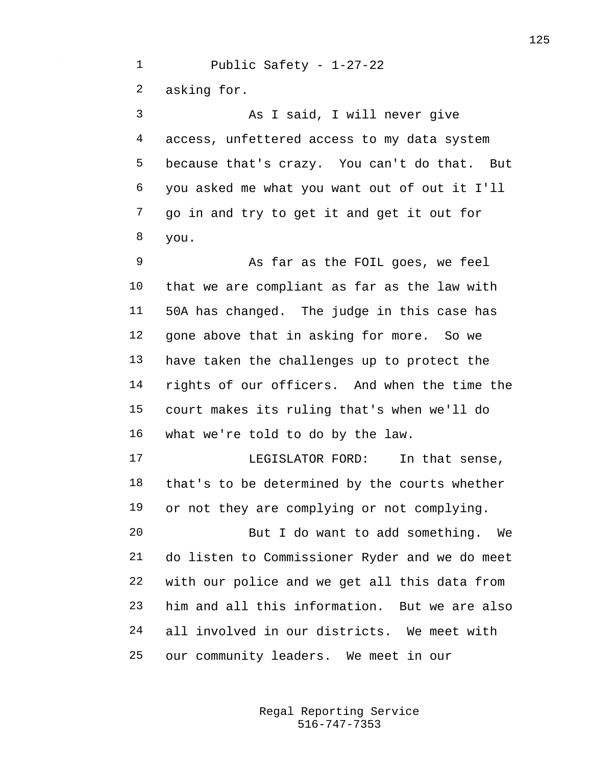asking for.

As I said, I will never give access, unfettered access to my data system because that's crazy. You can't do that. But you asked me what you want out of out it I'll go in and try to get it and get it out for you.

As far as the FOIL goes, we feel that we are compliant as far as the law with 50A has changed. The judge in this case has gone above that in asking for more. So we have taken the challenges up to protect the rights of our officers. And when the time the court makes its ruling that's when we'll do what we're told to do by the law.

LEGISLATOR FORD: In that sense, that's to be determined by the courts whether or not they are complying or not complying.

But I do want to add something. We do listen to Commissioner Ryder and we do meet with our police and we get all this data from him and all this information. But we are also all involved in our districts. We meet with our community leaders. We meet in our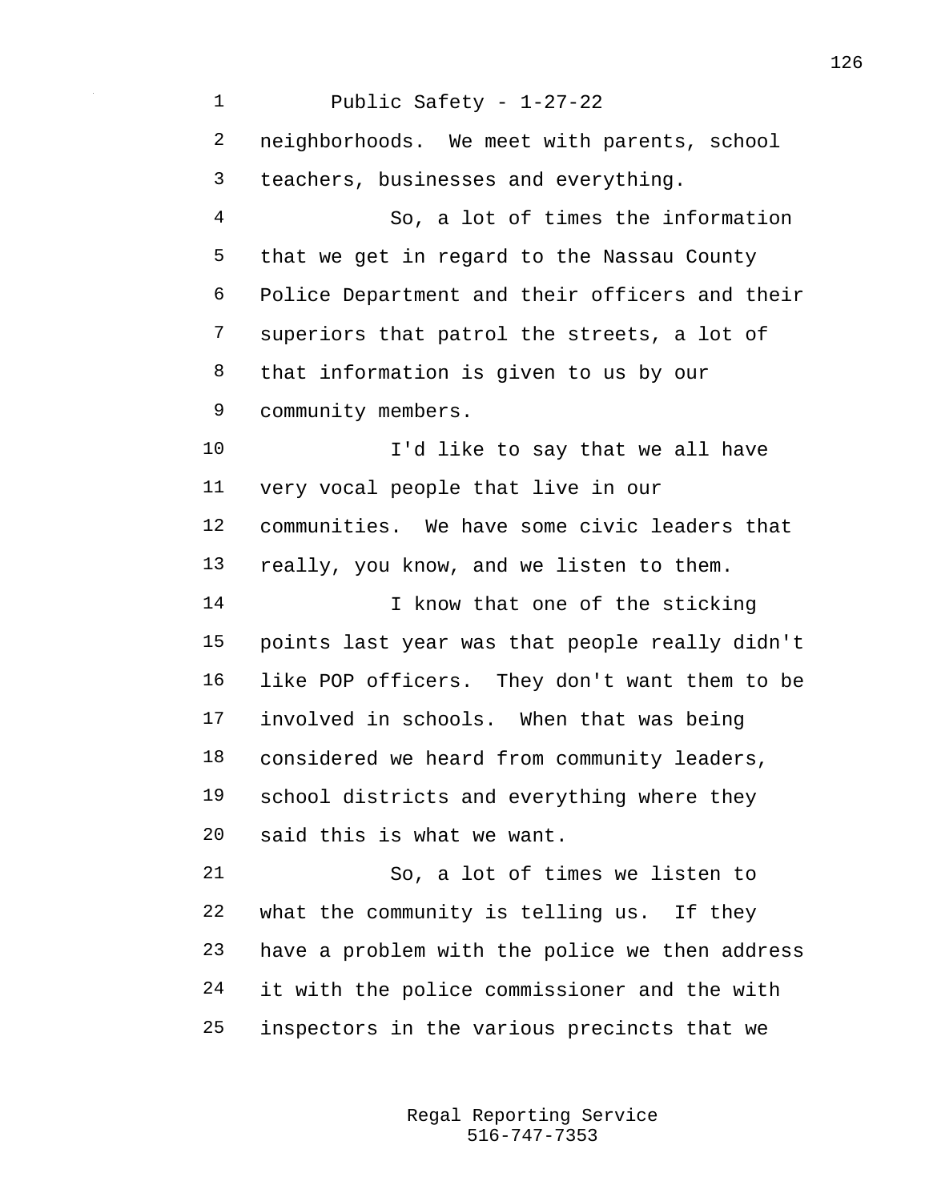neighborhoods. We meet with parents, school teachers, businesses and everything.

So, a lot of times the information that we get in regard to the Nassau County Police Department and their officers and their superiors that patrol the streets, a lot of that information is given to us by our community members.

I'd like to say that we all have very vocal people that live in our communities. We have some civic leaders that really, you know, and we listen to them.

I know that one of the sticking points last year was that people really didn't like POP officers. They don't want them to be involved in schools. When that was being considered we heard from community leaders, school districts and everything where they said this is what we want.

So, a lot of times we listen to what the community is telling us. If they have a problem with the police we then address it with the police commissioner and the with inspectors in the various precincts that we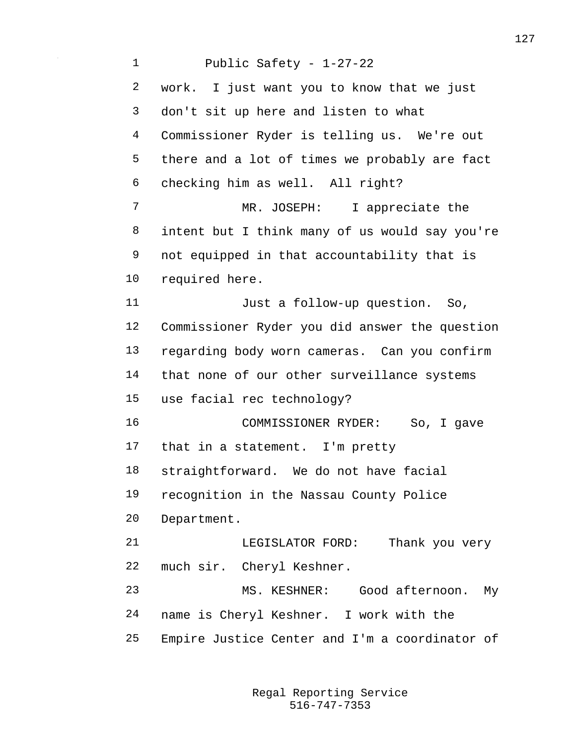work. I just want you to know that we just don't sit up here and listen to what Commissioner Ryder is telling us. We're out there and a lot of times we probably are fact checking him as well. All right?

MR. JOSEPH: I appreciate the intent but I think many of us would say you're not equipped in that accountability that is required here.

Just a follow-up question. So, Commissioner Ryder you did answer the question regarding body worn cameras. Can you confirm that none of our other surveillance systems use facial rec technology?

COMMISSIONER RYDER: So, I gave that in a statement. I'm pretty straightforward. We do not have facial recognition in the Nassau County Police Department.

LEGISLATOR FORD: Thank you very much sir. Cheryl Keshner.

MS. KESHNER: Good afternoon. My name is Cheryl Keshner. I work with the Empire Justice Center and I'm a coordinator of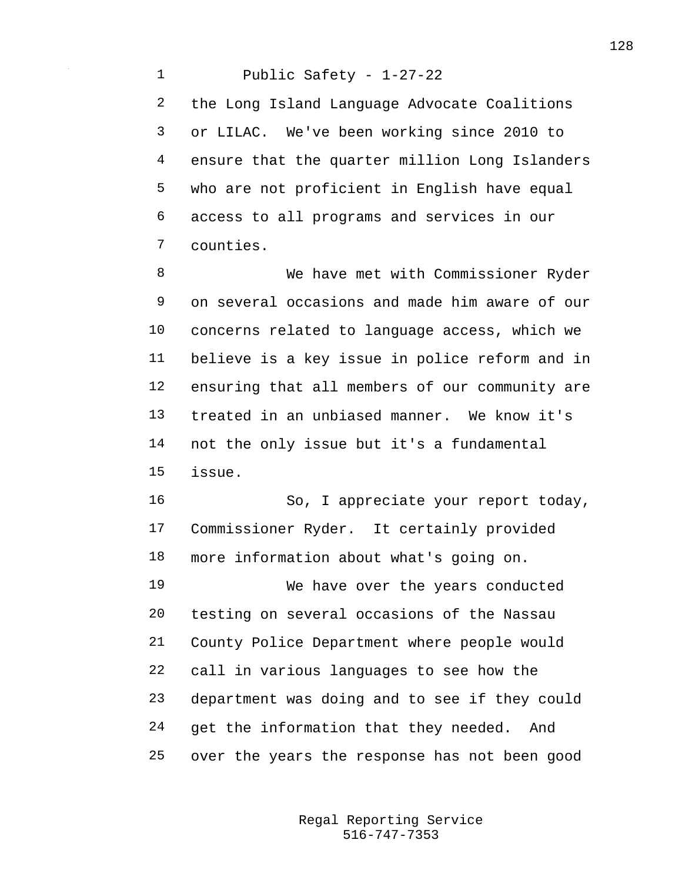the Long Island Language Advocate Coalitions or LILAC. We've been working since 2010 to ensure that the quarter million Long Islanders who are not proficient in English have equal access to all programs and services in our counties.

We have met with Commissioner Ryder on several occasions and made him aware of our concerns related to language access, which we believe is a key issue in police reform and in ensuring that all members of our community are treated in an unbiased manner. We know it's not the only issue but it's a fundamental issue.

So, I appreciate your report today, Commissioner Ryder. It certainly provided more information about what's going on.

We have over the years conducted testing on several occasions of the Nassau County Police Department where people would call in various languages to see how the department was doing and to see if they could get the information that they needed. And over the years the response has not been good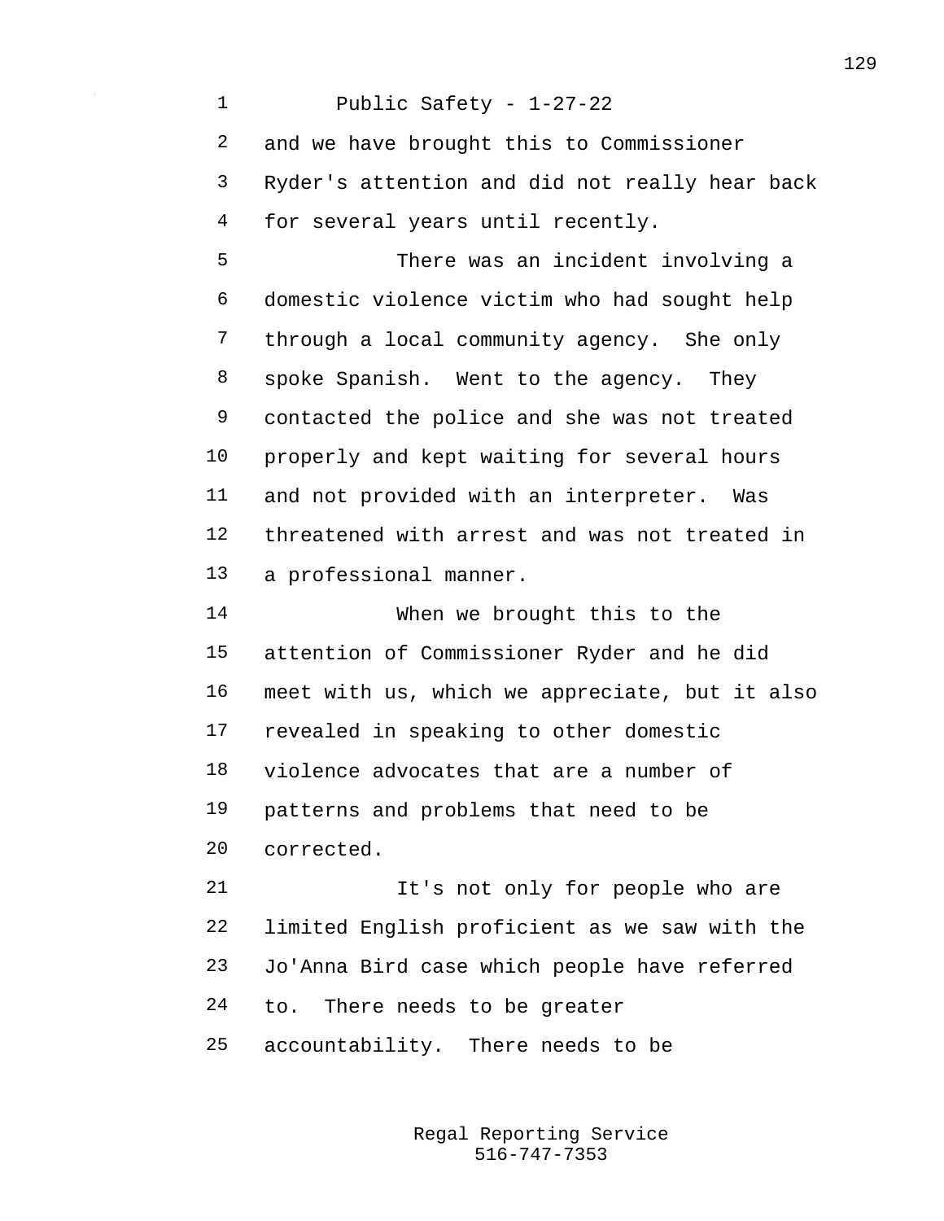and we have brought this to Commissioner Ryder's attention and did not really hear back for several years until recently.

There was an incident involving a domestic violence victim who had sought help through a local community agency. She only spoke Spanish. Went to the agency. They contacted the police and she was not treated properly and kept waiting for several hours and not provided with an interpreter. Was threatened with arrest and was not treated in a professional manner.

When we brought this to the attention of Commissioner Ryder and he did meet with us, which we appreciate, but it also revealed in speaking to other domestic violence advocates that are a number of patterns and problems that need to be corrected.

It's not only for people who are limited English proficient as we saw with the Jo'Anna Bird case which people have referred to. There needs to be greater accountability. There needs to be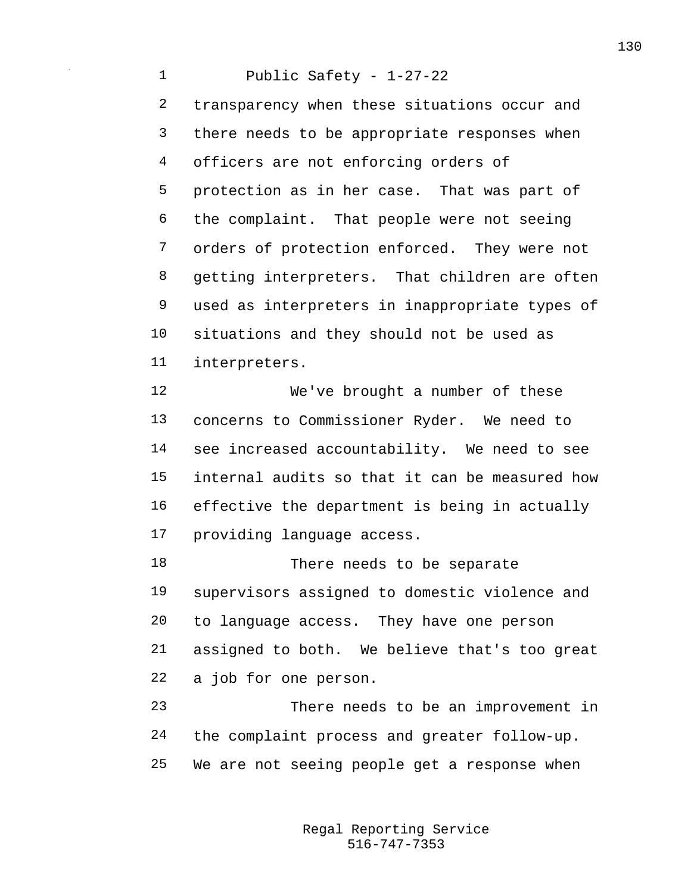transparency when these situations occur and there needs to be appropriate responses when officers are not enforcing orders of protection as in her case. That was part of the complaint. That people were not seeing orders of protection enforced. They were not getting interpreters. That children are often used as interpreters in inappropriate types of situations and they should not be used as interpreters.

We've brought a number of these concerns to Commissioner Ryder. We need to see increased accountability. We need to see internal audits so that it can be measured how effective the department is being in actually providing language access.

There needs to be separate supervisors assigned to domestic violence and to language access. They have one person assigned to both. We believe that's too great a job for one person.

There needs to be an improvement in the complaint process and greater follow-up. We are not seeing people get a response when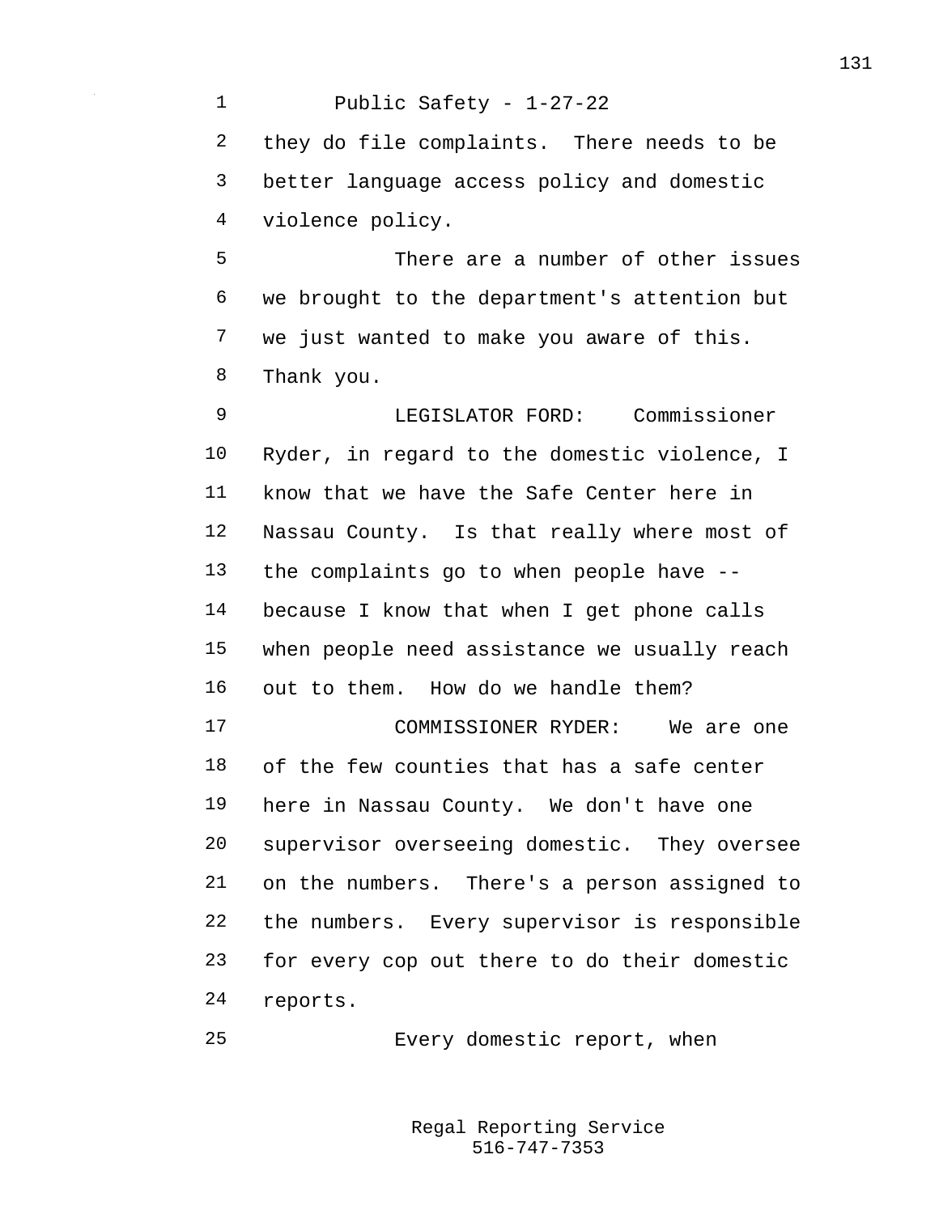they do file complaints. There needs to be better language access policy and domestic violence policy.

There are a number of other issues we brought to the department's attention but we just wanted to make you aware of this. Thank you.

LEGISLATOR FORD: Commissioner Ryder, in regard to the domestic violence, I know that we have the Safe Center here in Nassau County. Is that really where most of the complaints go to when people have -- because I know that when I get phone calls when people need assistance we usually reach out to them. How do we handle them?

COMMISSIONER RYDER: We are one of the few counties that has a safe center here in Nassau County. We don't have one supervisor overseeing domestic. They oversee on the numbers. There's a person assigned to the numbers. Every supervisor is responsible for every cop out there to do their domestic reports.

Every domestic report, when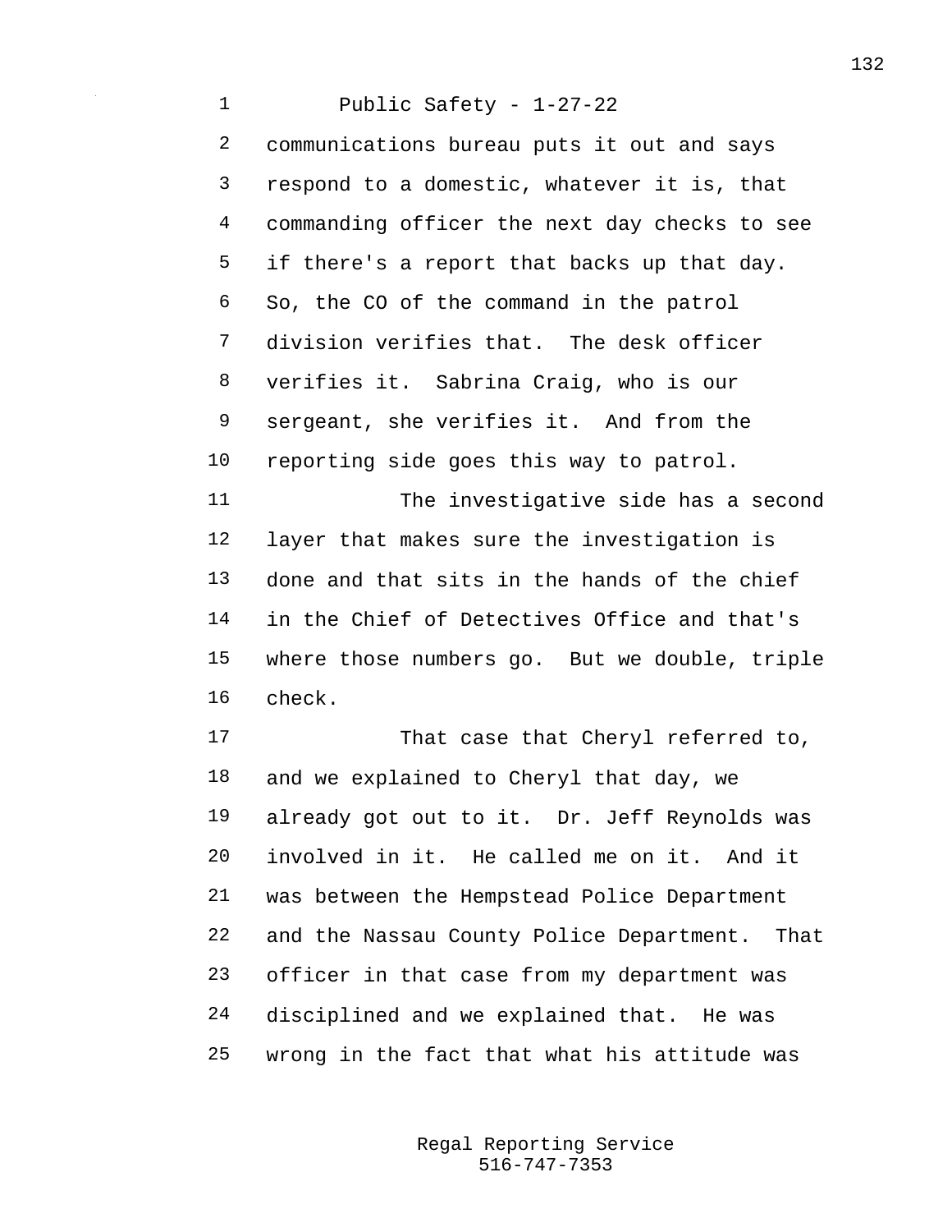communications bureau puts it out and says respond to a domestic, whatever it is, that commanding officer the next day checks to see if there's a report that backs up that day. So, the CO of the command in the patrol division verifies that. The desk officer verifies it. Sabrina Craig, who is our sergeant, she verifies it. And from the reporting side goes this way to patrol.

The investigative side has a second layer that makes sure the investigation is done and that sits in the hands of the chief in the Chief of Detectives Office and that's where those numbers go. But we double, triple check.

That case that Cheryl referred to, and we explained to Cheryl that day, we already got out to it. Dr. Jeff Reynolds was involved in it. He called me on it. And it was between the Hempstead Police Department and the Nassau County Police Department. That officer in that case from my department was disciplined and we explained that. He was wrong in the fact that what his attitude was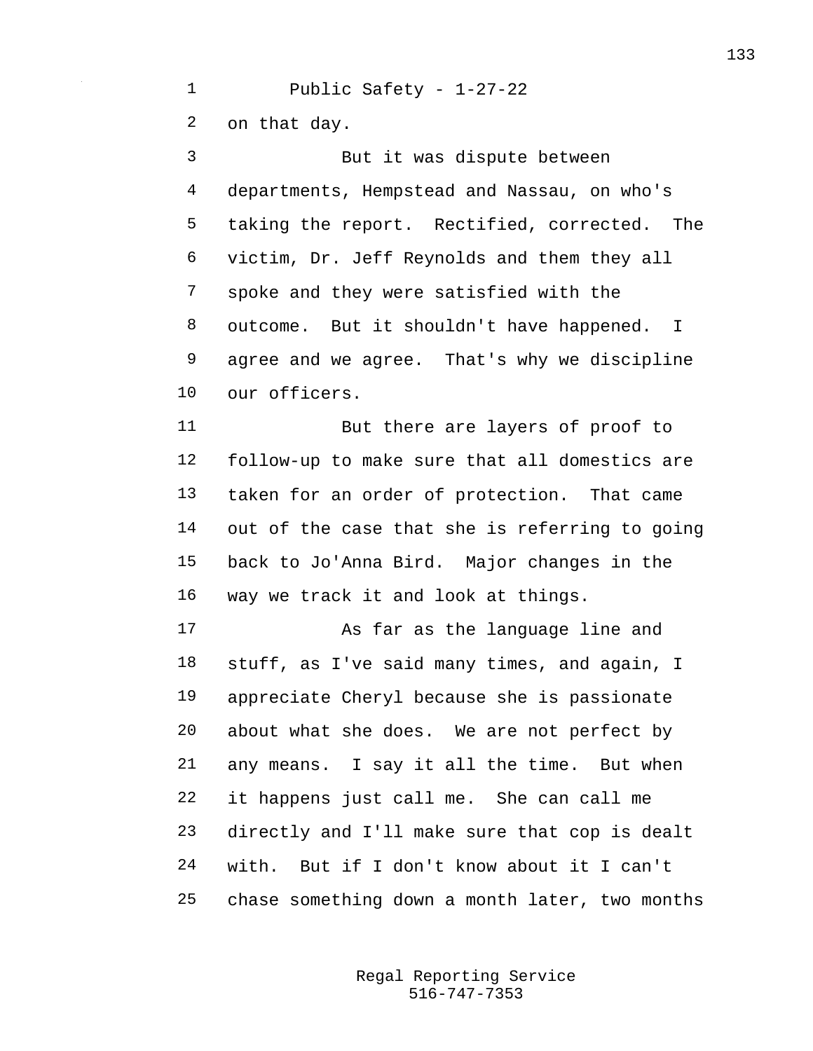Public Safety - 1-27-22

on that day.

But it was dispute between departments, Hempstead and Nassau, on who's taking the report. Rectified, corrected. The victim, Dr. Jeff Reynolds and them they all spoke and they were satisfied with the outcome. But it shouldn't have happened. I agree and we agree. That's why we discipline our officers.

But there are layers of proof to follow-up to make sure that all domestics are taken for an order of protection. That came out of the case that she is referring to going back to Jo'Anna Bird. Major changes in the way we track it and look at things.

As far as the language line and stuff, as I've said many times, and again, I appreciate Cheryl because she is passionate about what she does. We are not perfect by any means. I say it all the time. But when it happens just call me. She can call me directly and I'll make sure that cop is dealt with. But if I don't know about it I can't chase something down a month later, two months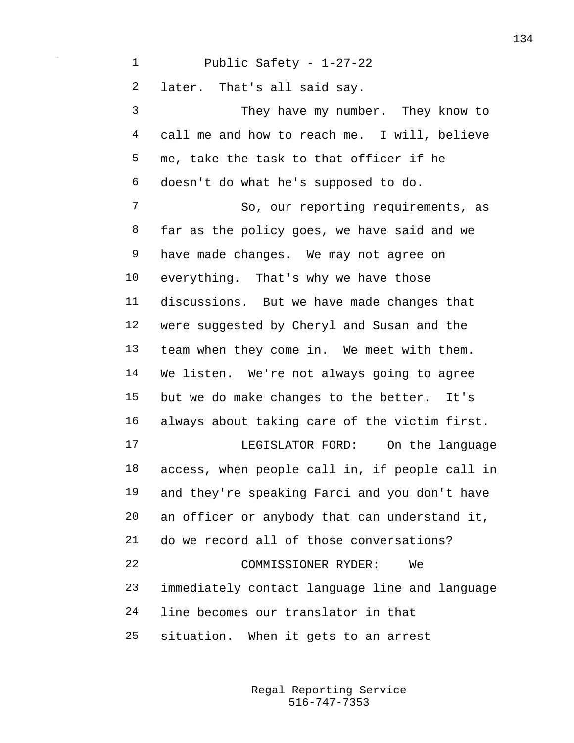later. That's all said say.

They have my number. They know to call me and how to reach me. I will, believe me, take the task to that officer if he doesn't do what he's supposed to do.

So, our reporting requirements, as far as the policy goes, we have said and we have made changes. We may not agree on everything. That's why we have those discussions. But we have made changes that were suggested by Cheryl and Susan and the team when they come in. We meet with them. We listen. We're not always going to agree but we do make changes to the better. It's always about taking care of the victim first.

LEGISLATOR FORD: On the language access, when people call in, if people call in and they're speaking Farci and you don't have an officer or anybody that can understand it, do we record all of those conversations?

COMMISSIONER RYDER: We immediately contact language line and language line becomes our translator in that situation. When it gets to an arrest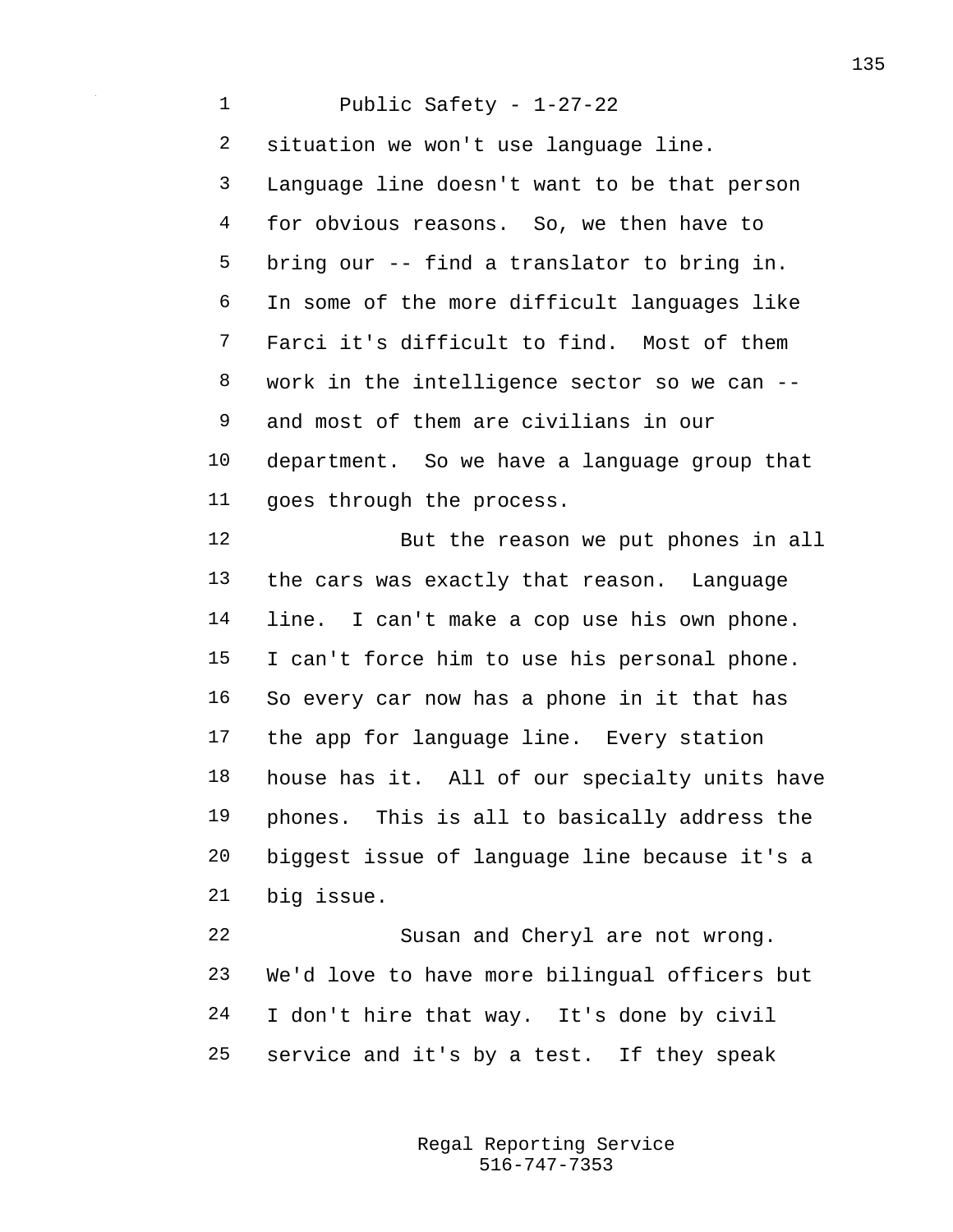situation we won't use language line. Language line doesn't want to be that person for obvious reasons. So, we then have to bring our -- find a translator to bring in. In some of the more difficult languages like Farci it's difficult to find. Most of them work in the intelligence sector so we can -- and most of them are civilians in our department. So we have a language group that goes through the process.

But the reason we put phones in all the cars was exactly that reason. Language line. I can't make a cop use his own phone. I can't force him to use his personal phone. So every car now has a phone in it that has the app for language line. Every station house has it. All of our specialty units have phones. This is all to basically address the biggest issue of language line because it's a big issue.

Susan and Cheryl are not wrong. We'd love to have more bilingual officers but I don't hire that way. It's done by civil service and it's by a test. If they speak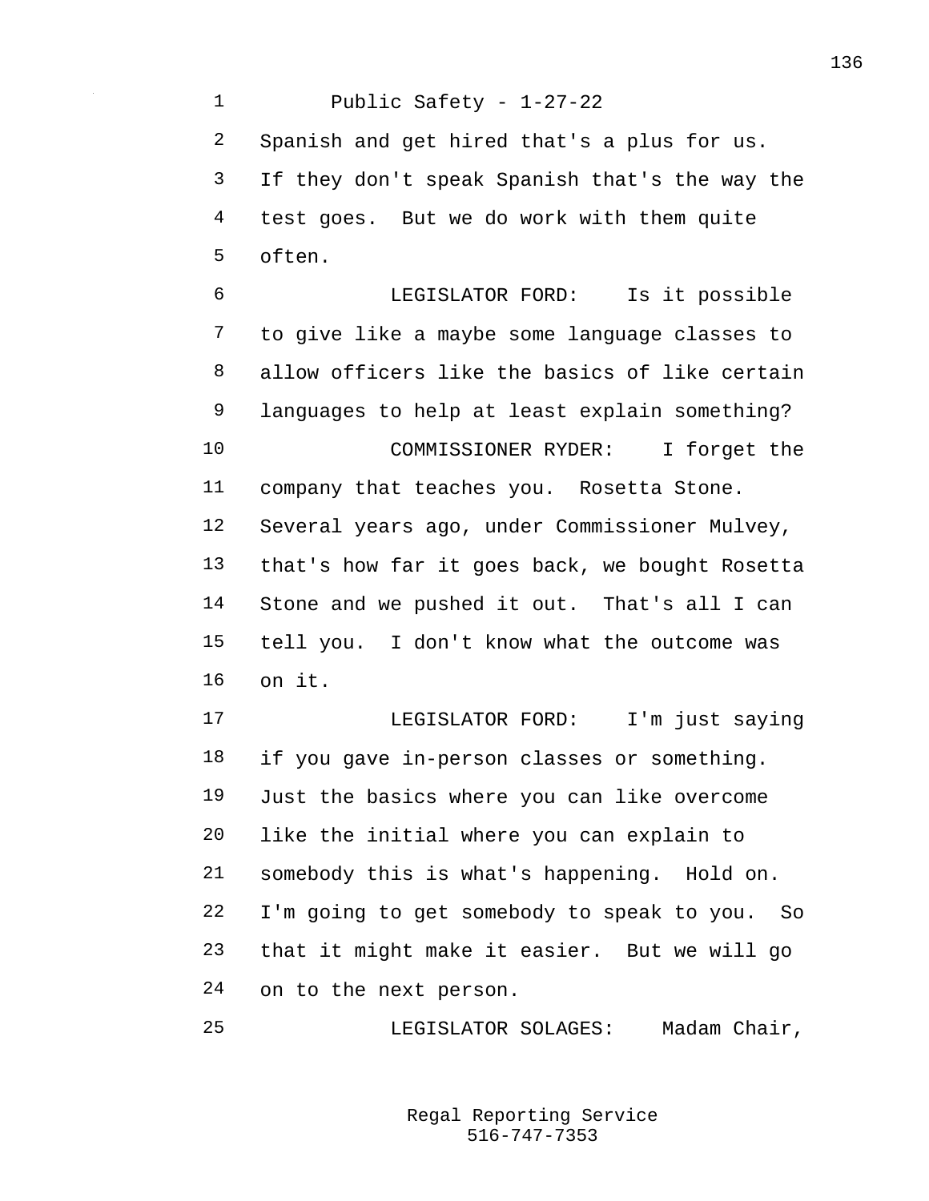Spanish and get hired that's a plus for us. If they don't speak Spanish that's the way the test goes. But we do work with them quite often.

LEGISLATOR FORD: Is it possible to give like a maybe some language classes to allow officers like the basics of like certain languages to help at least explain something?

COMMISSIONER RYDER: I forget the company that teaches you. Rosetta Stone. Several years ago, under Commissioner Mulvey, that's how far it goes back, we bought Rosetta Stone and we pushed it out. That's all I can tell you. I don't know what the outcome was on it.

LEGISLATOR FORD: I'm just saying if you gave in-person classes or something. Just the basics where you can like overcome like the initial where you can explain to somebody this is what's happening. Hold on. I'm going to get somebody to speak to you. So that it might make it easier. But we will go on to the next person.

LEGISLATOR SOLAGES: Madam Chair,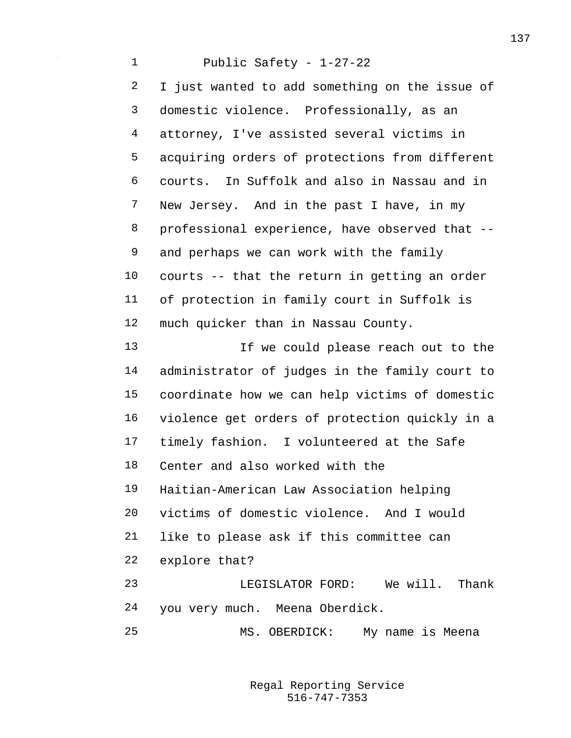I just wanted to add something on the issue of domestic violence. Professionally, as an attorney, I've assisted several victims in acquiring orders of protections from different courts. In Suffolk and also in Nassau and in New Jersey. And in the past I have, in my professional experience, have observed that -- and perhaps we can work with the family courts -- that the return in getting an order of protection in family court in Suffolk is much quicker than in Nassau County.

If we could please reach out to the administrator of judges in the family court to coordinate how we can help victims of domestic violence get orders of protection quickly in a timely fashion. I volunteered at the Safe Center and also worked with the Haitian-American Law Association helping victims of domestic violence. And I would like to please ask if this committee can explore that?

LEGISLATOR FORD: We will. Thank you very much. Meena Oberdick.

MS. OBERDICK: My name is Meena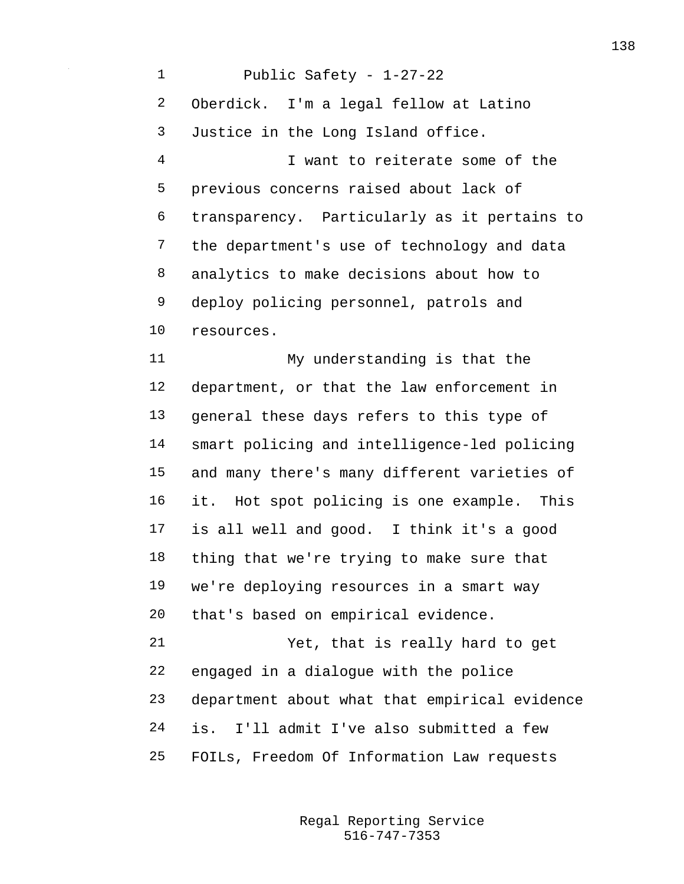Oberdick. I'm a legal fellow at Latino Justice in the Long Island office.

I want to reiterate some of the previous concerns raised about lack of transparency. Particularly as it pertains to the department's use of technology and data analytics to make decisions about how to deploy policing personnel, patrols and resources.

My understanding is that the department, or that the law enforcement in general these days refers to this type of smart policing and intelligence-led policing and many there's many different varieties of it. Hot spot policing is one example. This is all well and good. I think it's a good thing that we're trying to make sure that we're deploying resources in a smart way that's based on empirical evidence.

Yet, that is really hard to get engaged in a dialogue with the police department about what that empirical evidence is. I'll admit I've also submitted a few FOILs, Freedom Of Information Law requests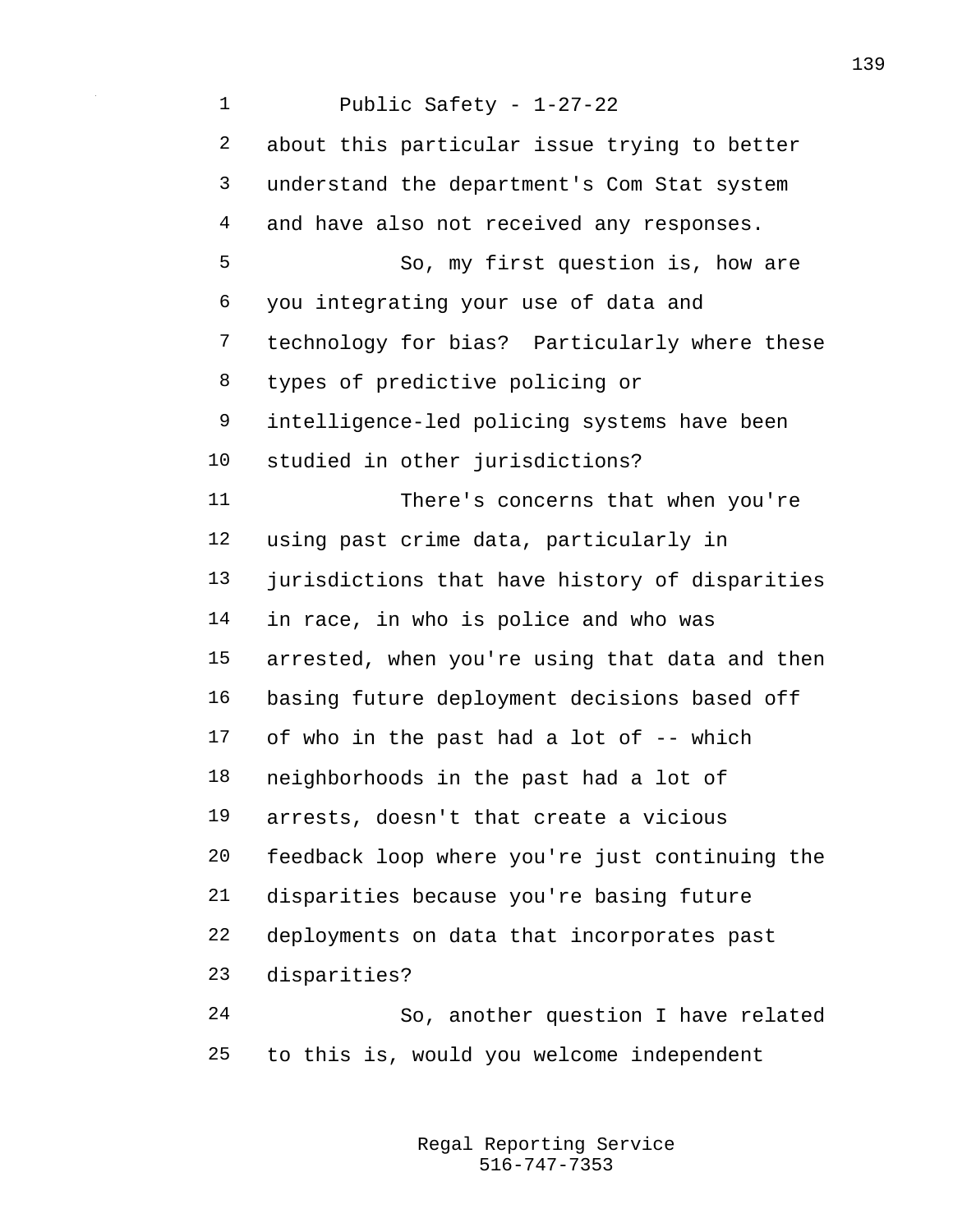about this particular issue trying to better understand the department's Com Stat system and have also not received any responses.

So, my first question is, how are you integrating your use of data and technology for bias? Particularly where these types of predictive policing or intelligence-led policing systems have been studied in other jurisdictions?

There's concerns that when you're using past crime data, particularly in jurisdictions that have history of disparities in race, in who is police and who was arrested, when you're using that data and then basing future deployment decisions based off of who in the past had a lot of -- which neighborhoods in the past had a lot of arrests, doesn't that create a vicious feedback loop where you're just continuing the disparities because you're basing future deployments on data that incorporates past disparities?

So, another question I have related to this is, would you welcome independent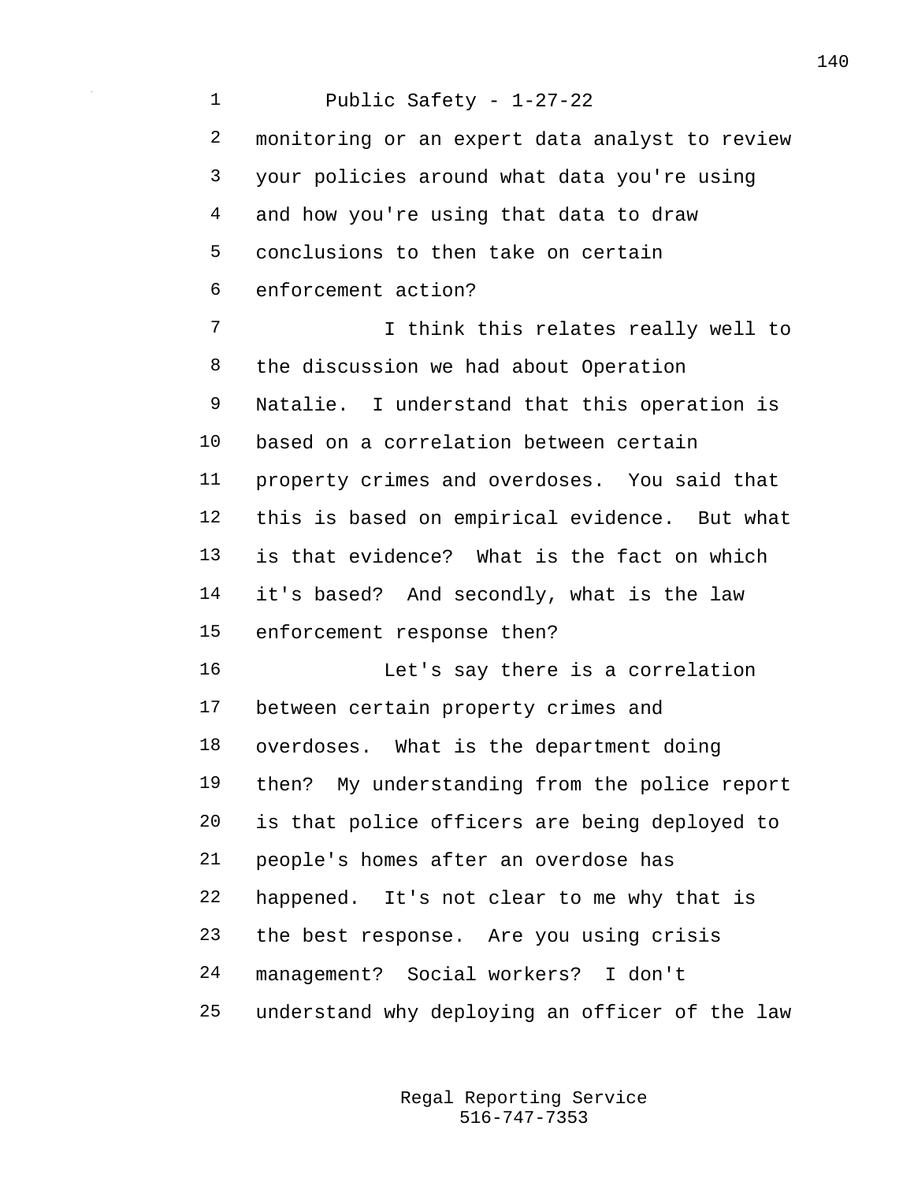monitoring or an expert data analyst to review your policies around what data you're using and how you're using that data to draw conclusions to then take on certain enforcement action?

I think this relates really well to the discussion we had about Operation Natalie. I understand that this operation is based on a correlation between certain property crimes and overdoses. You said that this is based on empirical evidence. But what is that evidence? What is the fact on which it's based? And secondly, what is the law enforcement response then?

Let's say there is a correlation between certain property crimes and overdoses. What is the department doing then? My understanding from the police report is that police officers are being deployed to people's homes after an overdose has happened. It's not clear to me why that is the best response. Are you using crisis management? Social workers? I don't understand why deploying an officer of the law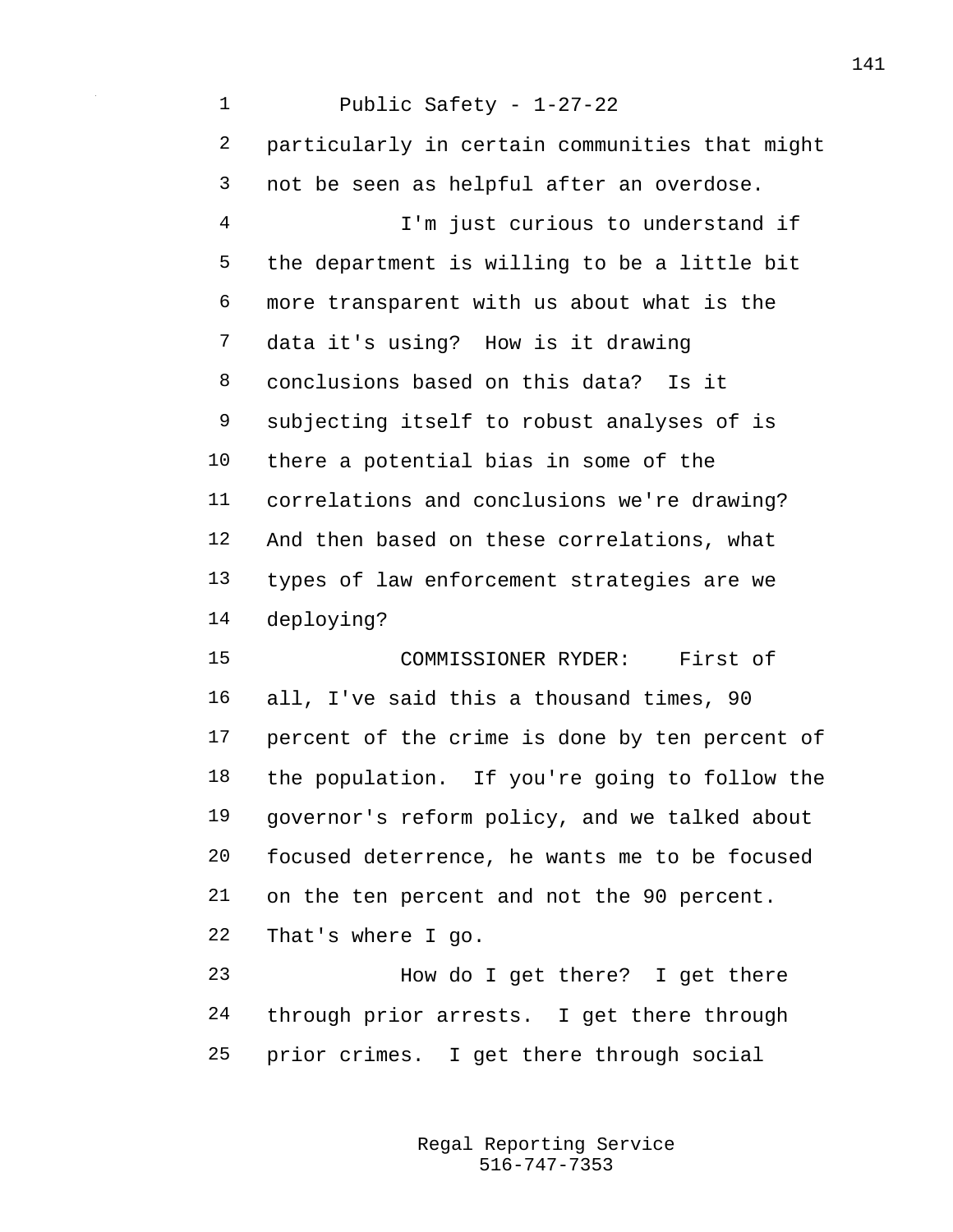particularly in certain communities that might not be seen as helpful after an overdose.

I'm just curious to understand if the department is willing to be a little bit more transparent with us about what is the data it's using? How is it drawing conclusions based on this data? Is it subjecting itself to robust analyses of is there a potential bias in some of the correlations and conclusions we're drawing? And then based on these correlations, what types of law enforcement strategies are we deploying?

COMMISSIONER RYDER: First of all, I've said this a thousand times, 90 percent of the crime is done by ten percent of the population. If you're going to follow the governor's reform policy, and we talked about focused deterrence, he wants me to be focused on the ten percent and not the 90 percent. That's where I go.

How do I get there? I get there through prior arrests. I get there through prior crimes. I get there through social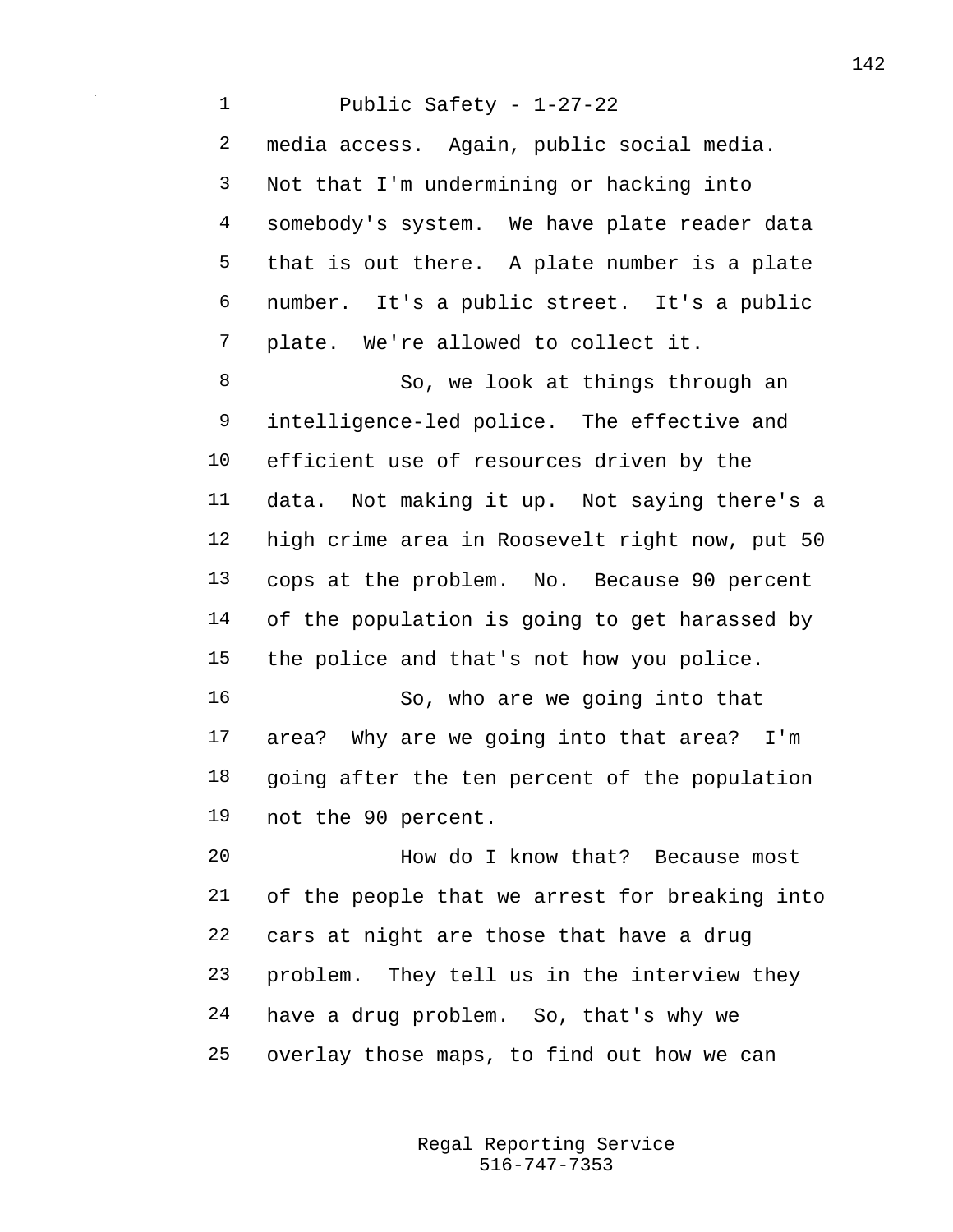Public Safety - 1-27-22

media access. Again, public social media. Not that I'm undermining or hacking into somebody's system. We have plate reader data that is out there. A plate number is a plate number. It's a public street. It's a public plate. We're allowed to collect it.

So, we look at things through an intelligence-led police. The effective and efficient use of resources driven by the data. Not making it up. Not saying there's a high crime area in Roosevelt right now, put 50 cops at the problem. No. Because 90 percent of the population is going to get harassed by the police and that's not how you police.

So, who are we going into that area? Why are we going into that area? I'm going after the ten percent of the population not the 90 percent.

How do I know that? Because most of the people that we arrest for breaking into cars at night are those that have a drug problem. They tell us in the interview they have a drug problem. So, that's why we overlay those maps, to find out how we can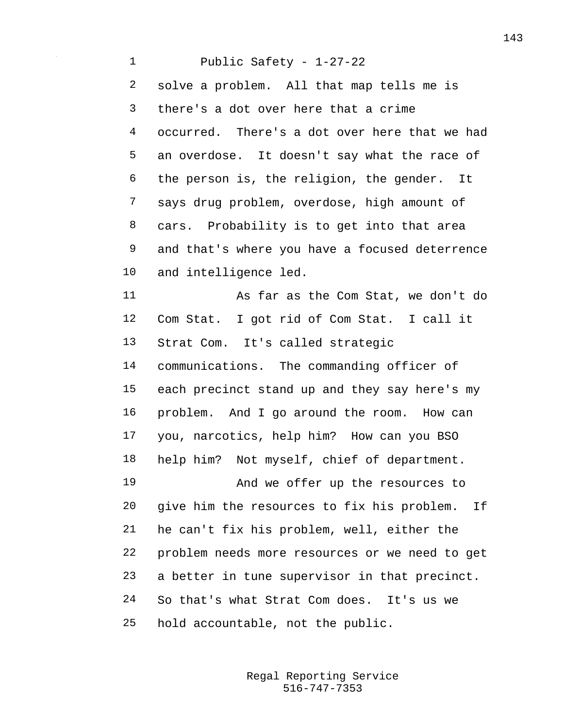solve a problem. All that map tells me is there's a dot over here that a crime occurred. There's a dot over here that we had an overdose. It doesn't say what the race of the person is, the religion, the gender. It says drug problem, overdose, high amount of cars. Probability is to get into that area and that's where you have a focused deterrence and intelligence led.

As far as the Com Stat, we don't do Com Stat. I got rid of Com Stat. I call it Strat Com. It's called strategic communications. The commanding officer of each precinct stand up and they say here's my problem. And I go around the room. How can you, narcotics, help him? How can you BSO help him? Not myself, chief of department.

And we offer up the resources to give him the resources to fix his problem. If he can't fix his problem, well, either the problem needs more resources or we need to get a better in tune supervisor in that precinct. So that's what Strat Com does. It's us we hold accountable, not the public.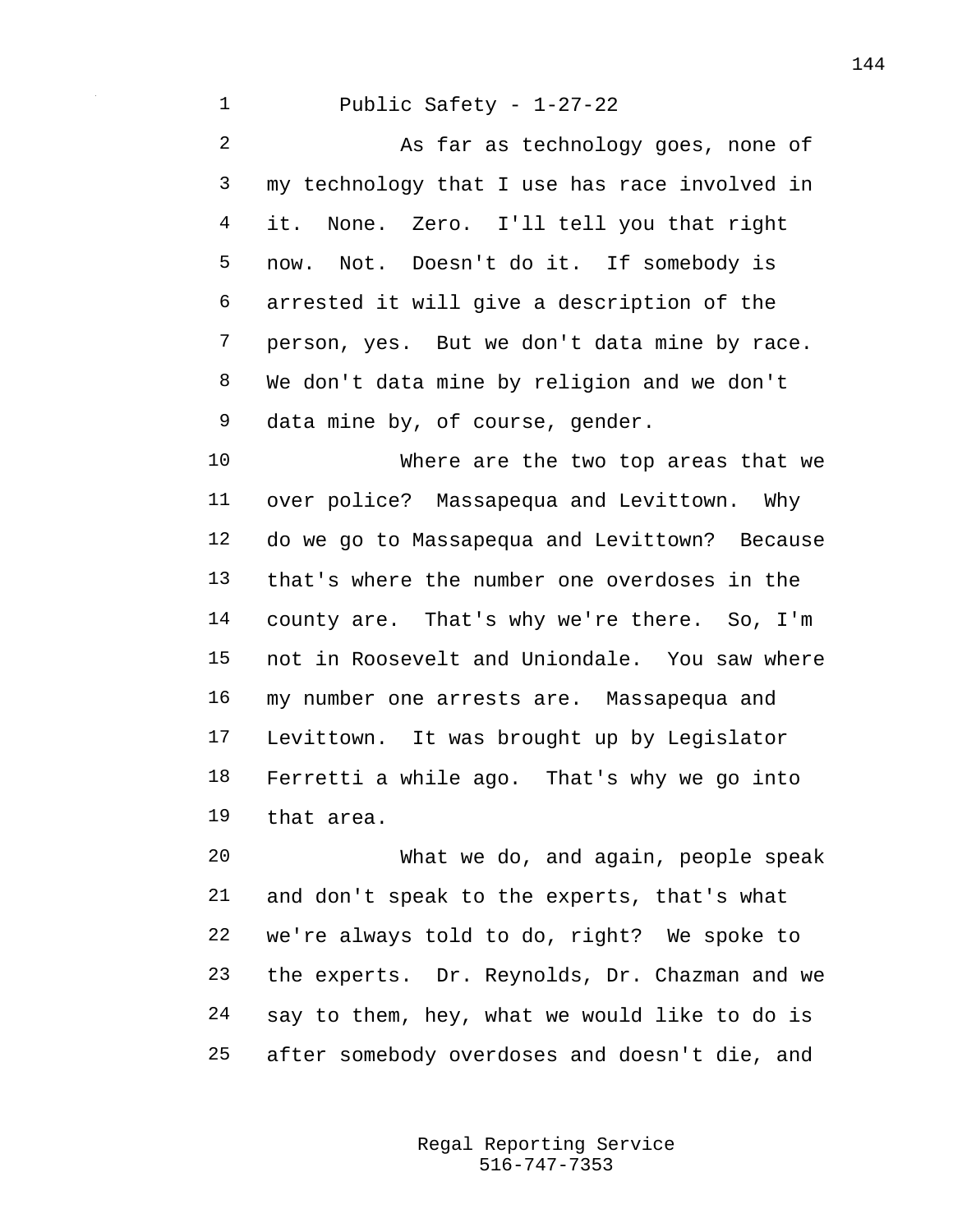As far as technology goes, none of my technology that I use has race involved in it. None. Zero. I'll tell you that right now. Not. Doesn't do it. If somebody is arrested it will give a description of the person, yes. But we don't data mine by race. We don't data mine by religion and we don't data mine by, of course, gender.

Where are the two top areas that we over police? Massapequa and Levittown. Why do we go to Massapequa and Levittown? Because that's where the number one overdoses in the county are. That's why we're there. So, I'm not in Roosevelt and Uniondale. You saw where my number one arrests are. Massapequa and Levittown. It was brought up by Legislator Ferretti a while ago. That's why we go into that area.

What we do, and again, people speak and don't speak to the experts, that's what we're always told to do, right? We spoke to the experts. Dr. Reynolds, Dr. Chazman and we say to them, hey, what we would like to do is after somebody overdoses and doesn't die, and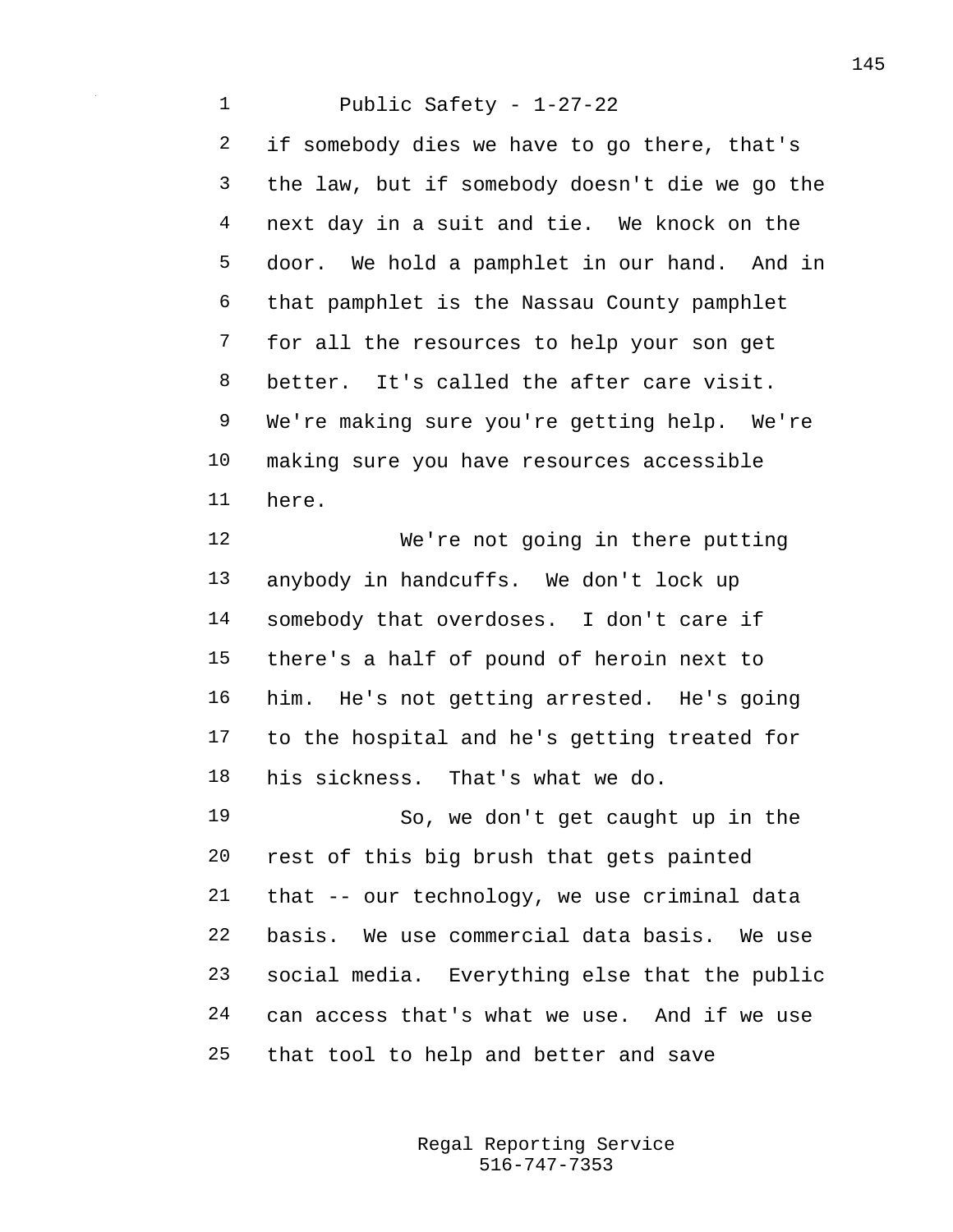if somebody dies we have to go there, that's the law, but if somebody doesn't die we go the next day in a suit and tie. We knock on the door. We hold a pamphlet in our hand. And in that pamphlet is the Nassau County pamphlet for all the resources to help your son get better. It's called the after care visit. We're making sure you're getting help. We're making sure you have resources accessible here.

We're not going in there putting anybody in handcuffs. We don't lock up somebody that overdoses. I don't care if there's a half of pound of heroin next to him. He's not getting arrested. He's going to the hospital and he's getting treated for his sickness. That's what we do.

So, we don't get caught up in the rest of this big brush that gets painted that -- our technology, we use criminal data basis. We use commercial data basis. We use social media. Everything else that the public can access that's what we use. And if we use that tool to help and better and save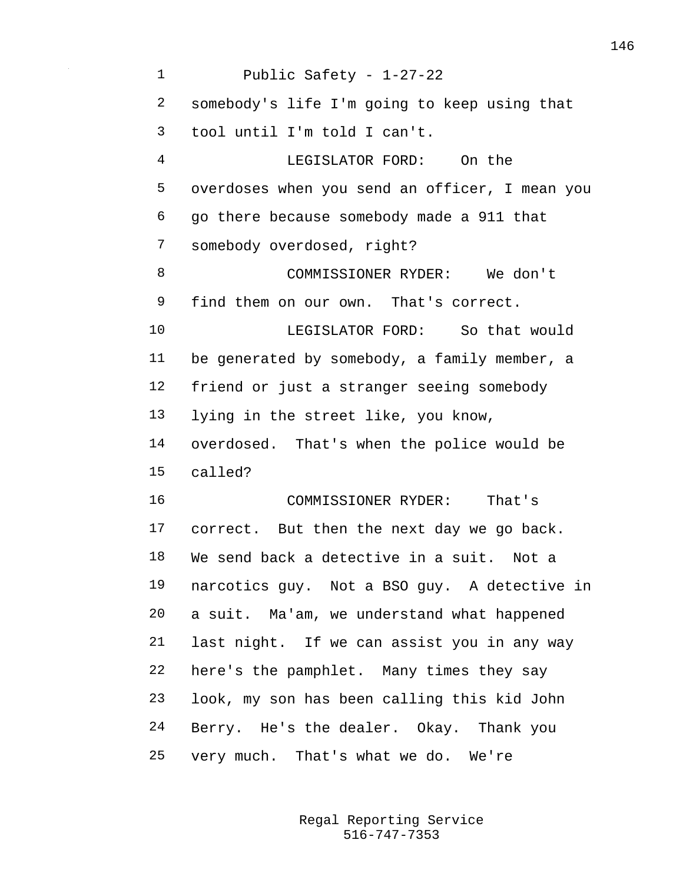somebody's life I'm going to keep using that tool until I'm told I can't.

LEGISLATOR FORD: On the overdoses when you send an officer, I mean you go there because somebody made a 911 that somebody overdosed, right?

COMMISSIONER RYDER: We don't find them on our own. That's correct.

LEGISLATOR FORD: So that would be generated by somebody, a family member, a friend or just a stranger seeing somebody lying in the street like, you know, overdosed. That's when the police would be called?

COMMISSIONER RYDER: That's correct. But then the next day we go back. We send back a detective in a suit. Not a narcotics guy. Not a BSO guy. A detective in a suit. Ma'am, we understand what happened last night. If we can assist you in any way here's the pamphlet. Many times they say look, my son has been calling this kid John Berry. He's the dealer. Okay. Thank you very much. That's what we do. We're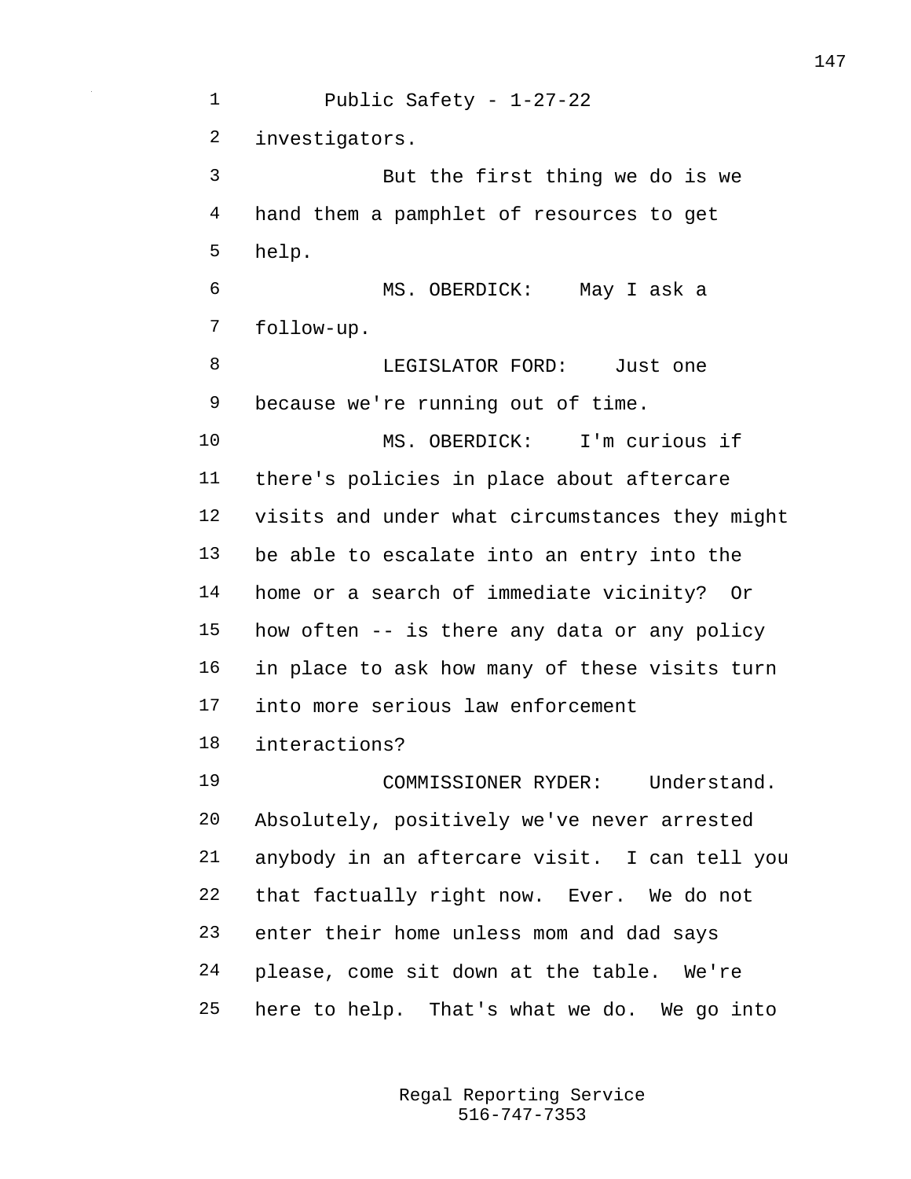investigators.

But the first thing we do is we hand them a pamphlet of resources to get help.

MS. OBERDICK: May I ask a follow-up.

LEGISLATOR FORD: Just one because we're running out of time.

MS. OBERDICK: I'm curious if there's policies in place about aftercare visits and under what circumstances they might be able to escalate into an entry into the home or a search of immediate vicinity? Or how often -- is there any data or any policy in place to ask how many of these visits turn into more serious law enforcement interactions?

COMMISSIONER RYDER: Understand. Absolutely, positively we've never arrested anybody in an aftercare visit. I can tell you that factually right now. Ever. We do not enter their home unless mom and dad says please, come sit down at the table. We're here to help. That's what we do. We go into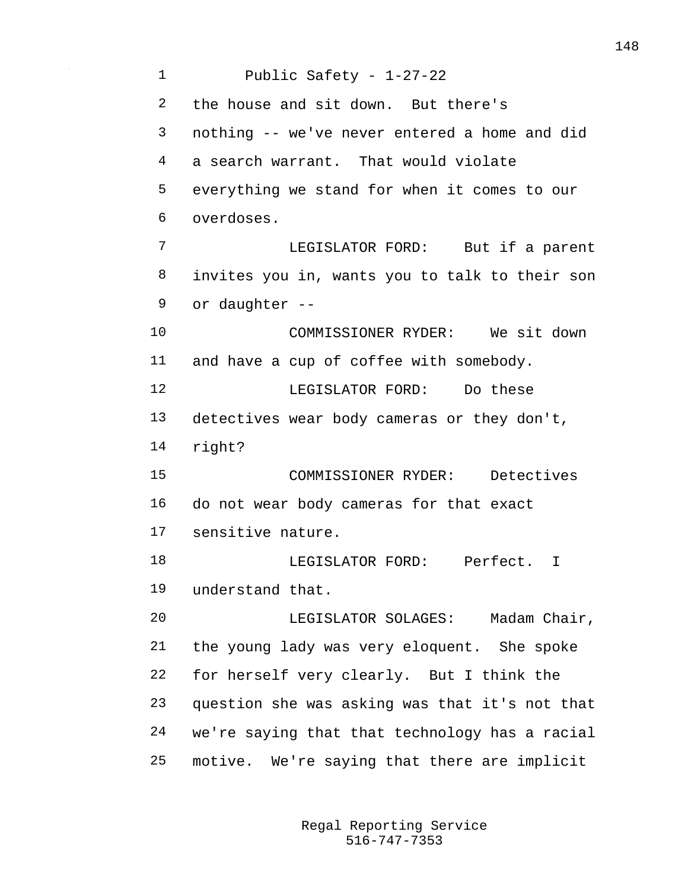the house and sit down. But there's nothing -- we've never entered a home and did a search warrant. That would violate everything we stand for when it comes to our overdoses.

LEGISLATOR FORD: But if a parent invites you in, wants you to talk to their son or daughter --

COMMISSIONER RYDER: We sit down and have a cup of coffee with somebody.

LEGISLATOR FORD: Do these detectives wear body cameras or they don't, right?

COMMISSIONER RYDER: Detectives do not wear body cameras for that exact sensitive nature.

LEGISLATOR FORD: Perfect. I understand that.

LEGISLATOR SOLAGES: Madam Chair, the young lady was very eloquent. She spoke for herself very clearly. But I think the question she was asking was that it's not that we're saying that that technology has a racial motive. We're saying that there are implicit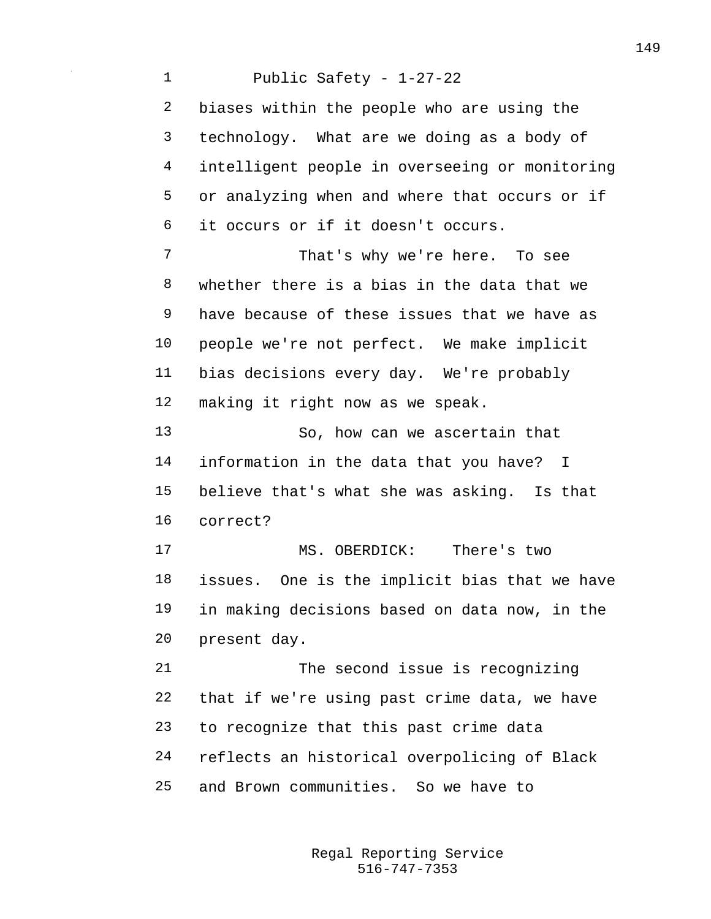biases within the people who are using the technology. What are we doing as a body of intelligent people in overseeing or monitoring or analyzing when and where that occurs or if it occurs or if it doesn't occurs.

That's why we're here. To see whether there is a bias in the data that we have because of these issues that we have as people we're not perfect. We make implicit bias decisions every day. We're probably making it right now as we speak.

So, how can we ascertain that information in the data that you have? I believe that's what she was asking. Is that correct?

MS. OBERDICK: There's two issues. One is the implicit bias that we have in making decisions based on data now, in the present day.

The second issue is recognizing that if we're using past crime data, we have to recognize that this past crime data reflects an historical overpolicing of Black and Brown communities. So we have to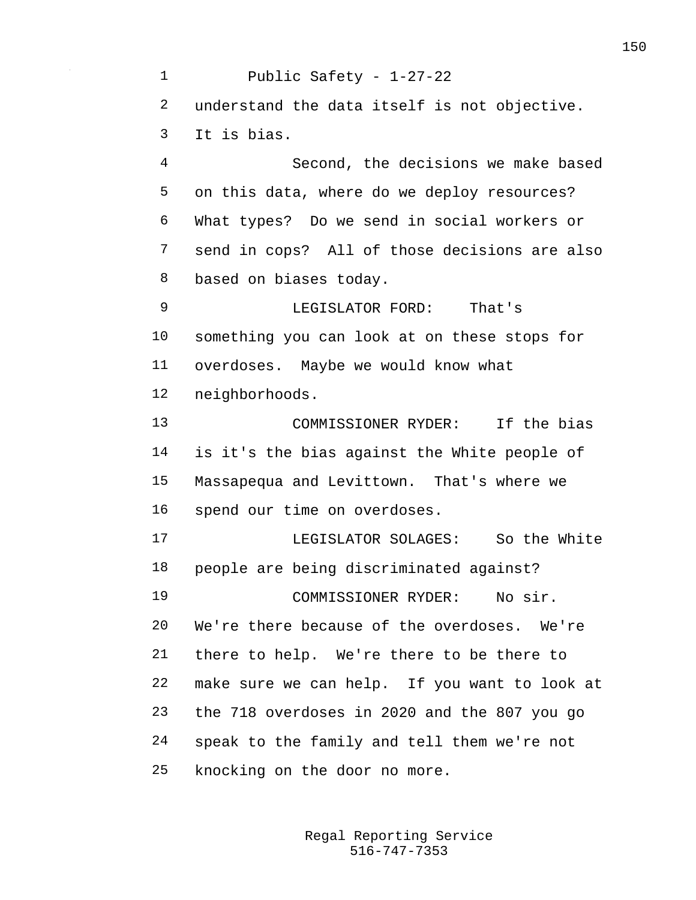understand the data itself is not objective. It is bias.

Second, the decisions we make based on this data, where do we deploy resources? What types? Do we send in social workers or send in cops? All of those decisions are also based on biases today.

LEGISLATOR FORD: That's something you can look at on these stops for overdoses. Maybe we would know what neighborhoods.

COMMISSIONER RYDER: If the bias is it's the bias against the White people of Massapequa and Levittown. That's where we spend our time on overdoses.

LEGISLATOR SOLAGES: So the White people are being discriminated against?

COMMISSIONER RYDER: No sir. We're there because of the overdoses. We're there to help. We're there to be there to make sure we can help. If you want to look at the 718 overdoses in 2020 and the 807 you go speak to the family and tell them we're not knocking on the door no more.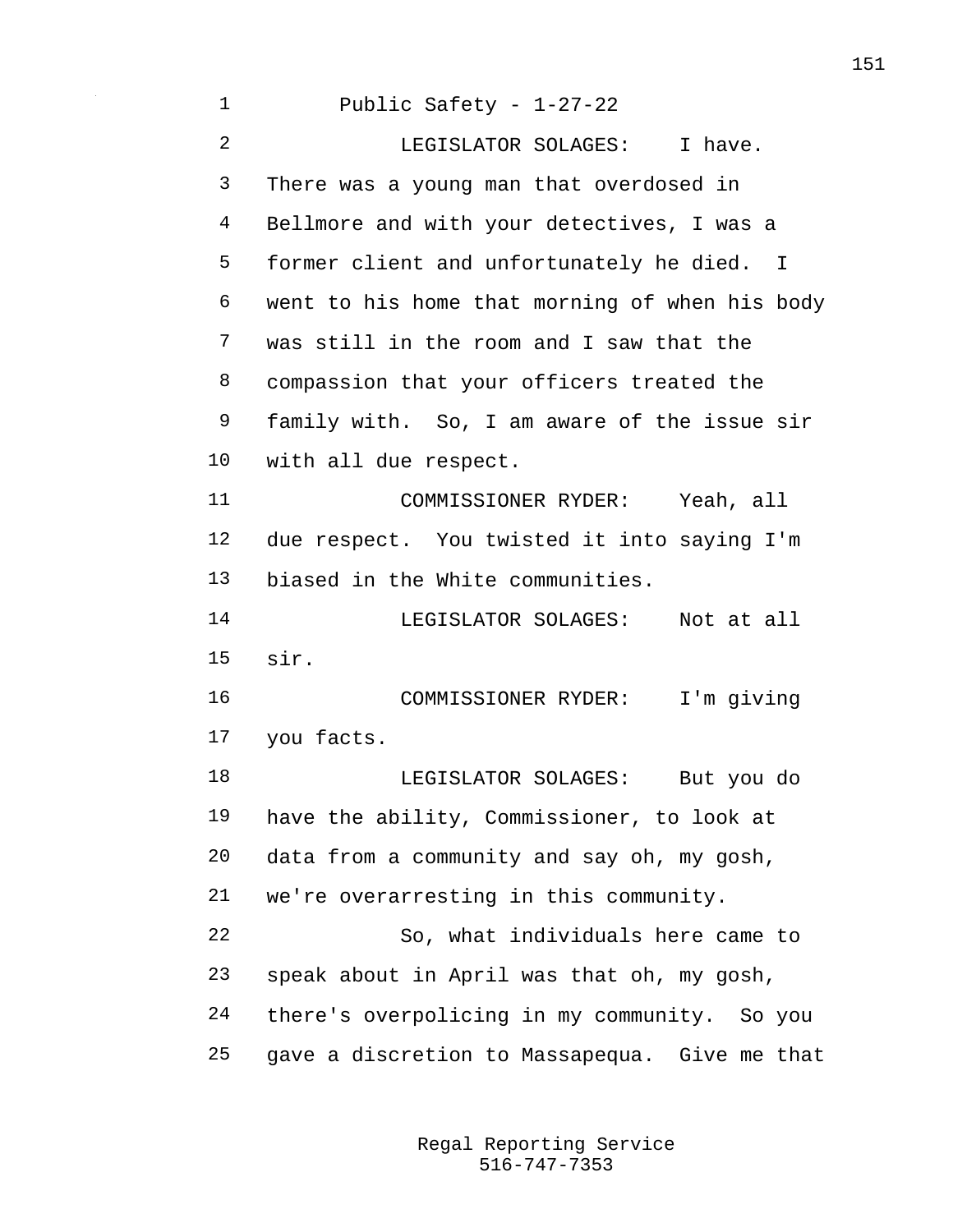Public Safety - 1-27-22

LEGISLATOR SOLAGES: I have. There was a young man that overdosed in Bellmore and with your detectives, I was a former client and unfortunately he died. I went to his home that morning of when his body was still in the room and I saw that the compassion that your officers treated the family with. So, I am aware of the issue sir with all due respect.

COMMISSIONER RYDER: Yeah, all due respect. You twisted it into saying I'm biased in the White communities.

LEGISLATOR SOLAGES: Not at all sir.

COMMISSIONER RYDER: I'm giving you facts.

LEGISLATOR SOLAGES: But you do have the ability, Commissioner, to look at data from a community and say oh, my gosh, we're overarresting in this community.

So, what individuals here came to speak about in April was that oh, my gosh, there's overpolicing in my community. So you gave a discretion to Massapequa. Give me that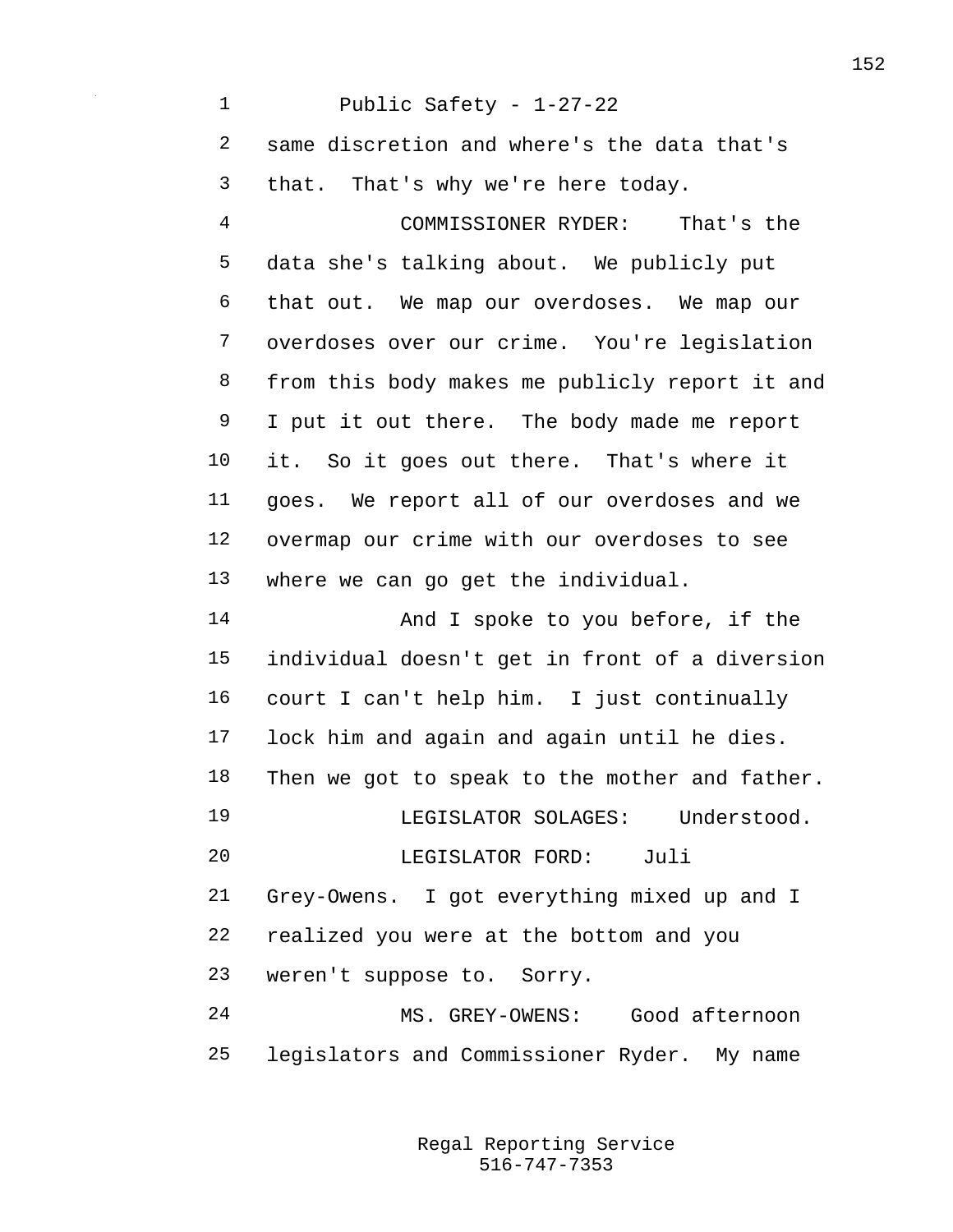same discretion and where's the data that's that. That's why we're here today.

COMMISSIONER RYDER: That's the data she's talking about. We publicly put that out. We map our overdoses. We map our overdoses over our crime. You're legislation from this body makes me publicly report it and I put it out there. The body made me report it. So it goes out there. That's where it goes. We report all of our overdoses and we overmap our crime with our overdoses to see where we can go get the individual.

And I spoke to you before, if the individual doesn't get in front of a diversion court I can't help him. I just continually lock him and again and again until he dies. Then we got to speak to the mother and father.

LEGISLATOR SOLAGES: Understood.

LEGISLATOR FORD: Juli Grey-Owens. I got everything mixed up and I realized you were at the bottom and you weren't suppose to. Sorry.

MS. GREY-OWENS: Good afternoon legislators and Commissioner Ryder. My name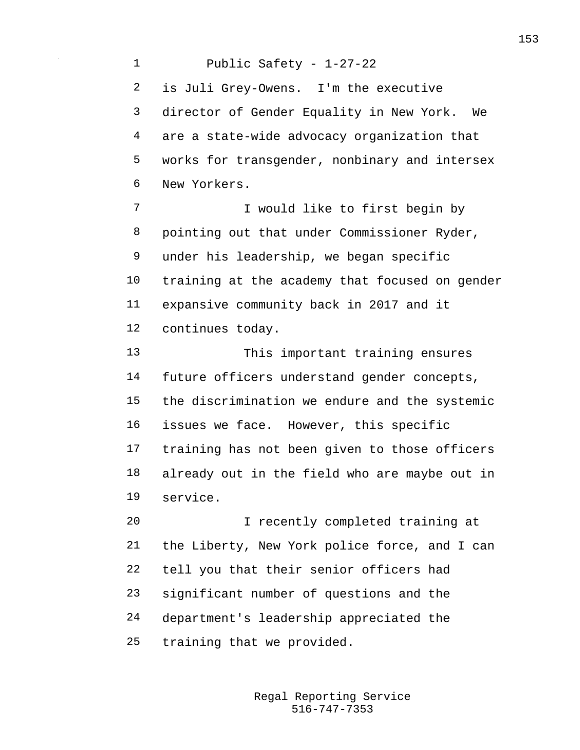is Juli Grey-Owens. I'm the executive director of Gender Equality in New York. We are a state-wide advocacy organization that works for transgender, nonbinary and intersex New Yorkers.

I would like to first begin by pointing out that under Commissioner Ryder, under his leadership, we began specific training at the academy that focused on gender expansive community back in 2017 and it continues today.

This important training ensures future officers understand gender concepts, the discrimination we endure and the systemic issues we face. However, this specific training has not been given to those officers already out in the field who are maybe out in service.

I recently completed training at the Liberty, New York police force, and I can tell you that their senior officers had significant number of questions and the department's leadership appreciated the training that we provided.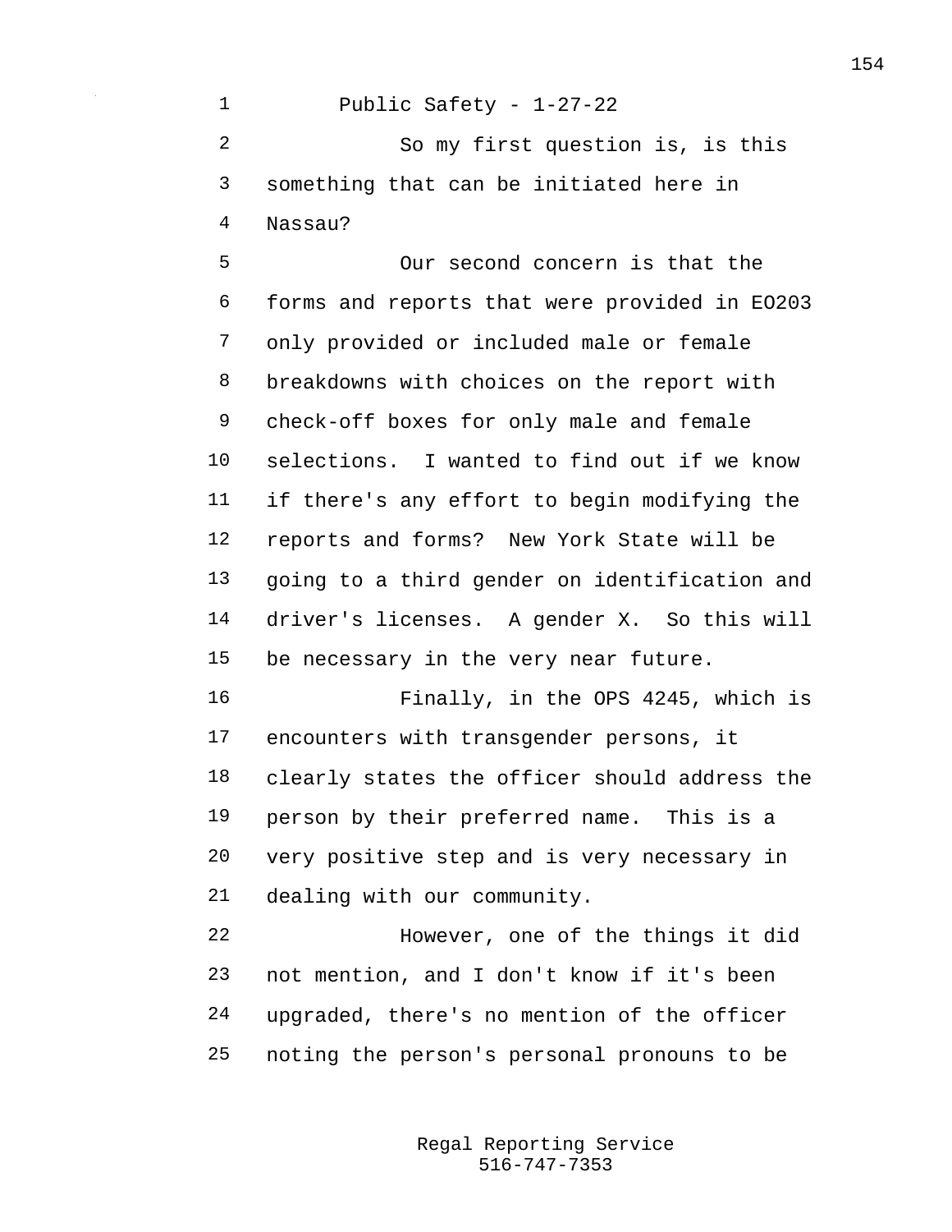So my first question is, is this something that can be initiated here in Nassau?

Our second concern is that the forms and reports that were provided in EO203 only provided or included male or female breakdowns with choices on the report with check-off boxes for only male and female selections. I wanted to find out if we know if there's any effort to begin modifying the reports and forms? New York State will be going to a third gender on identification and driver's licenses. A gender X. So this will be necessary in the very near future.

Finally, in the OPS 4245, which is encounters with transgender persons, it clearly states the officer should address the person by their preferred name. This is a very positive step and is very necessary in dealing with our community.

However, one of the things it did not mention, and I don't know if it's been upgraded, there's no mention of the officer noting the person's personal pronouns to be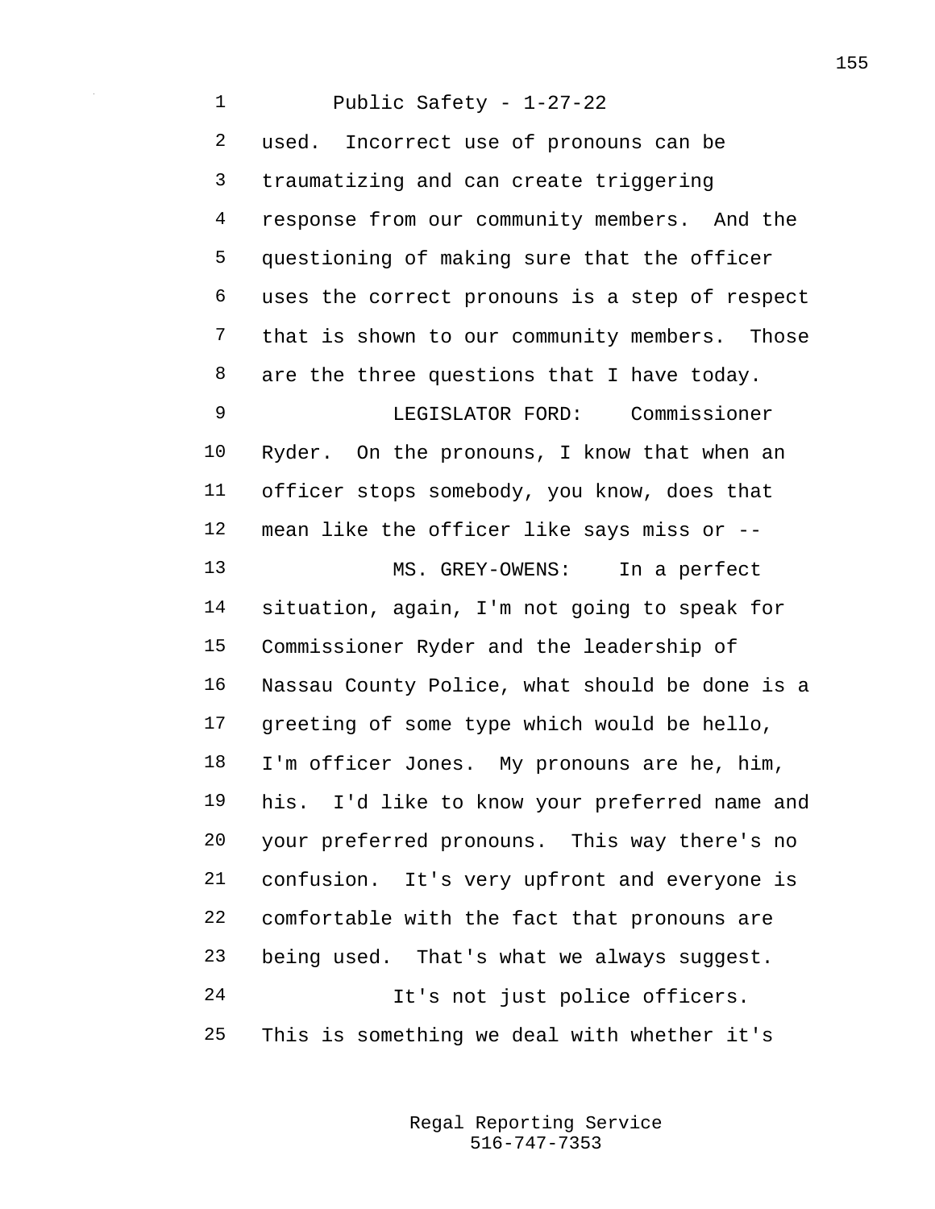used. Incorrect use of pronouns can be traumatizing and can create triggering response from our community members. And the questioning of making sure that the officer uses the correct pronouns is a step of respect that is shown to our community members. Those are the three questions that I have today.

LEGISLATOR FORD: Commissioner Ryder. On the pronouns, I know that when an officer stops somebody, you know, does that mean like the officer like says miss or --

MS. GREY-OWENS: In a perfect situation, again, I'm not going to speak for Commissioner Ryder and the leadership of Nassau County Police, what should be done is a greeting of some type which would be hello, I'm officer Jones. My pronouns are he, him, his. I'd like to know your preferred name and your preferred pronouns. This way there's no confusion. It's very upfront and everyone is comfortable with the fact that pronouns are being used. That's what we always suggest.

It's not just police officers. This is something we deal with whether it's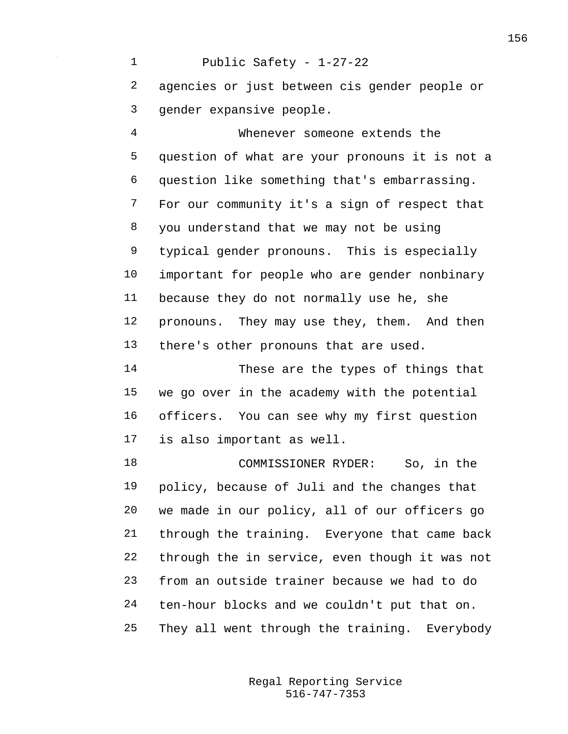agencies or just between cis gender people or gender expansive people.

Whenever someone extends the question of what are your pronouns it is not a question like something that's embarrassing. For our community it's a sign of respect that you understand that we may not be using typical gender pronouns. This is especially important for people who are gender nonbinary because they do not normally use he, she pronouns. They may use they, them. And then there's other pronouns that are used.

These are the types of things that we go over in the academy with the potential officers. You can see why my first question is also important as well.

COMMISSIONER RYDER: So, in the policy, because of Juli and the changes that we made in our policy, all of our officers go through the training. Everyone that came back through the in service, even though it was not from an outside trainer because we had to do ten-hour blocks and we couldn't put that on. They all went through the training. Everybody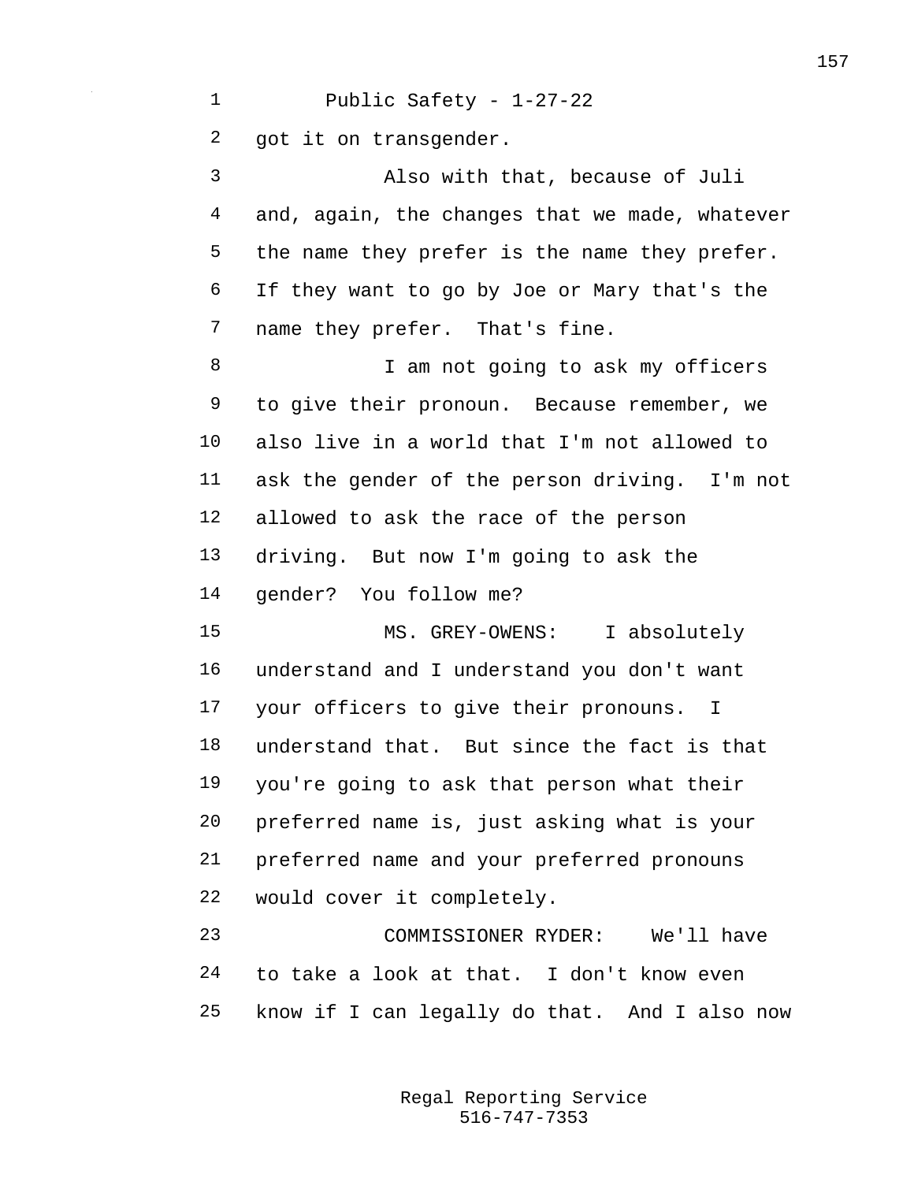got it on transgender.

Also with that, because of Juli and, again, the changes that we made, whatever the name they prefer is the name they prefer. If they want to go by Joe or Mary that's the name they prefer. That's fine.

I am not going to ask my officers to give their pronoun. Because remember, we also live in a world that I'm not allowed to ask the gender of the person driving. I'm not allowed to ask the race of the person driving. But now I'm going to ask the gender? You follow me?

MS. GREY-OWENS: I absolutely understand and I understand you don't want your officers to give their pronouns. I understand that. But since the fact is that you're going to ask that person what their preferred name is, just asking what is your preferred name and your preferred pronouns would cover it completely.

COMMISSIONER RYDER: We'll have to take a look at that. I don't know even know if I can legally do that. And I also now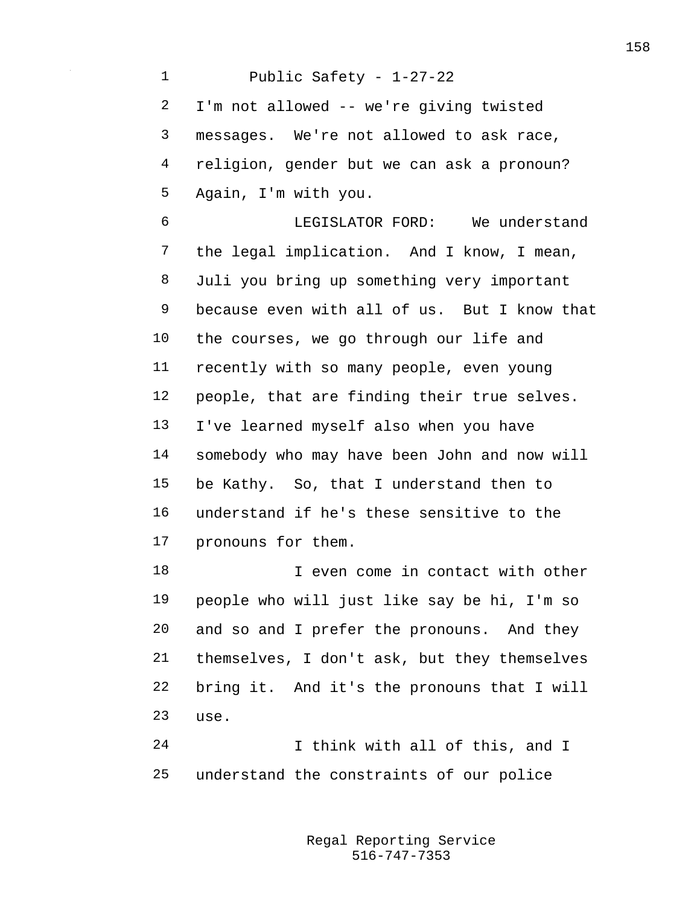I'm not allowed -- we're giving twisted messages. We're not allowed to ask race, religion, gender but we can ask a pronoun? Again, I'm with you.

LEGISLATOR FORD: We understand the legal implication. And I know, I mean, Juli you bring up something very important because even with all of us. But I know that the courses, we go through our life and recently with so many people, even young people, that are finding their true selves. I've learned myself also when you have somebody who may have been John and now will be Kathy. So, that I understand then to understand if he's these sensitive to the pronouns for them.

I even come in contact with other people who will just like say be hi, I'm so and so and I prefer the pronouns. And they themselves, I don't ask, but they themselves bring it. And it's the pronouns that I will use.

I think with all of this, and I understand the constraints of our police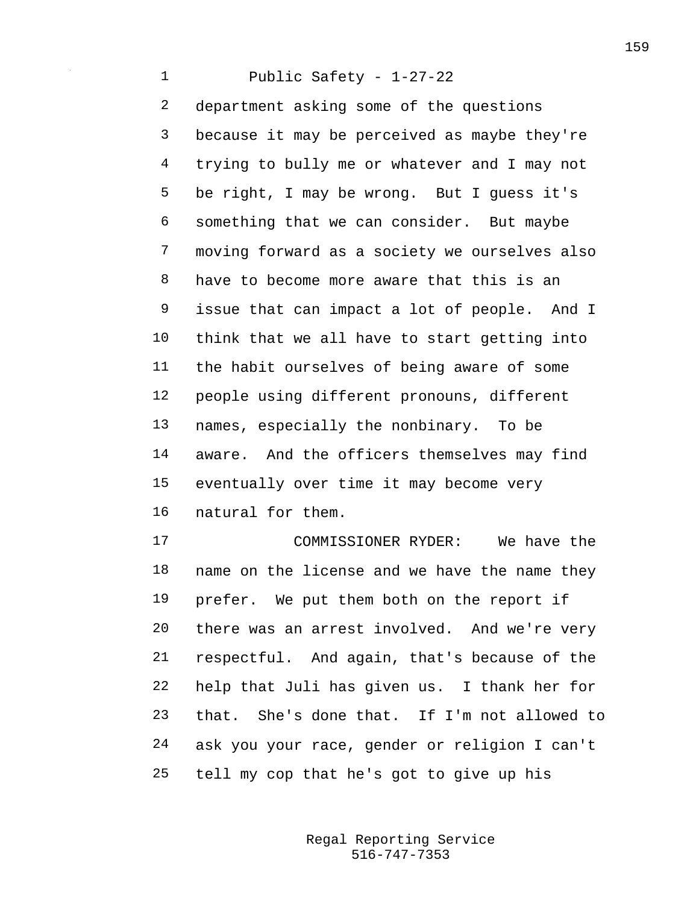department asking some of the questions because it may be perceived as maybe they're trying to bully me or whatever and I may not be right, I may be wrong. But I guess it's something that we can consider. But maybe moving forward as a society we ourselves also have to become more aware that this is an issue that can impact a lot of people. And I think that we all have to start getting into the habit ourselves of being aware of some people using different pronouns, different names, especially the nonbinary. To be aware. And the officers themselves may find eventually over time it may become very natural for them.

COMMISSIONER RYDER: We have the name on the license and we have the name they prefer. We put them both on the report if there was an arrest involved. And we're very respectful. And again, that's because of the help that Juli has given us. I thank her for that. She's done that. If I'm not allowed to ask you your race, gender or religion I can't tell my cop that he's got to give up his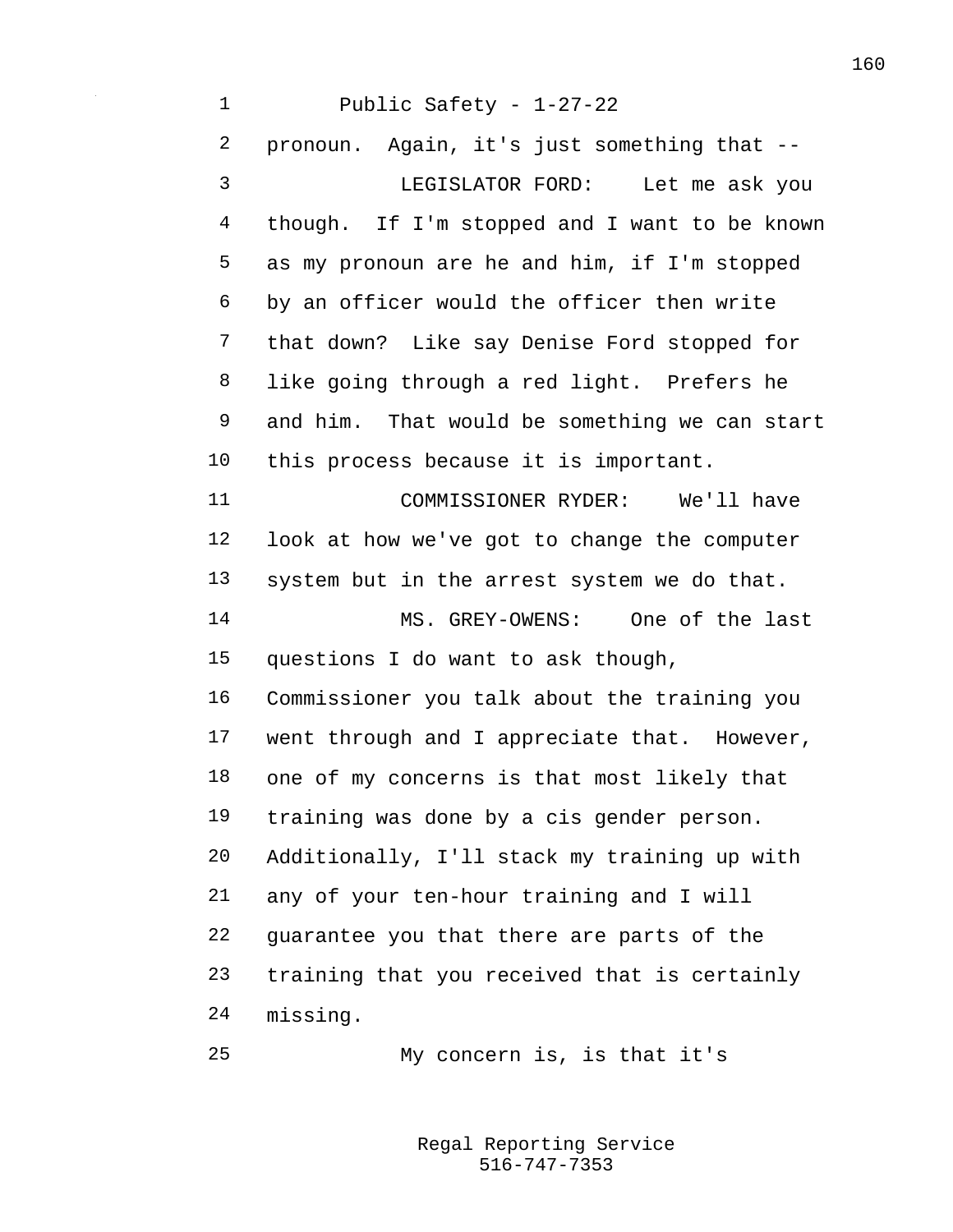pronoun. Again, it's just something that --

LEGISLATOR FORD: Let me ask you though. If I'm stopped and I want to be known as my pronoun are he and him, if I'm stopped by an officer would the officer then write that down? Like say Denise Ford stopped for like going through a red light. Prefers he and him. That would be something we can start this process because it is important.

COMMISSIONER RYDER: We'll have look at how we've got to change the computer system but in the arrest system we do that.

MS. GREY-OWENS: One of the last questions I do want to ask though, Commissioner you talk about the training you went through and I appreciate that. However, one of my concerns is that most likely that training was done by a cis gender person. Additionally, I'll stack my training up with any of your ten-hour training and I will guarantee you that there are parts of the training that you received that is certainly missing.

My concern is, is that it's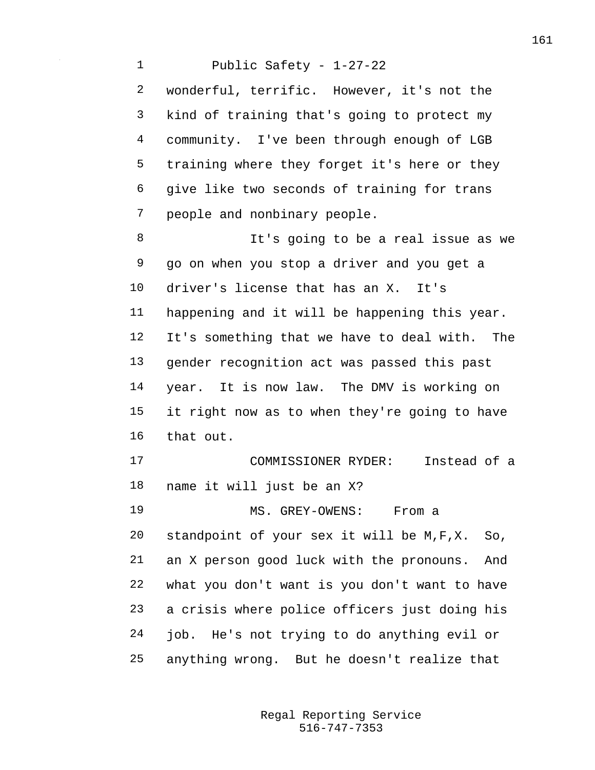Public Safety - 1-27-22

wonderful, terrific. However, it's not the kind of training that's going to protect my community. I've been through enough of LGB training where they forget it's here or they give like two seconds of training for trans people and nonbinary people.

It's going to be a real issue as we go on when you stop a driver and you get a driver's license that has an X. It's happening and it will be happening this year. It's something that we have to deal with. The gender recognition act was passed this past year. It is now law. The DMV is working on it right now as to when they're going to have that out.

COMMISSIONER RYDER: Instead of a name it will just be an X?

MS. GREY-OWENS: From a standpoint of your sex it will be M,F,X. So, an X person good luck with the pronouns. And what you don't want is you don't want to have a crisis where police officers just doing his job. He's not trying to do anything evil or anything wrong. But he doesn't realize that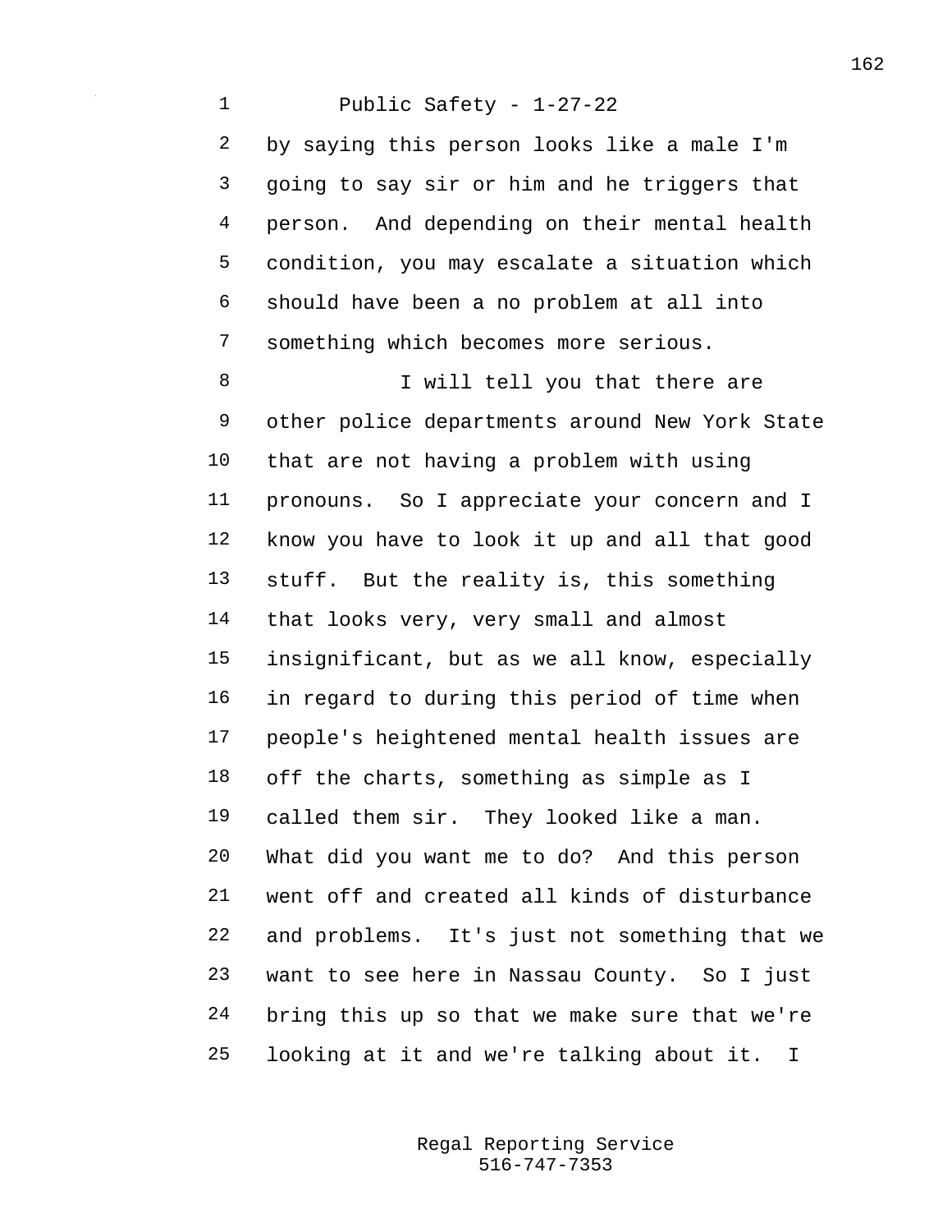by saying this person looks like a male I'm going to say sir or him and he triggers that person. And depending on their mental health condition, you may escalate a situation which should have been a no problem at all into something which becomes more serious.

I will tell you that there are other police departments around New York State that are not having a problem with using pronouns. So I appreciate your concern and I know you have to look it up and all that good stuff. But the reality is, this something that looks very, very small and almost insignificant, but as we all know, especially in regard to during this period of time when people's heightened mental health issues are off the charts, something as simple as I called them sir. They looked like a man. What did you want me to do? And this person went off and created all kinds of disturbance and problems. It's just not something that we want to see here in Nassau County. So I just bring this up so that we make sure that we're looking at it and we're talking about it. I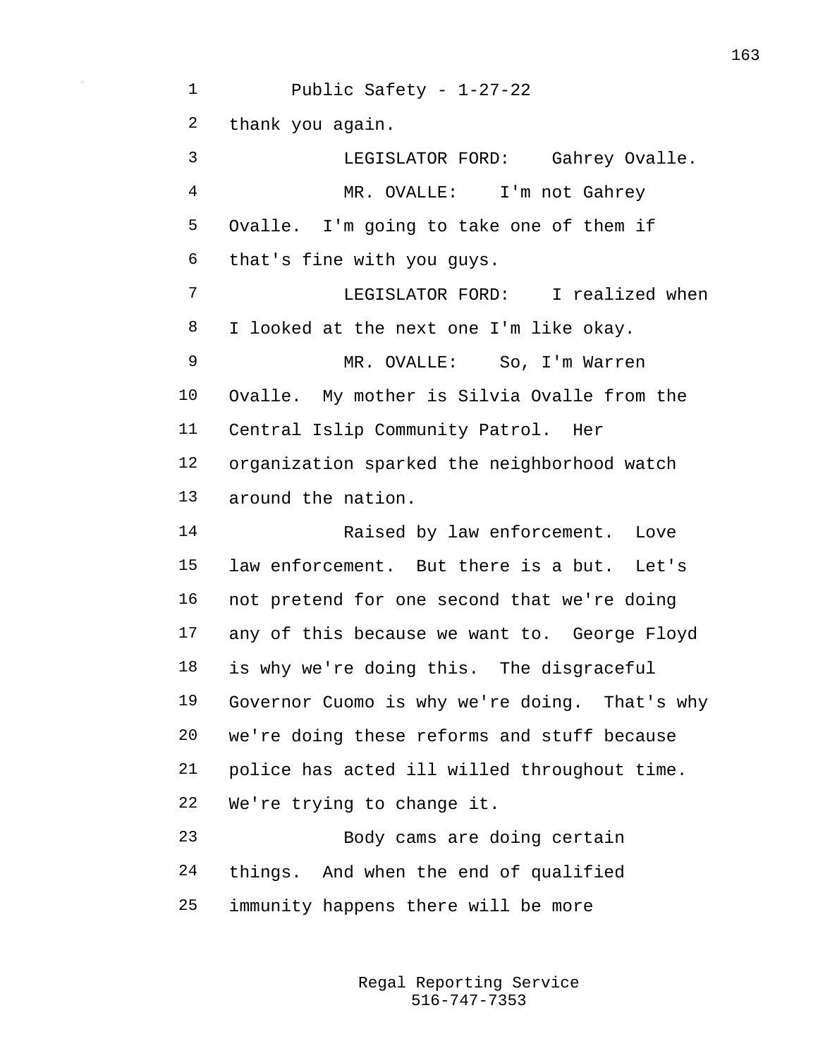thank you again.

LEGISLATOR FORD: Gahrey Ovalle.

MR. OVALLE: I'm not Gahrey Ovalle. I'm going to take one of them if that's fine with you guys.

LEGISLATOR FORD: I realized when I looked at the next one I'm like okay.

MR. OVALLE: So, I'm Warren Ovalle. My mother is Silvia Ovalle from the Central Islip Community Patrol. Her organization sparked the neighborhood watch around the nation.

Raised by law enforcement. Love law enforcement. But there is a but. Let's not pretend for one second that we're doing any of this because we want to. George Floyd is why we're doing this. The disgraceful Governor Cuomo is why we're doing. That's why we're doing these reforms and stuff because police has acted ill willed throughout time. We're trying to change it.

Body cams are doing certain things. And when the end of qualified immunity happens there will be more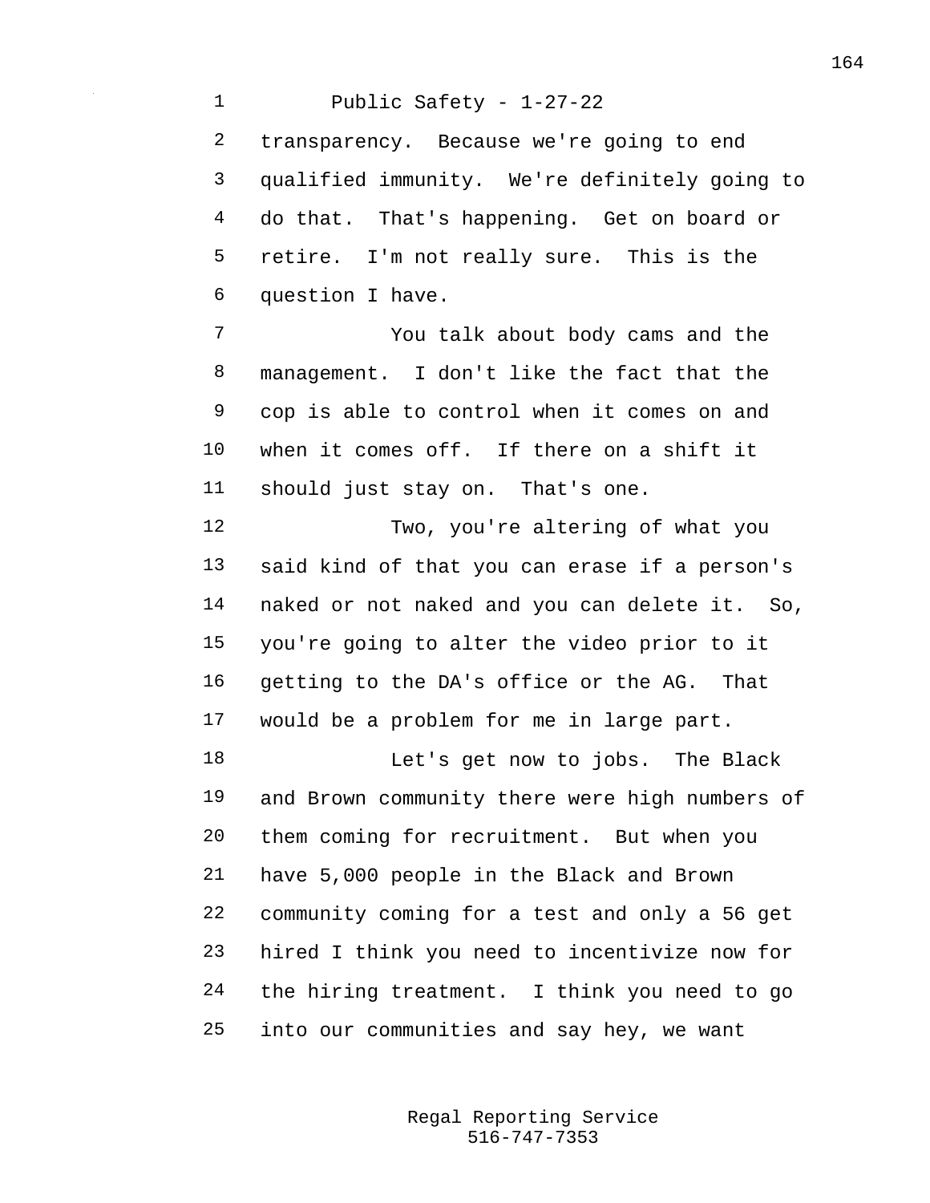transparency. Because we're going to end qualified immunity. We're definitely going to do that. That's happening. Get on board or retire. I'm not really sure. This is the question I have.

You talk about body cams and the management. I don't like the fact that the cop is able to control when it comes on and when it comes off. If there on a shift it should just stay on. That's one.

Two, you're altering of what you said kind of that you can erase if a person's naked or not naked and you can delete it. So, you're going to alter the video prior to it getting to the DA's office or the AG. That would be a problem for me in large part.

Let's get now to jobs. The Black and Brown community there were high numbers of them coming for recruitment. But when you have 5,000 people in the Black and Brown community coming for a test and only a 56 get hired I think you need to incentivize now for the hiring treatment. I think you need to go into our communities and say hey, we want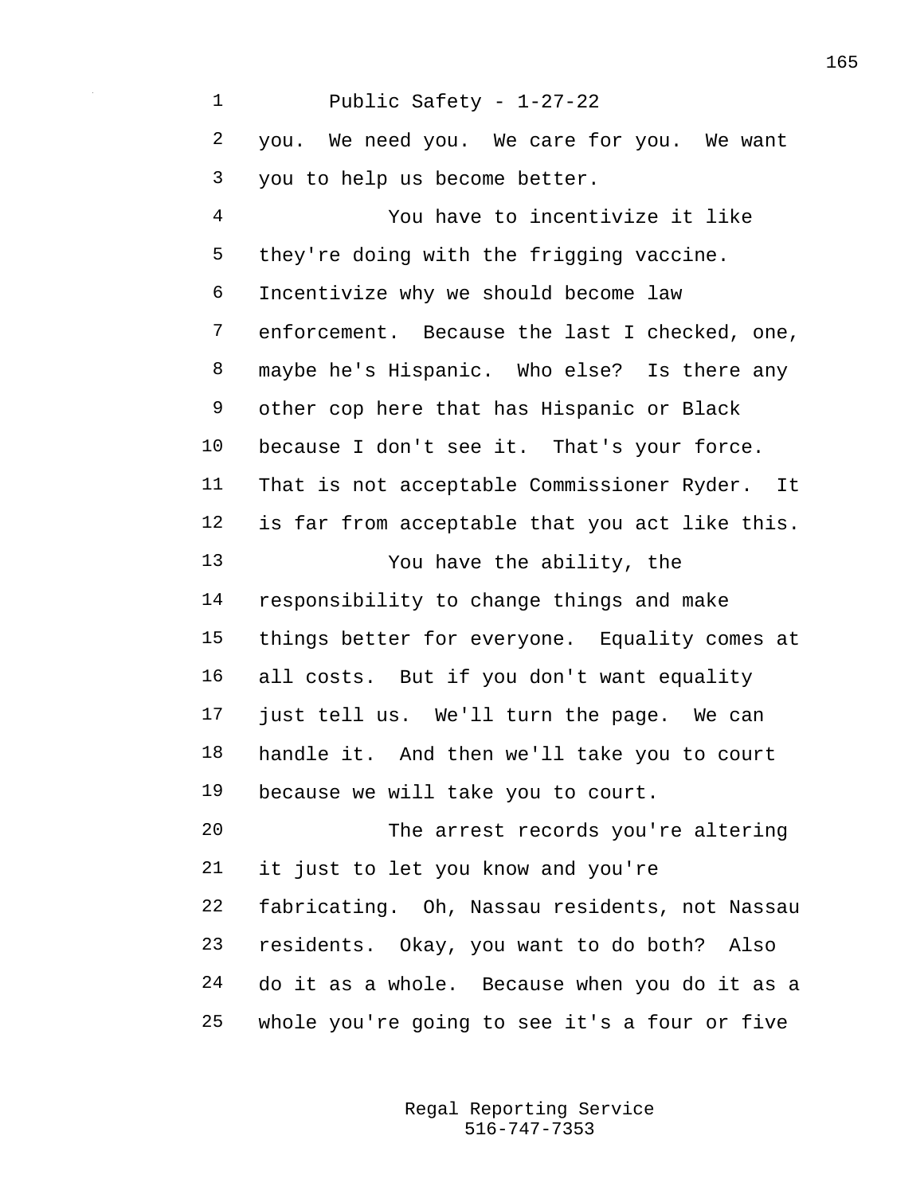you. We need you. We care for you. We want you to help us become better.

You have to incentivize it like they're doing with the frigging vaccine. Incentivize why we should become law enforcement. Because the last I checked, one, maybe he's Hispanic. Who else? Is there any other cop here that has Hispanic or Black because I don't see it. That's your force. That is not acceptable Commissioner Ryder. It is far from acceptable that you act like this.

You have the ability, the responsibility to change things and make things better for everyone. Equality comes at all costs. But if you don't want equality just tell us. We'll turn the page. We can handle it. And then we'll take you to court because we will take you to court.

The arrest records you're altering it just to let you know and you're fabricating. Oh, Nassau residents, not Nassau residents. Okay, you want to do both? Also do it as a whole. Because when you do it as a whole you're going to see it's a four or five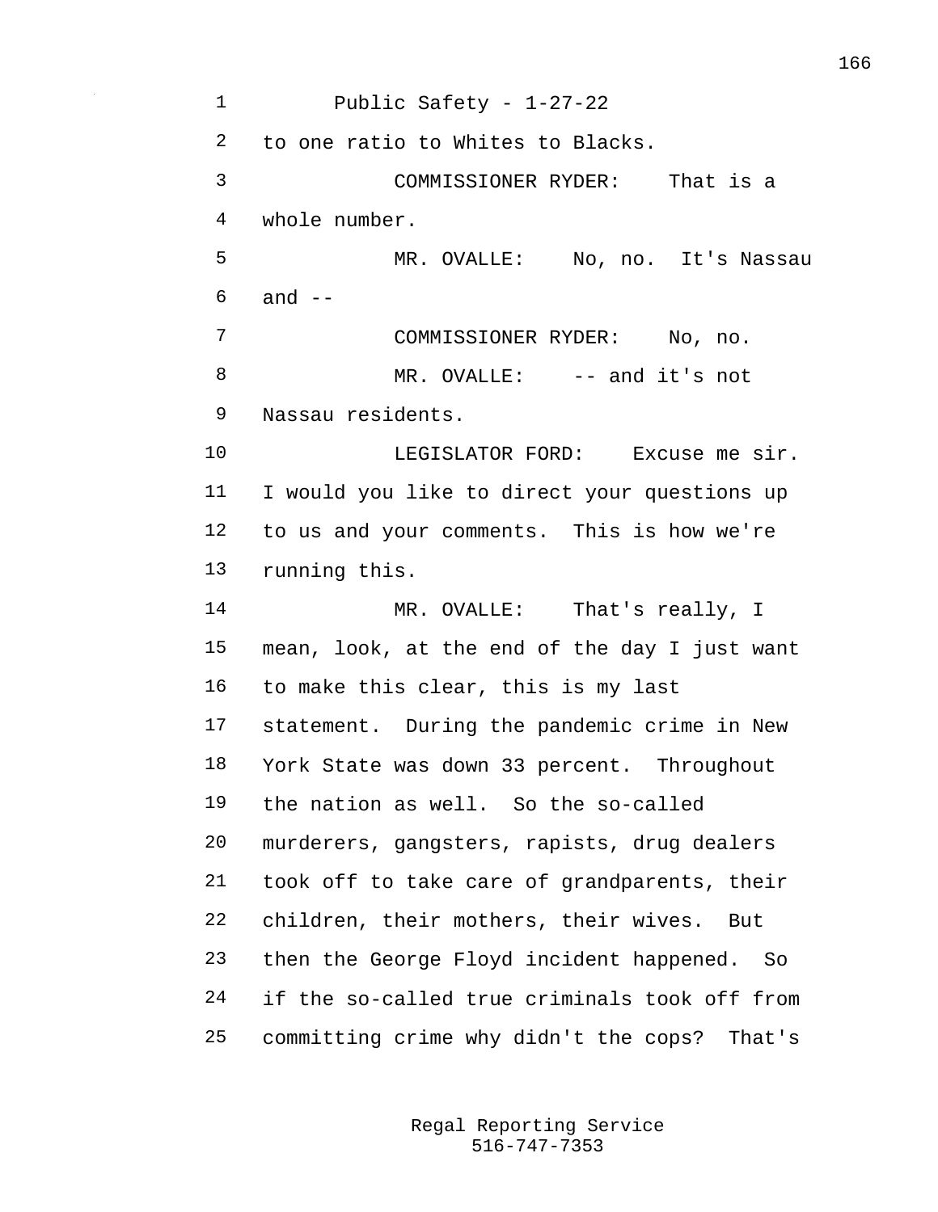to one ratio to Whites to Blacks.

COMMISSIONER RYDER: That is a whole number.

MR. OVALLE: No, no. It's Nassau and --

COMMISSIONER RYDER: No, no.

MR. OVALLE: -- and it's not Nassau residents.

LEGISLATOR FORD: Excuse me sir. I would you like to direct your questions up to us and your comments. This is how we're running this.

MR. OVALLE: That's really, I mean, look, at the end of the day I just want to make this clear, this is my last statement. During the pandemic crime in New York State was down 33 percent. Throughout the nation as well. So the so-called murderers, gangsters, rapists, drug dealers took off to take care of grandparents, their children, their mothers, their wives. But then the George Floyd incident happened. So if the so-called true criminals took off from committing crime why didn't the cops? That's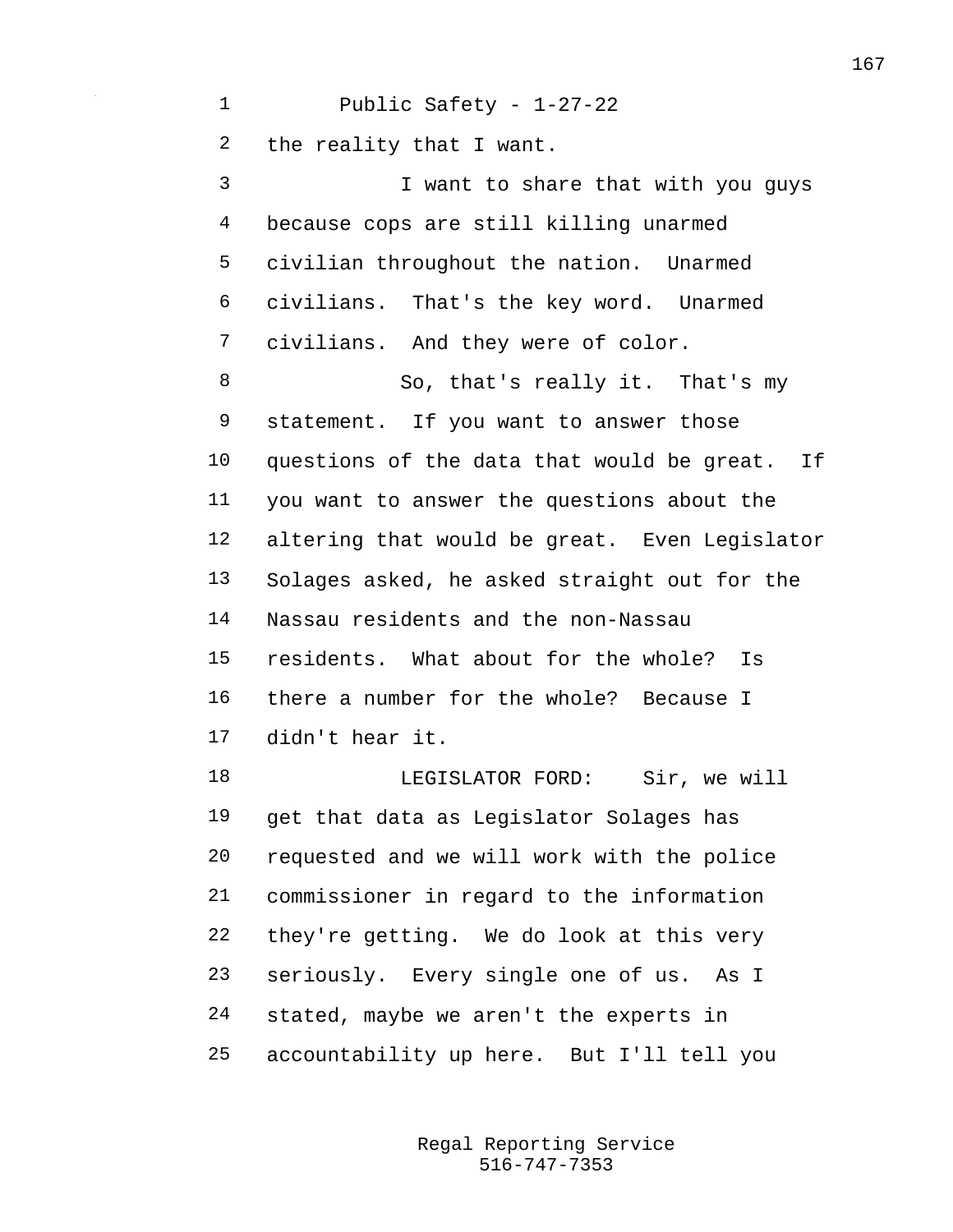the reality that I want.

I want to share that with you guys because cops are still killing unarmed civilian throughout the nation. Unarmed civilians. That's the key word. Unarmed civilians. And they were of color.

So, that's really it. That's my statement. If you want to answer those questions of the data that would be great. If you want to answer the questions about the altering that would be great. Even Legislator Solages asked, he asked straight out for the Nassau residents and the non-Nassau residents. What about for the whole? Is there a number for the whole? Because I didn't hear it.

LEGISLATOR FORD: Sir, we will get that data as Legislator Solages has requested and we will work with the police commissioner in regard to the information they're getting. We do look at this very seriously. Every single one of us. As I stated, maybe we aren't the experts in accountability up here. But I'll tell you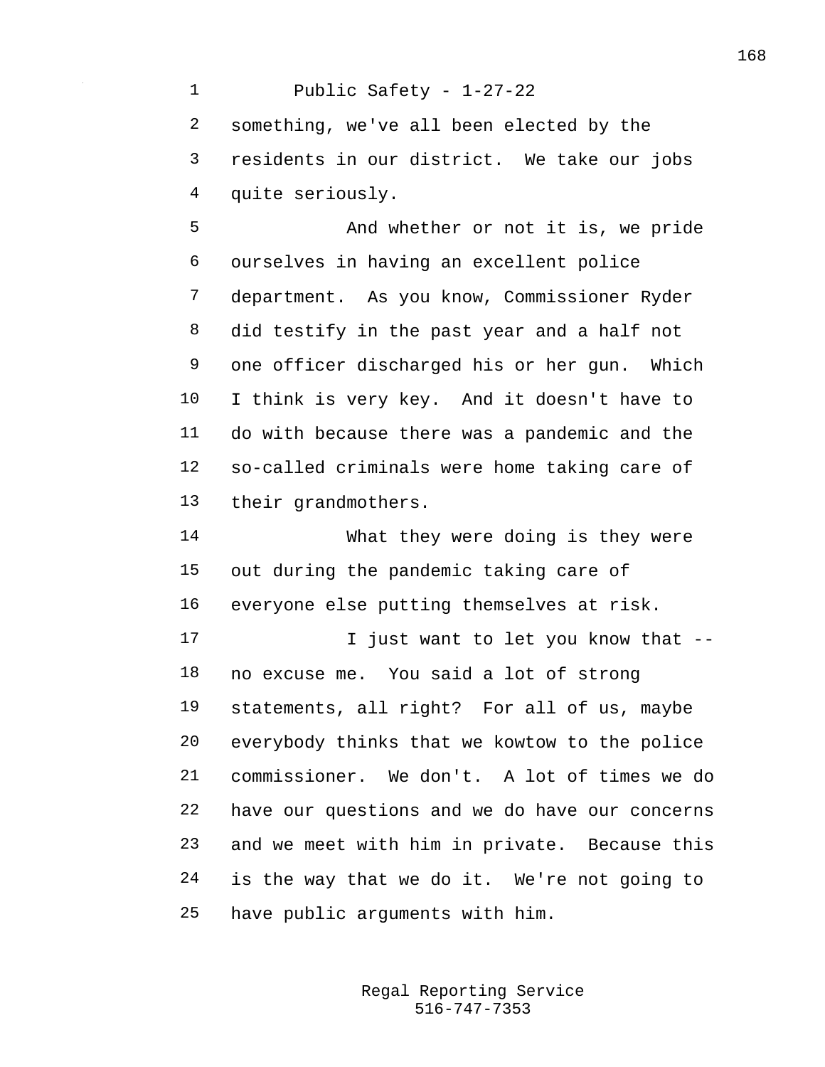something, we've all been elected by the residents in our district. We take our jobs quite seriously.

And whether or not it is, we pride ourselves in having an excellent police department. As you know, Commissioner Ryder did testify in the past year and a half not one officer discharged his or her gun. Which I think is very key. And it doesn't have to do with because there was a pandemic and the so-called criminals were home taking care of their grandmothers.

What they were doing is they were out during the pandemic taking care of everyone else putting themselves at risk.

I just want to let you know that -- no excuse me. You said a lot of strong statements, all right? For all of us, maybe everybody thinks that we kowtow to the police commissioner. We don't. A lot of times we do have our questions and we do have our concerns and we meet with him in private. Because this is the way that we do it. We're not going to have public arguments with him.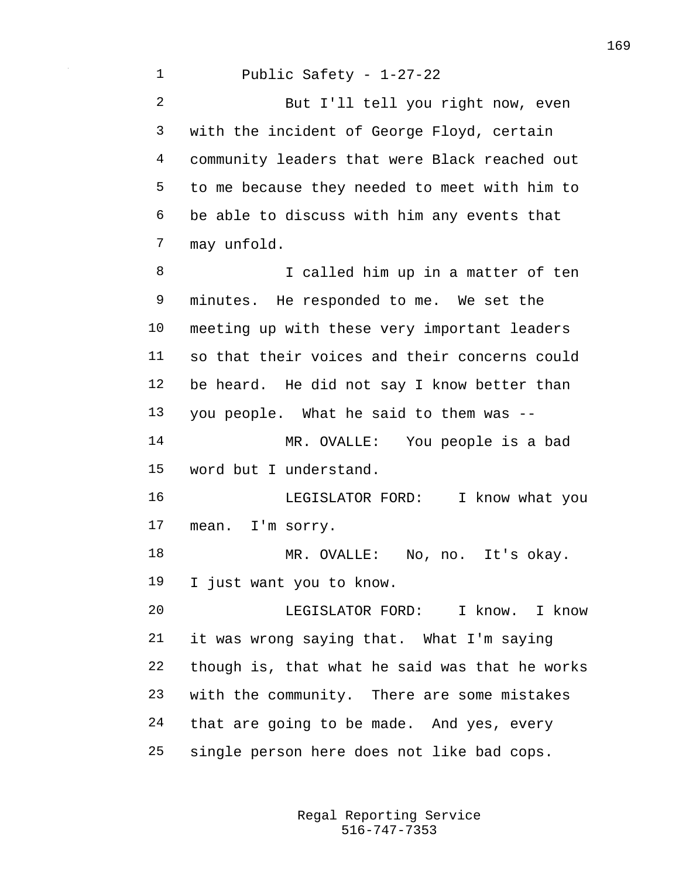But I'll tell you right now, even with the incident of George Floyd, certain community leaders that were Black reached out to me because they needed to meet with him to be able to discuss with him any events that may unfold.

I called him up in a matter of ten minutes. He responded to me. We set the meeting up with these very important leaders so that their voices and their concerns could be heard. He did not say I know better than you people. What he said to them was --

MR. OVALLE: You people is a bad word but I understand.

LEGISLATOR FORD: I know what you mean. I'm sorry.

MR. OVALLE: No, no. It's okay. I just want you to know.

LEGISLATOR FORD: I know. I know it was wrong saying that. What I'm saying though is, that what he said was that he works with the community. There are some mistakes that are going to be made. And yes, every single person here does not like bad cops.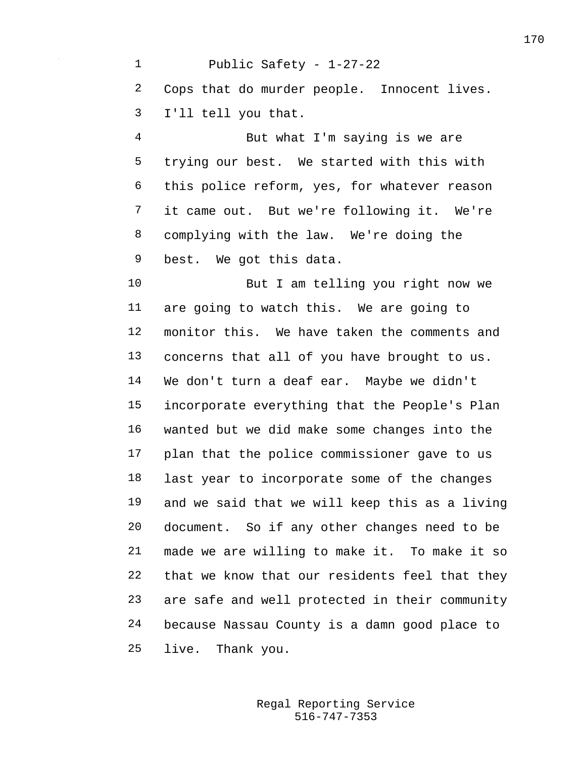Cops that do murder people. Innocent lives. I'll tell you that.

But what I'm saying is we are trying our best. We started with this with this police reform, yes, for whatever reason it came out. But we're following it. We're complying with the law. We're doing the best. We got this data.

But I am telling you right now we are going to watch this. We are going to monitor this. We have taken the comments and concerns that all of you have brought to us. We don't turn a deaf ear. Maybe we didn't incorporate everything that the People's Plan wanted but we did make some changes into the plan that the police commissioner gave to us last year to incorporate some of the changes and we said that we will keep this as a living document. So if any other changes need to be made we are willing to make it. To make it so that we know that our residents feel that they are safe and well protected in their community because Nassau County is a damn good place to live. Thank you.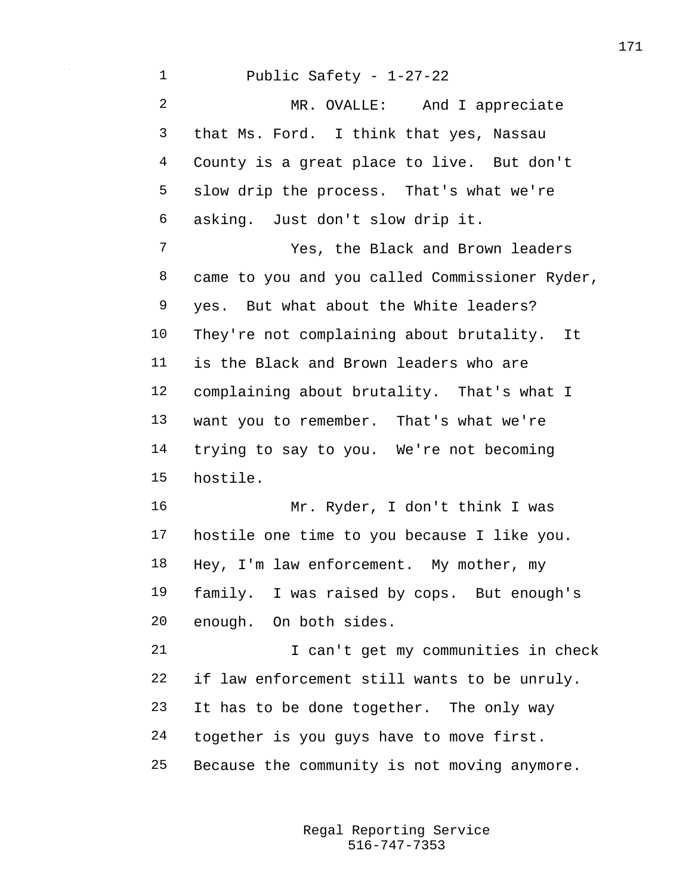Public Safety - 1-27-22

MR. OVALLE: And I appreciate that Ms. Ford. I think that yes, Nassau County is a great place to live. But don't slow drip the process. That's what we're asking. Just don't slow drip it.

Yes, the Black and Brown leaders came to you and you called Commissioner Ryder, yes. But what about the White leaders? They're not complaining about brutality. It is the Black and Brown leaders who are complaining about brutality. That's what I want you to remember. That's what we're trying to say to you. We're not becoming hostile.

Mr. Ryder, I don't think I was hostile one time to you because I like you. Hey, I'm law enforcement. My mother, my family. I was raised by cops. But enough's enough. On both sides.

I can't get my communities in check if law enforcement still wants to be unruly. It has to be done together. The only way together is you guys have to move first. Because the community is not moving anymore.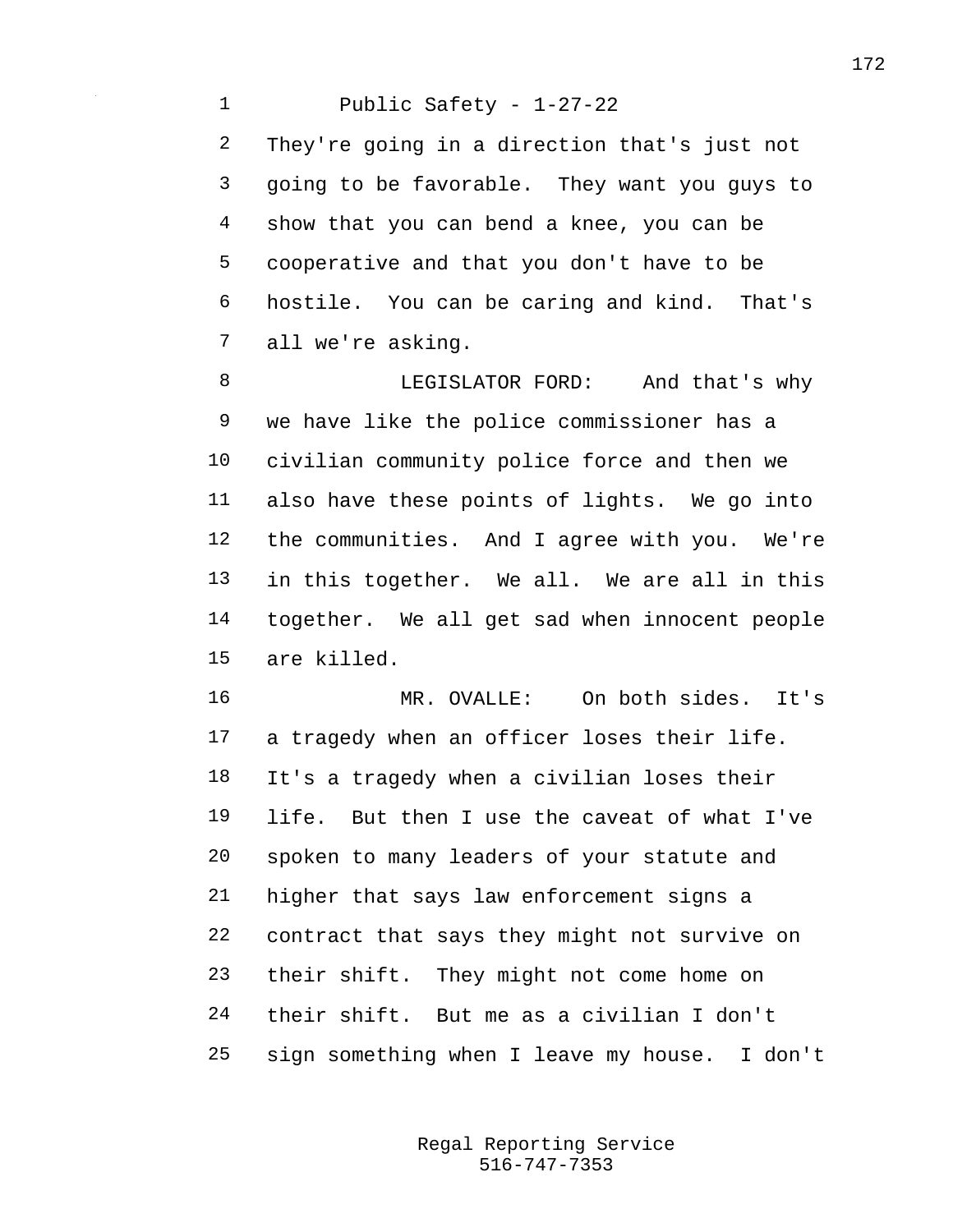They're going in a direction that's just not going to be favorable. They want you guys to show that you can bend a knee, you can be cooperative and that you don't have to be hostile. You can be caring and kind. That's all we're asking.

LEGISLATOR FORD: And that's why we have like the police commissioner has a civilian community police force and then we also have these points of lights. We go into the communities. And I agree with you. We're in this together. We all. We are all in this together. We all get sad when innocent people are killed.

MR. OVALLE: On both sides. It's a tragedy when an officer loses their life. It's a tragedy when a civilian loses their life. But then I use the caveat of what I've spoken to many leaders of your statute and higher that says law enforcement signs a contract that says they might not survive on their shift. They might not come home on their shift. But me as a civilian I don't sign something when I leave my house. I don't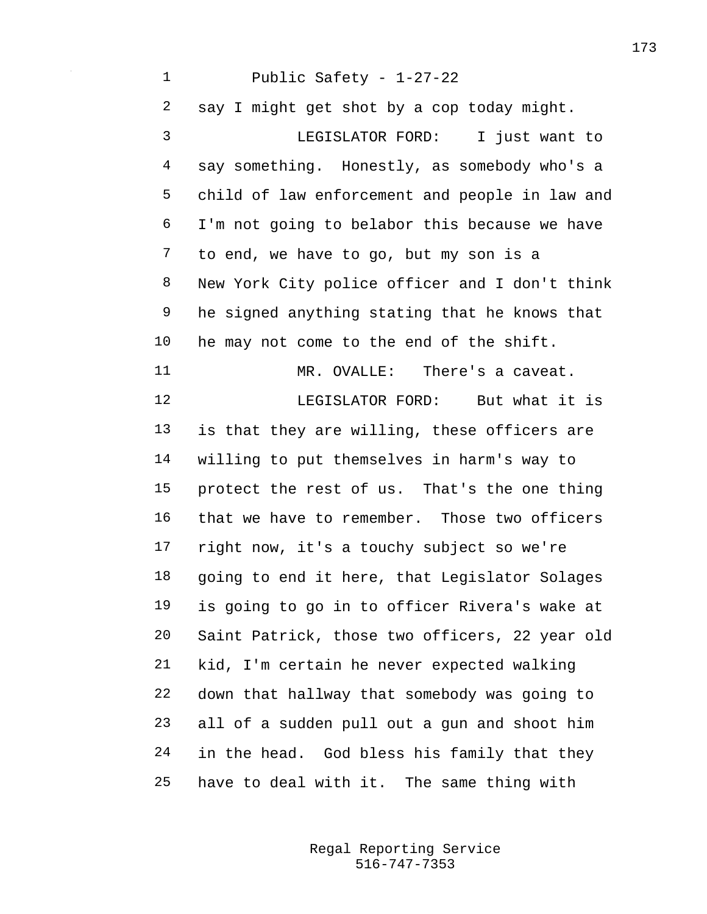say I might get shot by a cop today might.

LEGISLATOR FORD: I just want to say something. Honestly, as somebody who's a child of law enforcement and people in law and I'm not going to belabor this because we have to end, we have to go, but my son is a New York City police officer and I don't think he signed anything stating that he knows that he may not come to the end of the shift.

MR. OVALLE: There's a caveat.

LEGISLATOR FORD: But what it is is that they are willing, these officers are willing to put themselves in harm's way to protect the rest of us. That's the one thing that we have to remember. Those two officers right now, it's a touchy subject so we're going to end it here, that Legislator Solages is going to go in to officer Rivera's wake at Saint Patrick, those two officers, 22 year old kid, I'm certain he never expected walking down that hallway that somebody was going to all of a sudden pull out a gun and shoot him in the head. God bless his family that they have to deal with it. The same thing with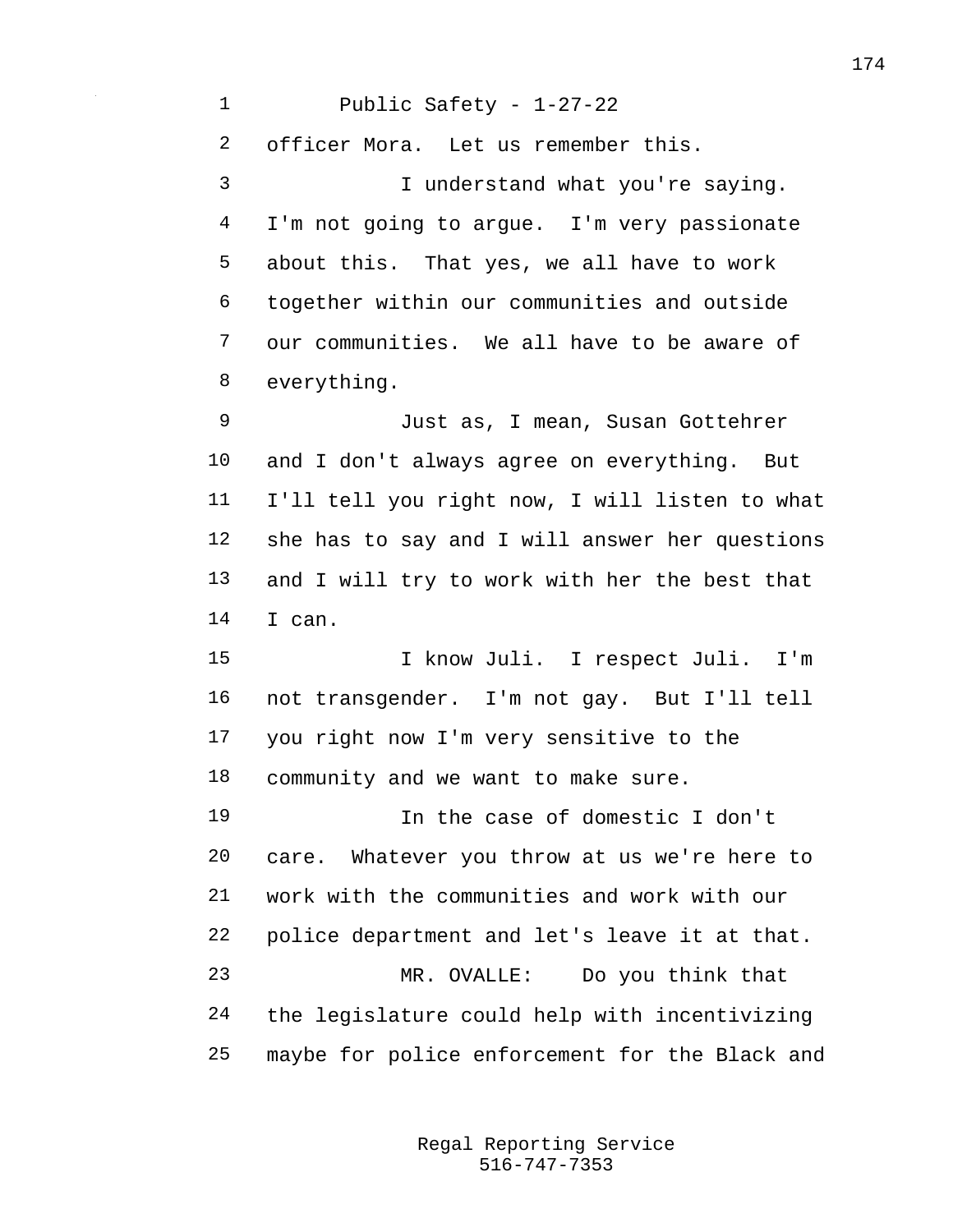officer Mora. Let us remember this.

I understand what you're saying. I'm not going to argue. I'm very passionate about this. That yes, we all have to work together within our communities and outside our communities. We all have to be aware of everything.

Just as, I mean, Susan Gottehrer and I don't always agree on everything. But I'll tell you right now, I will listen to what she has to say and I will answer her questions and I will try to work with her the best that I can.

I know Juli. I respect Juli. I'm not transgender. I'm not gay. But I'll tell you right now I'm very sensitive to the community and we want to make sure.

In the case of domestic I don't care. Whatever you throw at us we're here to work with the communities and work with our police department and let's leave it at that.

MR. OVALLE: Do you think that the legislature could help with incentivizing maybe for police enforcement for the Black and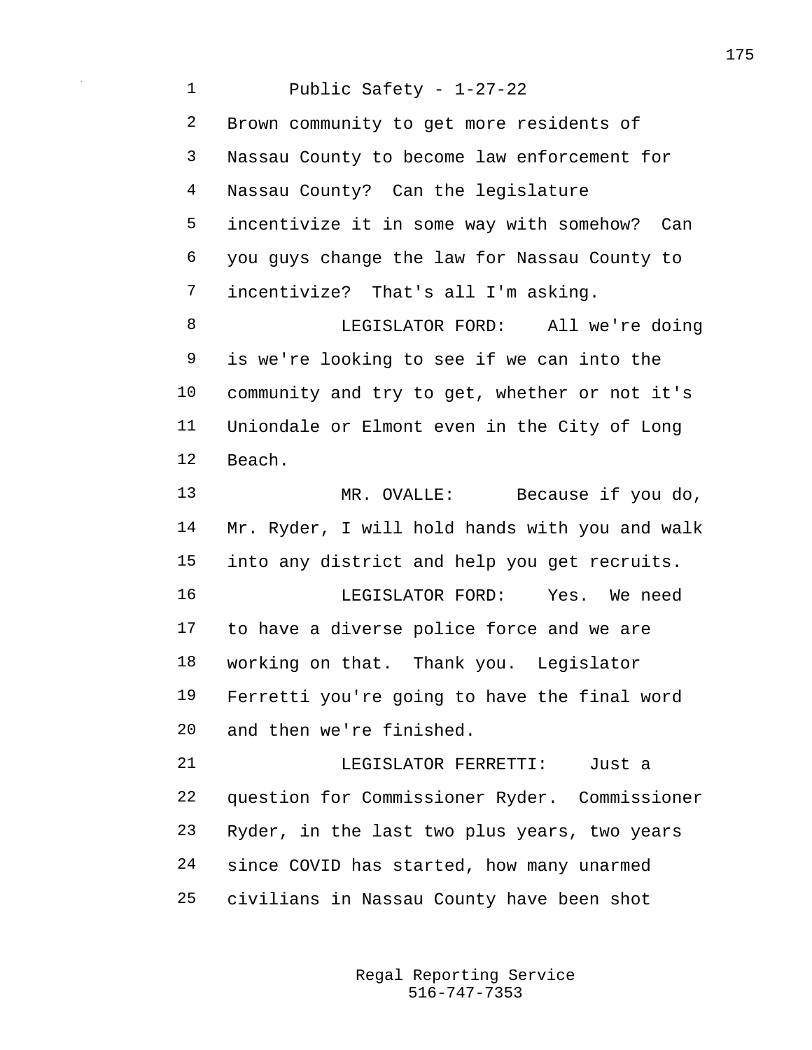Brown community to get more residents of Nassau County to become law enforcement for Nassau County? Can the legislature incentivize it in some way with somehow? Can you guys change the law for Nassau County to incentivize? That's all I'm asking.

LEGISLATOR FORD: All we're doing is we're looking to see if we can into the community and try to get, whether or not it's Uniondale or Elmont even in the City of Long Beach.

MR. OVALLE: Because if you do, Mr. Ryder, I will hold hands with you and walk into any district and help you get recruits.

LEGISLATOR FORD: Yes. We need to have a diverse police force and we are working on that. Thank you. Legislator Ferretti you're going to have the final word and then we're finished.

LEGISLATOR FERRETTI: Just a question for Commissioner Ryder. Commissioner Ryder, in the last two plus years, two years since COVID has started, how many unarmed civilians in Nassau County have been shot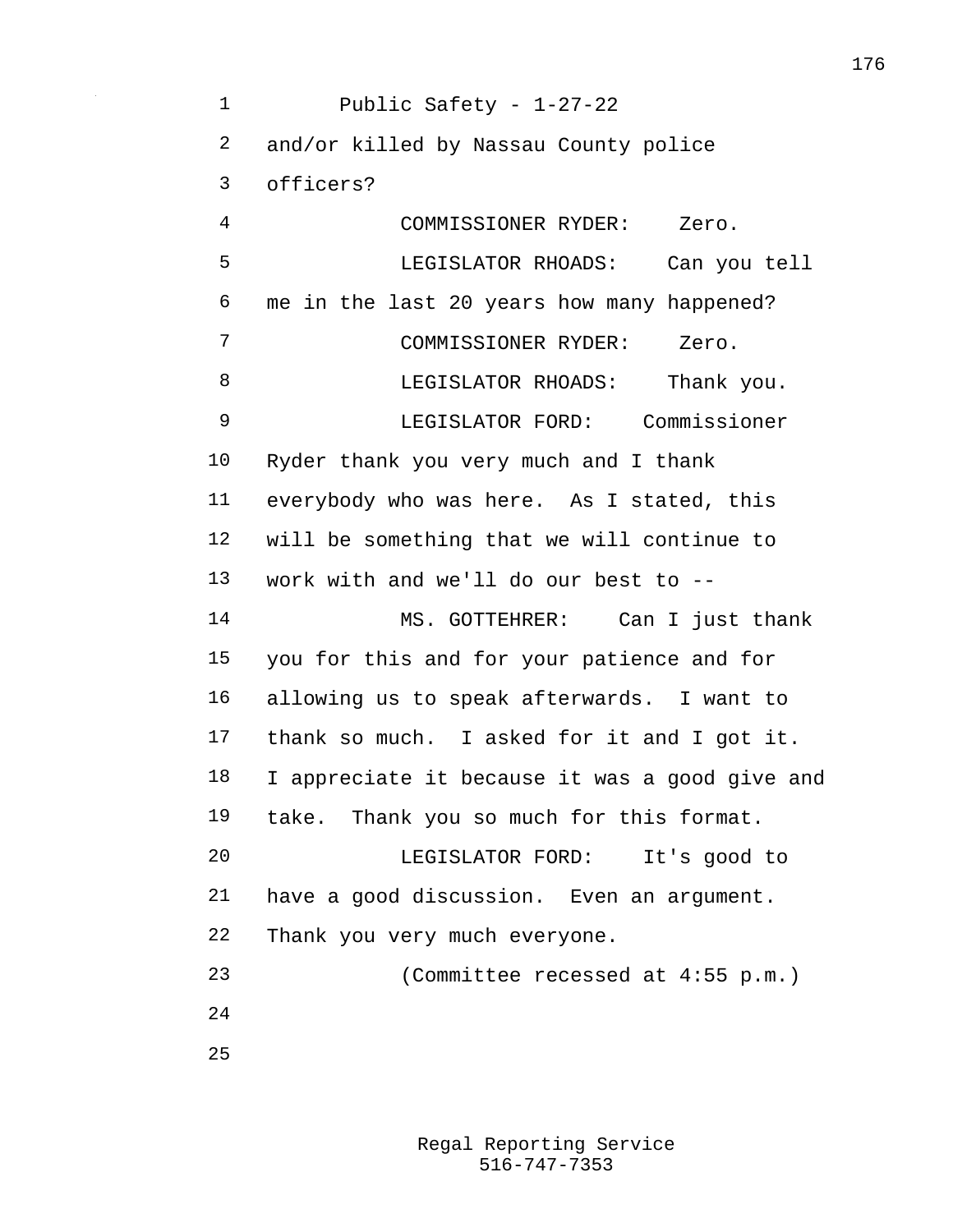and/or killed by Nassau County police officers?

COMMISSIONER RYDER: Zero.

LEGISLATOR RHOADS: Can you tell me in the last 20 years how many happened?

COMMISSIONER RYDER: Zero.

LEGISLATOR RHOADS: Thank you.

LEGISLATOR FORD: Commissioner Ryder thank you very much and I thank everybody who was here. As I stated, this will be something that we will continue to work with and we'll do our best to --

MS. GOTTEHRER: Can I just thank you for this and for your patience and for allowing us to speak afterwards. I want to thank so much. I asked for it and I got it. I appreciate it because it was a good give and take. Thank you so much for this format.

LEGISLATOR FORD: It's good to have a good discussion. Even an argument. Thank you very much everyone.

(Committee recessed at 4:55 p.m.)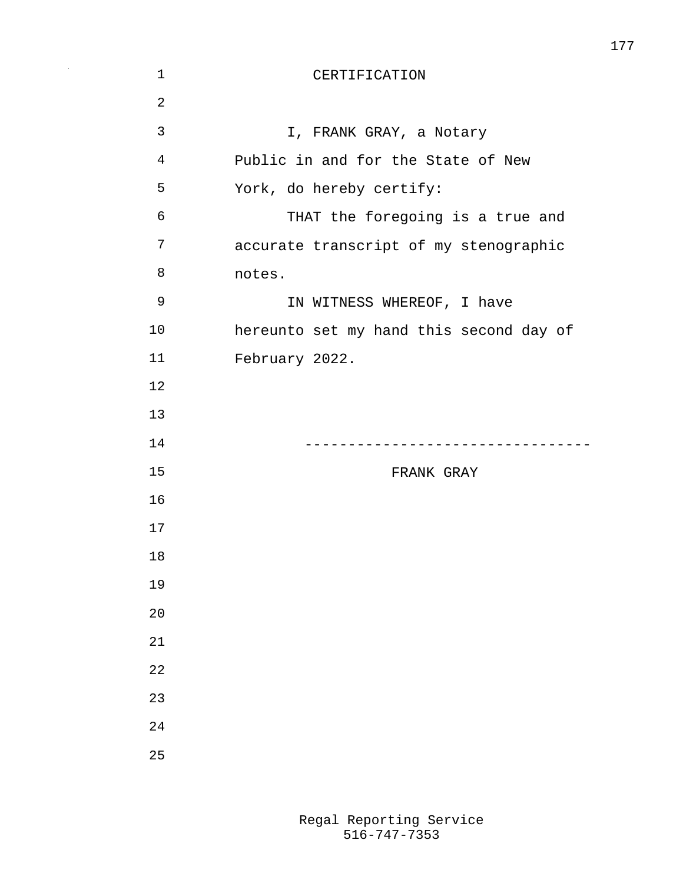# CERTIFICATION

I, FRANK GRAY, a Notary Public in and for the State of New York, do hereby certify:

THAT the foregoing is a true and accurate transcript of my stenographic notes.

IN WITNESS WHEREOF, I have hereunto set my hand this second day of February 2022.

--------------------------------

FRANK GRAY